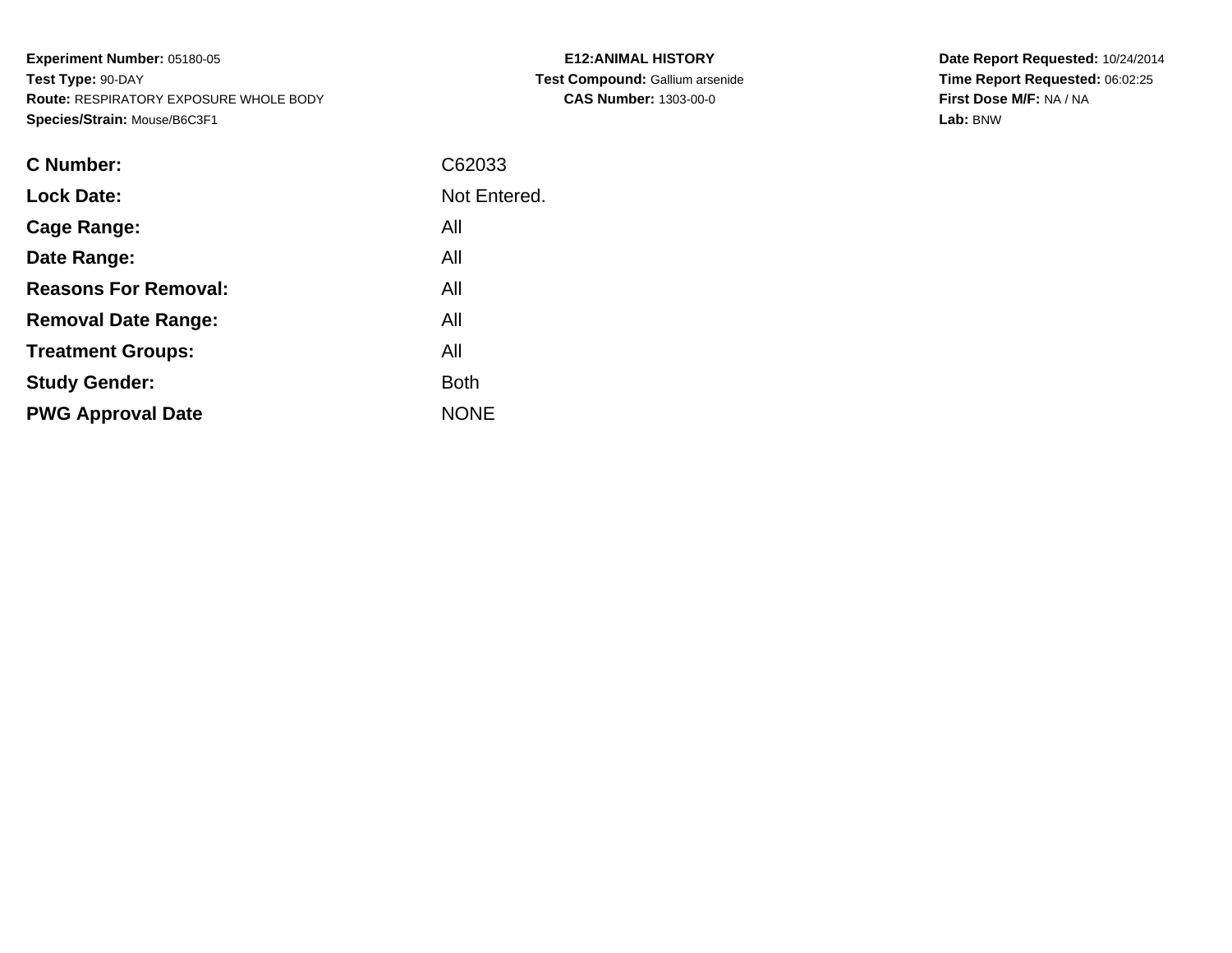**Experiment Number:** 05180-05
**Test Type:** 90-DAY
**Route:** RESPIRATORY EXPOSURE WHOLE BODY
**Species/Strain:** Mouse/B6C3F1

**E12:ANIMAL HISTORY**
**Test Compound:** Gallium arsenide
**CAS Number:** 1303-00-0

**Date Report Requested:** 10/24/2014
**Time Report Requested:** 06:02:25
**First Dose M/F:** NA / NA
**Lab:** BNW

| | |
|---|---|
| **C Number:** | C62033 |
| **Lock Date:** | Not Entered. |
| **Cage Range:** | All |
| **Date Range:** | All |
| **Reasons For Removal:** | All |
| **Removal Date Range:** | All |
| **Treatment Groups:** | All |
| **Study Gender:** | Both |
| **PWG Approval Date** | NONE |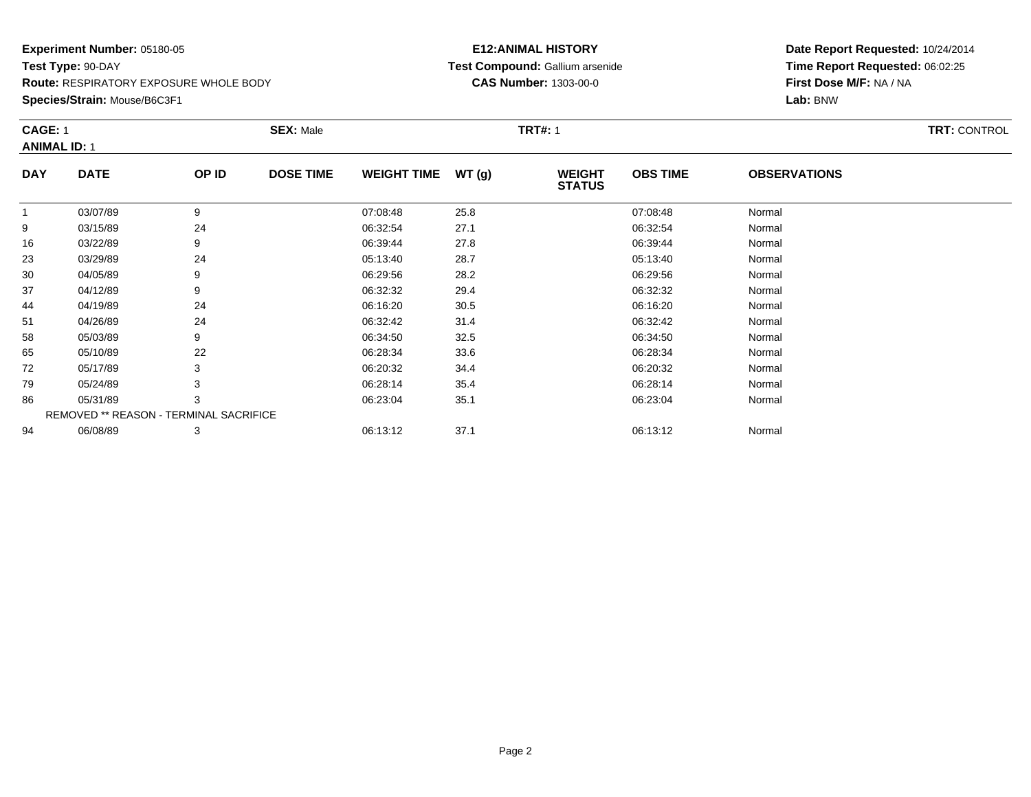**Experiment Number:** 05180-05
**Test Type:** 90-DAY
**Route:** RESPIRATORY EXPOSURE WHOLE BODY
**Species/Strain:** Mouse/B6C3F1

**E12:ANIMAL HISTORY**
**Test Compound:** Gallium arsenide
**CAS Number:** 1303-00-0

**Date Report Requested:** 10/24/2014
**Time Report Requested:** 06:02:25
**First Dose M/F:** NA / NA
**Lab:** BNW

**CAGE:** 1 **SEX:** Male **TRT#:** 1 **TRT:** CONTROL
**ANIMAL ID:** 1

| DAY | DATE | OP ID | DOSE TIME | WEIGHT TIME | WT (g) | WEIGHT STATUS | OBS TIME | OBSERVATIONS |
|---|---|---|---|---|---|---|---|---|
| 1 | 03/07/89 | 9 | | 07:08:48 | 25.8 | | 07:08:48 | Normal |
| 9 | 03/15/89 | 24 | | 06:32:54 | 27.1 | | 06:32:54 | Normal |
| 16 | 03/22/89 | 9 | | 06:39:44 | 27.8 | | 06:39:44 | Normal |
| 23 | 03/29/89 | 24 | | 05:13:40 | 28.7 | | 05:13:40 | Normal |
| 30 | 04/05/89 | 9 | | 06:29:56 | 28.2 | | 06:29:56 | Normal |
| 37 | 04/12/89 | 9 | | 06:32:32 | 29.4 | | 06:32:32 | Normal |
| 44 | 04/19/89 | 24 | | 06:16:20 | 30.5 | | 06:16:20 | Normal |
| 51 | 04/26/89 | 24 | | 06:32:42 | 31.4 | | 06:32:42 | Normal |
| 58 | 05/03/89 | 9 | | 06:34:50 | 32.5 | | 06:34:50 | Normal |
| 65 | 05/10/89 | 22 | | 06:28:34 | 33.6 | | 06:28:34 | Normal |
| 72 | 05/17/89 | 3 | | 06:20:32 | 34.4 | | 06:20:32 | Normal |
| 79 | 05/24/89 | 3 | | 06:28:14 | 35.4 | | 06:28:14 | Normal |
| 86 | 05/31/89 | 3 | | 06:23:04 | 35.1 | | 06:23:04 | Normal |
| REMOVED ** REASON - TERMINAL SACRIFICE | | | | | | | | |
| 94 | 06/08/89 | 3 | | 06:13:12 | 37.1 | | 06:13:12 | Normal |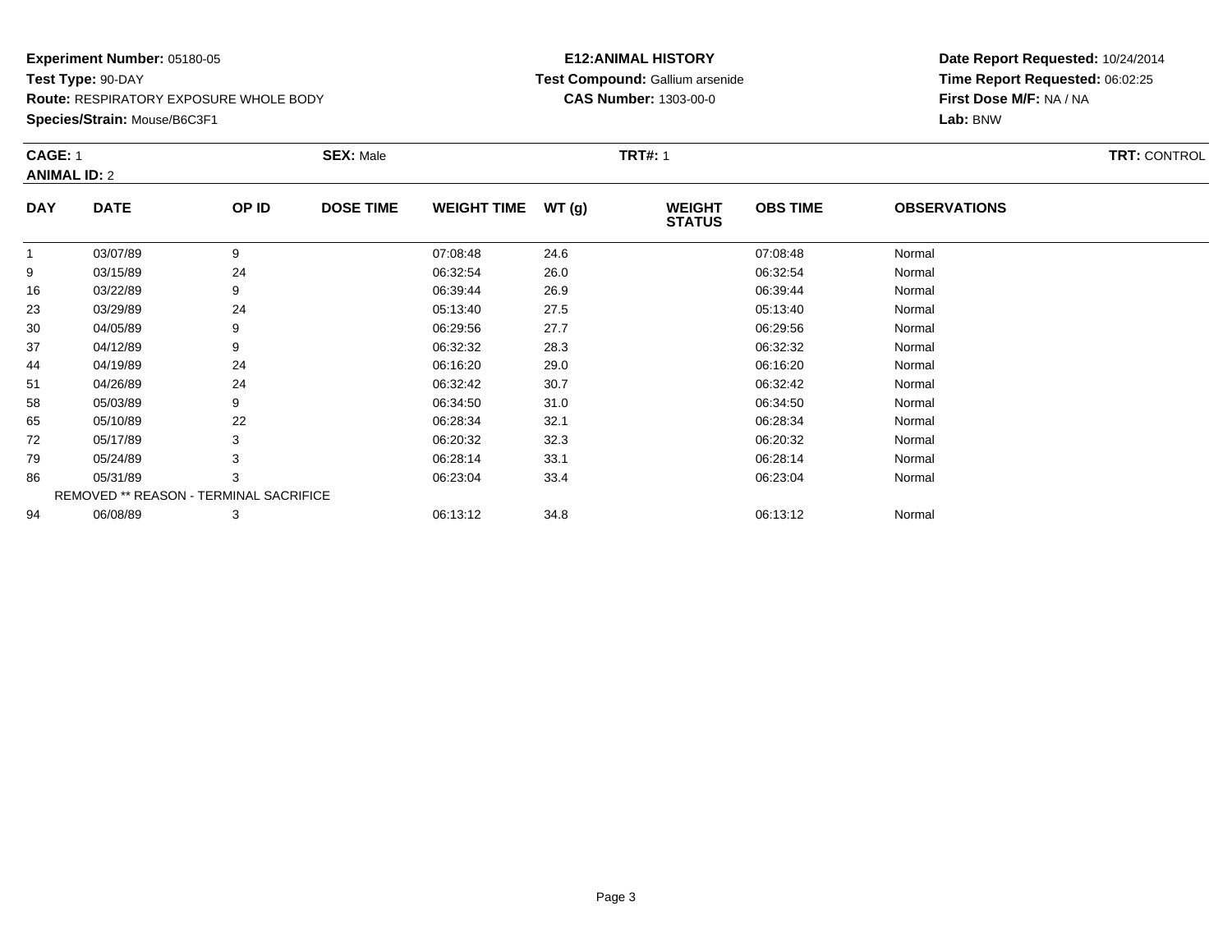**Experiment Number:** 05180-05
**Test Type:** 90-DAY
**Route:** RESPIRATORY EXPOSURE WHOLE BODY
**Species/Strain:** Mouse/B6C3F1

**E12:ANIMAL HISTORY**
**Test Compound:** Gallium arsenide
**CAS Number:** 1303-00-0

**Date Report Requested:** 10/24/2014
**Time Report Requested:** 06:02:25
**First Dose M/F:** NA / NA
**Lab:** BNW

**CAGE:** 1 **SEX:** Male **TRT#:** 1 **TRT:** CONTROL
**ANIMAL ID:** 2

| DAY | DATE | OP ID | DOSE TIME | WEIGHT TIME | WT (g) | WEIGHT STATUS | OBS TIME | OBSERVATIONS |
|---|---|---|---|---|---|---|---|---|
| 1 | 03/07/89 | 9 | | 07:08:48 | 24.6 | | 07:08:48 | Normal |
| 9 | 03/15/89 | 24 | | 06:32:54 | 26.0 | | 06:32:54 | Normal |
| 16 | 03/22/89 | 9 | | 06:39:44 | 26.9 | | 06:39:44 | Normal |
| 23 | 03/29/89 | 24 | | 05:13:40 | 27.5 | | 05:13:40 | Normal |
| 30 | 04/05/89 | 9 | | 06:29:56 | 27.7 | | 06:29:56 | Normal |
| 37 | 04/12/89 | 9 | | 06:32:32 | 28.3 | | 06:32:32 | Normal |
| 44 | 04/19/89 | 24 | | 06:16:20 | 29.0 | | 06:16:20 | Normal |
| 51 | 04/26/89 | 24 | | 06:32:42 | 30.7 | | 06:32:42 | Normal |
| 58 | 05/03/89 | 9 | | 06:34:50 | 31.0 | | 06:34:50 | Normal |
| 65 | 05/10/89 | 22 | | 06:28:34 | 32.1 | | 06:28:34 | Normal |
| 72 | 05/17/89 | 3 | | 06:20:32 | 32.3 | | 06:20:32 | Normal |
| 79 | 05/24/89 | 3 | | 06:28:14 | 33.1 | | 06:28:14 | Normal |
| 86 | 05/31/89 | 3 | | 06:23:04 | 33.4 | | 06:23:04 | Normal |
| REMOVED ** REASON - TERMINAL SACRIFICE | | | | | | | | |
| 94 | 06/08/89 | 3 | | 06:13:12 | 34.8 | | 06:13:12 | Normal |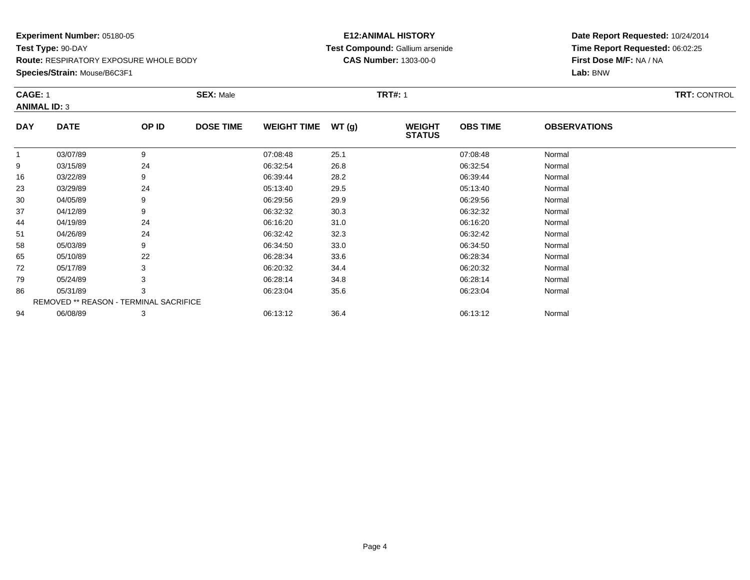**Experiment Number:** 05180-05
**Test Type:** 90-DAY
**Route:** RESPIRATORY EXPOSURE WHOLE BODY
**Species/Strain:** Mouse/B6C3F1

**E12:ANIMAL HISTORY**
**Test Compound:** Gallium arsenide
**CAS Number:** 1303-00-0

**Date Report Requested:** 10/24/2014
**Time Report Requested:** 06:02:25
**First Dose M/F:** NA / NA
**Lab:** BNW

**CAGE:** 1 **SEX:** Male **TRT#:** 1 **TRT:** CONTROL
**ANIMAL ID:** 3

| DAY | DATE | OP ID | DOSE TIME | WEIGHT TIME | WT (g) | WEIGHT STATUS | OBS TIME | OBSERVATIONS |
|---|---|---|---|---|---|---|---|---|
| 1 | 03/07/89 | 9 | | 07:08:48 | 25.1 | | 07:08:48 | Normal |
| 9 | 03/15/89 | 24 | | 06:32:54 | 26.8 | | 06:32:54 | Normal |
| 16 | 03/22/89 | 9 | | 06:39:44 | 28.2 | | 06:39:44 | Normal |
| 23 | 03/29/89 | 24 | | 05:13:40 | 29.5 | | 05:13:40 | Normal |
| 30 | 04/05/89 | 9 | | 06:29:56 | 29.9 | | 06:29:56 | Normal |
| 37 | 04/12/89 | 9 | | 06:32:32 | 30.3 | | 06:32:32 | Normal |
| 44 | 04/19/89 | 24 | | 06:16:20 | 31.0 | | 06:16:20 | Normal |
| 51 | 04/26/89 | 24 | | 06:32:42 | 32.3 | | 06:32:42 | Normal |
| 58 | 05/03/89 | 9 | | 06:34:50 | 33.0 | | 06:34:50 | Normal |
| 65 | 05/10/89 | 22 | | 06:28:34 | 33.6 | | 06:28:34 | Normal |
| 72 | 05/17/89 | 3 | | 06:20:32 | 34.4 | | 06:20:32 | Normal |
| 79 | 05/24/89 | 3 | | 06:28:14 | 34.8 | | 06:28:14 | Normal |
| 86 | 05/31/89 | 3 | | 06:23:04 | 35.6 | | 06:23:04 | Normal |
| REMOVED ** REASON - TERMINAL SACRIFICE | | | | | | | | |
| 94 | 06/08/89 | 3 | | 06:13:12 | 36.4 | | 06:13:12 | Normal |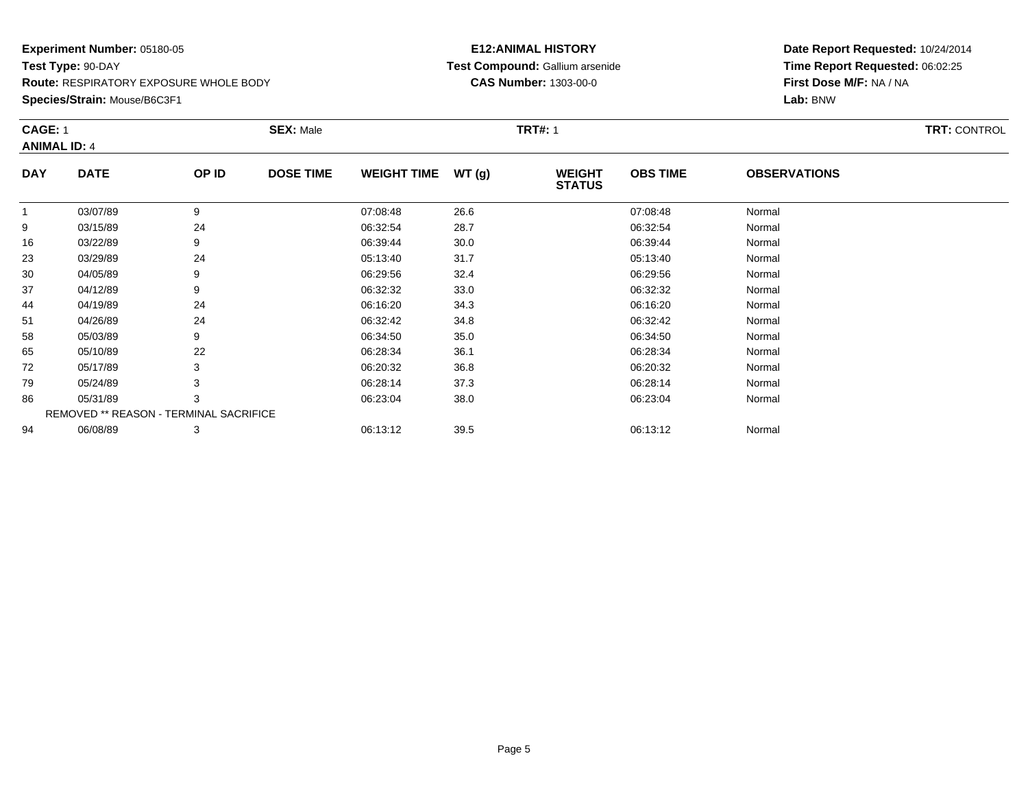**Experiment Number:** 05180-05
**Test Type:** 90-DAY
**Route:** RESPIRATORY EXPOSURE WHOLE BODY
**Species/Strain:** Mouse/B6C3F1

**E12:ANIMAL HISTORY**
**Test Compound:** Gallium arsenide
**CAS Number:** 1303-00-0

**Date Report Requested:** 10/24/2014
**Time Report Requested:** 06:02:25
**First Dose M/F:** NA / NA
**Lab:** BNW

**CAGE:** 1 | **SEX:** Male | **TRT#:** 1 | **TRT:** CONTROL
**ANIMAL ID:** 4

| DAY | DATE | OP ID | DOSE TIME | WEIGHT TIME | WT (g) | WEIGHT STATUS | OBS TIME | OBSERVATIONS |
|---|---|---|---|---|---|---|---|---|
| 1 | 03/07/89 | 9 | | 07:08:48 | 26.6 | | 07:08:48 | Normal |
| 9 | 03/15/89 | 24 | | 06:32:54 | 28.7 | | 06:32:54 | Normal |
| 16 | 03/22/89 | 9 | | 06:39:44 | 30.0 | | 06:39:44 | Normal |
| 23 | 03/29/89 | 24 | | 05:13:40 | 31.7 | | 05:13:40 | Normal |
| 30 | 04/05/89 | 9 | | 06:29:56 | 32.4 | | 06:29:56 | Normal |
| 37 | 04/12/89 | 9 | | 06:32:32 | 33.0 | | 06:32:32 | Normal |
| 44 | 04/19/89 | 24 | | 06:16:20 | 34.3 | | 06:16:20 | Normal |
| 51 | 04/26/89 | 24 | | 06:32:42 | 34.8 | | 06:32:42 | Normal |
| 58 | 05/03/89 | 9 | | 06:34:50 | 35.0 | | 06:34:50 | Normal |
| 65 | 05/10/89 | 22 | | 06:28:34 | 36.1 | | 06:28:34 | Normal |
| 72 | 05/17/89 | 3 | | 06:20:32 | 36.8 | | 06:20:32 | Normal |
| 79 | 05/24/89 | 3 | | 06:28:14 | 37.3 | | 06:28:14 | Normal |
| 86 | 05/31/89 | 3 | | 06:23:04 | 38.0 | | 06:23:04 | Normal |
| REMOVED ** REASON - TERMINAL SACRIFICE | | | | | | | | |
| 94 | 06/08/89 | 3 | | 06:13:12 | 39.5 | | 06:13:12 | Normal |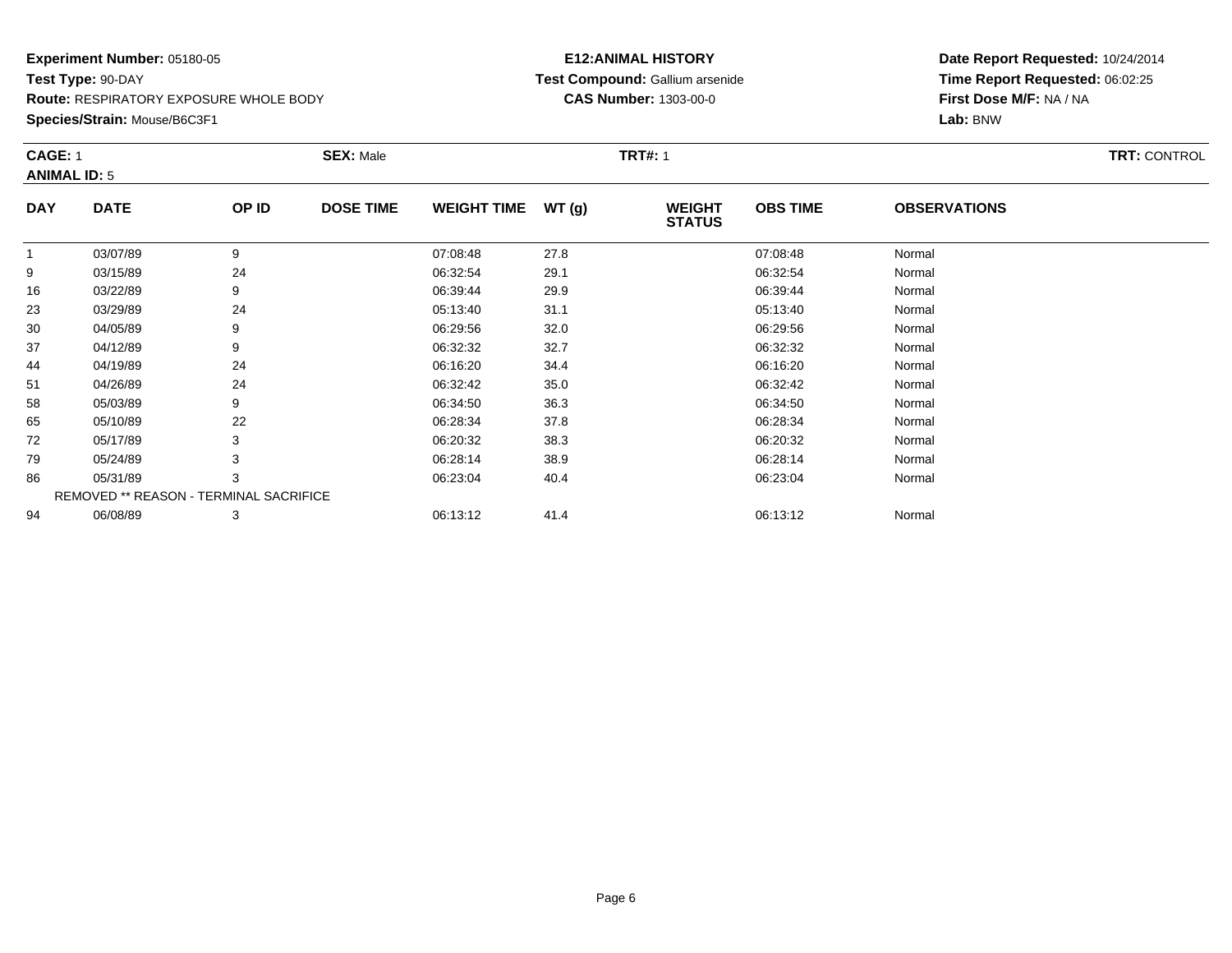**Experiment Number:** 05180-05
**Test Type:** 90-DAY
**Route:** RESPIRATORY EXPOSURE WHOLE BODY
**Species/Strain:** Mouse/B6C3F1

**E12:ANIMAL HISTORY**
**Test Compound:** Gallium arsenide
**CAS Number:** 1303-00-0

**Date Report Requested:** 10/24/2014
**Time Report Requested:** 06:02:25
**First Dose M/F:** NA / NA
**Lab:** BNW

**CAGE:** 1
**ANIMAL ID:** 5
**SEX:** Male
**TRT#:** 1
**TRT:** CONTROL

| DAY | DATE | OP ID | DOSE TIME | WEIGHT TIME | WT (g) | WEIGHT STATUS | OBS TIME | OBSERVATIONS |
|---|---|---|---|---|---|---|---|---|
| 1 | 03/07/89 | 9 | | 07:08:48 | 27.8 | | 07:08:48 | Normal |
| 9 | 03/15/89 | 24 | | 06:32:54 | 29.1 | | 06:32:54 | Normal |
| 16 | 03/22/89 | 9 | | 06:39:44 | 29.9 | | 06:39:44 | Normal |
| 23 | 03/29/89 | 24 | | 05:13:40 | 31.1 | | 05:13:40 | Normal |
| 30 | 04/05/89 | 9 | | 06:29:56 | 32.0 | | 06:29:56 | Normal |
| 37 | 04/12/89 | 9 | | 06:32:32 | 32.7 | | 06:32:32 | Normal |
| 44 | 04/19/89 | 24 | | 06:16:20 | 34.4 | | 06:16:20 | Normal |
| 51 | 04/26/89 | 24 | | 06:32:42 | 35.0 | | 06:32:42 | Normal |
| 58 | 05/03/89 | 9 | | 06:34:50 | 36.3 | | 06:34:50 | Normal |
| 65 | 05/10/89 | 22 | | 06:28:34 | 37.8 | | 06:28:34 | Normal |
| 72 | 05/17/89 | 3 | | 06:20:32 | 38.3 | | 06:20:32 | Normal |
| 79 | 05/24/89 | 3 | | 06:28:14 | 38.9 | | 06:28:14 | Normal |
| 86 | 05/31/89 | 3 | | 06:23:04 | 40.4 | | 06:23:04 | Normal |
| REMOVED ** REASON - TERMINAL SACRIFICE | | | | | | | | |
| 94 | 06/08/89 | 3 | | 06:13:12 | 41.4 | | 06:13:12 | Normal |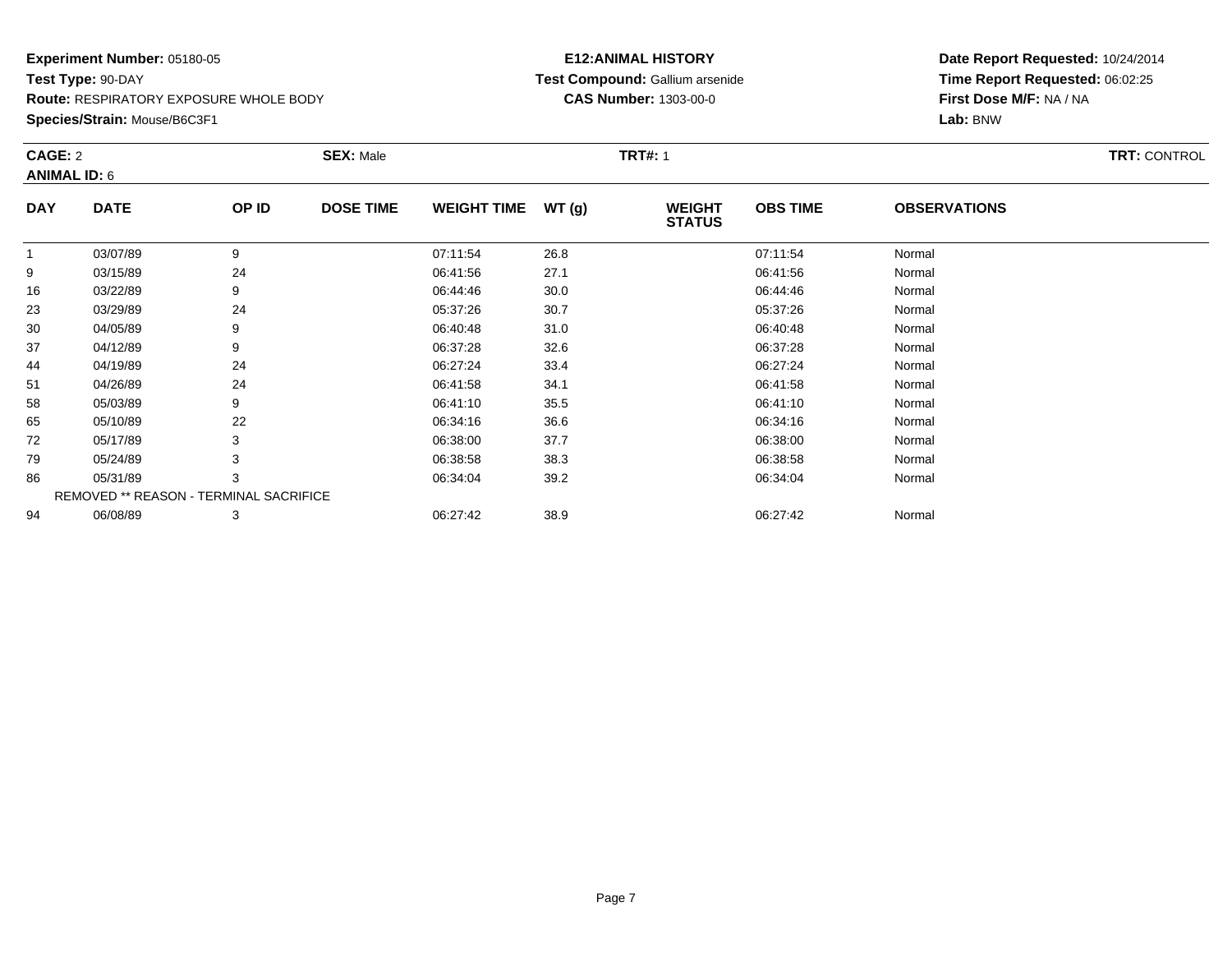**Experiment Number:** 05180-05
**Test Type:** 90-DAY
**Route:** RESPIRATORY EXPOSURE WHOLE BODY
**Species/Strain:** Mouse/B6C3F1

**E12:ANIMAL HISTORY**
**Test Compound:** Gallium arsenide
**CAS Number:** 1303-00-0

**Date Report Requested:** 10/24/2014
**Time Report Requested:** 06:02:25
**First Dose M/F:** NA / NA
**Lab:** BNW

**CAGE:** 2 **SEX:** Male **TRT#:** 1 **TRT:** CONTROL
**ANIMAL ID:** 6

| DAY | DATE | OP ID | DOSE TIME | WEIGHT TIME | WT (g) | WEIGHT STATUS | OBS TIME | OBSERVATIONS |
|---|---|---|---|---|---|---|---|---|
| 1 | 03/07/89 | 9 | | 07:11:54 | 26.8 | | 07:11:54 | Normal |
| 9 | 03/15/89 | 24 | | 06:41:56 | 27.1 | | 06:41:56 | Normal |
| 16 | 03/22/89 | 9 | | 06:44:46 | 30.0 | | 06:44:46 | Normal |
| 23 | 03/29/89 | 24 | | 05:37:26 | 30.7 | | 05:37:26 | Normal |
| 30 | 04/05/89 | 9 | | 06:40:48 | 31.0 | | 06:40:48 | Normal |
| 37 | 04/12/89 | 9 | | 06:37:28 | 32.6 | | 06:37:28 | Normal |
| 44 | 04/19/89 | 24 | | 06:27:24 | 33.4 | | 06:27:24 | Normal |
| 51 | 04/26/89 | 24 | | 06:41:58 | 34.1 | | 06:41:58 | Normal |
| 58 | 05/03/89 | 9 | | 06:41:10 | 35.5 | | 06:41:10 | Normal |
| 65 | 05/10/89 | 22 | | 06:34:16 | 36.6 | | 06:34:16 | Normal |
| 72 | 05/17/89 | 3 | | 06:38:00 | 37.7 | | 06:38:00 | Normal |
| 79 | 05/24/89 | 3 | | 06:38:58 | 38.3 | | 06:38:58 | Normal |
| 86 | 05/31/89 | 3 | | 06:34:04 | 39.2 | | 06:34:04 | Normal |
| REMOVED ** REASON - TERMINAL SACRIFICE | | | | | | | | |
| 94 | 06/08/89 | 3 | | 06:27:42 | 38.9 | | 06:27:42 | Normal |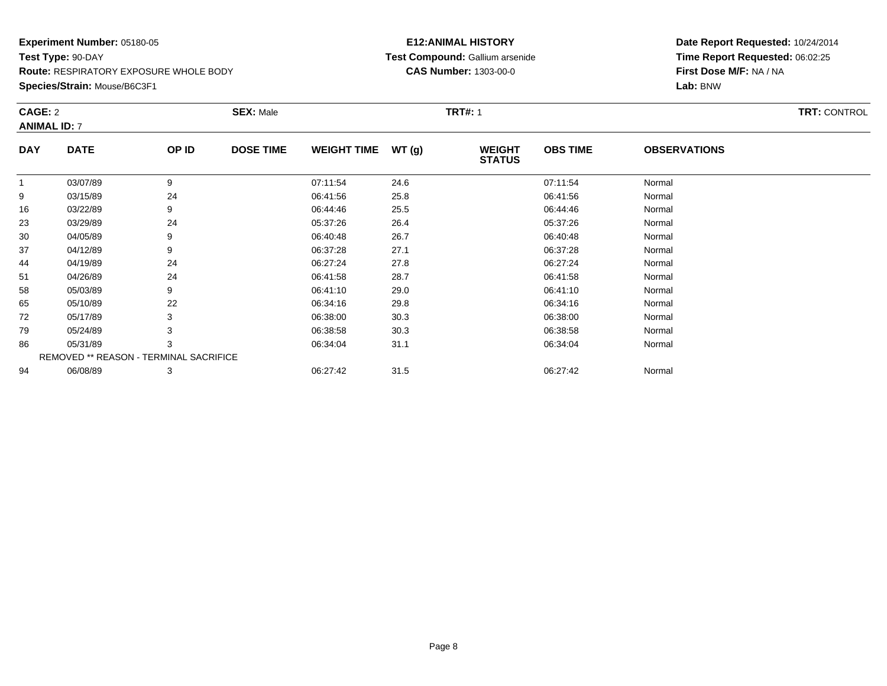**Experiment Number:** 05180-05
**Test Type:** 90-DAY
**Route:** RESPIRATORY EXPOSURE WHOLE BODY
**Species/Strain:** Mouse/B6C3F1

**E12:ANIMAL HISTORY**
**Test Compound:** Gallium arsenide
**CAS Number:** 1303-00-0

**Date Report Requested:** 10/24/2014
**Time Report Requested:** 06:02:25
**First Dose M/F:** NA / NA
**Lab:** BNW

**CAGE:** 2 **SEX:** Male **TRT#:** 1 **TRT:** CONTROL
**ANIMAL ID:** 7

| DAY | DATE | OP ID | DOSE TIME | WEIGHT TIME | WT (g) | WEIGHT STATUS | OBS TIME | OBSERVATIONS |
|---|---|---|---|---|---|---|---|---|
| 1 | 03/07/89 | 9 | | 07:11:54 | 24.6 | | 07:11:54 | Normal |
| 9 | 03/15/89 | 24 | | 06:41:56 | 25.8 | | 06:41:56 | Normal |
| 16 | 03/22/89 | 9 | | 06:44:46 | 25.5 | | 06:44:46 | Normal |
| 23 | 03/29/89 | 24 | | 05:37:26 | 26.4 | | 05:37:26 | Normal |
| 30 | 04/05/89 | 9 | | 06:40:48 | 26.7 | | 06:40:48 | Normal |
| 37 | 04/12/89 | 9 | | 06:37:28 | 27.1 | | 06:37:28 | Normal |
| 44 | 04/19/89 | 24 | | 06:27:24 | 27.8 | | 06:27:24 | Normal |
| 51 | 04/26/89 | 24 | | 06:41:58 | 28.7 | | 06:41:58 | Normal |
| 58 | 05/03/89 | 9 | | 06:41:10 | 29.0 | | 06:41:10 | Normal |
| 65 | 05/10/89 | 22 | | 06:34:16 | 29.8 | | 06:34:16 | Normal |
| 72 | 05/17/89 | 3 | | 06:38:00 | 30.3 | | 06:38:00 | Normal |
| 79 | 05/24/89 | 3 | | 06:38:58 | 30.3 | | 06:38:58 | Normal |
| 86 | 05/31/89 | 3 | | 06:34:04 | 31.1 | | 06:34:04 | Normal |
| REMOVED ** REASON - TERMINAL SACRIFICE | | | | | | | | |
| 94 | 06/08/89 | 3 | | 06:27:42 | 31.5 | | 06:27:42 | Normal |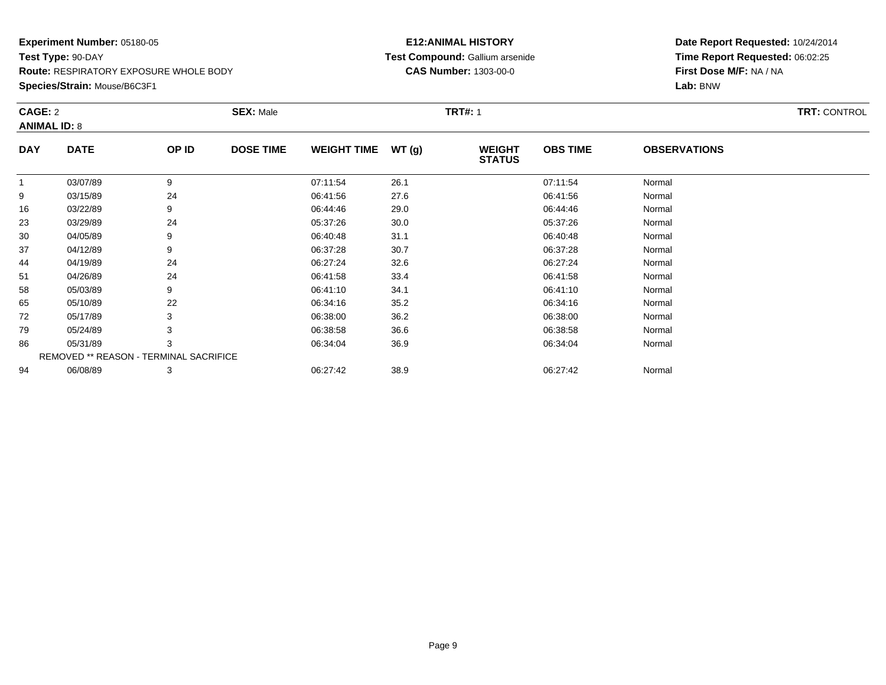**Experiment Number:** 05180-05
**Test Type:** 90-DAY
**Route:** RESPIRATORY EXPOSURE WHOLE BODY
**Species/Strain:** Mouse/B6C3F1

**E12:ANIMAL HISTORY**
**Test Compound:** Gallium arsenide
**CAS Number:** 1303-00-0

**Date Report Requested:** 10/24/2014
**Time Report Requested:** 06:02:25
**First Dose M/F:** NA / NA
**Lab:** BNW

**CAGE:** 2 **SEX:** Male **TRT#:** 1 **TRT:** CONTROL
**ANIMAL ID:** 8

| DAY | DATE | OP ID | DOSE TIME | WEIGHT TIME | WT (g) | WEIGHT STATUS | OBS TIME | OBSERVATIONS |
|---|---|---|---|---|---|---|---|---|
| 1 | 03/07/89 | 9 | | 07:11:54 | 26.1 | | 07:11:54 | Normal |
| 9 | 03/15/89 | 24 | | 06:41:56 | 27.6 | | 06:41:56 | Normal |
| 16 | 03/22/89 | 9 | | 06:44:46 | 29.0 | | 06:44:46 | Normal |
| 23 | 03/29/89 | 24 | | 05:37:26 | 30.0 | | 05:37:26 | Normal |
| 30 | 04/05/89 | 9 | | 06:40:48 | 31.1 | | 06:40:48 | Normal |
| 37 | 04/12/89 | 9 | | 06:37:28 | 30.7 | | 06:37:28 | Normal |
| 44 | 04/19/89 | 24 | | 06:27:24 | 32.6 | | 06:27:24 | Normal |
| 51 | 04/26/89 | 24 | | 06:41:58 | 33.4 | | 06:41:58 | Normal |
| 58 | 05/03/89 | 9 | | 06:41:10 | 34.1 | | 06:41:10 | Normal |
| 65 | 05/10/89 | 22 | | 06:34:16 | 35.2 | | 06:34:16 | Normal |
| 72 | 05/17/89 | 3 | | 06:38:00 | 36.2 | | 06:38:00 | Normal |
| 79 | 05/24/89 | 3 | | 06:38:58 | 36.6 | | 06:38:58 | Normal |
| 86 | 05/31/89 | 3 | | 06:34:04 | 36.9 | | 06:34:04 | Normal |
| REMOVED ** REASON - TERMINAL SACRIFICE | | | | | | | | |
| 94 | 06/08/89 | 3 | | 06:27:42 | 38.9 | | 06:27:42 | Normal |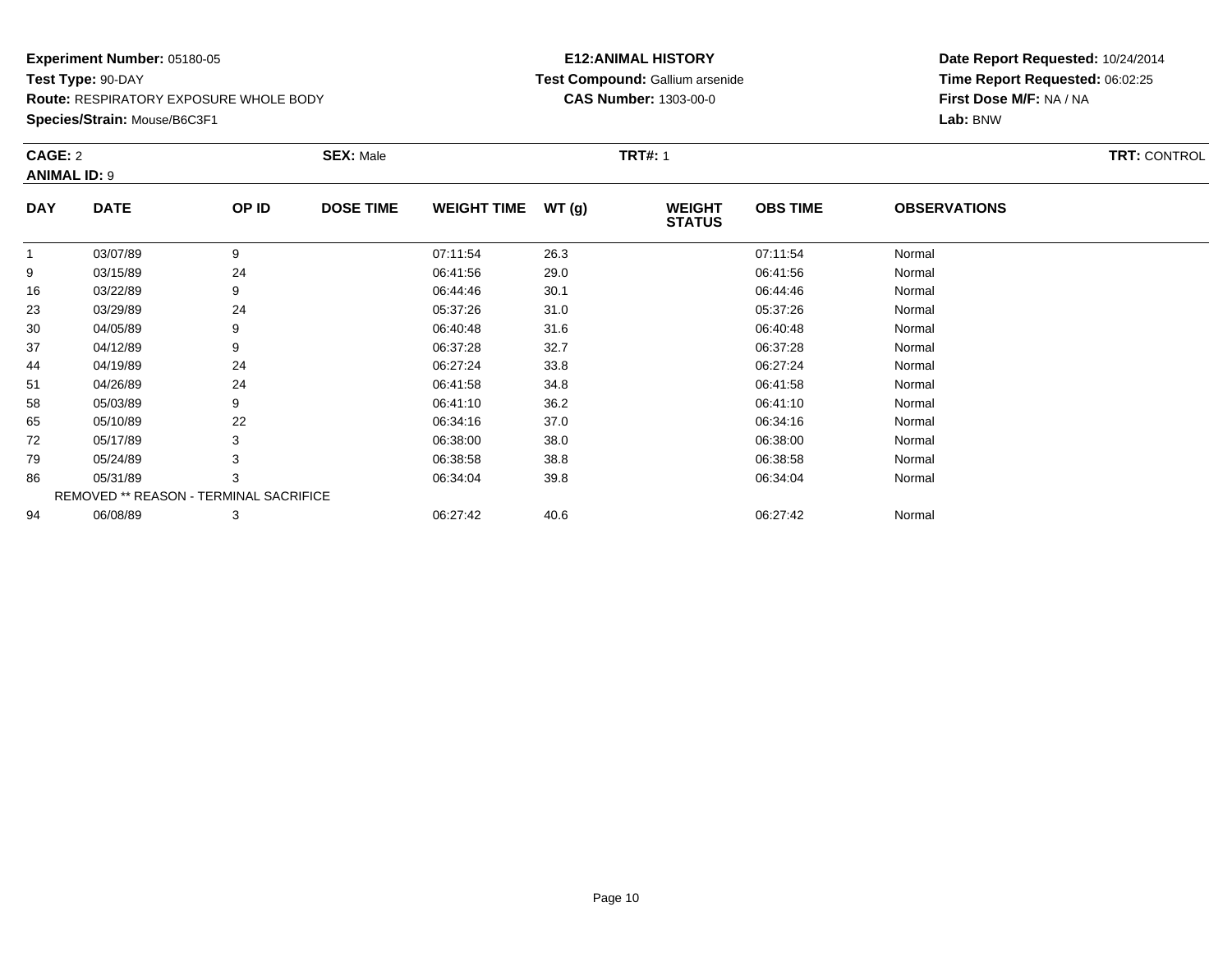**Experiment Number:** 05180-05
**Test Type:** 90-DAY
**Route:** RESPIRATORY EXPOSURE WHOLE BODY
**Species/Strain:** Mouse/B6C3F1

**E12:ANIMAL HISTORY**
**Test Compound:** Gallium arsenide
**CAS Number:** 1303-00-0

**Date Report Requested:** 10/24/2014
**Time Report Requested:** 06:02:25
**First Dose M/F:** NA / NA
**Lab:** BNW

**CAGE:** 2 **SEX:** Male **TRT#:** 1 **TRT:** CONTROL
**ANIMAL ID:** 9

| DAY | DATE | OP ID | DOSE TIME | WEIGHT TIME | WT (g) | WEIGHT STATUS | OBS TIME | OBSERVATIONS |
|---|---|---|---|---|---|---|---|---|
| 1 | 03/07/89 | 9 | | 07:11:54 | 26.3 | | 07:11:54 | Normal |
| 9 | 03/15/89 | 24 | | 06:41:56 | 29.0 | | 06:41:56 | Normal |
| 16 | 03/22/89 | 9 | | 06:44:46 | 30.1 | | 06:44:46 | Normal |
| 23 | 03/29/89 | 24 | | 05:37:26 | 31.0 | | 05:37:26 | Normal |
| 30 | 04/05/89 | 9 | | 06:40:48 | 31.6 | | 06:40:48 | Normal |
| 37 | 04/12/89 | 9 | | 06:37:28 | 32.7 | | 06:37:28 | Normal |
| 44 | 04/19/89 | 24 | | 06:27:24 | 33.8 | | 06:27:24 | Normal |
| 51 | 04/26/89 | 24 | | 06:41:58 | 34.8 | | 06:41:58 | Normal |
| 58 | 05/03/89 | 9 | | 06:41:10 | 36.2 | | 06:41:10 | Normal |
| 65 | 05/10/89 | 22 | | 06:34:16 | 37.0 | | 06:34:16 | Normal |
| 72 | 05/17/89 | 3 | | 06:38:00 | 38.0 | | 06:38:00 | Normal |
| 79 | 05/24/89 | 3 | | 06:38:58 | 38.8 | | 06:38:58 | Normal |
| 86 | 05/31/89 | 3 | | 06:34:04 | 39.8 | | 06:34:04 | Normal |
| REMOVED ** REASON - TERMINAL SACRIFICE | | | | | | | | |
| 94 | 06/08/89 | 3 | | 06:27:42 | 40.6 | | 06:27:42 | Normal |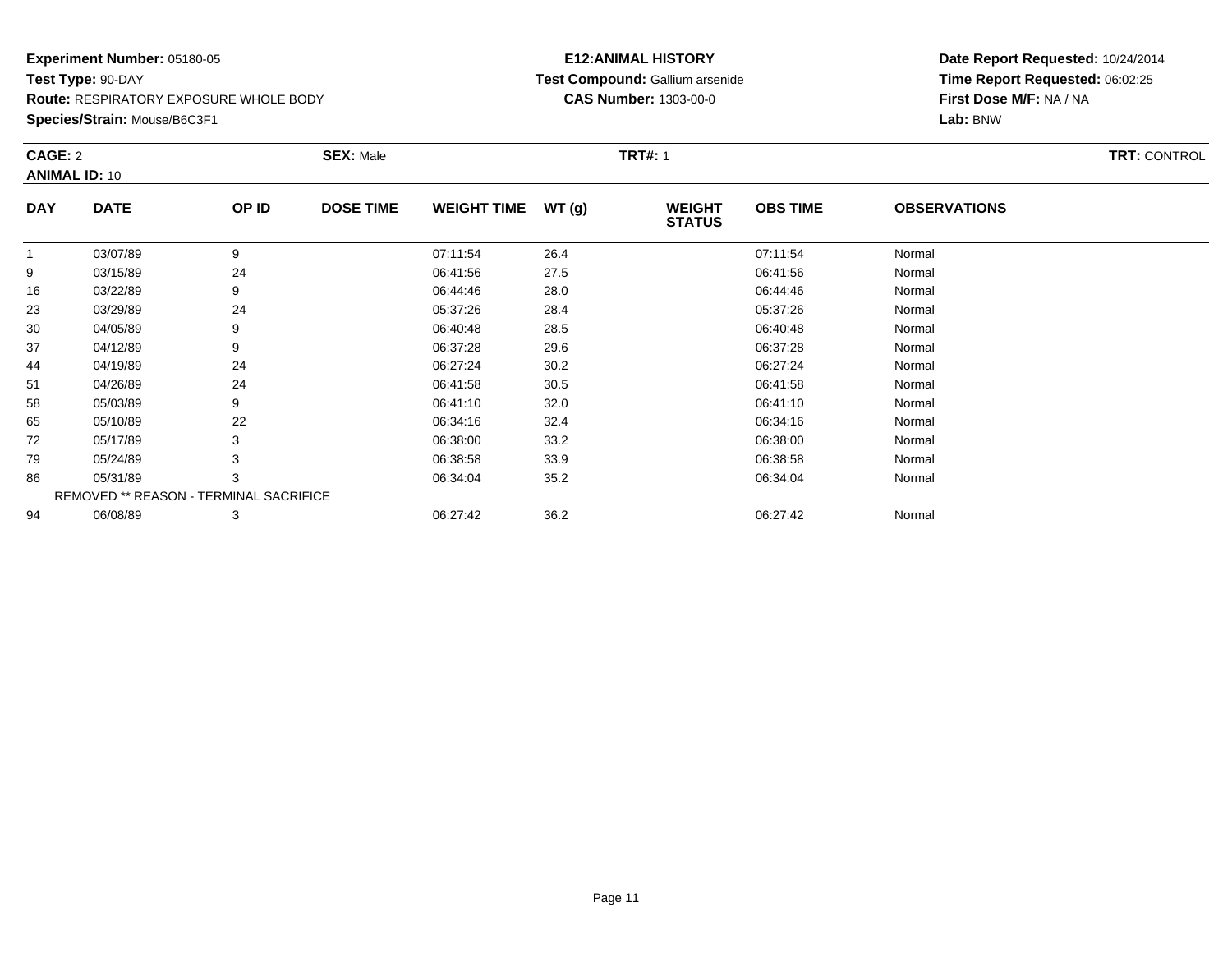**Experiment Number:** 05180-05
**Test Type:** 90-DAY
**Route:** RESPIRATORY EXPOSURE WHOLE BODY
**Species/Strain:** Mouse/B6C3F1

**E12:ANIMAL HISTORY**
**Test Compound:** Gallium arsenide
**CAS Number:** 1303-00-0

**Date Report Requested:** 10/24/2014
**Time Report Requested:** 06:02:25
**First Dose M/F:** NA / NA
**Lab:** BNW

**CAGE:** 2 **SEX:** Male **TRT#:** 1 **TRT:** CONTROL
**ANIMAL ID:** 10

| DAY | DATE | OP ID | DOSE TIME | WEIGHT TIME | WT (g) | WEIGHT STATUS | OBS TIME | OBSERVATIONS |
|---|---|---|---|---|---|---|---|---|
| 1 | 03/07/89 | 9 | | 07:11:54 | 26.4 | | 07:11:54 | Normal |
| 9 | 03/15/89 | 24 | | 06:41:56 | 27.5 | | 06:41:56 | Normal |
| 16 | 03/22/89 | 9 | | 06:44:46 | 28.0 | | 06:44:46 | Normal |
| 23 | 03/29/89 | 24 | | 05:37:26 | 28.4 | | 05:37:26 | Normal |
| 30 | 04/05/89 | 9 | | 06:40:48 | 28.5 | | 06:40:48 | Normal |
| 37 | 04/12/89 | 9 | | 06:37:28 | 29.6 | | 06:37:28 | Normal |
| 44 | 04/19/89 | 24 | | 06:27:24 | 30.2 | | 06:27:24 | Normal |
| 51 | 04/26/89 | 24 | | 06:41:58 | 30.5 | | 06:41:58 | Normal |
| 58 | 05/03/89 | 9 | | 06:41:10 | 32.0 | | 06:41:10 | Normal |
| 65 | 05/10/89 | 22 | | 06:34:16 | 32.4 | | 06:34:16 | Normal |
| 72 | 05/17/89 | 3 | | 06:38:00 | 33.2 | | 06:38:00 | Normal |
| 79 | 05/24/89 | 3 | | 06:38:58 | 33.9 | | 06:38:58 | Normal |
| 86 | 05/31/89 | 3 | | 06:34:04 | 35.2 | | 06:34:04 | Normal |
| REMOVED ** REASON - TERMINAL SACRIFICE | | | | | | | | |
| 94 | 06/08/89 | 3 | | 06:27:42 | 36.2 | | 06:27:42 | Normal |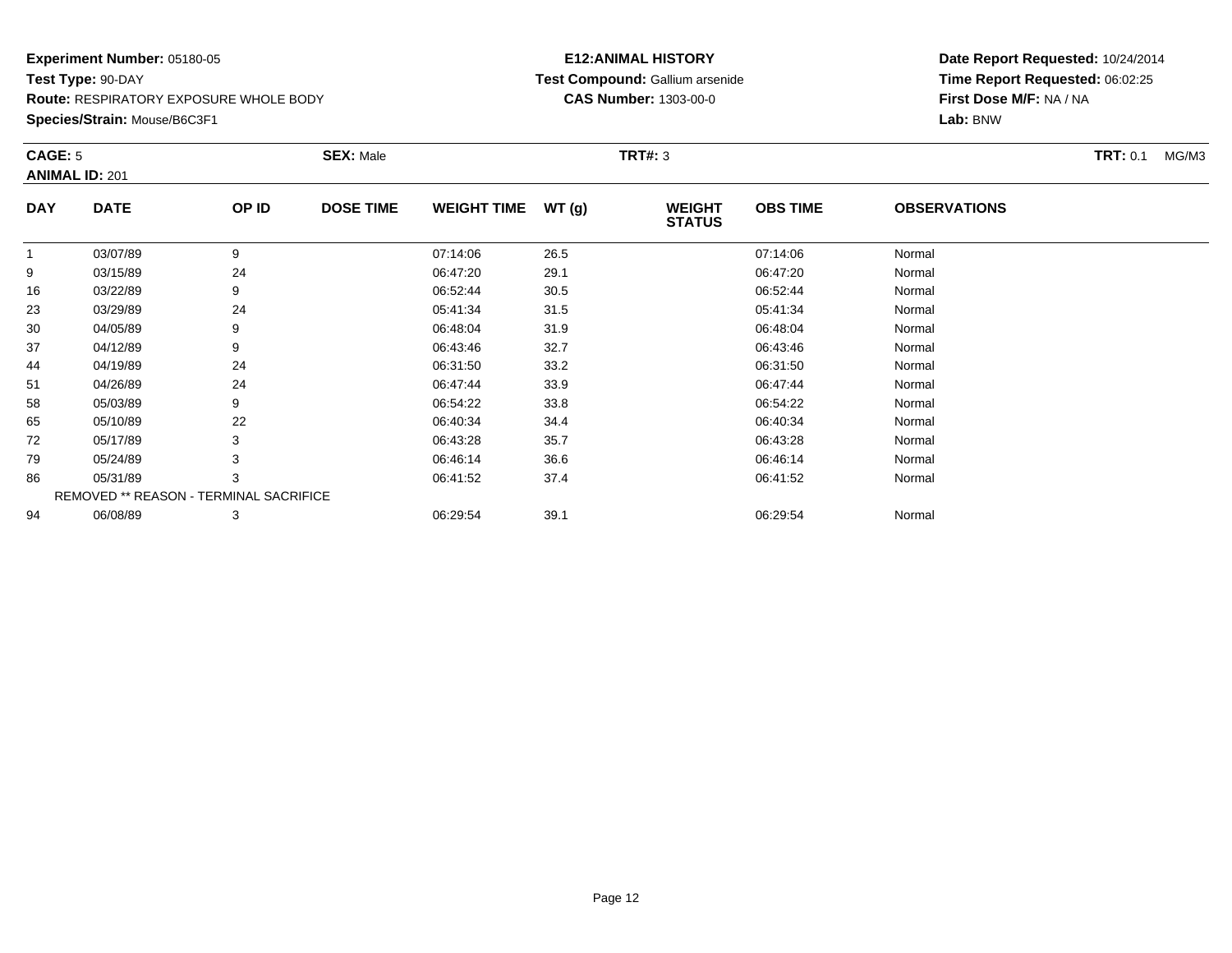**Experiment Number:** 05180-05
**Test Type:** 90-DAY
**Route:** RESPIRATORY EXPOSURE WHOLE BODY
**Species/Strain:** Mouse/B6C3F1

**E12:ANIMAL HISTORY**
**Test Compound:** Gallium arsenide
**CAS Number:** 1303-00-0

**Date Report Requested:** 10/24/2014
**Time Report Requested:** 06:02:25
**First Dose M/F:** NA / NA
**Lab:** BNW

**CAGE:** 5 **SEX:** Male **TRT#:** 3 **TRT:** 0.1 MG/M3
**ANIMAL ID:** 201

| DAY | DATE | OP ID | DOSE TIME | WEIGHT TIME | WT (g) | WEIGHT STATUS | OBS TIME | OBSERVATIONS |
|---|---|---|---|---|---|---|---|---|
| 1 | 03/07/89 | 9 | | 07:14:06 | 26.5 | | 07:14:06 | Normal |
| 9 | 03/15/89 | 24 | | 06:47:20 | 29.1 | | 06:47:20 | Normal |
| 16 | 03/22/89 | 9 | | 06:52:44 | 30.5 | | 06:52:44 | Normal |
| 23 | 03/29/89 | 24 | | 05:41:34 | 31.5 | | 05:41:34 | Normal |
| 30 | 04/05/89 | 9 | | 06:48:04 | 31.9 | | 06:48:04 | Normal |
| 37 | 04/12/89 | 9 | | 06:43:46 | 32.7 | | 06:43:46 | Normal |
| 44 | 04/19/89 | 24 | | 06:31:50 | 33.2 | | 06:31:50 | Normal |
| 51 | 04/26/89 | 24 | | 06:47:44 | 33.9 | | 06:47:44 | Normal |
| 58 | 05/03/89 | 9 | | 06:54:22 | 33.8 | | 06:54:22 | Normal |
| 65 | 05/10/89 | 22 | | 06:40:34 | 34.4 | | 06:40:34 | Normal |
| 72 | 05/17/89 | 3 | | 06:43:28 | 35.7 | | 06:43:28 | Normal |
| 79 | 05/24/89 | 3 | | 06:46:14 | 36.6 | | 06:46:14 | Normal |
| 86 | 05/31/89 | 3 | | 06:41:52 | 37.4 | | 06:41:52 | Normal |
| REMOVED ** REASON - TERMINAL SACRIFICE | | | | | | | | |
| 94 | 06/08/89 | 3 | | 06:29:54 | 39.1 | | 06:29:54 | Normal |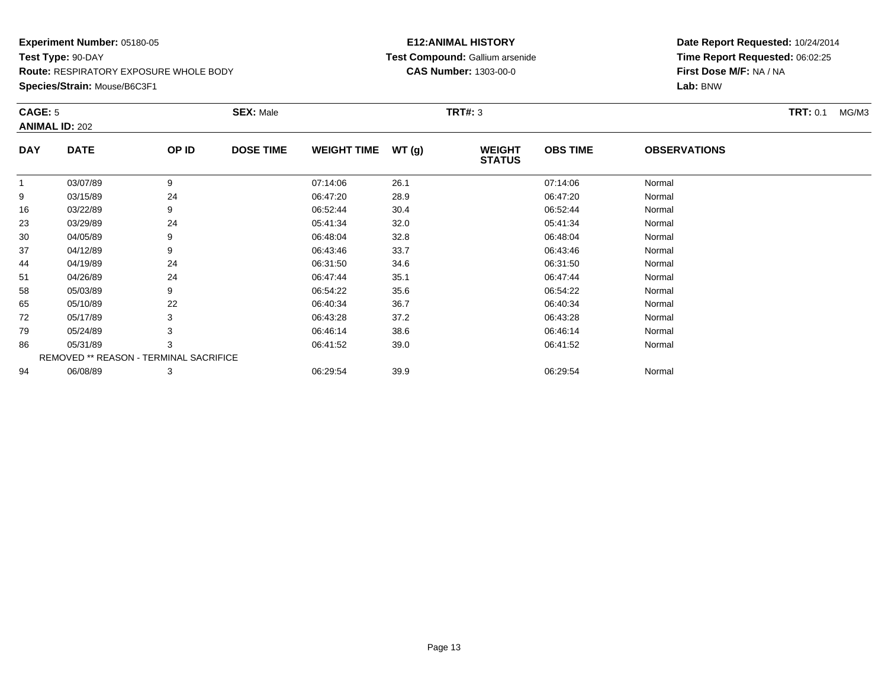**Experiment Number:** 05180-05
**Test Type:** 90-DAY
**Route:** RESPIRATORY EXPOSURE WHOLE BODY
**Species/Strain:** Mouse/B6C3F1

**E12:ANIMAL HISTORY**
**Test Compound:** Gallium arsenide
**CAS Number:** 1303-00-0

**Date Report Requested:** 10/24/2014
**Time Report Requested:** 06:02:25
**First Dose M/F:** NA / NA
**Lab:** BNW

**CAGE:** 5 **SEX:** Male **TRT#:** 3 **TRT:** 0.1 MG/M3
**ANIMAL ID:** 202

| DAY | DATE | OP ID | DOSE TIME | WEIGHT TIME | WT (g) | WEIGHT STATUS | OBS TIME | OBSERVATIONS |
|---|---|---|---|---|---|---|---|---|
| 1 | 03/07/89 | 9 | | 07:14:06 | 26.1 | | 07:14:06 | Normal |
| 9 | 03/15/89 | 24 | | 06:47:20 | 28.9 | | 06:47:20 | Normal |
| 16 | 03/22/89 | 9 | | 06:52:44 | 30.4 | | 06:52:44 | Normal |
| 23 | 03/29/89 | 24 | | 05:41:34 | 32.0 | | 05:41:34 | Normal |
| 30 | 04/05/89 | 9 | | 06:48:04 | 32.8 | | 06:48:04 | Normal |
| 37 | 04/12/89 | 9 | | 06:43:46 | 33.7 | | 06:43:46 | Normal |
| 44 | 04/19/89 | 24 | | 06:31:50 | 34.6 | | 06:31:50 | Normal |
| 51 | 04/26/89 | 24 | | 06:47:44 | 35.1 | | 06:47:44 | Normal |
| 58 | 05/03/89 | 9 | | 06:54:22 | 35.6 | | 06:54:22 | Normal |
| 65 | 05/10/89 | 22 | | 06:40:34 | 36.7 | | 06:40:34 | Normal |
| 72 | 05/17/89 | 3 | | 06:43:28 | 37.2 | | 06:43:28 | Normal |
| 79 | 05/24/89 | 3 | | 06:46:14 | 38.6 | | 06:46:14 | Normal |
| 86 | 05/31/89 | 3 | | 06:41:52 | 39.0 | | 06:41:52 | Normal |
| REMOVED ** REASON - TERMINAL SACRIFICE | | | | | | | | |
| 94 | 06/08/89 | 3 | | 06:29:54 | 39.9 | | 06:29:54 | Normal |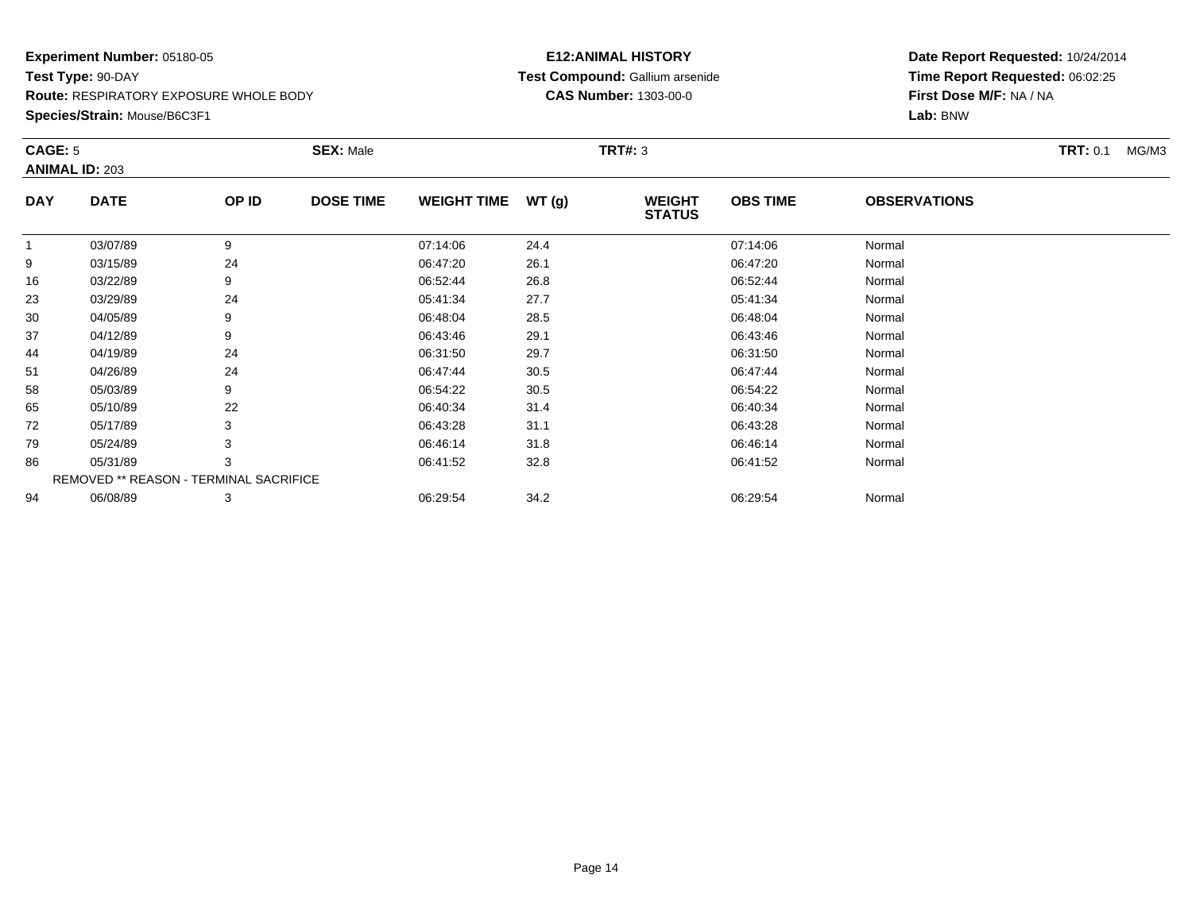**Experiment Number:** 05180-05
**Test Type:** 90-DAY
**Route:** RESPIRATORY EXPOSURE WHOLE BODY
**Species/Strain:** Mouse/B6C3F1

**E12:ANIMAL HISTORY**
**Test Compound:** Gallium arsenide
**CAS Number:** 1303-00-0

**Date Report Requested:** 10/24/2014
**Time Report Requested:** 06:02:25
**First Dose M/F:** NA / NA
**Lab:** BNW

**CAGE:** 5 **SEX:** Male **TRT#:** 3 **TRT:** 0.1 MG/M3
**ANIMAL ID:** 203

| DAY | DATE | OP ID | DOSE TIME | WEIGHT TIME | WT (g) | WEIGHT STATUS | OBS TIME | OBSERVATIONS |
|---|---|---|---|---|---|---|---|---|
| 1 | 03/07/89 | 9 | | 07:14:06 | 24.4 | | 07:14:06 | Normal |
| 9 | 03/15/89 | 24 | | 06:47:20 | 26.1 | | 06:47:20 | Normal |
| 16 | 03/22/89 | 9 | | 06:52:44 | 26.8 | | 06:52:44 | Normal |
| 23 | 03/29/89 | 24 | | 05:41:34 | 27.7 | | 05:41:34 | Normal |
| 30 | 04/05/89 | 9 | | 06:48:04 | 28.5 | | 06:48:04 | Normal |
| 37 | 04/12/89 | 9 | | 06:43:46 | 29.1 | | 06:43:46 | Normal |
| 44 | 04/19/89 | 24 | | 06:31:50 | 29.7 | | 06:31:50 | Normal |
| 51 | 04/26/89 | 24 | | 06:47:44 | 30.5 | | 06:47:44 | Normal |
| 58 | 05/03/89 | 9 | | 06:54:22 | 30.5 | | 06:54:22 | Normal |
| 65 | 05/10/89 | 22 | | 06:40:34 | 31.4 | | 06:40:34 | Normal |
| 72 | 05/17/89 | 3 | | 06:43:28 | 31.1 | | 06:43:28 | Normal |
| 79 | 05/24/89 | 3 | | 06:46:14 | 31.8 | | 06:46:14 | Normal |
| 86 | 05/31/89 | 3 | | 06:41:52 | 32.8 | | 06:41:52 | Normal |
| REMOVED ** REASON - TERMINAL SACRIFICE | | | | | | | | |
| 94 | 06/08/89 | 3 | | 06:29:54 | 34.2 | | 06:29:54 | Normal |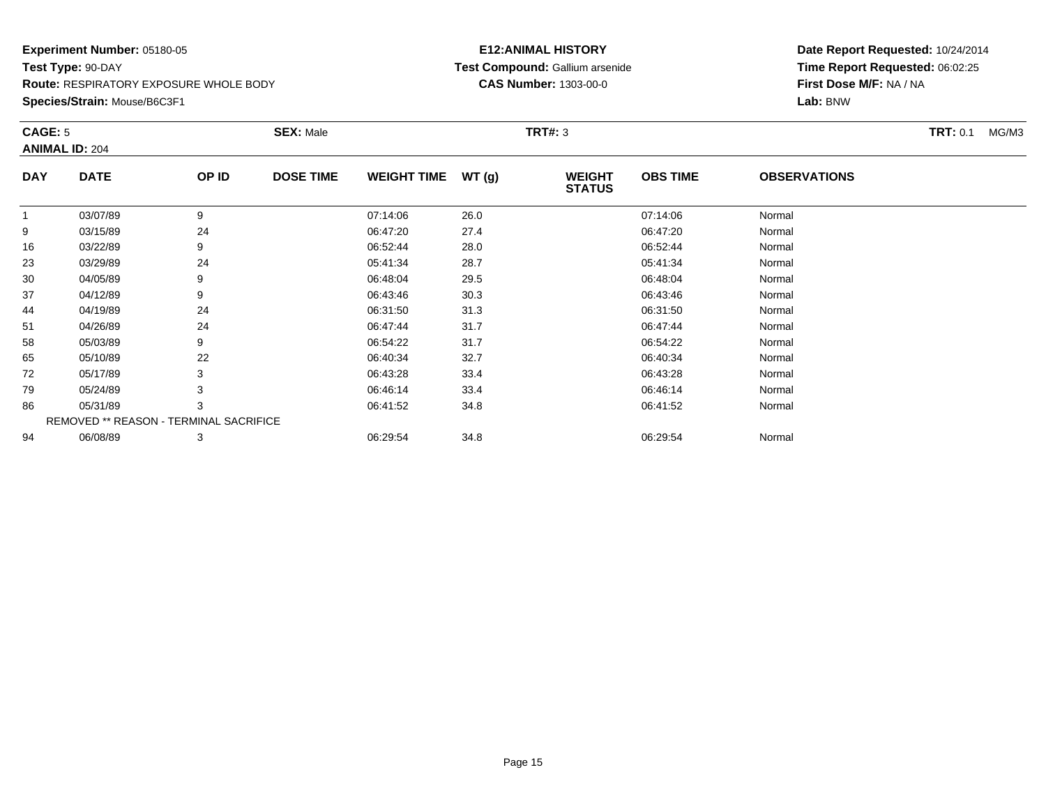**Experiment Number:** 05180-05
**Test Type:** 90-DAY
**Route:** RESPIRATORY EXPOSURE WHOLE BODY
**Species/Strain:** Mouse/B6C3F1

**E12:ANIMAL HISTORY**
**Test Compound:** Gallium arsenide
**CAS Number:** 1303-00-0

**Date Report Requested:** 10/24/2014
**Time Report Requested:** 06:02:25
**First Dose M/F:** NA / NA
**Lab:** BNW

**CAGE:** 5 **SEX:** Male **TRT#:** 3 **TRT:** 0.1 MG/M3
**ANIMAL ID:** 204

| DAY | DATE | OP ID | DOSE TIME | WEIGHT TIME | WT (g) | WEIGHT STATUS | OBS TIME | OBSERVATIONS |
|---|---|---|---|---|---|---|---|---|
| 1 | 03/07/89 | 9 | | 07:14:06 | 26.0 | | 07:14:06 | Normal |
| 9 | 03/15/89 | 24 | | 06:47:20 | 27.4 | | 06:47:20 | Normal |
| 16 | 03/22/89 | 9 | | 06:52:44 | 28.0 | | 06:52:44 | Normal |
| 23 | 03/29/89 | 24 | | 05:41:34 | 28.7 | | 05:41:34 | Normal |
| 30 | 04/05/89 | 9 | | 06:48:04 | 29.5 | | 06:48:04 | Normal |
| 37 | 04/12/89 | 9 | | 06:43:46 | 30.3 | | 06:43:46 | Normal |
| 44 | 04/19/89 | 24 | | 06:31:50 | 31.3 | | 06:31:50 | Normal |
| 51 | 04/26/89 | 24 | | 06:47:44 | 31.7 | | 06:47:44 | Normal |
| 58 | 05/03/89 | 9 | | 06:54:22 | 31.7 | | 06:54:22 | Normal |
| 65 | 05/10/89 | 22 | | 06:40:34 | 32.7 | | 06:40:34 | Normal |
| 72 | 05/17/89 | 3 | | 06:43:28 | 33.4 | | 06:43:28 | Normal |
| 79 | 05/24/89 | 3 | | 06:46:14 | 33.4 | | 06:46:14 | Normal |
| 86 | 05/31/89 | 3 | | 06:41:52 | 34.8 | | 06:41:52 | Normal |
| REMOVED ** REASON - TERMINAL SACRIFICE | | | | | | | | |
| 94 | 06/08/89 | 3 | | 06:29:54 | 34.8 | | 06:29:54 | Normal |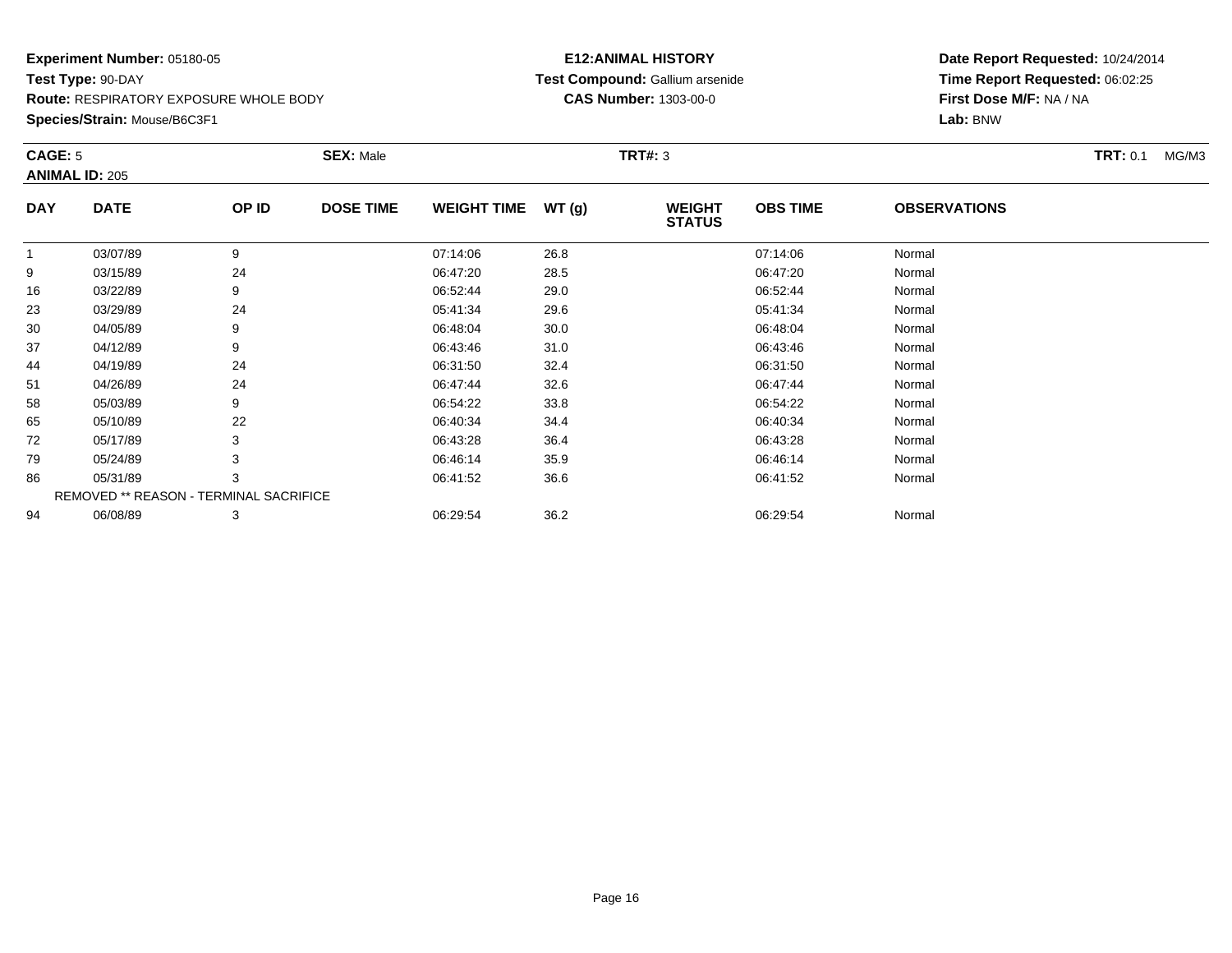**Experiment Number:** 05180-05
**Test Type:** 90-DAY
**Route:** RESPIRATORY EXPOSURE WHOLE BODY
**Species/Strain:** Mouse/B6C3F1

**E12:ANIMAL HISTORY**
**Test Compound:** Gallium arsenide
**CAS Number:** 1303-00-0

**Date Report Requested:** 10/24/2014
**Time Report Requested:** 06:02:25
**First Dose M/F:** NA / NA
**Lab:** BNW

**CAGE:** 5 | **SEX:** Male | **TRT#:** 3 | **TRT:** 0.1 MG/M3
**ANIMAL ID:** 205

| DAY | DATE | OP ID | DOSE TIME | WEIGHT TIME | WT (g) | WEIGHT STATUS | OBS TIME | OBSERVATIONS |
|---|---|---|---|---|---|---|---|---|
| 1 | 03/07/89 | 9 | | 07:14:06 | 26.8 | | 07:14:06 | Normal |
| 9 | 03/15/89 | 24 | | 06:47:20 | 28.5 | | 06:47:20 | Normal |
| 16 | 03/22/89 | 9 | | 06:52:44 | 29.0 | | 06:52:44 | Normal |
| 23 | 03/29/89 | 24 | | 05:41:34 | 29.6 | | 05:41:34 | Normal |
| 30 | 04/05/89 | 9 | | 06:48:04 | 30.0 | | 06:48:04 | Normal |
| 37 | 04/12/89 | 9 | | 06:43:46 | 31.0 | | 06:43:46 | Normal |
| 44 | 04/19/89 | 24 | | 06:31:50 | 32.4 | | 06:31:50 | Normal |
| 51 | 04/26/89 | 24 | | 06:47:44 | 32.6 | | 06:47:44 | Normal |
| 58 | 05/03/89 | 9 | | 06:54:22 | 33.8 | | 06:54:22 | Normal |
| 65 | 05/10/89 | 22 | | 06:40:34 | 34.4 | | 06:40:34 | Normal |
| 72 | 05/17/89 | 3 | | 06:43:28 | 36.4 | | 06:43:28 | Normal |
| 79 | 05/24/89 | 3 | | 06:46:14 | 35.9 | | 06:46:14 | Normal |
| 86 | 05/31/89 | 3 | | 06:41:52 | 36.6 | | 06:41:52 | Normal |
| REMOVED ** REASON - TERMINAL SACRIFICE | | | | | | | | |
| 94 | 06/08/89 | 3 | | 06:29:54 | 36.2 | | 06:29:54 | Normal |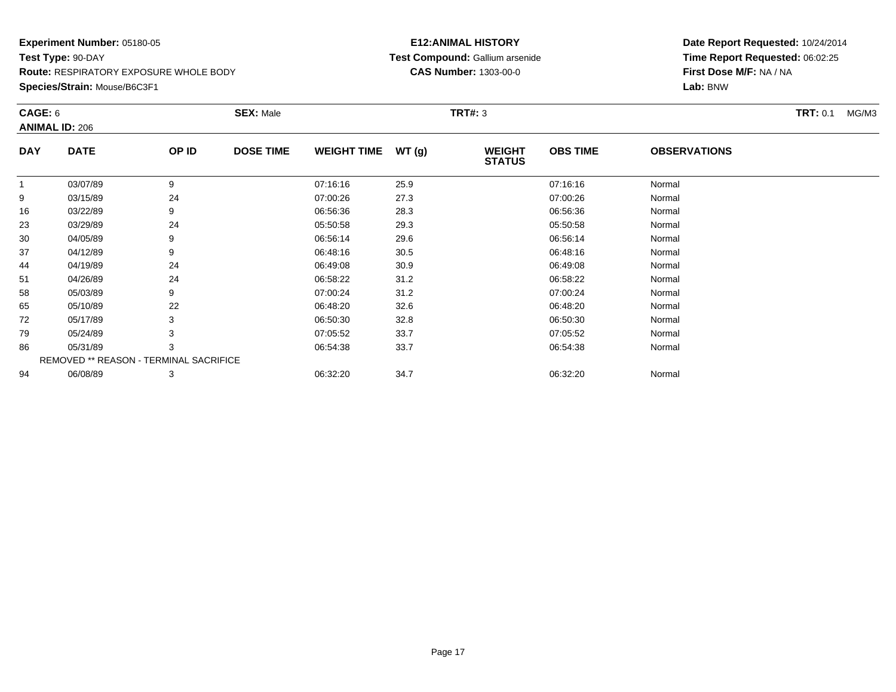**Experiment Number:** 05180-05
**Test Type:** 90-DAY
**Route:** RESPIRATORY EXPOSURE WHOLE BODY
**Species/Strain:** Mouse/B6C3F1

**E12:ANIMAL HISTORY**
**Test Compound:** Gallium arsenide
**CAS Number:** 1303-00-0

**Date Report Requested:** 10/24/2014
**Time Report Requested:** 06:02:25
**First Dose M/F:** NA / NA
**Lab:** BNW

**CAGE:** 6 **SEX:** Male **TRT#:** 3 **TRT:** 0.1 MG/M3
**ANIMAL ID:** 206

| DAY | DATE | OP ID | DOSE TIME | WEIGHT TIME | WT (g) | WEIGHT STATUS | OBS TIME | OBSERVATIONS |
|---|---|---|---|---|---|---|---|---|
| 1 | 03/07/89 | 9 | | 07:16:16 | 25.9 | | 07:16:16 | Normal |
| 9 | 03/15/89 | 24 | | 07:00:26 | 27.3 | | 07:00:26 | Normal |
| 16 | 03/22/89 | 9 | | 06:56:36 | 28.3 | | 06:56:36 | Normal |
| 23 | 03/29/89 | 24 | | 05:50:58 | 29.3 | | 05:50:58 | Normal |
| 30 | 04/05/89 | 9 | | 06:56:14 | 29.6 | | 06:56:14 | Normal |
| 37 | 04/12/89 | 9 | | 06:48:16 | 30.5 | | 06:48:16 | Normal |
| 44 | 04/19/89 | 24 | | 06:49:08 | 30.9 | | 06:49:08 | Normal |
| 51 | 04/26/89 | 24 | | 06:58:22 | 31.2 | | 06:58:22 | Normal |
| 58 | 05/03/89 | 9 | | 07:00:24 | 31.2 | | 07:00:24 | Normal |
| 65 | 05/10/89 | 22 | | 06:48:20 | 32.6 | | 06:48:20 | Normal |
| 72 | 05/17/89 | 3 | | 06:50:30 | 32.8 | | 06:50:30 | Normal |
| 79 | 05/24/89 | 3 | | 07:05:52 | 33.7 | | 07:05:52 | Normal |
| 86 | 05/31/89 | 3 | | 06:54:38 | 33.7 | | 06:54:38 | Normal |
| REMOVED ** REASON - TERMINAL SACRIFICE | | | | | | | | |
| 94 | 06/08/89 | 3 | | 06:32:20 | 34.7 | | 06:32:20 | Normal |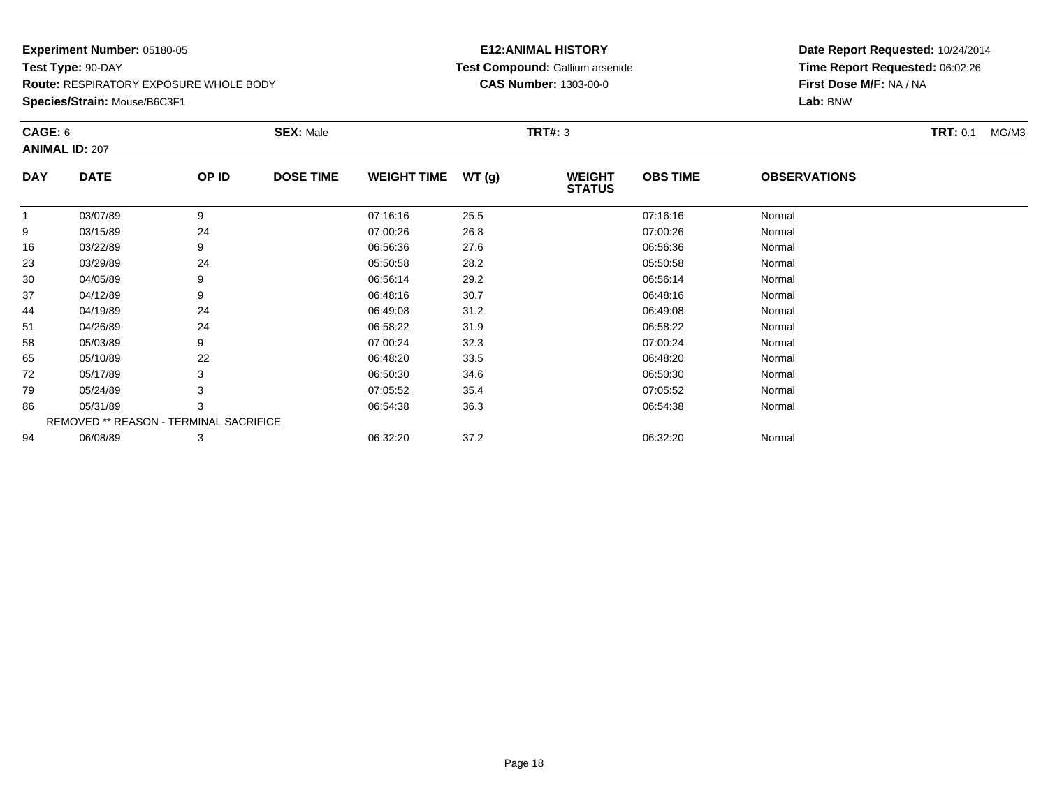**Experiment Number:** 05180-05
**Test Type:** 90-DAY
**Route:** RESPIRATORY EXPOSURE WHOLE BODY
**Species/Strain:** Mouse/B6C3F1

**E12:ANIMAL HISTORY**
**Test Compound:** Gallium arsenide
**CAS Number:** 1303-00-0

**Date Report Requested:** 10/24/2014
**Time Report Requested:** 06:02:26
**First Dose M/F:** NA / NA
**Lab:** BNW

**CAGE:** 6 **SEX:** Male **TRT#:** 3 **TRT:** 0.1 MG/M3
**ANIMAL ID:** 207

| DAY | DATE | OP ID | DOSE TIME | WEIGHT TIME | WT (g) | WEIGHT STATUS | OBS TIME | OBSERVATIONS |
|---|---|---|---|---|---|---|---|---|
| 1 | 03/07/89 | 9 | | 07:16:16 | 25.5 | | 07:16:16 | Normal |
| 9 | 03/15/89 | 24 | | 07:00:26 | 26.8 | | 07:00:26 | Normal |
| 16 | 03/22/89 | 9 | | 06:56:36 | 27.6 | | 06:56:36 | Normal |
| 23 | 03/29/89 | 24 | | 05:50:58 | 28.2 | | 05:50:58 | Normal |
| 30 | 04/05/89 | 9 | | 06:56:14 | 29.2 | | 06:56:14 | Normal |
| 37 | 04/12/89 | 9 | | 06:48:16 | 30.7 | | 06:48:16 | Normal |
| 44 | 04/19/89 | 24 | | 06:49:08 | 31.2 | | 06:49:08 | Normal |
| 51 | 04/26/89 | 24 | | 06:58:22 | 31.9 | | 06:58:22 | Normal |
| 58 | 05/03/89 | 9 | | 07:00:24 | 32.3 | | 07:00:24 | Normal |
| 65 | 05/10/89 | 22 | | 06:48:20 | 33.5 | | 06:48:20 | Normal |
| 72 | 05/17/89 | 3 | | 06:50:30 | 34.6 | | 06:50:30 | Normal |
| 79 | 05/24/89 | 3 | | 07:05:52 | 35.4 | | 07:05:52 | Normal |
| 86 | 05/31/89 | 3 | | 06:54:38 | 36.3 | | 06:54:38 | Normal |
| REMOVED ** REASON - TERMINAL SACRIFICE | | | | | | | | |
| 94 | 06/08/89 | 3 | | 06:32:20 | 37.2 | | 06:32:20 | Normal |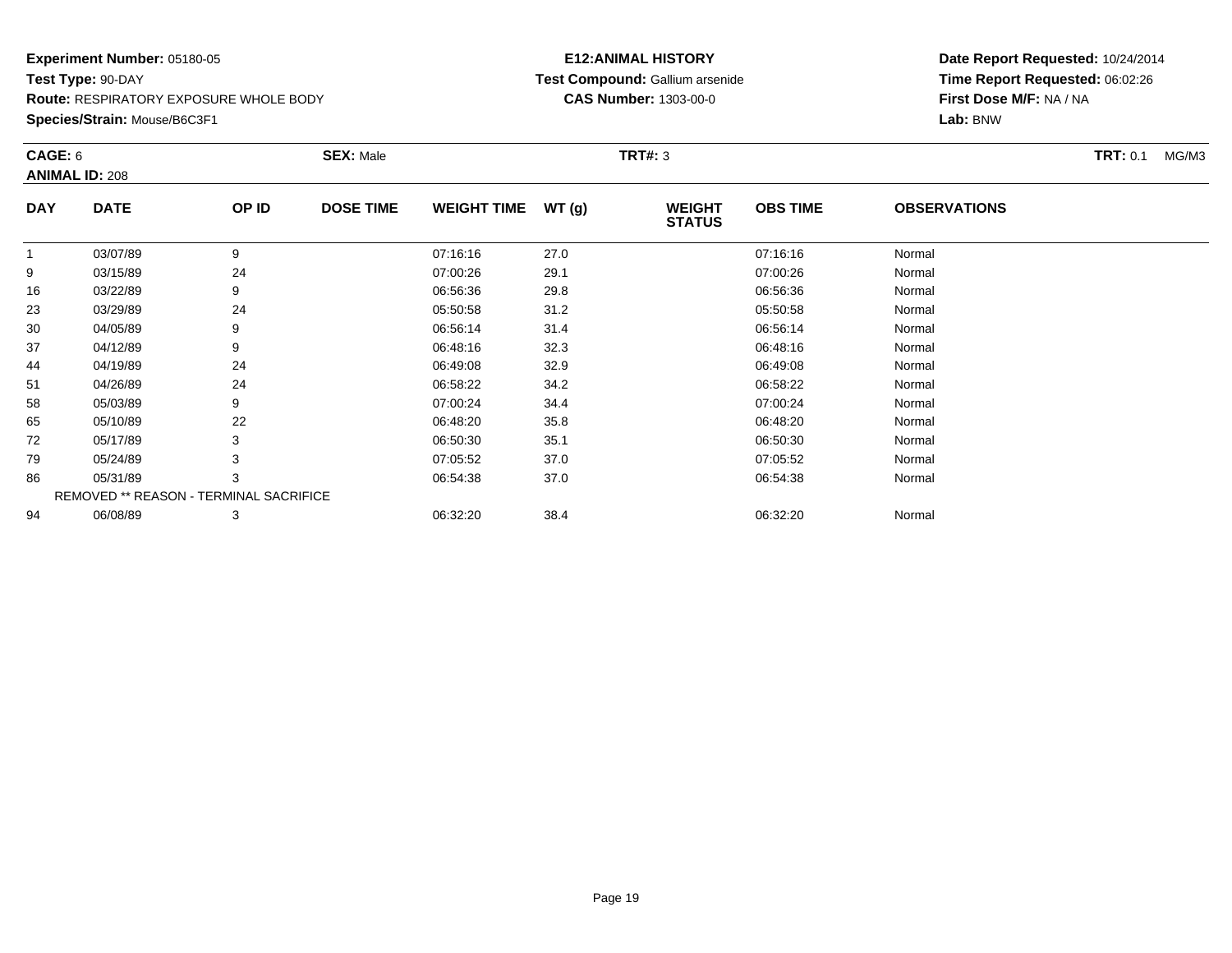**Experiment Number:** 05180-05
**Test Type:** 90-DAY
**Route:** RESPIRATORY EXPOSURE WHOLE BODY
**Species/Strain:** Mouse/B6C3F1

**E12:ANIMAL HISTORY**
**Test Compound:** Gallium arsenide
**CAS Number:** 1303-00-0

**Date Report Requested:** 10/24/2014
**Time Report Requested:** 06:02:26
**First Dose M/F:** NA / NA
**Lab:** BNW

**CAGE:** 6 **SEX:** Male **TRT#:** 3 **TRT:** 0.1 MG/M3
**ANIMAL ID:** 208

| DAY | DATE | OP ID | DOSE TIME | WEIGHT TIME | WT (g) | WEIGHT STATUS | OBS TIME | OBSERVATIONS |
|---|---|---|---|---|---|---|---|---|
| 1 | 03/07/89 | 9 | | 07:16:16 | 27.0 | | 07:16:16 | Normal |
| 9 | 03/15/89 | 24 | | 07:00:26 | 29.1 | | 07:00:26 | Normal |
| 16 | 03/22/89 | 9 | | 06:56:36 | 29.8 | | 06:56:36 | Normal |
| 23 | 03/29/89 | 24 | | 05:50:58 | 31.2 | | 05:50:58 | Normal |
| 30 | 04/05/89 | 9 | | 06:56:14 | 31.4 | | 06:56:14 | Normal |
| 37 | 04/12/89 | 9 | | 06:48:16 | 32.3 | | 06:48:16 | Normal |
| 44 | 04/19/89 | 24 | | 06:49:08 | 32.9 | | 06:49:08 | Normal |
| 51 | 04/26/89 | 24 | | 06:58:22 | 34.2 | | 06:58:22 | Normal |
| 58 | 05/03/89 | 9 | | 07:00:24 | 34.4 | | 07:00:24 | Normal |
| 65 | 05/10/89 | 22 | | 06:48:20 | 35.8 | | 06:48:20 | Normal |
| 72 | 05/17/89 | 3 | | 06:50:30 | 35.1 | | 06:50:30 | Normal |
| 79 | 05/24/89 | 3 | | 07:05:52 | 37.0 | | 07:05:52 | Normal |
| 86 | 05/31/89 | 3 | | 06:54:38 | 37.0 | | 06:54:38 | Normal |
| REMOVED ** REASON - TERMINAL SACRIFICE | | | | | | | | |
| 94 | 06/08/89 | 3 | | 06:32:20 | 38.4 | | 06:32:20 | Normal |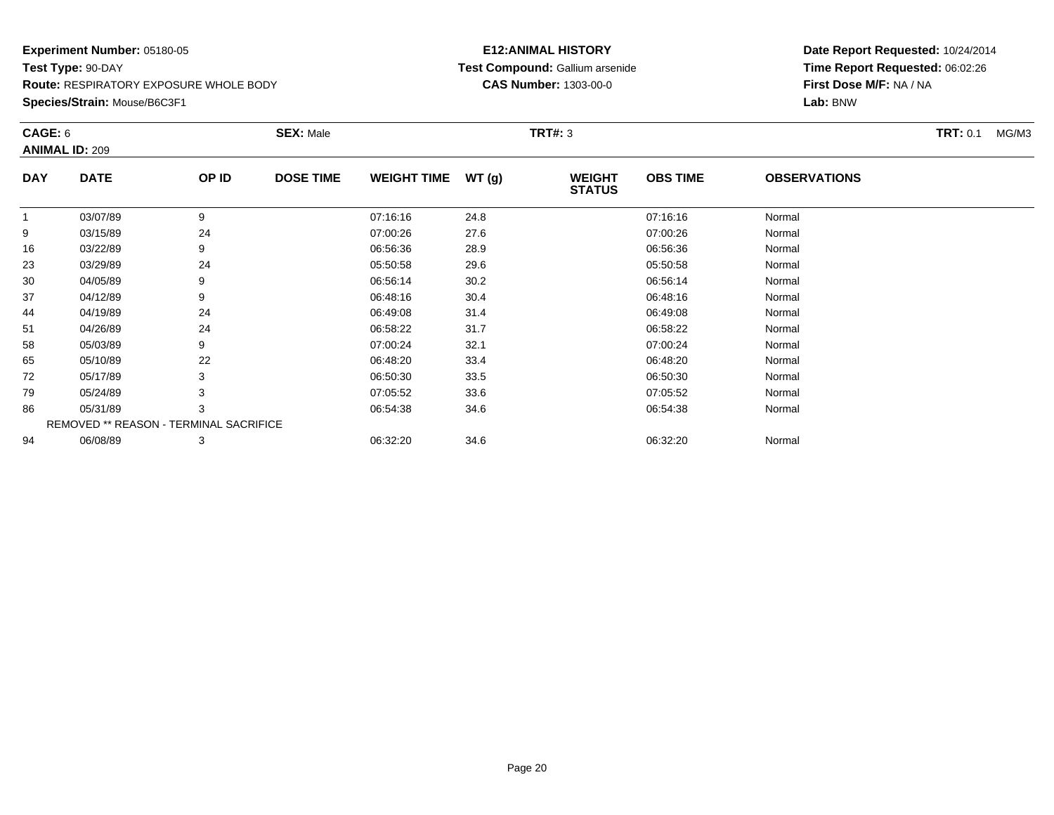**Experiment Number:** 05180-05
**Test Type:** 90-DAY
**Route:** RESPIRATORY EXPOSURE WHOLE BODY
**Species/Strain:** Mouse/B6C3F1

**E12:ANIMAL HISTORY**
**Test Compound:** Gallium arsenide
**CAS Number:** 1303-00-0

**Date Report Requested:** 10/24/2014
**Time Report Requested:** 06:02:26
**First Dose M/F:** NA / NA
**Lab:** BNW

**CAGE:** 6 **SEX:** Male **TRT#:** 3 **TRT:** 0.1 MG/M3
**ANIMAL ID:** 209

| DAY | DATE | OP ID | DOSE TIME | WEIGHT TIME | WT (g) | WEIGHT STATUS | OBS TIME | OBSERVATIONS |
|---|---|---|---|---|---|---|---|---|
| 1 | 03/07/89 | 9 | | 07:16:16 | 24.8 | | 07:16:16 | Normal |
| 9 | 03/15/89 | 24 | | 07:00:26 | 27.6 | | 07:00:26 | Normal |
| 16 | 03/22/89 | 9 | | 06:56:36 | 28.9 | | 06:56:36 | Normal |
| 23 | 03/29/89 | 24 | | 05:50:58 | 29.6 | | 05:50:58 | Normal |
| 30 | 04/05/89 | 9 | | 06:56:14 | 30.2 | | 06:56:14 | Normal |
| 37 | 04/12/89 | 9 | | 06:48:16 | 30.4 | | 06:48:16 | Normal |
| 44 | 04/19/89 | 24 | | 06:49:08 | 31.4 | | 06:49:08 | Normal |
| 51 | 04/26/89 | 24 | | 06:58:22 | 31.7 | | 06:58:22 | Normal |
| 58 | 05/03/89 | 9 | | 07:00:24 | 32.1 | | 07:00:24 | Normal |
| 65 | 05/10/89 | 22 | | 06:48:20 | 33.4 | | 06:48:20 | Normal |
| 72 | 05/17/89 | 3 | | 06:50:30 | 33.5 | | 06:50:30 | Normal |
| 79 | 05/24/89 | 3 | | 07:05:52 | 33.6 | | 07:05:52 | Normal |
| 86 | 05/31/89 | 3 | | 06:54:38 | 34.6 | | 06:54:38 | Normal |
| REMOVED ** REASON - TERMINAL SACRIFICE | | | | | | | | |
| 94 | 06/08/89 | 3 | | 06:32:20 | 34.6 | | 06:32:20 | Normal |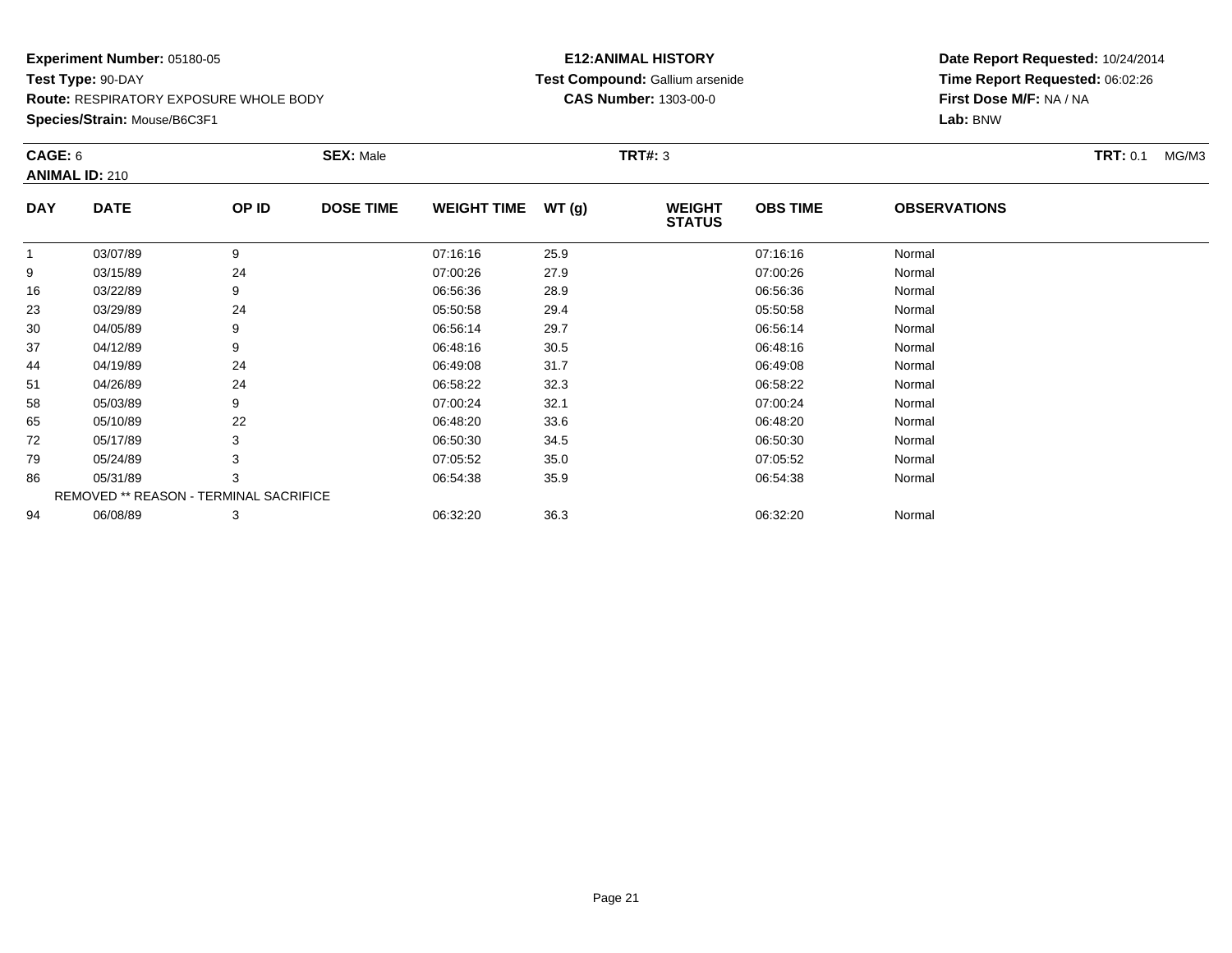**Experiment Number:** 05180-05
**Test Type:** 90-DAY
**Route:** RESPIRATORY EXPOSURE WHOLE BODY
**Species/Strain:** Mouse/B6C3F1

**E12:ANIMAL HISTORY**
**Test Compound:** Gallium arsenide
**CAS Number:** 1303-00-0

**Date Report Requested:** 10/24/2014
**Time Report Requested:** 06:02:26
**First Dose M/F:** NA / NA
**Lab:** BNW

**CAGE:** 6 **SEX:** Male **TRT#:** 3 **TRT:** 0.1 MG/M3
**ANIMAL ID:** 210

| DAY | DATE | OP ID | DOSE TIME | WEIGHT TIME | WT (g) | WEIGHT STATUS | OBS TIME | OBSERVATIONS |
|---|---|---|---|---|---|---|---|---|
| 1 | 03/07/89 | 9 | | 07:16:16 | 25.9 | | 07:16:16 | Normal |
| 9 | 03/15/89 | 24 | | 07:00:26 | 27.9 | | 07:00:26 | Normal |
| 16 | 03/22/89 | 9 | | 06:56:36 | 28.9 | | 06:56:36 | Normal |
| 23 | 03/29/89 | 24 | | 05:50:58 | 29.4 | | 05:50:58 | Normal |
| 30 | 04/05/89 | 9 | | 06:56:14 | 29.7 | | 06:56:14 | Normal |
| 37 | 04/12/89 | 9 | | 06:48:16 | 30.5 | | 06:48:16 | Normal |
| 44 | 04/19/89 | 24 | | 06:49:08 | 31.7 | | 06:49:08 | Normal |
| 51 | 04/26/89 | 24 | | 06:58:22 | 32.3 | | 06:58:22 | Normal |
| 58 | 05/03/89 | 9 | | 07:00:24 | 32.1 | | 07:00:24 | Normal |
| 65 | 05/10/89 | 22 | | 06:48:20 | 33.6 | | 06:48:20 | Normal |
| 72 | 05/17/89 | 3 | | 06:50:30 | 34.5 | | 06:50:30 | Normal |
| 79 | 05/24/89 | 3 | | 07:05:52 | 35.0 | | 07:05:52 | Normal |
| 86 | 05/31/89 | 3 | | 06:54:38 | 35.9 | | 06:54:38 | Normal |
| REMOVED ** REASON - TERMINAL SACRIFICE | | | | | | | | |
| 94 | 06/08/89 | 3 | | 06:32:20 | 36.3 | | 06:32:20 | Normal |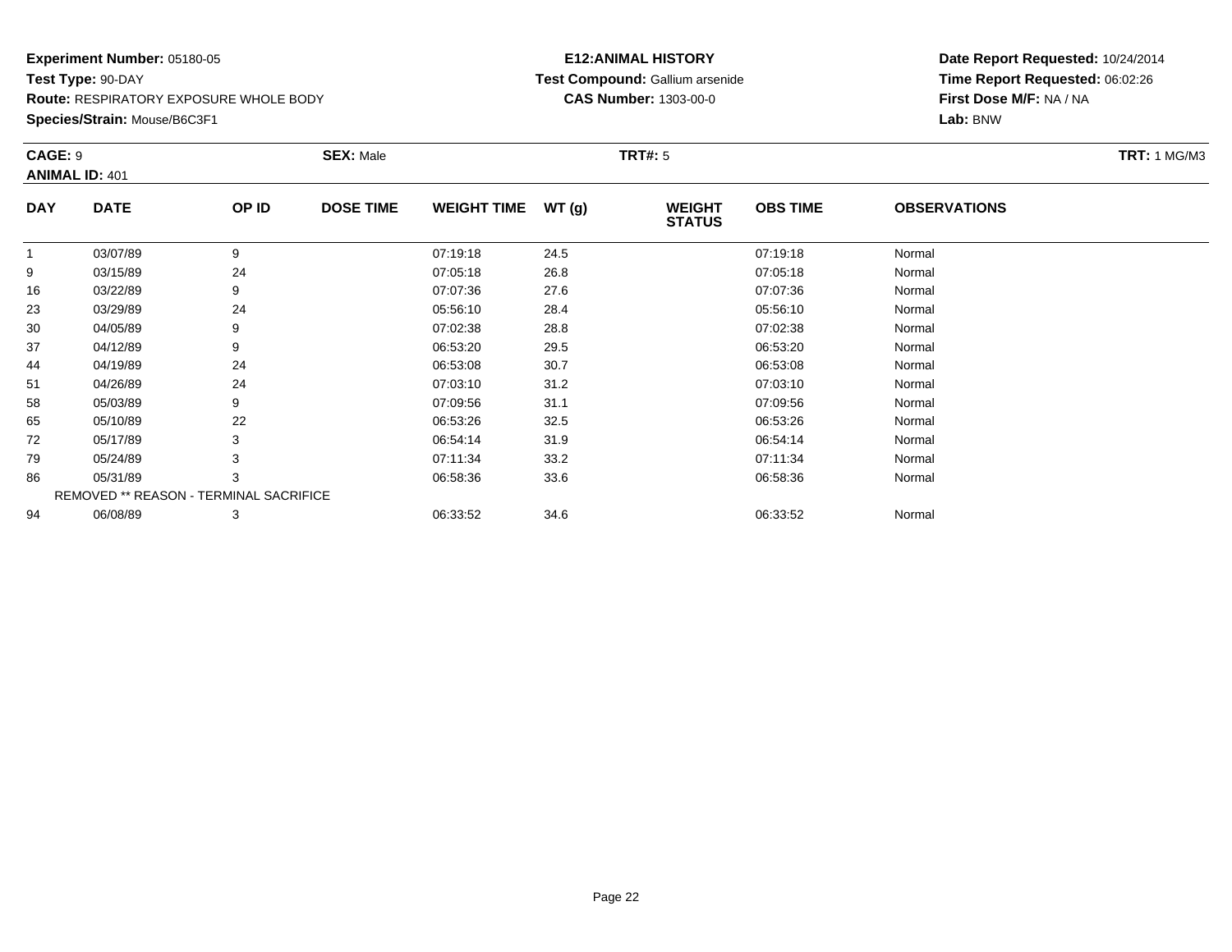**Experiment Number:** 05180-05
**Test Type:** 90-DAY
**Route:** RESPIRATORY EXPOSURE WHOLE BODY
**Species/Strain:** Mouse/B6C3F1

**E12:ANIMAL HISTORY**
**Test Compound:** Gallium arsenide
**CAS Number:** 1303-00-0

**Date Report Requested:** 10/24/2014
**Time Report Requested:** 06:02:26
**First Dose M/F:** NA / NA
**Lab:** BNW

**CAGE:** 9 **SEX:** Male **TRT#:** 5 **TRT:** 1 MG/M3
**ANIMAL ID:** 401

| DAY | DATE | OP ID | DOSE TIME | WEIGHT TIME | WT (g) | WEIGHT STATUS | OBS TIME | OBSERVATIONS |
|---|---|---|---|---|---|---|---|---|
| 1 | 03/07/89 | 9 | | 07:19:18 | 24.5 | | 07:19:18 | Normal |
| 9 | 03/15/89 | 24 | | 07:05:18 | 26.8 | | 07:05:18 | Normal |
| 16 | 03/22/89 | 9 | | 07:07:36 | 27.6 | | 07:07:36 | Normal |
| 23 | 03/29/89 | 24 | | 05:56:10 | 28.4 | | 05:56:10 | Normal |
| 30 | 04/05/89 | 9 | | 07:02:38 | 28.8 | | 07:02:38 | Normal |
| 37 | 04/12/89 | 9 | | 06:53:20 | 29.5 | | 06:53:20 | Normal |
| 44 | 04/19/89 | 24 | | 06:53:08 | 30.7 | | 06:53:08 | Normal |
| 51 | 04/26/89 | 24 | | 07:03:10 | 31.2 | | 07:03:10 | Normal |
| 58 | 05/03/89 | 9 | | 07:09:56 | 31.1 | | 07:09:56 | Normal |
| 65 | 05/10/89 | 22 | | 06:53:26 | 32.5 | | 06:53:26 | Normal |
| 72 | 05/17/89 | 3 | | 06:54:14 | 31.9 | | 06:54:14 | Normal |
| 79 | 05/24/89 | 3 | | 07:11:34 | 33.2 | | 07:11:34 | Normal |
| 86 | 05/31/89 | 3 | | 06:58:36 | 33.6 | | 06:58:36 | Normal |
| REMOVED ** REASON - TERMINAL SACRIFICE | | | | | | | | |
| 94 | 06/08/89 | 3 | | 06:33:52 | 34.6 | | 06:33:52 | Normal |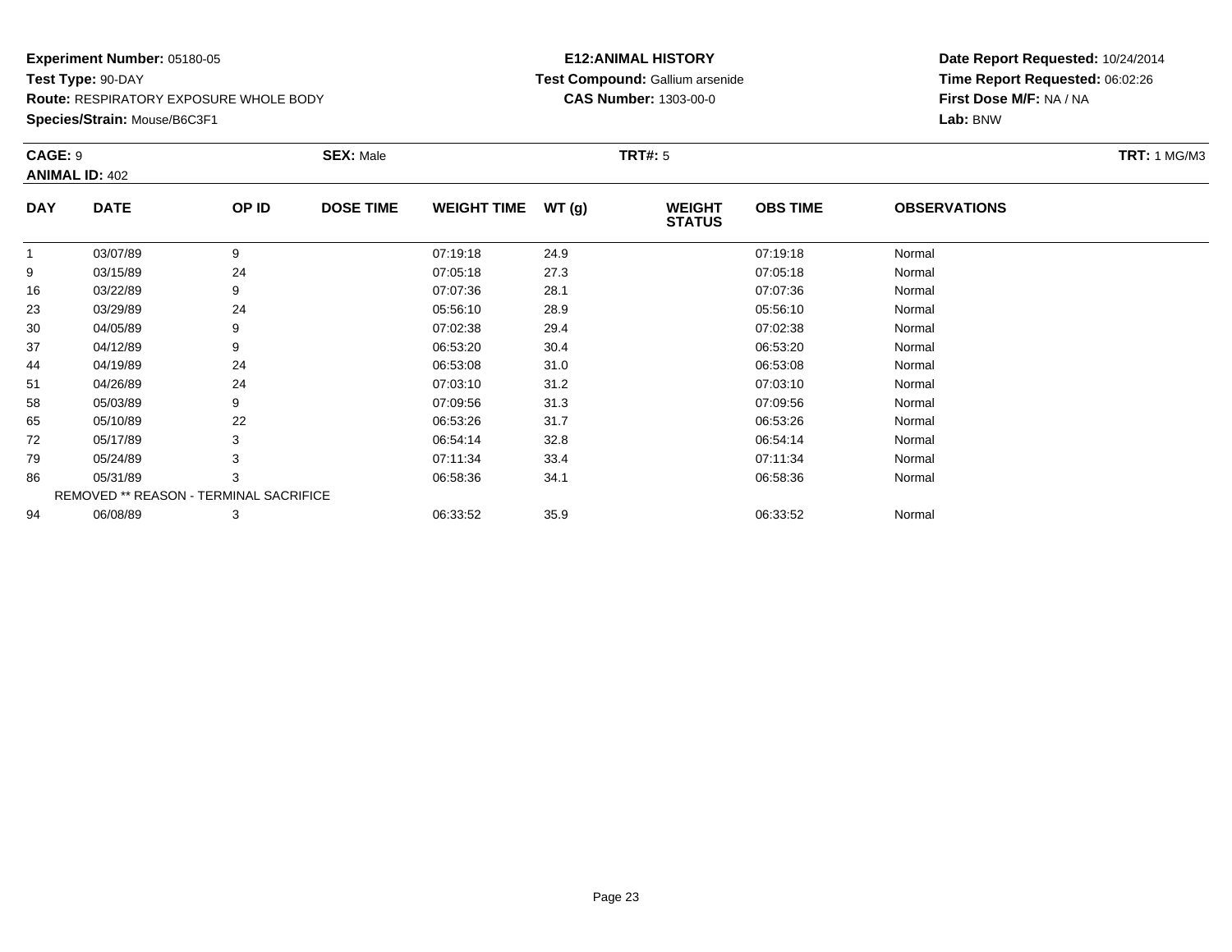**Experiment Number:** 05180-05
**Test Type:** 90-DAY
**Route:** RESPIRATORY EXPOSURE WHOLE BODY
**Species/Strain:** Mouse/B6C3F1

**E12:ANIMAL HISTORY**
**Test Compound:** Gallium arsenide
**CAS Number:** 1303-00-0

**Date Report Requested:** 10/24/2014
**Time Report Requested:** 06:02:26
**First Dose M/F:** NA / NA
**Lab:** BNW

**CAGE:** 9 **SEX:** Male **TRT#:** 5 **TRT:** 1 MG/M3
**ANIMAL ID:** 402

| DAY | DATE | OP ID | DOSE TIME | WEIGHT TIME | WT (g) | WEIGHT STATUS | OBS TIME | OBSERVATIONS |
|---|---|---|---|---|---|---|---|---|
| 1 | 03/07/89 | 9 | | 07:19:18 | 24.9 | | 07:19:18 | Normal |
| 9 | 03/15/89 | 24 | | 07:05:18 | 27.3 | | 07:05:18 | Normal |
| 16 | 03/22/89 | 9 | | 07:07:36 | 28.1 | | 07:07:36 | Normal |
| 23 | 03/29/89 | 24 | | 05:56:10 | 28.9 | | 05:56:10 | Normal |
| 30 | 04/05/89 | 9 | | 07:02:38 | 29.4 | | 07:02:38 | Normal |
| 37 | 04/12/89 | 9 | | 06:53:20 | 30.4 | | 06:53:20 | Normal |
| 44 | 04/19/89 | 24 | | 06:53:08 | 31.0 | | 06:53:08 | Normal |
| 51 | 04/26/89 | 24 | | 07:03:10 | 31.2 | | 07:03:10 | Normal |
| 58 | 05/03/89 | 9 | | 07:09:56 | 31.3 | | 07:09:56 | Normal |
| 65 | 05/10/89 | 22 | | 06:53:26 | 31.7 | | 06:53:26 | Normal |
| 72 | 05/17/89 | 3 | | 06:54:14 | 32.8 | | 06:54:14 | Normal |
| 79 | 05/24/89 | 3 | | 07:11:34 | 33.4 | | 07:11:34 | Normal |
| 86 | 05/31/89 | 3 | | 06:58:36 | 34.1 | | 06:58:36 | Normal |
| REMOVED ** REASON - TERMINAL SACRIFICE | | | | | | | | |
| 94 | 06/08/89 | 3 | | 06:33:52 | 35.9 | | 06:33:52 | Normal |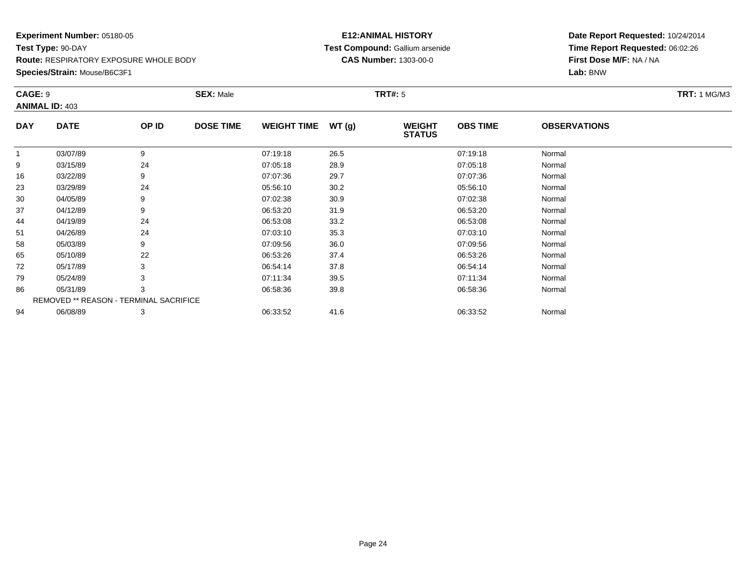**Experiment Number:** 05180-05
**Test Type:** 90-DAY
**Route:** RESPIRATORY EXPOSURE WHOLE BODY
**Species/Strain:** Mouse/B6C3F1

**E12:ANIMAL HISTORY**
**Test Compound:** Gallium arsenide
**CAS Number:** 1303-00-0

**Date Report Requested:** 10/24/2014
**Time Report Requested:** 06:02:26
**First Dose M/F:** NA / NA
**Lab:** BNW

**CAGE:** 9 **SEX:** Male **TRT#:** 5 **TRT:** 1 MG/M3
**ANIMAL ID:** 403

| DAY | DATE | OP ID | DOSE TIME | WEIGHT TIME | WT (g) | WEIGHT STATUS | OBS TIME | OBSERVATIONS |
|---|---|---|---|---|---|---|---|---|
| 1 | 03/07/89 | 9 | | 07:19:18 | 26.5 | | 07:19:18 | Normal |
| 9 | 03/15/89 | 24 | | 07:05:18 | 28.9 | | 07:05:18 | Normal |
| 16 | 03/22/89 | 9 | | 07:07:36 | 29.7 | | 07:07:36 | Normal |
| 23 | 03/29/89 | 24 | | 05:56:10 | 30.2 | | 05:56:10 | Normal |
| 30 | 04/05/89 | 9 | | 07:02:38 | 30.9 | | 07:02:38 | Normal |
| 37 | 04/12/89 | 9 | | 06:53:20 | 31.9 | | 06:53:20 | Normal |
| 44 | 04/19/89 | 24 | | 06:53:08 | 33.2 | | 06:53:08 | Normal |
| 51 | 04/26/89 | 24 | | 07:03:10 | 35.3 | | 07:03:10 | Normal |
| 58 | 05/03/89 | 9 | | 07:09:56 | 36.0 | | 07:09:56 | Normal |
| 65 | 05/10/89 | 22 | | 06:53:26 | 37.4 | | 06:53:26 | Normal |
| 72 | 05/17/89 | 3 | | 06:54:14 | 37.8 | | 06:54:14 | Normal |
| 79 | 05/24/89 | 3 | | 07:11:34 | 39.5 | | 07:11:34 | Normal |
| 86 | 05/31/89 | 3 | | 06:58:36 | 39.8 | | 06:58:36 | Normal |
| REMOVED ** REASON - TERMINAL SACRIFICE | | | | | | | | |
| 94 | 06/08/89 | 3 | | 06:33:52 | 41.6 | | 06:33:52 | Normal |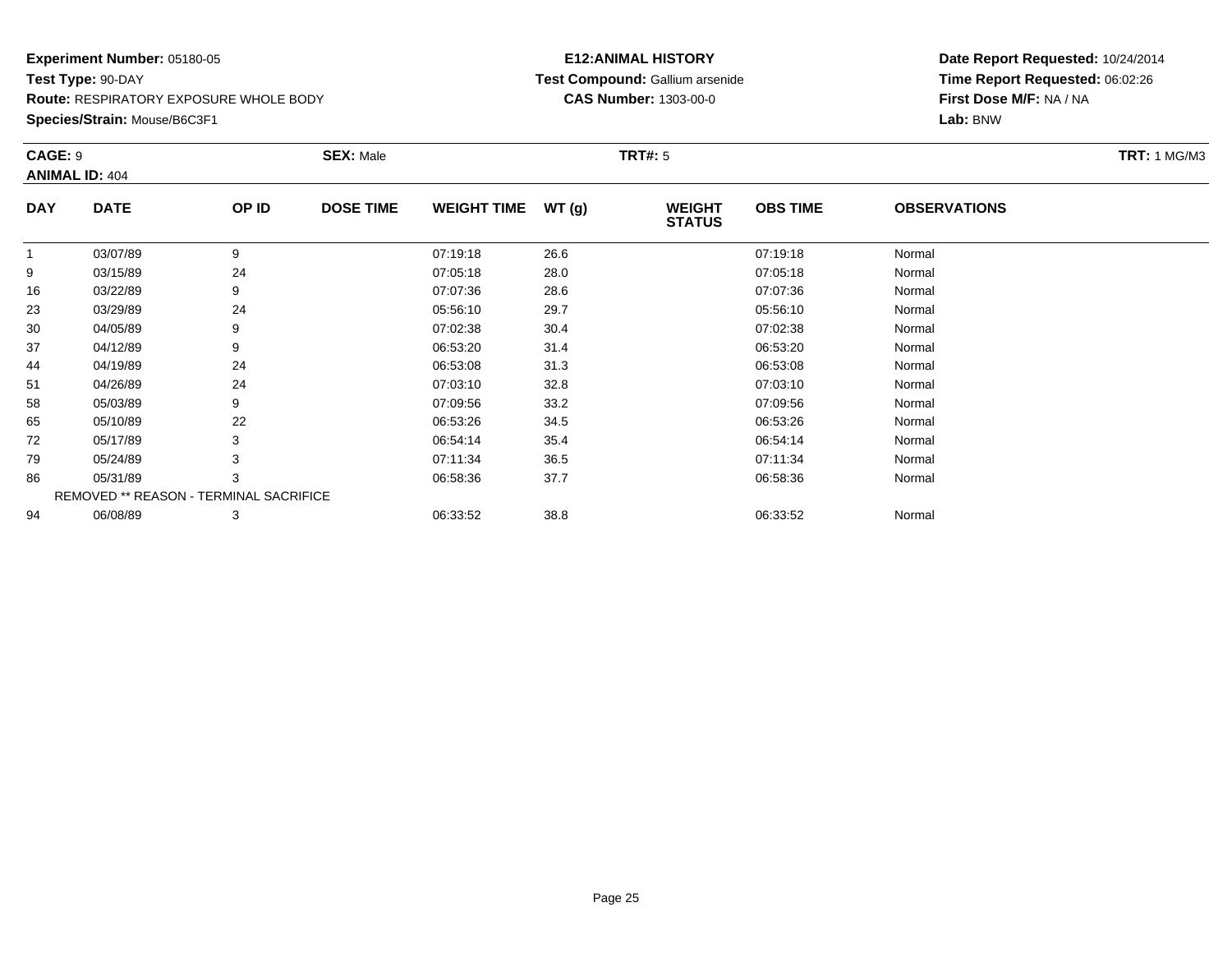**Experiment Number:** 05180-05
**Test Type:** 90-DAY
**Route:** RESPIRATORY EXPOSURE WHOLE BODY
**Species/Strain:** Mouse/B6C3F1

**E12:ANIMAL HISTORY**
**Test Compound:** Gallium arsenide
**CAS Number:** 1303-00-0

**Date Report Requested:** 10/24/2014
**Time Report Requested:** 06:02:26
**First Dose M/F:** NA / NA
**Lab:** BNW

**CAGE:** 9 **SEX:** Male **TRT#:** 5 **TRT:** 1 MG/M3
**ANIMAL ID:** 404

| DAY | DATE | OP ID | DOSE TIME | WEIGHT TIME | WT (g) | WEIGHT STATUS | OBS TIME | OBSERVATIONS |
|---|---|---|---|---|---|---|---|---|
| 1 | 03/07/89 | 9 | | 07:19:18 | 26.6 | | 07:19:18 | Normal |
| 9 | 03/15/89 | 24 | | 07:05:18 | 28.0 | | 07:05:18 | Normal |
| 16 | 03/22/89 | 9 | | 07:07:36 | 28.6 | | 07:07:36 | Normal |
| 23 | 03/29/89 | 24 | | 05:56:10 | 29.7 | | 05:56:10 | Normal |
| 30 | 04/05/89 | 9 | | 07:02:38 | 30.4 | | 07:02:38 | Normal |
| 37 | 04/12/89 | 9 | | 06:53:20 | 31.4 | | 06:53:20 | Normal |
| 44 | 04/19/89 | 24 | | 06:53:08 | 31.3 | | 06:53:08 | Normal |
| 51 | 04/26/89 | 24 | | 07:03:10 | 32.8 | | 07:03:10 | Normal |
| 58 | 05/03/89 | 9 | | 07:09:56 | 33.2 | | 07:09:56 | Normal |
| 65 | 05/10/89 | 22 | | 06:53:26 | 34.5 | | 06:53:26 | Normal |
| 72 | 05/17/89 | 3 | | 06:54:14 | 35.4 | | 06:54:14 | Normal |
| 79 | 05/24/89 | 3 | | 07:11:34 | 36.5 | | 07:11:34 | Normal |
| 86 | 05/31/89 | 3 | | 06:58:36 | 37.7 | | 06:58:36 | Normal |
| REMOVED ** REASON - TERMINAL SACRIFICE | | | | | | | | |
| 94 | 06/08/89 | 3 | | 06:33:52 | 38.8 | | 06:33:52 | Normal |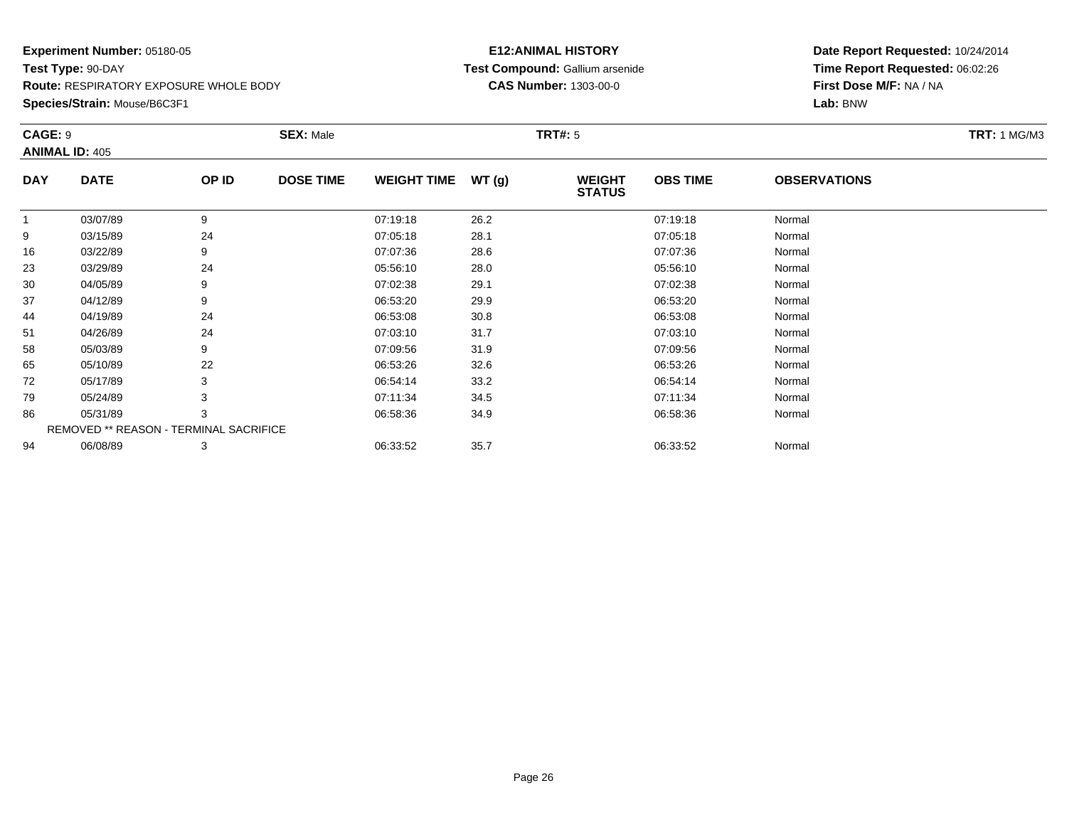**Experiment Number:** 05180-05
**Test Type:** 90-DAY
**Route:** RESPIRATORY EXPOSURE WHOLE BODY
**Species/Strain:** Mouse/B6C3F1

**E12:ANIMAL HISTORY**
**Test Compound:** Gallium arsenide
**CAS Number:** 1303-00-0

**Date Report Requested:** 10/24/2014
**Time Report Requested:** 06:02:26
**First Dose M/F:** NA / NA
**Lab:** BNW

**CAGE:** 9 **SEX:** Male **TRT#:** 5 **TRT:** 1 MG/M3
**ANIMAL ID:** 405

| DAY | DATE | OP ID | DOSE TIME | WEIGHT TIME | WT (g) | WEIGHT STATUS | OBS TIME | OBSERVATIONS |
|---|---|---|---|---|---|---|---|---|
| 1 | 03/07/89 | 9 | | 07:19:18 | 26.2 | | 07:19:18 | Normal |
| 9 | 03/15/89 | 24 | | 07:05:18 | 28.1 | | 07:05:18 | Normal |
| 16 | 03/22/89 | 9 | | 07:07:36 | 28.6 | | 07:07:36 | Normal |
| 23 | 03/29/89 | 24 | | 05:56:10 | 28.0 | | 05:56:10 | Normal |
| 30 | 04/05/89 | 9 | | 07:02:38 | 29.1 | | 07:02:38 | Normal |
| 37 | 04/12/89 | 9 | | 06:53:20 | 29.9 | | 06:53:20 | Normal |
| 44 | 04/19/89 | 24 | | 06:53:08 | 30.8 | | 06:53:08 | Normal |
| 51 | 04/26/89 | 24 | | 07:03:10 | 31.7 | | 07:03:10 | Normal |
| 58 | 05/03/89 | 9 | | 07:09:56 | 31.9 | | 07:09:56 | Normal |
| 65 | 05/10/89 | 22 | | 06:53:26 | 32.6 | | 06:53:26 | Normal |
| 72 | 05/17/89 | 3 | | 06:54:14 | 33.2 | | 06:54:14 | Normal |
| 79 | 05/24/89 | 3 | | 07:11:34 | 34.5 | | 07:11:34 | Normal |
| 86 | 05/31/89 | 3 | | 06:58:36 | 34.9 | | 06:58:36 | Normal |
| REMOVED ** REASON - TERMINAL SACRIFICE | | | | | | | | |
| 94 | 06/08/89 | 3 | | 06:33:52 | 35.7 | | 06:33:52 | Normal |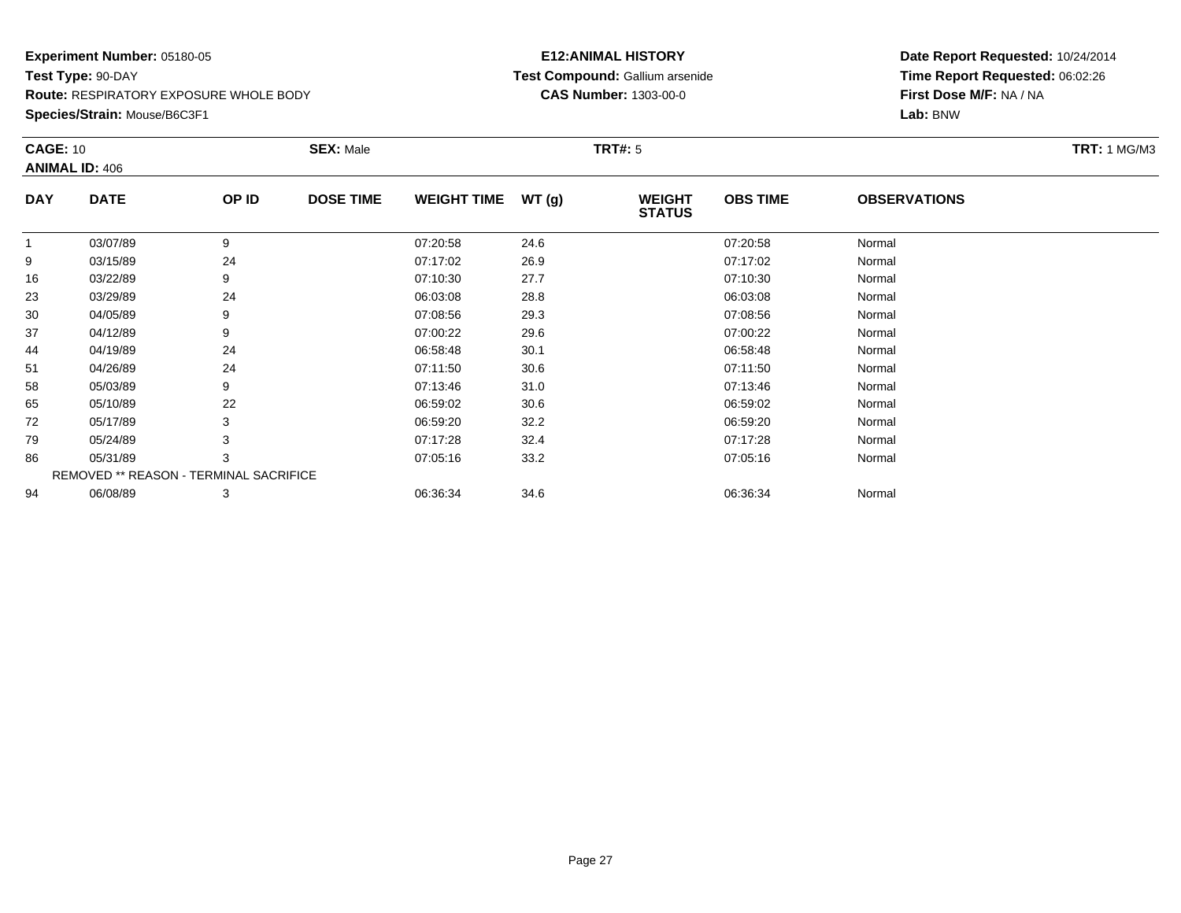**Experiment Number:** 05180-05
**Test Type:** 90-DAY
**Route:** RESPIRATORY EXPOSURE WHOLE BODY
**Species/Strain:** Mouse/B6C3F1

**E12:ANIMAL HISTORY**
**Test Compound:** Gallium arsenide
**CAS Number:** 1303-00-0

**Date Report Requested:** 10/24/2014
**Time Report Requested:** 06:02:26
**First Dose M/F:** NA / NA
**Lab:** BNW

**CAGE:** 10 **SEX:** Male **TRT#:** 5 **TRT:** 1 MG/M3
**ANIMAL ID:** 406

| DAY | DATE | OP ID | DOSE TIME | WEIGHT TIME | WT (g) | WEIGHT STATUS | OBS TIME | OBSERVATIONS |
|---|---|---|---|---|---|---|---|---|
| 1 | 03/07/89 | 9 | | 07:20:58 | 24.6 | | 07:20:58 | Normal |
| 9 | 03/15/89 | 24 | | 07:17:02 | 26.9 | | 07:17:02 | Normal |
| 16 | 03/22/89 | 9 | | 07:10:30 | 27.7 | | 07:10:30 | Normal |
| 23 | 03/29/89 | 24 | | 06:03:08 | 28.8 | | 06:03:08 | Normal |
| 30 | 04/05/89 | 9 | | 07:08:56 | 29.3 | | 07:08:56 | Normal |
| 37 | 04/12/89 | 9 | | 07:00:22 | 29.6 | | 07:00:22 | Normal |
| 44 | 04/19/89 | 24 | | 06:58:48 | 30.1 | | 06:58:48 | Normal |
| 51 | 04/26/89 | 24 | | 07:11:50 | 30.6 | | 07:11:50 | Normal |
| 58 | 05/03/89 | 9 | | 07:13:46 | 31.0 | | 07:13:46 | Normal |
| 65 | 05/10/89 | 22 | | 06:59:02 | 30.6 | | 06:59:02 | Normal |
| 72 | 05/17/89 | 3 | | 06:59:20 | 32.2 | | 06:59:20 | Normal |
| 79 | 05/24/89 | 3 | | 07:17:28 | 32.4 | | 07:17:28 | Normal |
| 86 | 05/31/89 | 3 | | 07:05:16 | 33.2 | | 07:05:16 | Normal |
| REMOVED ** REASON - TERMINAL SACRIFICE | | | | | | | | |
| 94 | 06/08/89 | 3 | | 06:36:34 | 34.6 | | 06:36:34 | Normal |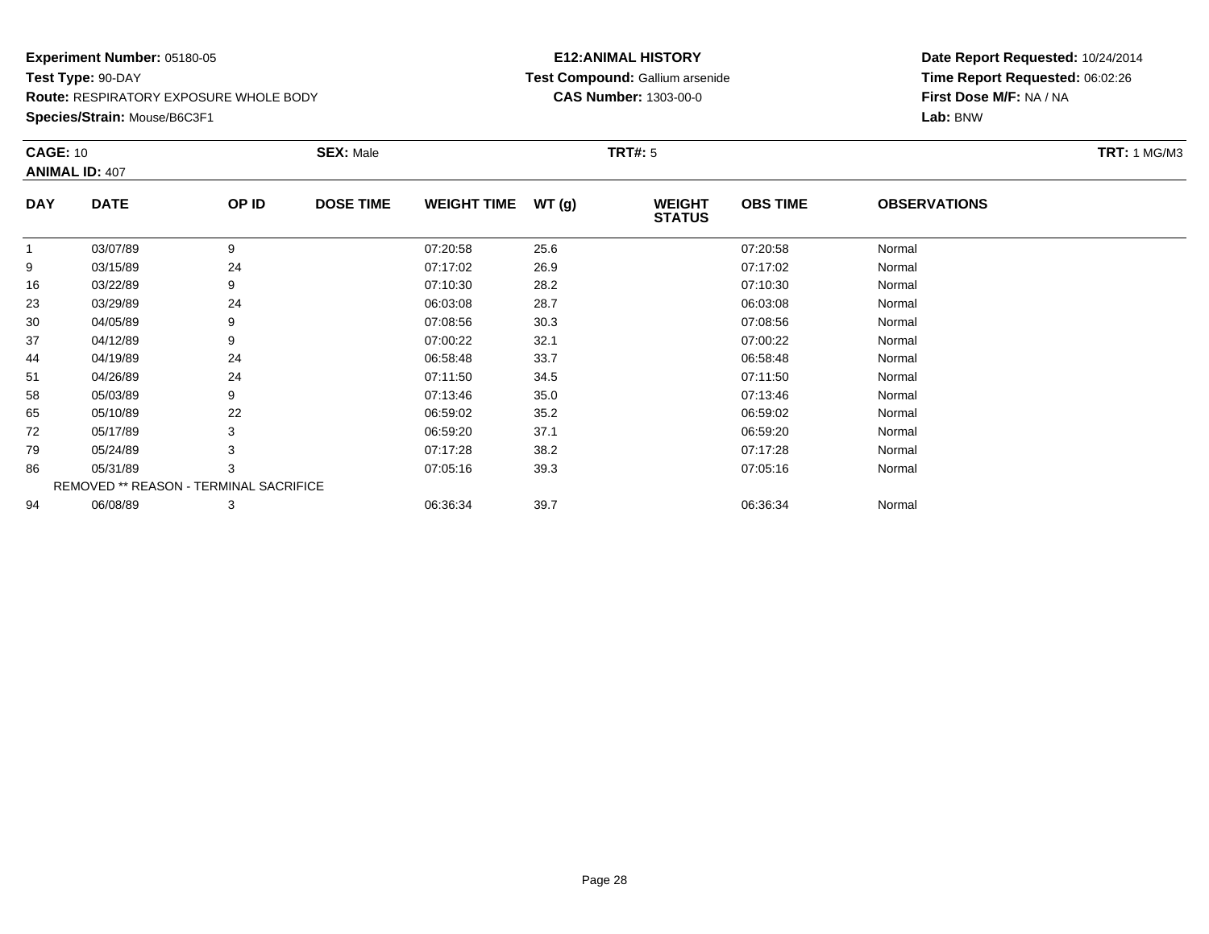**Experiment Number:** 05180-05
**Test Type:** 90-DAY
**Route:** RESPIRATORY EXPOSURE WHOLE BODY
**Species/Strain:** Mouse/B6C3F1

**E12:ANIMAL HISTORY**
**Test Compound:** Gallium arsenide
**CAS Number:** 1303-00-0

**Date Report Requested:** 10/24/2014
**Time Report Requested:** 06:02:26
**First Dose M/F:** NA / NA
**Lab:** BNW

**CAGE:** 10 **SEX:** Male **TRT#:** 5 **TRT:** 1 MG/M3
**ANIMAL ID:** 407

| DAY | DATE | OP ID | DOSE TIME | WEIGHT TIME | WT (g) | WEIGHT STATUS | OBS TIME | OBSERVATIONS |
|---|---|---|---|---|---|---|---|---|
| 1 | 03/07/89 | 9 | | 07:20:58 | 25.6 | | 07:20:58 | Normal |
| 9 | 03/15/89 | 24 | | 07:17:02 | 26.9 | | 07:17:02 | Normal |
| 16 | 03/22/89 | 9 | | 07:10:30 | 28.2 | | 07:10:30 | Normal |
| 23 | 03/29/89 | 24 | | 06:03:08 | 28.7 | | 06:03:08 | Normal |
| 30 | 04/05/89 | 9 | | 07:08:56 | 30.3 | | 07:08:56 | Normal |
| 37 | 04/12/89 | 9 | | 07:00:22 | 32.1 | | 07:00:22 | Normal |
| 44 | 04/19/89 | 24 | | 06:58:48 | 33.7 | | 06:58:48 | Normal |
| 51 | 04/26/89 | 24 | | 07:11:50 | 34.5 | | 07:11:50 | Normal |
| 58 | 05/03/89 | 9 | | 07:13:46 | 35.0 | | 07:13:46 | Normal |
| 65 | 05/10/89 | 22 | | 06:59:02 | 35.2 | | 06:59:02 | Normal |
| 72 | 05/17/89 | 3 | | 06:59:20 | 37.1 | | 06:59:20 | Normal |
| 79 | 05/24/89 | 3 | | 07:17:28 | 38.2 | | 07:17:28 | Normal |
| 86 | 05/31/89 | 3 | | 07:05:16 | 39.3 | | 07:05:16 | Normal |
| REMOVED ** REASON - TERMINAL SACRIFICE | | | | | | | | |
| 94 | 06/08/89 | 3 | | 06:36:34 | 39.7 | | 06:36:34 | Normal |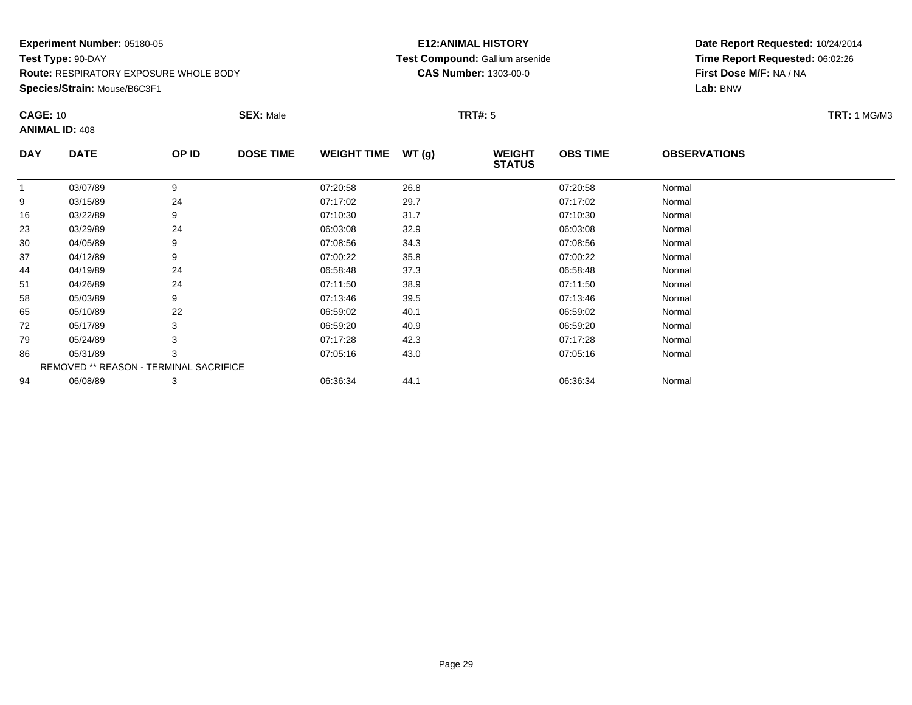**Experiment Number:** 05180-05
**Test Type:** 90-DAY
**Route:** RESPIRATORY EXPOSURE WHOLE BODY
**Species/Strain:** Mouse/B6C3F1

**E12:ANIMAL HISTORY**
**Test Compound:** Gallium arsenide
**CAS Number:** 1303-00-0

**Date Report Requested:** 10/24/2014
**Time Report Requested:** 06:02:26
**First Dose M/F:** NA / NA
**Lab:** BNW

**CAGE:** 10 **SEX:** Male **TRT#:** 5 **TRT:** 1 MG/M3
**ANIMAL ID:** 408

| DAY | DATE | OP ID | DOSE TIME | WEIGHT TIME | WT (g) | WEIGHT STATUS | OBS TIME | OBSERVATIONS |
|---|---|---|---|---|---|---|---|---|
| 1 | 03/07/89 | 9 | | 07:20:58 | 26.8 | | 07:20:58 | Normal |
| 9 | 03/15/89 | 24 | | 07:17:02 | 29.7 | | 07:17:02 | Normal |
| 16 | 03/22/89 | 9 | | 07:10:30 | 31.7 | | 07:10:30 | Normal |
| 23 | 03/29/89 | 24 | | 06:03:08 | 32.9 | | 06:03:08 | Normal |
| 30 | 04/05/89 | 9 | | 07:08:56 | 34.3 | | 07:08:56 | Normal |
| 37 | 04/12/89 | 9 | | 07:00:22 | 35.8 | | 07:00:22 | Normal |
| 44 | 04/19/89 | 24 | | 06:58:48 | 37.3 | | 06:58:48 | Normal |
| 51 | 04/26/89 | 24 | | 07:11:50 | 38.9 | | 07:11:50 | Normal |
| 58 | 05/03/89 | 9 | | 07:13:46 | 39.5 | | 07:13:46 | Normal |
| 65 | 05/10/89 | 22 | | 06:59:02 | 40.1 | | 06:59:02 | Normal |
| 72 | 05/17/89 | 3 | | 06:59:20 | 40.9 | | 06:59:20 | Normal |
| 79 | 05/24/89 | 3 | | 07:17:28 | 42.3 | | 07:17:28 | Normal |
| 86 | 05/31/89 | 3 | | 07:05:16 | 43.0 | | 07:05:16 | Normal |
| REMOVED ** REASON - TERMINAL SACRIFICE | | | | | | | | |
| 94 | 06/08/89 | 3 | | 06:36:34 | 44.1 | | 06:36:34 | Normal |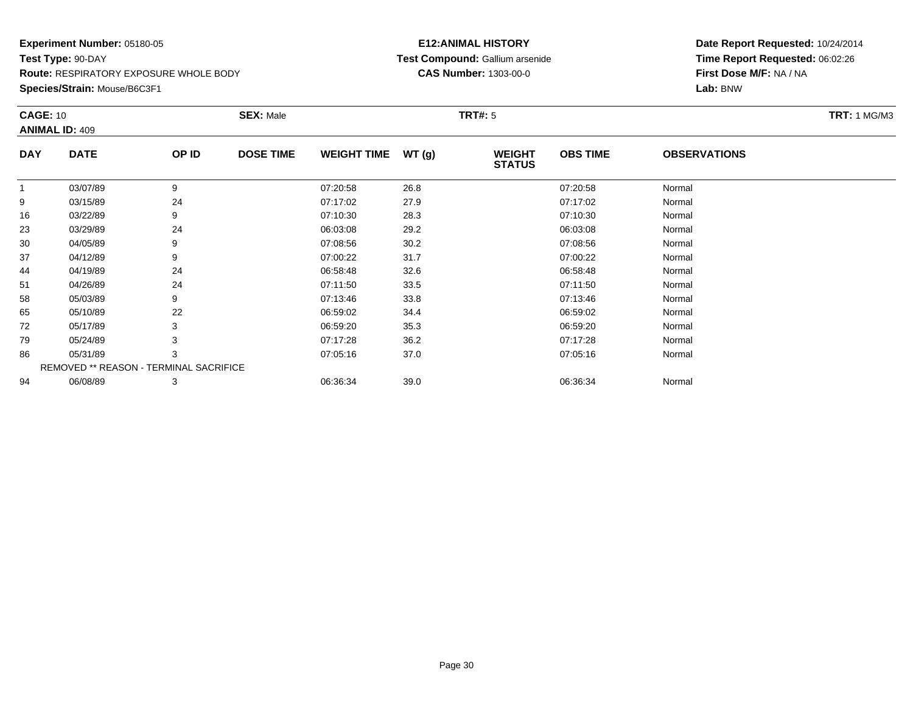**Experiment Number:** 05180-05
**Test Type:** 90-DAY
**Route:** RESPIRATORY EXPOSURE WHOLE BODY
**Species/Strain:** Mouse/B6C3F1

**E12:ANIMAL HISTORY**
**Test Compound:** Gallium arsenide
**CAS Number:** 1303-00-0

**Date Report Requested:** 10/24/2014
**Time Report Requested:** 06:02:26
**First Dose M/F:** NA / NA
**Lab:** BNW

**CAGE:** 10
**ANIMAL ID:** 409
**SEX:** Male
**TRT#:** 5
**TRT:** 1 MG/M3

| DAY | DATE | OP ID | DOSE TIME | WEIGHT TIME | WT (g) | WEIGHT STATUS | OBS TIME | OBSERVATIONS |
|---|---|---|---|---|---|---|---|---|
| 1 | 03/07/89 | 9 | | 07:20:58 | 26.8 | | 07:20:58 | Normal |
| 9 | 03/15/89 | 24 | | 07:17:02 | 27.9 | | 07:17:02 | Normal |
| 16 | 03/22/89 | 9 | | 07:10:30 | 28.3 | | 07:10:30 | Normal |
| 23 | 03/29/89 | 24 | | 06:03:08 | 29.2 | | 06:03:08 | Normal |
| 30 | 04/05/89 | 9 | | 07:08:56 | 30.2 | | 07:08:56 | Normal |
| 37 | 04/12/89 | 9 | | 07:00:22 | 31.7 | | 07:00:22 | Normal |
| 44 | 04/19/89 | 24 | | 06:58:48 | 32.6 | | 06:58:48 | Normal |
| 51 | 04/26/89 | 24 | | 07:11:50 | 33.5 | | 07:11:50 | Normal |
| 58 | 05/03/89 | 9 | | 07:13:46 | 33.8 | | 07:13:46 | Normal |
| 65 | 05/10/89 | 22 | | 06:59:02 | 34.4 | | 06:59:02 | Normal |
| 72 | 05/17/89 | 3 | | 06:59:20 | 35.3 | | 06:59:20 | Normal |
| 79 | 05/24/89 | 3 | | 07:17:28 | 36.2 | | 07:17:28 | Normal |
| 86 | 05/31/89 | 3 | | 07:05:16 | 37.0 | | 07:05:16 | Normal |
| REMOVED ** REASON - TERMINAL SACRIFICE | | | | | | | | |
| 94 | 06/08/89 | 3 | | 06:36:34 | 39.0 | | 06:36:34 | Normal |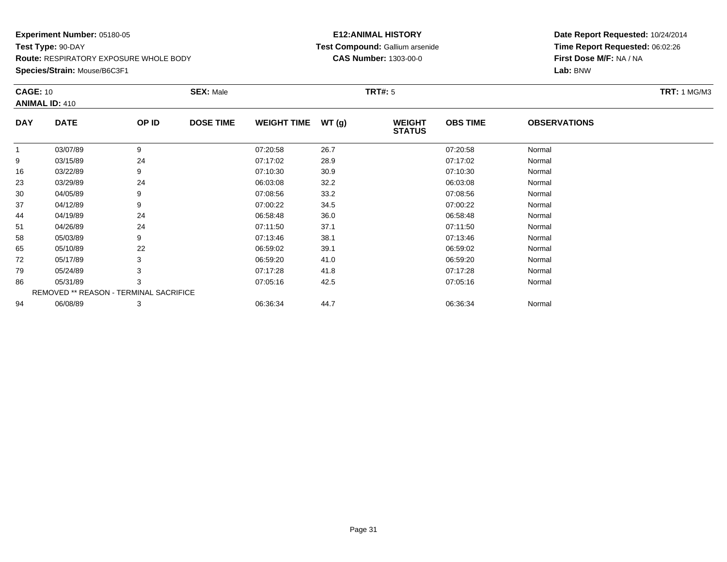**Experiment Number:** 05180-05
**Test Type:** 90-DAY
**Route:** RESPIRATORY EXPOSURE WHOLE BODY
**Species/Strain:** Mouse/B6C3F1

**E12:ANIMAL HISTORY**
**Test Compound:** Gallium arsenide
**CAS Number:** 1303-00-0

**Date Report Requested:** 10/24/2014
**Time Report Requested:** 06:02:26
**First Dose M/F:** NA / NA
**Lab:** BNW

**CAGE:** 10 **SEX:** Male **TRT#:** 5 **TRT:** 1 MG/M3
**ANIMAL ID:** 410

| DAY | DATE | OP ID | DOSE TIME | WEIGHT TIME | WT (g) | WEIGHT STATUS | OBS TIME | OBSERVATIONS |
|---|---|---|---|---|---|---|---|---|
| 1 | 03/07/89 | 9 | | 07:20:58 | 26.7 | | 07:20:58 | Normal |
| 9 | 03/15/89 | 24 | | 07:17:02 | 28.9 | | 07:17:02 | Normal |
| 16 | 03/22/89 | 9 | | 07:10:30 | 30.9 | | 07:10:30 | Normal |
| 23 | 03/29/89 | 24 | | 06:03:08 | 32.2 | | 06:03:08 | Normal |
| 30 | 04/05/89 | 9 | | 07:08:56 | 33.2 | | 07:08:56 | Normal |
| 37 | 04/12/89 | 9 | | 07:00:22 | 34.5 | | 07:00:22 | Normal |
| 44 | 04/19/89 | 24 | | 06:58:48 | 36.0 | | 06:58:48 | Normal |
| 51 | 04/26/89 | 24 | | 07:11:50 | 37.1 | | 07:11:50 | Normal |
| 58 | 05/03/89 | 9 | | 07:13:46 | 38.1 | | 07:13:46 | Normal |
| 65 | 05/10/89 | 22 | | 06:59:02 | 39.1 | | 06:59:02 | Normal |
| 72 | 05/17/89 | 3 | | 06:59:20 | 41.0 | | 06:59:20 | Normal |
| 79 | 05/24/89 | 3 | | 07:17:28 | 41.8 | | 07:17:28 | Normal |
| 86 | 05/31/89 | 3 | | 07:05:16 | 42.5 | | 07:05:16 | Normal |
| REMOVED ** REASON - TERMINAL SACRIFICE | | | | | | | | |
| 94 | 06/08/89 | 3 | | 06:36:34 | 44.7 | | 06:36:34 | Normal |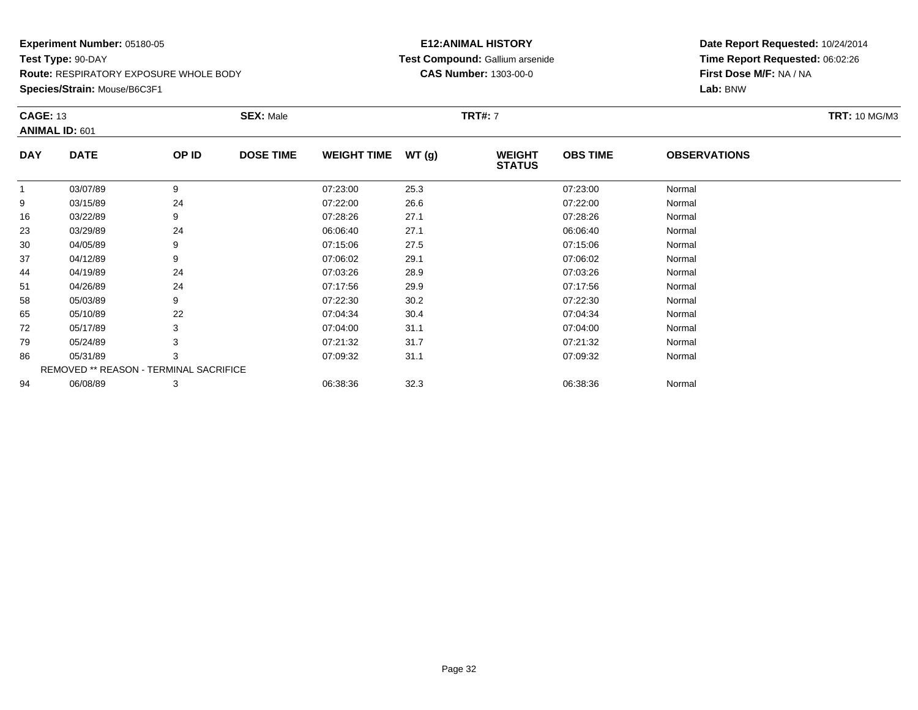**Experiment Number:** 05180-05
**Test Type:** 90-DAY
**Route:** RESPIRATORY EXPOSURE WHOLE BODY
**Species/Strain:** Mouse/B6C3F1

**E12:ANIMAL HISTORY**
**Test Compound:** Gallium arsenide
**CAS Number:** 1303-00-0

**Date Report Requested:** 10/24/2014
**Time Report Requested:** 06:02:26
**First Dose M/F:** NA / NA
**Lab:** BNW

**CAGE:** 13 **SEX:** Male **TRT#:** 7 **TRT:** 10 MG/M3
**ANIMAL ID:** 601

| DAY | DATE | OP ID | DOSE TIME | WEIGHT TIME | WT (g) | WEIGHT STATUS | OBS TIME | OBSERVATIONS |
|---|---|---|---|---|---|---|---|---|
| 1 | 03/07/89 | 9 | | 07:23:00 | 25.3 | | 07:23:00 | Normal |
| 9 | 03/15/89 | 24 | | 07:22:00 | 26.6 | | 07:22:00 | Normal |
| 16 | 03/22/89 | 9 | | 07:28:26 | 27.1 | | 07:28:26 | Normal |
| 23 | 03/29/89 | 24 | | 06:06:40 | 27.1 | | 06:06:40 | Normal |
| 30 | 04/05/89 | 9 | | 07:15:06 | 27.5 | | 07:15:06 | Normal |
| 37 | 04/12/89 | 9 | | 07:06:02 | 29.1 | | 07:06:02 | Normal |
| 44 | 04/19/89 | 24 | | 07:03:26 | 28.9 | | 07:03:26 | Normal |
| 51 | 04/26/89 | 24 | | 07:17:56 | 29.9 | | 07:17:56 | Normal |
| 58 | 05/03/89 | 9 | | 07:22:30 | 30.2 | | 07:22:30 | Normal |
| 65 | 05/10/89 | 22 | | 07:04:34 | 30.4 | | 07:04:34 | Normal |
| 72 | 05/17/89 | 3 | | 07:04:00 | 31.1 | | 07:04:00 | Normal |
| 79 | 05/24/89 | 3 | | 07:21:32 | 31.7 | | 07:21:32 | Normal |
| 86 | 05/31/89 | 3 | | 07:09:32 | 31.1 | | 07:09:32 | Normal |
| REMOVED ** REASON - TERMINAL SACRIFICE | | | | | | | | |
| 94 | 06/08/89 | 3 | | 06:38:36 | 32.3 | | 06:38:36 | Normal |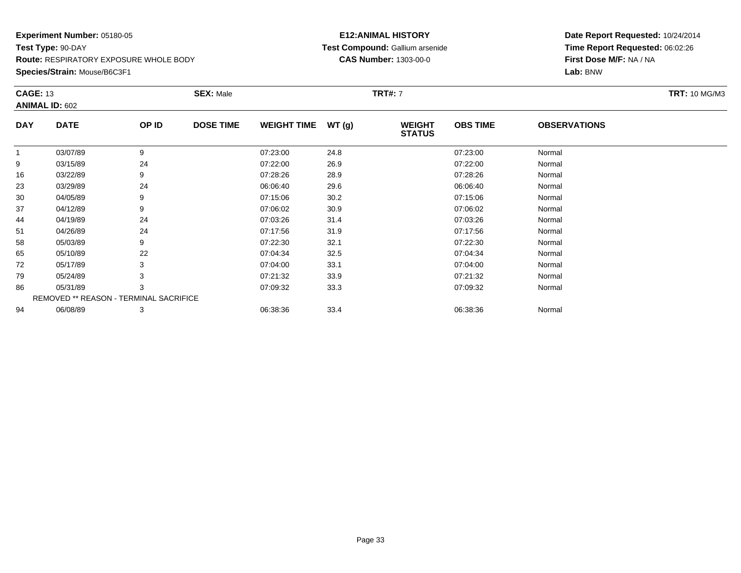**Experiment Number:** 05180-05
**Test Type:** 90-DAY
**Route:** RESPIRATORY EXPOSURE WHOLE BODY
**Species/Strain:** Mouse/B6C3F1

**E12:ANIMAL HISTORY**
**Test Compound:** Gallium arsenide
**CAS Number:** 1303-00-0

**Date Report Requested:** 10/24/2014
**Time Report Requested:** 06:02:26
**First Dose M/F:** NA / NA
**Lab:** BNW

**CAGE:** 13 **SEX:** Male **TRT#:** 7 **TRT:** 10 MG/M3
**ANIMAL ID:** 602

| DAY | DATE | OP ID | DOSE TIME | WEIGHT TIME | WT (g) | WEIGHT STATUS | OBS TIME | OBSERVATIONS |
|---|---|---|---|---|---|---|---|---|
| 1 | 03/07/89 | 9 | | 07:23:00 | 24.8 | | 07:23:00 | Normal |
| 9 | 03/15/89 | 24 | | 07:22:00 | 26.9 | | 07:22:00 | Normal |
| 16 | 03/22/89 | 9 | | 07:28:26 | 28.9 | | 07:28:26 | Normal |
| 23 | 03/29/89 | 24 | | 06:06:40 | 29.6 | | 06:06:40 | Normal |
| 30 | 04/05/89 | 9 | | 07:15:06 | 30.2 | | 07:15:06 | Normal |
| 37 | 04/12/89 | 9 | | 07:06:02 | 30.9 | | 07:06:02 | Normal |
| 44 | 04/19/89 | 24 | | 07:03:26 | 31.4 | | 07:03:26 | Normal |
| 51 | 04/26/89 | 24 | | 07:17:56 | 31.9 | | 07:17:56 | Normal |
| 58 | 05/03/89 | 9 | | 07:22:30 | 32.1 | | 07:22:30 | Normal |
| 65 | 05/10/89 | 22 | | 07:04:34 | 32.5 | | 07:04:34 | Normal |
| 72 | 05/17/89 | 3 | | 07:04:00 | 33.1 | | 07:04:00 | Normal |
| 79 | 05/24/89 | 3 | | 07:21:32 | 33.9 | | 07:21:32 | Normal |
| 86 | 05/31/89 | 3 | | 07:09:32 | 33.3 | | 07:09:32 | Normal |
| REMOVED ** REASON - TERMINAL SACRIFICE | | | | | | | | |
| 94 | 06/08/89 | 3 | | 06:38:36 | 33.4 | | 06:38:36 | Normal |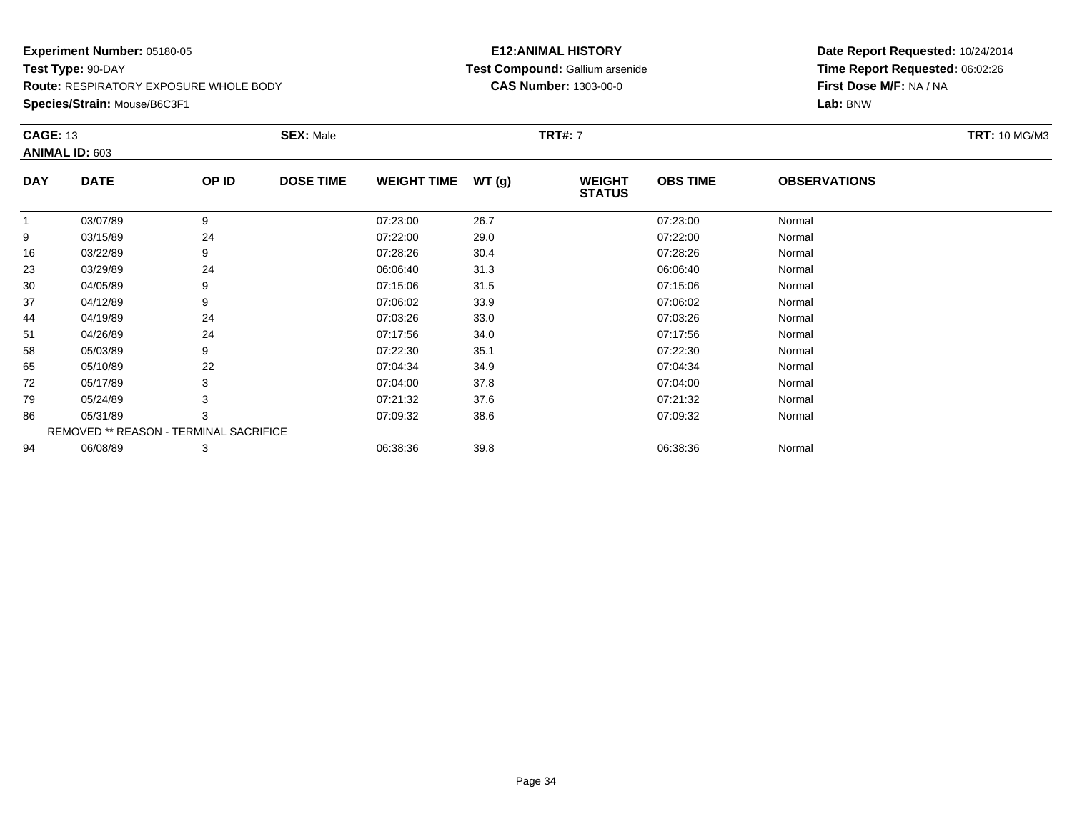**Experiment Number:** 05180-05
**Test Type:** 90-DAY
**Route:** RESPIRATORY EXPOSURE WHOLE BODY
**Species/Strain:** Mouse/B6C3F1

**E12:ANIMAL HISTORY**
**Test Compound:** Gallium arsenide
**CAS Number:** 1303-00-0

**Date Report Requested:** 10/24/2014
**Time Report Requested:** 06:02:26
**First Dose M/F:** NA / NA
**Lab:** BNW

**CAGE:** 13 **SEX:** Male **TRT#:** 7 **TRT:** 10 MG/M3
**ANIMAL ID:** 603

| DAY | DATE | OP ID | DOSE TIME | WEIGHT TIME | WT (g) | WEIGHT STATUS | OBS TIME | OBSERVATIONS |
|---|---|---|---|---|---|---|---|---|
| 1 | 03/07/89 | 9 | | 07:23:00 | 26.7 | | 07:23:00 | Normal |
| 9 | 03/15/89 | 24 | | 07:22:00 | 29.0 | | 07:22:00 | Normal |
| 16 | 03/22/89 | 9 | | 07:28:26 | 30.4 | | 07:28:26 | Normal |
| 23 | 03/29/89 | 24 | | 06:06:40 | 31.3 | | 06:06:40 | Normal |
| 30 | 04/05/89 | 9 | | 07:15:06 | 31.5 | | 07:15:06 | Normal |
| 37 | 04/12/89 | 9 | | 07:06:02 | 33.9 | | 07:06:02 | Normal |
| 44 | 04/19/89 | 24 | | 07:03:26 | 33.0 | | 07:03:26 | Normal |
| 51 | 04/26/89 | 24 | | 07:17:56 | 34.0 | | 07:17:56 | Normal |
| 58 | 05/03/89 | 9 | | 07:22:30 | 35.1 | | 07:22:30 | Normal |
| 65 | 05/10/89 | 22 | | 07:04:34 | 34.9 | | 07:04:34 | Normal |
| 72 | 05/17/89 | 3 | | 07:04:00 | 37.8 | | 07:04:00 | Normal |
| 79 | 05/24/89 | 3 | | 07:21:32 | 37.6 | | 07:21:32 | Normal |
| 86 | 05/31/89 | 3 | | 07:09:32 | 38.6 | | 07:09:32 | Normal |
| REMOVED ** REASON - TERMINAL SACRIFICE | | | | | | | | |
| 94 | 06/08/89 | 3 | | 06:38:36 | 39.8 | | 06:38:36 | Normal |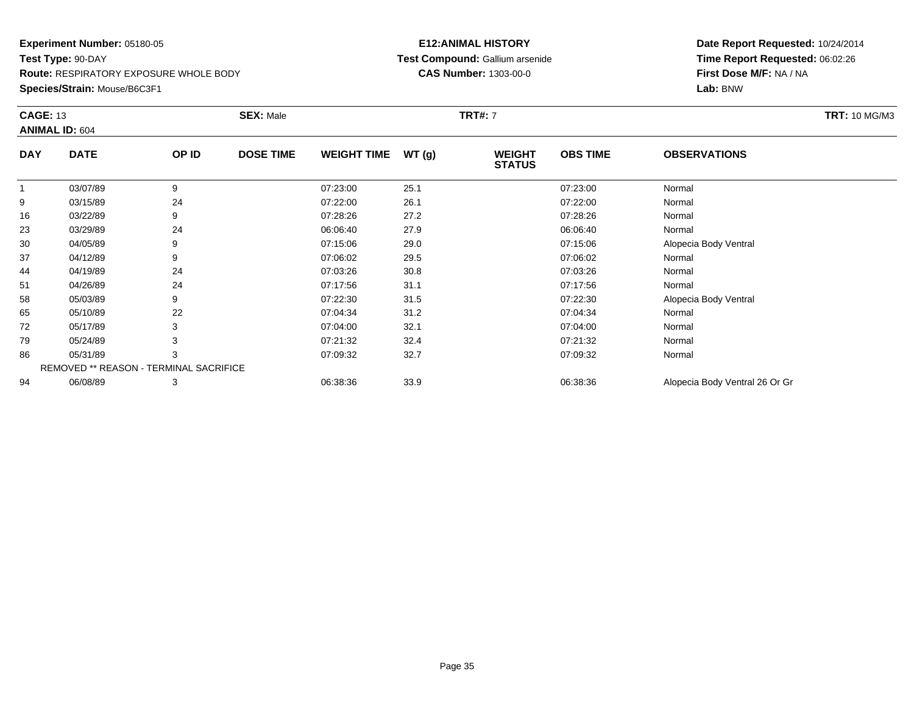**Experiment Number:** 05180-05
**Test Type:** 90-DAY
**Route:** RESPIRATORY EXPOSURE WHOLE BODY
**Species/Strain:** Mouse/B6C3F1

**E12:ANIMAL HISTORY**
**Test Compound:** Gallium arsenide
**CAS Number:** 1303-00-0

**Date Report Requested:** 10/24/2014
**Time Report Requested:** 06:02:26
**First Dose M/F:** NA / NA
**Lab:** BNW

**CAGE:** 13 **SEX:** Male **TRT#:** 7 **TRT:** 10 MG/M3
**ANIMAL ID:** 604

| DAY | DATE | OP ID | DOSE TIME | WEIGHT TIME | WT (g) | WEIGHT STATUS | OBS TIME | OBSERVATIONS |
|---|---|---|---|---|---|---|---|---|
| 1 | 03/07/89 | 9 | | 07:23:00 | 25.1 | | 07:23:00 | Normal |
| 9 | 03/15/89 | 24 | | 07:22:00 | 26.1 | | 07:22:00 | Normal |
| 16 | 03/22/89 | 9 | | 07:28:26 | 27.2 | | 07:28:26 | Normal |
| 23 | 03/29/89 | 24 | | 06:06:40 | 27.9 | | 06:06:40 | Normal |
| 30 | 04/05/89 | 9 | | 07:15:06 | 29.0 | | 07:15:06 | Alopecia Body Ventral |
| 37 | 04/12/89 | 9 | | 07:06:02 | 29.5 | | 07:06:02 | Normal |
| 44 | 04/19/89 | 24 | | 07:03:26 | 30.8 | | 07:03:26 | Normal |
| 51 | 04/26/89 | 24 | | 07:17:56 | 31.1 | | 07:17:56 | Normal |
| 58 | 05/03/89 | 9 | | 07:22:30 | 31.5 | | 07:22:30 | Alopecia Body Ventral |
| 65 | 05/10/89 | 22 | | 07:04:34 | 31.2 | | 07:04:34 | Normal |
| 72 | 05/17/89 | 3 | | 07:04:00 | 32.1 | | 07:04:00 | Normal |
| 79 | 05/24/89 | 3 | | 07:21:32 | 32.4 | | 07:21:32 | Normal |
| 86 | 05/31/89 | 3 | | 07:09:32 | 32.7 | | 07:09:32 | Normal |
| REMOVED ** REASON - TERMINAL SACRIFICE | | | | | | | | |
| 94 | 06/08/89 | 3 | | 06:38:36 | 33.9 | | 06:38:36 | Alopecia Body Ventral 26 Or Gr |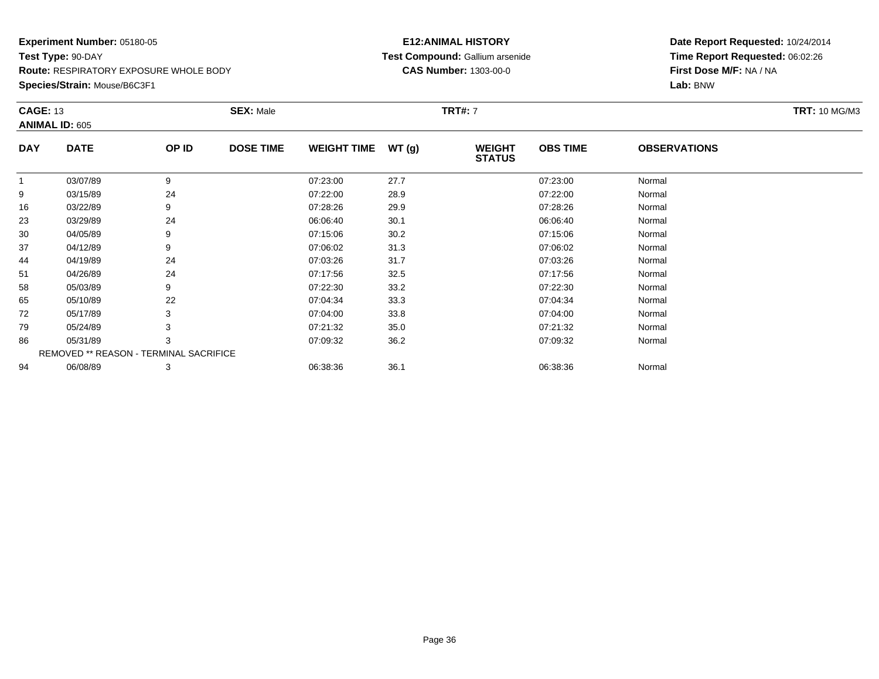**Experiment Number:** 05180-05
**Test Type:** 90-DAY
**Route:** RESPIRATORY EXPOSURE WHOLE BODY
**Species/Strain:** Mouse/B6C3F1

**E12:ANIMAL HISTORY**
**Test Compound:** Gallium arsenide
**CAS Number:** 1303-00-0

**Date Report Requested:** 10/24/2014
**Time Report Requested:** 06:02:26
**First Dose M/F:** NA / NA
**Lab:** BNW

**CAGE:** 13 **SEX:** Male **TRT#:** 7 **TRT:** 10 MG/M3
**ANIMAL ID:** 605

| DAY | DATE | OP ID | DOSE TIME | WEIGHT TIME | WT (g) | WEIGHT STATUS | OBS TIME | OBSERVATIONS |
|---|---|---|---|---|---|---|---|---|
| 1 | 03/07/89 | 9 | | 07:23:00 | 27.7 | | 07:23:00 | Normal |
| 9 | 03/15/89 | 24 | | 07:22:00 | 28.9 | | 07:22:00 | Normal |
| 16 | 03/22/89 | 9 | | 07:28:26 | 29.9 | | 07:28:26 | Normal |
| 23 | 03/29/89 | 24 | | 06:06:40 | 30.1 | | 06:06:40 | Normal |
| 30 | 04/05/89 | 9 | | 07:15:06 | 30.2 | | 07:15:06 | Normal |
| 37 | 04/12/89 | 9 | | 07:06:02 | 31.3 | | 07:06:02 | Normal |
| 44 | 04/19/89 | 24 | | 07:03:26 | 31.7 | | 07:03:26 | Normal |
| 51 | 04/26/89 | 24 | | 07:17:56 | 32.5 | | 07:17:56 | Normal |
| 58 | 05/03/89 | 9 | | 07:22:30 | 33.2 | | 07:22:30 | Normal |
| 65 | 05/10/89 | 22 | | 07:04:34 | 33.3 | | 07:04:34 | Normal |
| 72 | 05/17/89 | 3 | | 07:04:00 | 33.8 | | 07:04:00 | Normal |
| 79 | 05/24/89 | 3 | | 07:21:32 | 35.0 | | 07:21:32 | Normal |
| 86 | 05/31/89 | 3 | | 07:09:32 | 36.2 | | 07:09:32 | Normal |
| REMOVED ** REASON - TERMINAL SACRIFICE | | | | | | | | |
| 94 | 06/08/89 | 3 | | 06:38:36 | 36.1 | | 06:38:36 | Normal |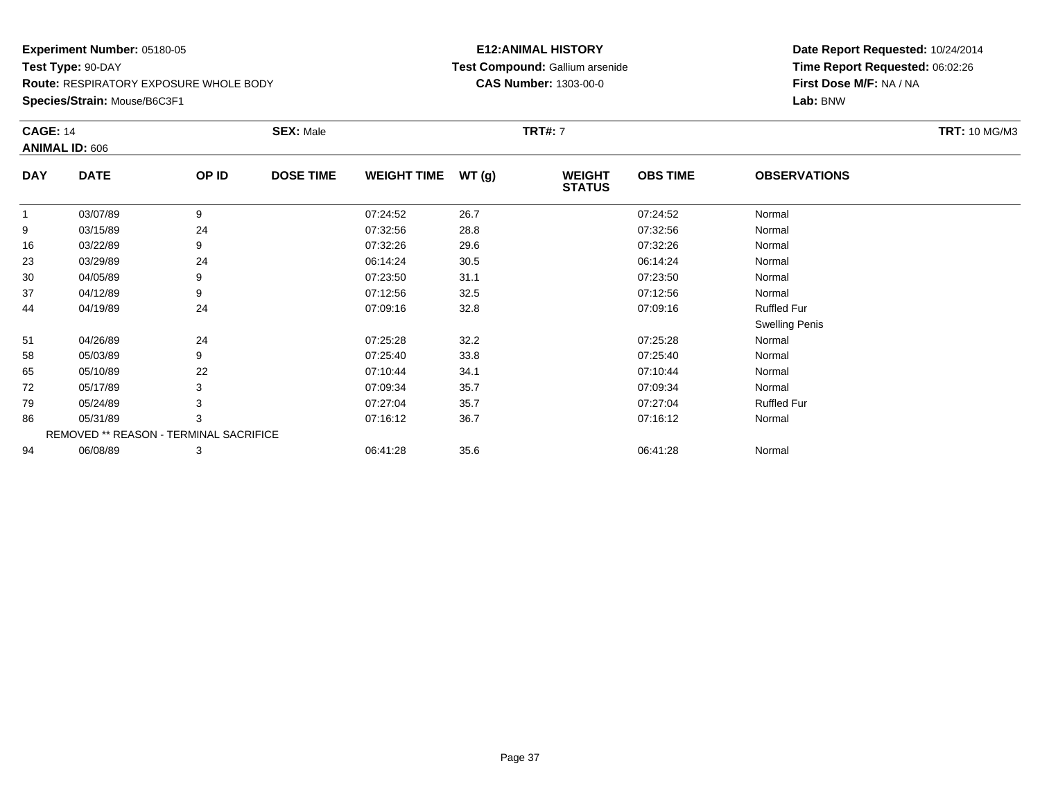**Experiment Number:** 05180-05
**Test Type:** 90-DAY
**Route:** RESPIRATORY EXPOSURE WHOLE BODY
**Species/Strain:** Mouse/B6C3F1

**E12:ANIMAL HISTORY**
**Test Compound:** Gallium arsenide
**CAS Number:** 1303-00-0

**Date Report Requested:** 10/24/2014
**Time Report Requested:** 06:02:26
**First Dose M/F:** NA / NA
**Lab:** BNW

**CAGE:** 14 **SEX:** Male **TRT#:** 7 **TRT:** 10 MG/M3
**ANIMAL ID:** 606

| DAY | DATE | OP ID | DOSE TIME | WEIGHT TIME | WT (g) | WEIGHT STATUS | OBS TIME | OBSERVATIONS |
|---|---|---|---|---|---|---|---|---|
| 1 | 03/07/89 | 9 | | 07:24:52 | 26.7 | | 07:24:52 | Normal |
| 9 | 03/15/89 | 24 | | 07:32:56 | 28.8 | | 07:32:56 | Normal |
| 16 | 03/22/89 | 9 | | 07:32:26 | 29.6 | | 07:32:26 | Normal |
| 23 | 03/29/89 | 24 | | 06:14:24 | 30.5 | | 06:14:24 | Normal |
| 30 | 04/05/89 | 9 | | 07:23:50 | 31.1 | | 07:23:50 | Normal |
| 37 | 04/12/89 | 9 | | 07:12:56 | 32.5 | | 07:12:56 | Normal |
| 44 | 04/19/89 | 24 | | 07:09:16 | 32.8 | | 07:09:16 | Ruffled Fur |
| | | | | | | | | Swelling Penis |
| 51 | 04/26/89 | 24 | | 07:25:28 | 32.2 | | 07:25:28 | Normal |
| 58 | 05/03/89 | 9 | | 07:25:40 | 33.8 | | 07:25:40 | Normal |
| 65 | 05/10/89 | 22 | | 07:10:44 | 34.1 | | 07:10:44 | Normal |
| 72 | 05/17/89 | 3 | | 07:09:34 | 35.7 | | 07:09:34 | Normal |
| 79 | 05/24/89 | 3 | | 07:27:04 | 35.7 | | 07:27:04 | Ruffled Fur |
| 86 | 05/31/89 | 3 | | 07:16:12 | 36.7 | | 07:16:12 | Normal |
| | REMOVED ** REASON - TERMINAL SACRIFICE | | | | | | | |
| 94 | 06/08/89 | 3 | | 06:41:28 | 35.6 | | 06:41:28 | Normal |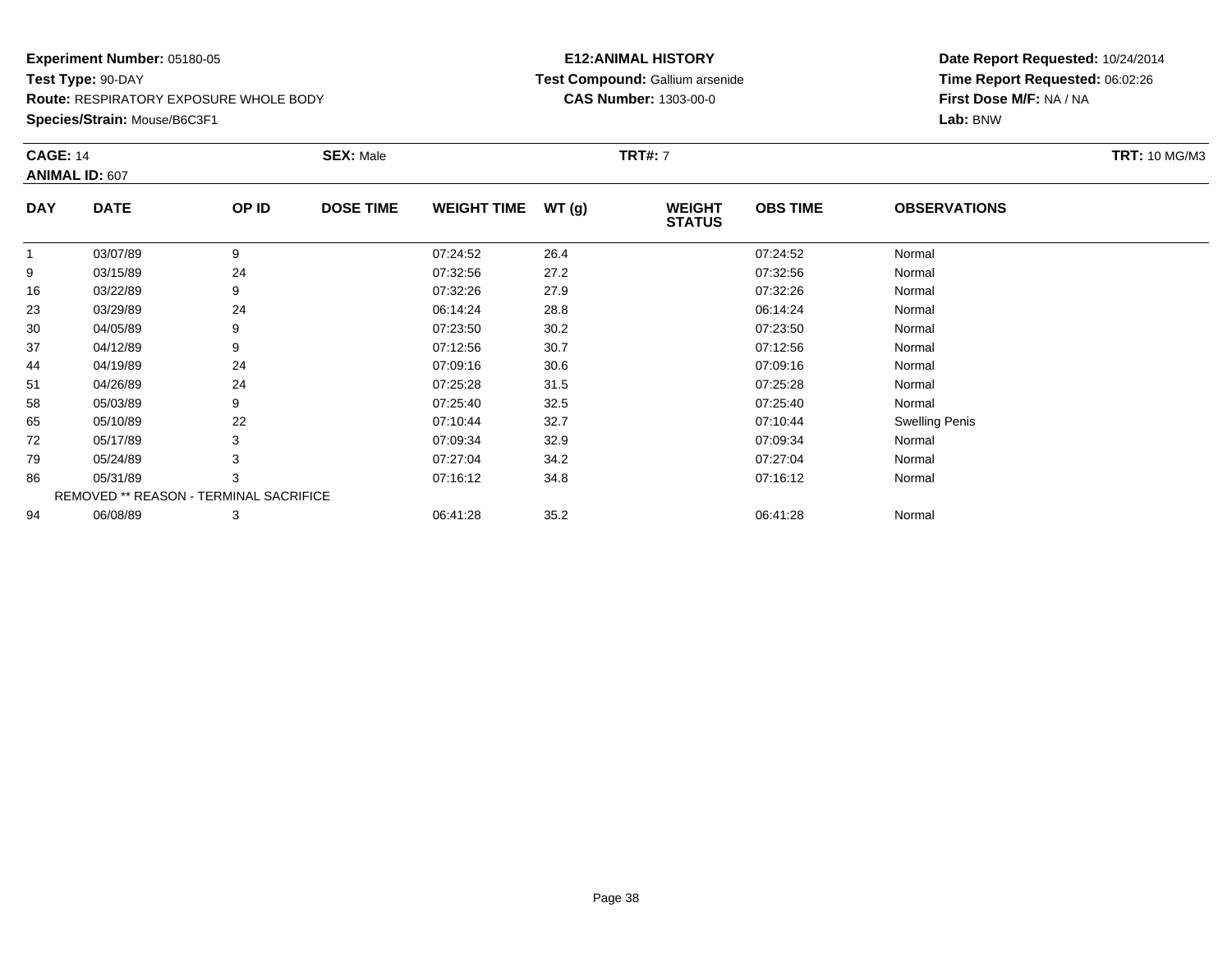**Experiment Number:** 05180-05
**Test Type:** 90-DAY
**Route:** RESPIRATORY EXPOSURE WHOLE BODY
**Species/Strain:** Mouse/B6C3F1

**E12:ANIMAL HISTORY**
**Test Compound:** Gallium arsenide
**CAS Number:** 1303-00-0

**Date Report Requested:** 10/24/2014
**Time Report Requested:** 06:02:26
**First Dose M/F:** NA / NA
**Lab:** BNW

**CAGE:** 14 **SEX:** Male **TRT#:** 7 **TRT:** 10 MG/M3
**ANIMAL ID:** 607

| DAY | DATE | OP ID | DOSE TIME | WEIGHT TIME | WT (g) | WEIGHT STATUS | OBS TIME | OBSERVATIONS |
|---|---|---|---|---|---|---|---|---|
| 1 | 03/07/89 | 9 | | 07:24:52 | 26.4 | | 07:24:52 | Normal |
| 9 | 03/15/89 | 24 | | 07:32:56 | 27.2 | | 07:32:56 | Normal |
| 16 | 03/22/89 | 9 | | 07:32:26 | 27.9 | | 07:32:26 | Normal |
| 23 | 03/29/89 | 24 | | 06:14:24 | 28.8 | | 06:14:24 | Normal |
| 30 | 04/05/89 | 9 | | 07:23:50 | 30.2 | | 07:23:50 | Normal |
| 37 | 04/12/89 | 9 | | 07:12:56 | 30.7 | | 07:12:56 | Normal |
| 44 | 04/19/89 | 24 | | 07:09:16 | 30.6 | | 07:09:16 | Normal |
| 51 | 04/26/89 | 24 | | 07:25:28 | 31.5 | | 07:25:28 | Normal |
| 58 | 05/03/89 | 9 | | 07:25:40 | 32.5 | | 07:25:40 | Normal |
| 65 | 05/10/89 | 22 | | 07:10:44 | 32.7 | | 07:10:44 | Swelling Penis |
| 72 | 05/17/89 | 3 | | 07:09:34 | 32.9 | | 07:09:34 | Normal |
| 79 | 05/24/89 | 3 | | 07:27:04 | 34.2 | | 07:27:04 | Normal |
| 86 | 05/31/89 | 3 | | 07:16:12 | 34.8 | | 07:16:12 | Normal |
| REMOVED ** REASON - TERMINAL SACRIFICE | | | | | | | | |
| 94 | 06/08/89 | 3 | | 06:41:28 | 35.2 | | 06:41:28 | Normal |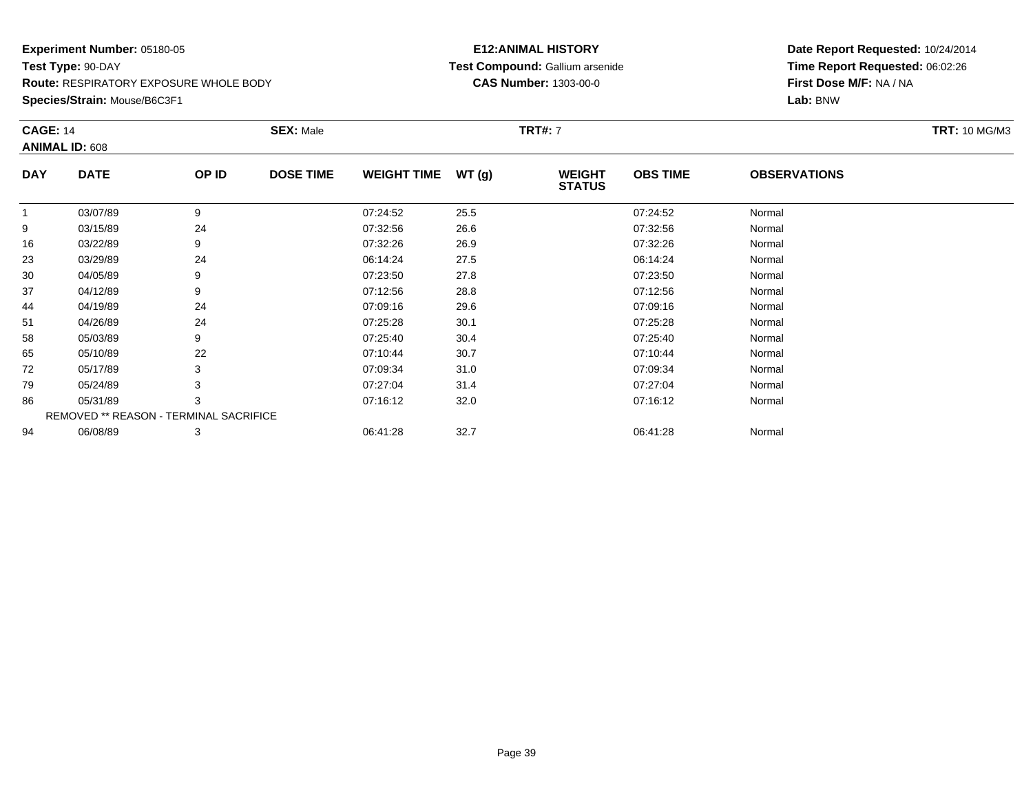**Experiment Number:** 05180-05
**Test Type:** 90-DAY
**Route:** RESPIRATORY EXPOSURE WHOLE BODY
**Species/Strain:** Mouse/B6C3F1

**E12:ANIMAL HISTORY**
**Test Compound:** Gallium arsenide
**CAS Number:** 1303-00-0

**Date Report Requested:** 10/24/2014
**Time Report Requested:** 06:02:26
**First Dose M/F:** NA / NA
**Lab:** BNW

**CAGE:** 14 **SEX:** Male **TRT#:** 7 **TRT:** 10 MG/M3
**ANIMAL ID:** 608

| DAY | DATE | OP ID | DOSE TIME | WEIGHT TIME | WT (g) | WEIGHT STATUS | OBS TIME | OBSERVATIONS |
|---|---|---|---|---|---|---|---|---|
| 1 | 03/07/89 | 9 | | 07:24:52 | 25.5 | | 07:24:52 | Normal |
| 9 | 03/15/89 | 24 | | 07:32:56 | 26.6 | | 07:32:56 | Normal |
| 16 | 03/22/89 | 9 | | 07:32:26 | 26.9 | | 07:32:26 | Normal |
| 23 | 03/29/89 | 24 | | 06:14:24 | 27.5 | | 06:14:24 | Normal |
| 30 | 04/05/89 | 9 | | 07:23:50 | 27.8 | | 07:23:50 | Normal |
| 37 | 04/12/89 | 9 | | 07:12:56 | 28.8 | | 07:12:56 | Normal |
| 44 | 04/19/89 | 24 | | 07:09:16 | 29.6 | | 07:09:16 | Normal |
| 51 | 04/26/89 | 24 | | 07:25:28 | 30.1 | | 07:25:28 | Normal |
| 58 | 05/03/89 | 9 | | 07:25:40 | 30.4 | | 07:25:40 | Normal |
| 65 | 05/10/89 | 22 | | 07:10:44 | 30.7 | | 07:10:44 | Normal |
| 72 | 05/17/89 | 3 | | 07:09:34 | 31.0 | | 07:09:34 | Normal |
| 79 | 05/24/89 | 3 | | 07:27:04 | 31.4 | | 07:27:04 | Normal |
| 86 | 05/31/89 | 3 | | 07:16:12 | 32.0 | | 07:16:12 | Normal |
| REMOVED ** REASON - TERMINAL SACRIFICE | | | | | | | | |
| 94 | 06/08/89 | 3 | | 06:41:28 | 32.7 | | 06:41:28 | Normal |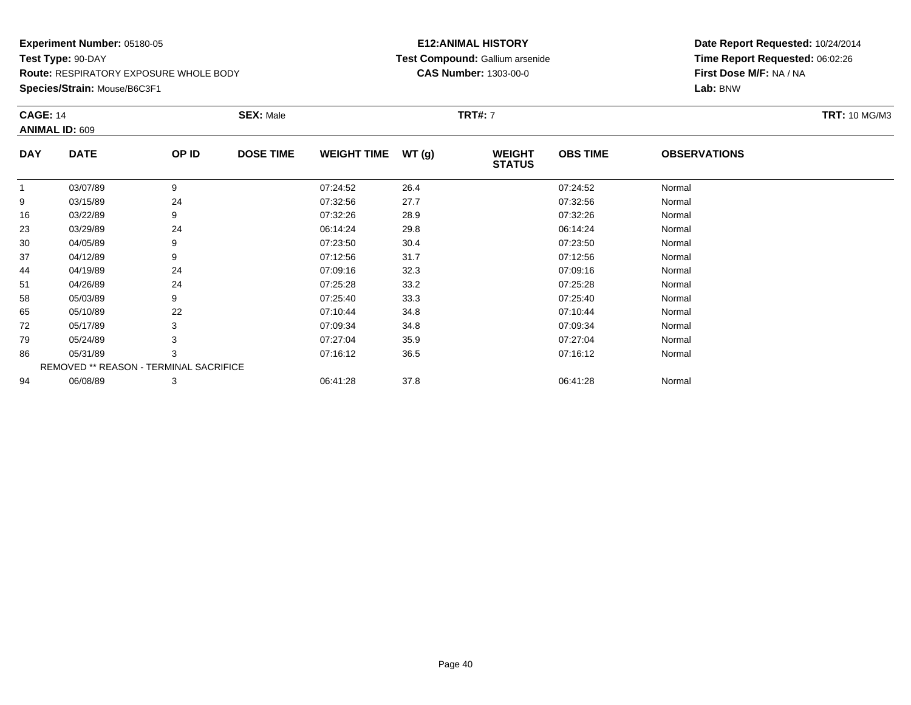**Experiment Number:** 05180-05
**Test Type:** 90-DAY
**Route:** RESPIRATORY EXPOSURE WHOLE BODY
**Species/Strain:** Mouse/B6C3F1

**E12:ANIMAL HISTORY**
**Test Compound:** Gallium arsenide
**CAS Number:** 1303-00-0

**Date Report Requested:** 10/24/2014
**Time Report Requested:** 06:02:26
**First Dose M/F:** NA / NA
**Lab:** BNW

**CAGE:** 14 **SEX:** Male **TRT#:** 7 **TRT:** 10 MG/M3
**ANIMAL ID:** 609

| DAY | DATE | OP ID | DOSE TIME | WEIGHT TIME | WT (g) | WEIGHT STATUS | OBS TIME | OBSERVATIONS |
|---|---|---|---|---|---|---|---|---|
| 1 | 03/07/89 | 9 | | 07:24:52 | 26.4 | | 07:24:52 | Normal |
| 9 | 03/15/89 | 24 | | 07:32:56 | 27.7 | | 07:32:56 | Normal |
| 16 | 03/22/89 | 9 | | 07:32:26 | 28.9 | | 07:32:26 | Normal |
| 23 | 03/29/89 | 24 | | 06:14:24 | 29.8 | | 06:14:24 | Normal |
| 30 | 04/05/89 | 9 | | 07:23:50 | 30.4 | | 07:23:50 | Normal |
| 37 | 04/12/89 | 9 | | 07:12:56 | 31.7 | | 07:12:56 | Normal |
| 44 | 04/19/89 | 24 | | 07:09:16 | 32.3 | | 07:09:16 | Normal |
| 51 | 04/26/89 | 24 | | 07:25:28 | 33.2 | | 07:25:28 | Normal |
| 58 | 05/03/89 | 9 | | 07:25:40 | 33.3 | | 07:25:40 | Normal |
| 65 | 05/10/89 | 22 | | 07:10:44 | 34.8 | | 07:10:44 | Normal |
| 72 | 05/17/89 | 3 | | 07:09:34 | 34.8 | | 07:09:34 | Normal |
| 79 | 05/24/89 | 3 | | 07:27:04 | 35.9 | | 07:27:04 | Normal |
| 86 | 05/31/89 | 3 | | 07:16:12 | 36.5 | | 07:16:12 | Normal |
| REMOVED ** REASON - TERMINAL SACRIFICE | | | | | | | | |
| 94 | 06/08/89 | 3 | | 06:41:28 | 37.8 | | 06:41:28 | Normal |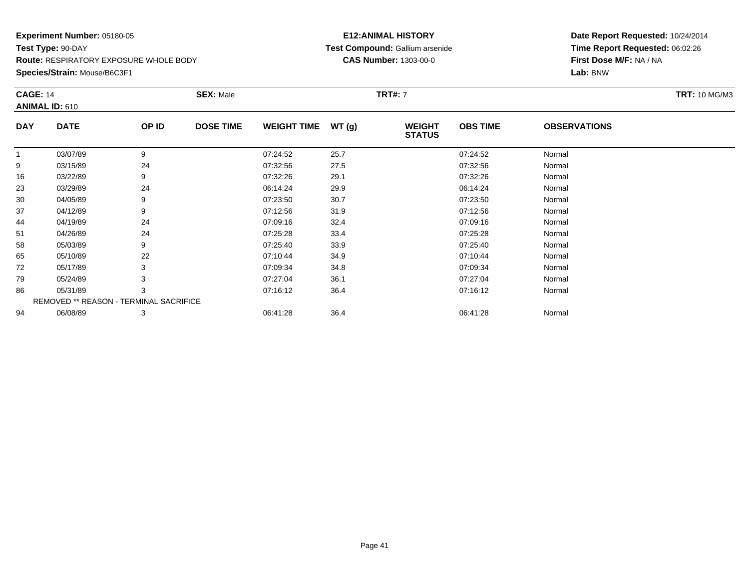**Experiment Number:** 05180-05
**Test Type:** 90-DAY
**Route:** RESPIRATORY EXPOSURE WHOLE BODY
**Species/Strain:** Mouse/B6C3F1

**E12:ANIMAL HISTORY**
**Test Compound:** Gallium arsenide
**CAS Number:** 1303-00-0

**Date Report Requested:** 10/24/2014
**Time Report Requested:** 06:02:26
**First Dose M/F:** NA / NA
**Lab:** BNW

**CAGE:** 14 **SEX:** Male **TRT#:** 7 **TRT:** 10 MG/M3
**ANIMAL ID:** 610

| DAY | DATE | OP ID | DOSE TIME | WEIGHT TIME | WT (g) | WEIGHT STATUS | OBS TIME | OBSERVATIONS |
|---|---|---|---|---|---|---|---|---|
| 1 | 03/07/89 | 9 | | 07:24:52 | 25.7 | | 07:24:52 | Normal |
| 9 | 03/15/89 | 24 | | 07:32:56 | 27.5 | | 07:32:56 | Normal |
| 16 | 03/22/89 | 9 | | 07:32:26 | 29.1 | | 07:32:26 | Normal |
| 23 | 03/29/89 | 24 | | 06:14:24 | 29.9 | | 06:14:24 | Normal |
| 30 | 04/05/89 | 9 | | 07:23:50 | 30.7 | | 07:23:50 | Normal |
| 37 | 04/12/89 | 9 | | 07:12:56 | 31.9 | | 07:12:56 | Normal |
| 44 | 04/19/89 | 24 | | 07:09:16 | 32.4 | | 07:09:16 | Normal |
| 51 | 04/26/89 | 24 | | 07:25:28 | 33.4 | | 07:25:28 | Normal |
| 58 | 05/03/89 | 9 | | 07:25:40 | 33.9 | | 07:25:40 | Normal |
| 65 | 05/10/89 | 22 | | 07:10:44 | 34.9 | | 07:10:44 | Normal |
| 72 | 05/17/89 | 3 | | 07:09:34 | 34.8 | | 07:09:34 | Normal |
| 79 | 05/24/89 | 3 | | 07:27:04 | 36.1 | | 07:27:04 | Normal |
| 86 | 05/31/89 | 3 | | 07:16:12 | 36.4 | | 07:16:12 | Normal |
| REMOVED ** REASON - TERMINAL SACRIFICE | | | | | | | | |
| 94 | 06/08/89 | 3 | | 06:41:28 | 36.4 | | 06:41:28 | Normal |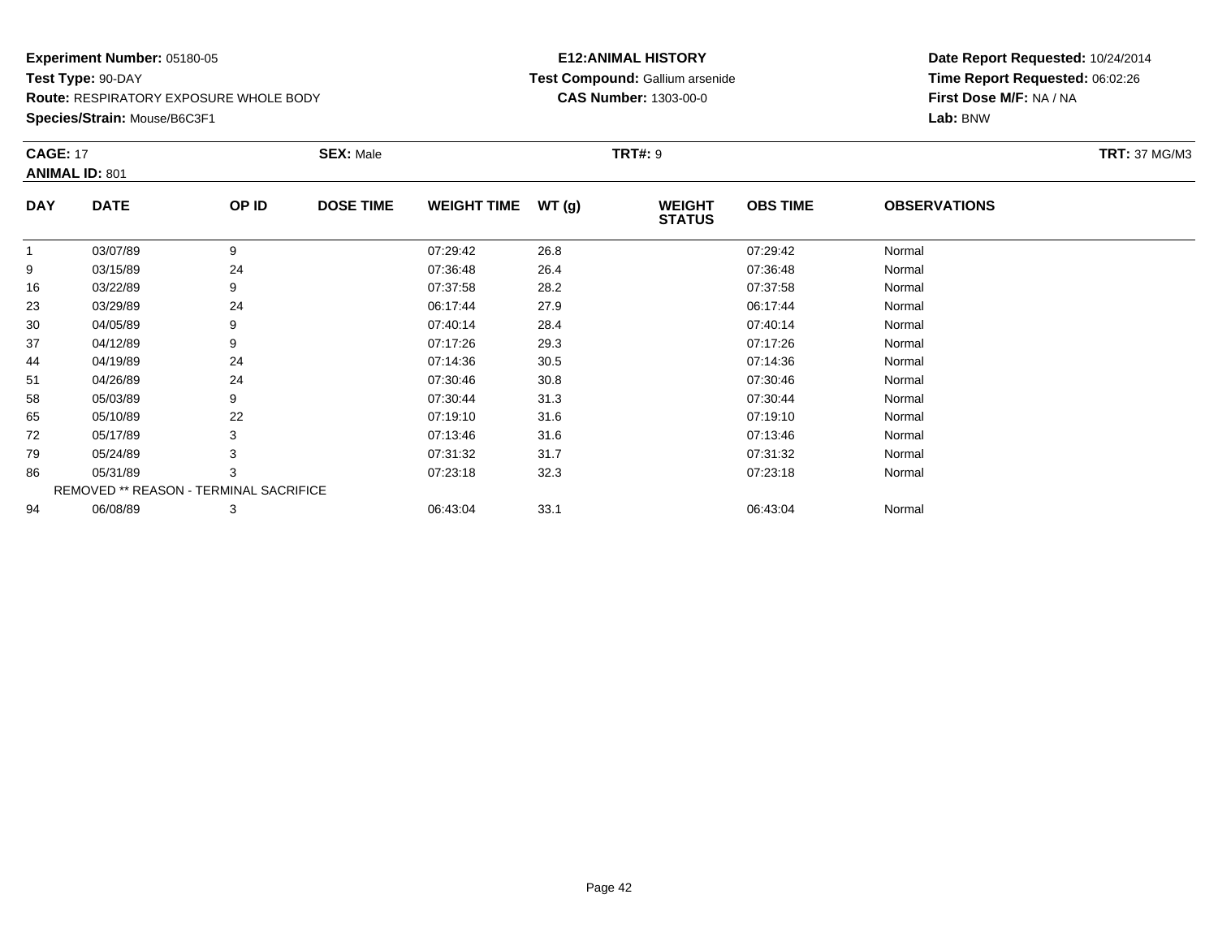**Experiment Number:** 05180-05
**Test Type:** 90-DAY
**Route:** RESPIRATORY EXPOSURE WHOLE BODY
**Species/Strain:** Mouse/B6C3F1

**E12:ANIMAL HISTORY**
**Test Compound:** Gallium arsenide
**CAS Number:** 1303-00-0

**Date Report Requested:** 10/24/2014
**Time Report Requested:** 06:02:26
**First Dose M/F:** NA / NA
**Lab:** BNW

**CAGE:** 17 **SEX:** Male **TRT#:** 9 **TRT:** 37 MG/M3
**ANIMAL ID:** 801

| DAY | DATE | OP ID | DOSE TIME | WEIGHT TIME | WT (g) | WEIGHT STATUS | OBS TIME | OBSERVATIONS |
|---|---|---|---|---|---|---|---|---|
| 1 | 03/07/89 | 9 | | 07:29:42 | 26.8 | | 07:29:42 | Normal |
| 9 | 03/15/89 | 24 | | 07:36:48 | 26.4 | | 07:36:48 | Normal |
| 16 | 03/22/89 | 9 | | 07:37:58 | 28.2 | | 07:37:58 | Normal |
| 23 | 03/29/89 | 24 | | 06:17:44 | 27.9 | | 06:17:44 | Normal |
| 30 | 04/05/89 | 9 | | 07:40:14 | 28.4 | | 07:40:14 | Normal |
| 37 | 04/12/89 | 9 | | 07:17:26 | 29.3 | | 07:17:26 | Normal |
| 44 | 04/19/89 | 24 | | 07:14:36 | 30.5 | | 07:14:36 | Normal |
| 51 | 04/26/89 | 24 | | 07:30:46 | 30.8 | | 07:30:46 | Normal |
| 58 | 05/03/89 | 9 | | 07:30:44 | 31.3 | | 07:30:44 | Normal |
| 65 | 05/10/89 | 22 | | 07:19:10 | 31.6 | | 07:19:10 | Normal |
| 72 | 05/17/89 | 3 | | 07:13:46 | 31.6 | | 07:13:46 | Normal |
| 79 | 05/24/89 | 3 | | 07:31:32 | 31.7 | | 07:31:32 | Normal |
| 86 | 05/31/89 | 3 | | 07:23:18 | 32.3 | | 07:23:18 | Normal |
| REMOVED ** REASON - TERMINAL SACRIFICE | | | | | | | | |
| 94 | 06/08/89 | 3 | | 06:43:04 | 33.1 | | 06:43:04 | Normal |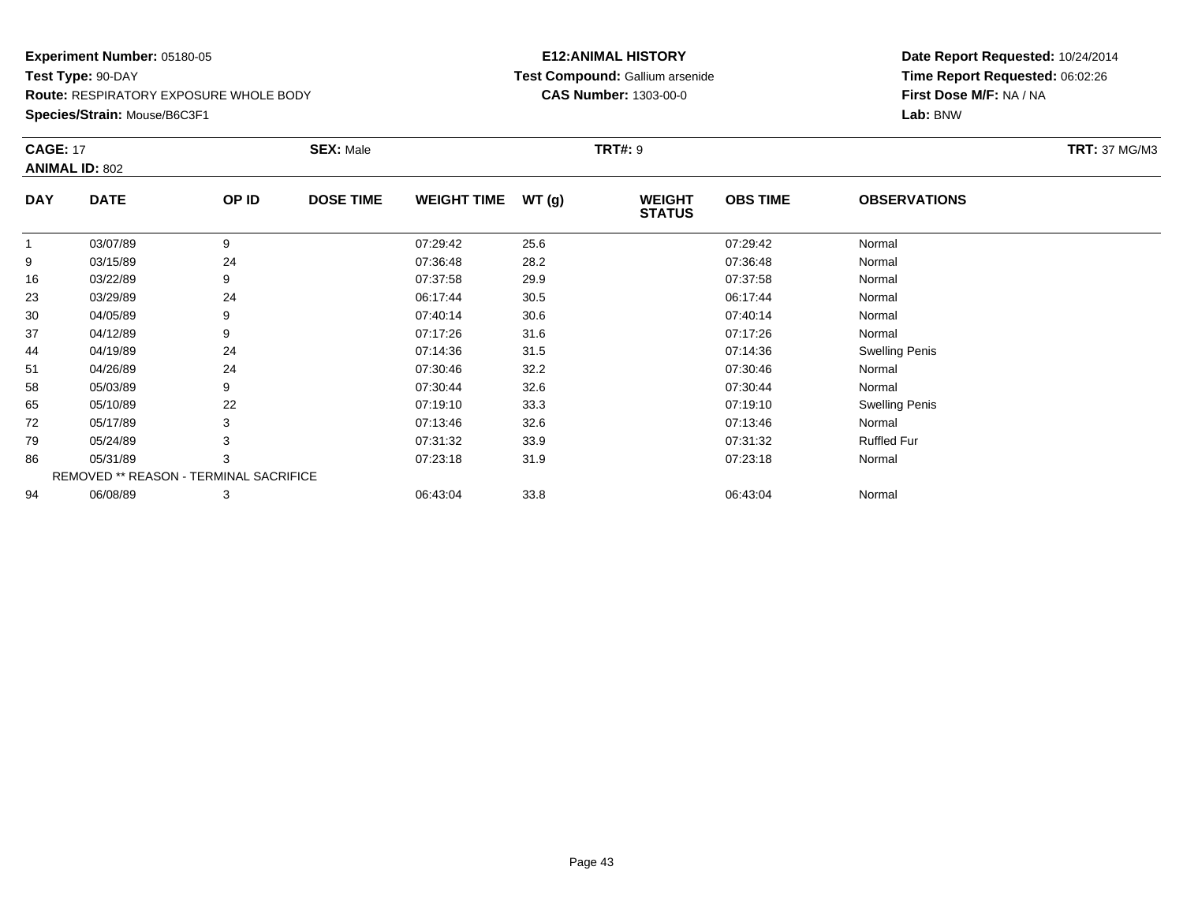**Experiment Number:** 05180-05
**Test Type:** 90-DAY
**Route:** RESPIRATORY EXPOSURE WHOLE BODY
**Species/Strain:** Mouse/B6C3F1

**E12:ANIMAL HISTORY**
**Test Compound:** Gallium arsenide
**CAS Number:** 1303-00-0

**Date Report Requested:** 10/24/2014
**Time Report Requested:** 06:02:26
**First Dose M/F:** NA / NA
**Lab:** BNW

**CAGE:** 17 **SEX:** Male **TRT#:** 9 **TRT:** 37 MG/M3
**ANIMAL ID:** 802

| DAY | DATE | OP ID | DOSE TIME | WEIGHT TIME | WT (g) | WEIGHT STATUS | OBS TIME | OBSERVATIONS |
|---|---|---|---|---|---|---|---|---|
| 1 | 03/07/89 | 9 | | 07:29:42 | 25.6 | | 07:29:42 | Normal |
| 9 | 03/15/89 | 24 | | 07:36:48 | 28.2 | | 07:36:48 | Normal |
| 16 | 03/22/89 | 9 | | 07:37:58 | 29.9 | | 07:37:58 | Normal |
| 23 | 03/29/89 | 24 | | 06:17:44 | 30.5 | | 06:17:44 | Normal |
| 30 | 04/05/89 | 9 | | 07:40:14 | 30.6 | | 07:40:14 | Normal |
| 37 | 04/12/89 | 9 | | 07:17:26 | 31.6 | | 07:17:26 | Normal |
| 44 | 04/19/89 | 24 | | 07:14:36 | 31.5 | | 07:14:36 | Swelling Penis |
| 51 | 04/26/89 | 24 | | 07:30:46 | 32.2 | | 07:30:46 | Normal |
| 58 | 05/03/89 | 9 | | 07:30:44 | 32.6 | | 07:30:44 | Normal |
| 65 | 05/10/89 | 22 | | 07:19:10 | 33.3 | | 07:19:10 | Swelling Penis |
| 72 | 05/17/89 | 3 | | 07:13:46 | 32.6 | | 07:13:46 | Normal |
| 79 | 05/24/89 | 3 | | 07:31:32 | 33.9 | | 07:31:32 | Ruffled Fur |
| 86 | 05/31/89 | 3 | | 07:23:18 | 31.9 | | 07:23:18 | Normal |
| REMOVED ** REASON - TERMINAL SACRIFICE | | | | | | | | |
| 94 | 06/08/89 | 3 | | 06:43:04 | 33.8 | | 06:43:04 | Normal |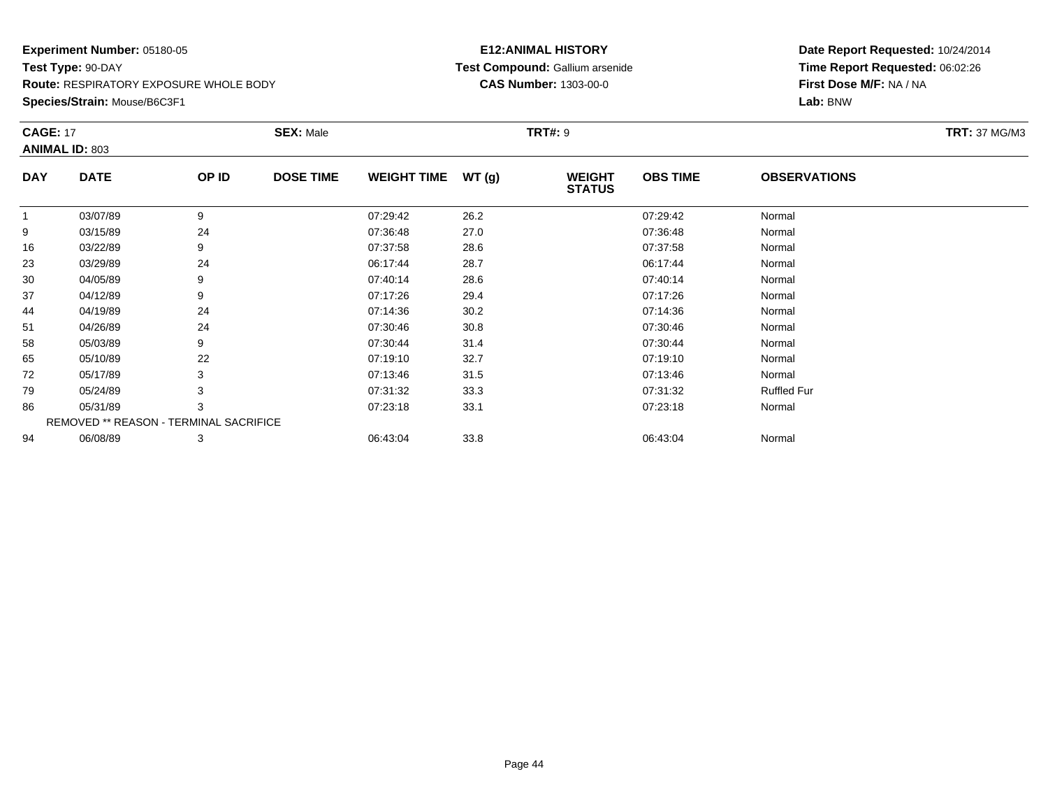**Experiment Number:** 05180-05
**Test Type:** 90-DAY
**Route:** RESPIRATORY EXPOSURE WHOLE BODY
**Species/Strain:** Mouse/B6C3F1

**E12:ANIMAL HISTORY**
**Test Compound:** Gallium arsenide
**CAS Number:** 1303-00-0

**Date Report Requested:** 10/24/2014
**Time Report Requested:** 06:02:26
**First Dose M/F:** NA / NA
**Lab:** BNW

**CAGE:** 17 **SEX:** Male **TRT#:** 9 **TRT:** 37 MG/M3
**ANIMAL ID:** 803

| DAY | DATE | OP ID | DOSE TIME | WEIGHT TIME | WT (g) | WEIGHT STATUS | OBS TIME | OBSERVATIONS |
|---|---|---|---|---|---|---|---|---|
| 1 | 03/07/89 | 9 | | 07:29:42 | 26.2 | | 07:29:42 | Normal |
| 9 | 03/15/89 | 24 | | 07:36:48 | 27.0 | | 07:36:48 | Normal |
| 16 | 03/22/89 | 9 | | 07:37:58 | 28.6 | | 07:37:58 | Normal |
| 23 | 03/29/89 | 24 | | 06:17:44 | 28.7 | | 06:17:44 | Normal |
| 30 | 04/05/89 | 9 | | 07:40:14 | 28.6 | | 07:40:14 | Normal |
| 37 | 04/12/89 | 9 | | 07:17:26 | 29.4 | | 07:17:26 | Normal |
| 44 | 04/19/89 | 24 | | 07:14:36 | 30.2 | | 07:14:36 | Normal |
| 51 | 04/26/89 | 24 | | 07:30:46 | 30.8 | | 07:30:46 | Normal |
| 58 | 05/03/89 | 9 | | 07:30:44 | 31.4 | | 07:30:44 | Normal |
| 65 | 05/10/89 | 22 | | 07:19:10 | 32.7 | | 07:19:10 | Normal |
| 72 | 05/17/89 | 3 | | 07:13:46 | 31.5 | | 07:13:46 | Normal |
| 79 | 05/24/89 | 3 | | 07:31:32 | 33.3 | | 07:31:32 | Ruffled Fur |
| 86 | 05/31/89 | 3 | | 07:23:18 | 33.1 | | 07:23:18 | Normal |
| REMOVED ** REASON - TERMINAL SACRIFICE | | | | | | | | |
| 94 | 06/08/89 | 3 | | 06:43:04 | 33.8 | | 06:43:04 | Normal |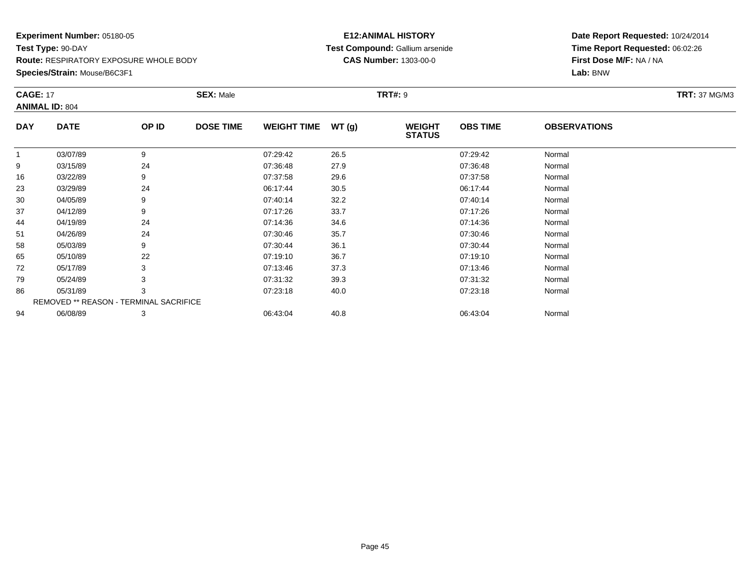**Experiment Number:** 05180-05
**Test Type:** 90-DAY
**Route:** RESPIRATORY EXPOSURE WHOLE BODY
**Species/Strain:** Mouse/B6C3F1

**E12:ANIMAL HISTORY**
**Test Compound:** Gallium arsenide
**CAS Number:** 1303-00-0

**Date Report Requested:** 10/24/2014
**Time Report Requested:** 06:02:26
**First Dose M/F:** NA / NA
**Lab:** BNW

**CAGE:** 17 **SEX:** Male **TRT#:** 9 **TRT:** 37 MG/M3
**ANIMAL ID:** 804

| DAY | DATE | OP ID | DOSE TIME | WEIGHT TIME | WT (g) | WEIGHT STATUS | OBS TIME | OBSERVATIONS |
|---|---|---|---|---|---|---|---|---|
| 1 | 03/07/89 | 9 | | 07:29:42 | 26.5 | | 07:29:42 | Normal |
| 9 | 03/15/89 | 24 | | 07:36:48 | 27.9 | | 07:36:48 | Normal |
| 16 | 03/22/89 | 9 | | 07:37:58 | 29.6 | | 07:37:58 | Normal |
| 23 | 03/29/89 | 24 | | 06:17:44 | 30.5 | | 06:17:44 | Normal |
| 30 | 04/05/89 | 9 | | 07:40:14 | 32.2 | | 07:40:14 | Normal |
| 37 | 04/12/89 | 9 | | 07:17:26 | 33.7 | | 07:17:26 | Normal |
| 44 | 04/19/89 | 24 | | 07:14:36 | 34.6 | | 07:14:36 | Normal |
| 51 | 04/26/89 | 24 | | 07:30:46 | 35.7 | | 07:30:46 | Normal |
| 58 | 05/03/89 | 9 | | 07:30:44 | 36.1 | | 07:30:44 | Normal |
| 65 | 05/10/89 | 22 | | 07:19:10 | 36.7 | | 07:19:10 | Normal |
| 72 | 05/17/89 | 3 | | 07:13:46 | 37.3 | | 07:13:46 | Normal |
| 79 | 05/24/89 | 3 | | 07:31:32 | 39.3 | | 07:31:32 | Normal |
| 86 | 05/31/89 | 3 | | 07:23:18 | 40.0 | | 07:23:18 | Normal |
| REMOVED ** REASON - TERMINAL SACRIFICE | | | | | | | | |
| 94 | 06/08/89 | 3 | | 06:43:04 | 40.8 | | 06:43:04 | Normal |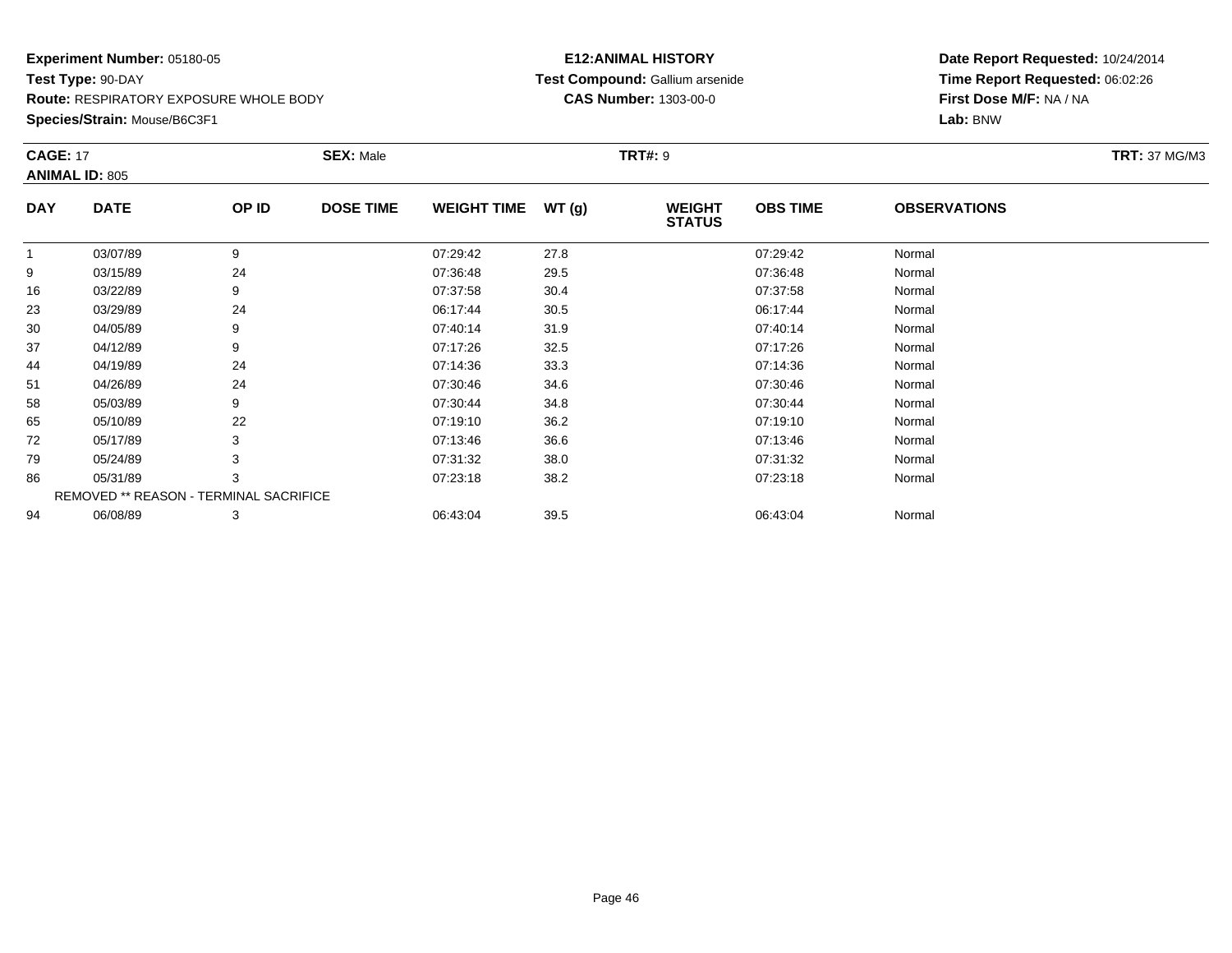**Experiment Number:** 05180-05
**Test Type:** 90-DAY
**Route:** RESPIRATORY EXPOSURE WHOLE BODY
**Species/Strain:** Mouse/B6C3F1

**E12:ANIMAL HISTORY**
**Test Compound:** Gallium arsenide
**CAS Number:** 1303-00-0

**Date Report Requested:** 10/24/2014
**Time Report Requested:** 06:02:26
**First Dose M/F:** NA / NA
**Lab:** BNW

**CAGE:** 17 **SEX:** Male **TRT#:** 9 **TRT:** 37 MG/M3
**ANIMAL ID:** 805

| DAY | DATE | OP ID | DOSE TIME | WEIGHT TIME | WT (g) | WEIGHT STATUS | OBS TIME | OBSERVATIONS |
|---|---|---|---|---|---|---|---|---|
| 1 | 03/07/89 | 9 | | 07:29:42 | 27.8 | | 07:29:42 | Normal |
| 9 | 03/15/89 | 24 | | 07:36:48 | 29.5 | | 07:36:48 | Normal |
| 16 | 03/22/89 | 9 | | 07:37:58 | 30.4 | | 07:37:58 | Normal |
| 23 | 03/29/89 | 24 | | 06:17:44 | 30.5 | | 06:17:44 | Normal |
| 30 | 04/05/89 | 9 | | 07:40:14 | 31.9 | | 07:40:14 | Normal |
| 37 | 04/12/89 | 9 | | 07:17:26 | 32.5 | | 07:17:26 | Normal |
| 44 | 04/19/89 | 24 | | 07:14:36 | 33.3 | | 07:14:36 | Normal |
| 51 | 04/26/89 | 24 | | 07:30:46 | 34.6 | | 07:30:46 | Normal |
| 58 | 05/03/89 | 9 | | 07:30:44 | 34.8 | | 07:30:44 | Normal |
| 65 | 05/10/89 | 22 | | 07:19:10 | 36.2 | | 07:19:10 | Normal |
| 72 | 05/17/89 | 3 | | 07:13:46 | 36.6 | | 07:13:46 | Normal |
| 79 | 05/24/89 | 3 | | 07:31:32 | 38.0 | | 07:31:32 | Normal |
| 86 | 05/31/89 | 3 | | 07:23:18 | 38.2 | | 07:23:18 | Normal |
| REMOVED ** REASON - TERMINAL SACRIFICE | | | | | | | | |
| 94 | 06/08/89 | 3 | | 06:43:04 | 39.5 | | 06:43:04 | Normal |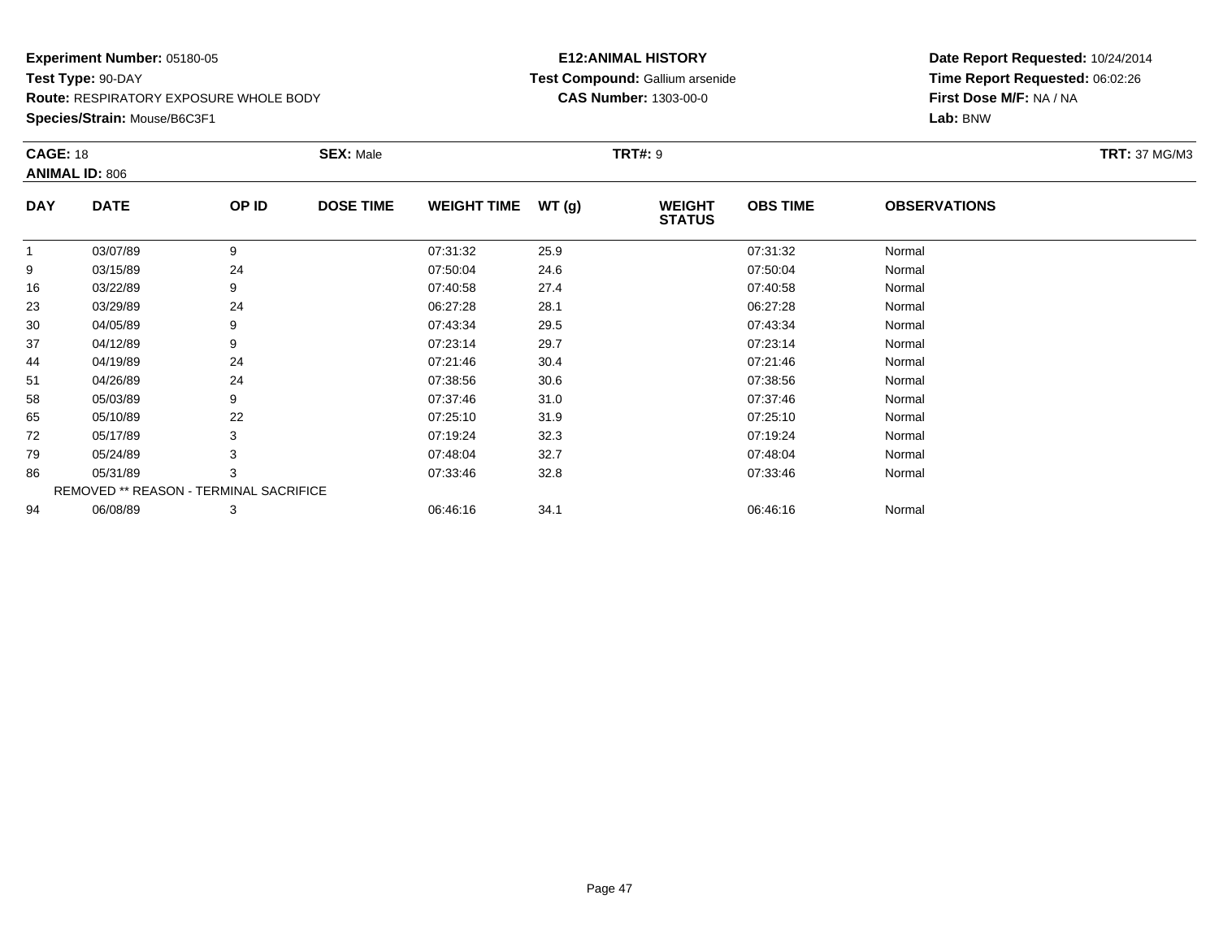**Experiment Number:** 05180-05
**Test Type:** 90-DAY
**Route:** RESPIRATORY EXPOSURE WHOLE BODY
**Species/Strain:** Mouse/B6C3F1

**E12:ANIMAL HISTORY**
**Test Compound:** Gallium arsenide
**CAS Number:** 1303-00-0

**Date Report Requested:** 10/24/2014
**Time Report Requested:** 06:02:26
**First Dose M/F:** NA / NA
**Lab:** BNW

**CAGE:** 18 **SEX:** Male **TRT#:** 9 **TRT:** 37 MG/M3
**ANIMAL ID:** 806

| DAY | DATE | OP ID | DOSE TIME | WEIGHT TIME | WT (g) | WEIGHT STATUS | OBS TIME | OBSERVATIONS |
|---|---|---|---|---|---|---|---|---|
| 1 | 03/07/89 | 9 | | 07:31:32 | 25.9 | | 07:31:32 | Normal |
| 9 | 03/15/89 | 24 | | 07:50:04 | 24.6 | | 07:50:04 | Normal |
| 16 | 03/22/89 | 9 | | 07:40:58 | 27.4 | | 07:40:58 | Normal |
| 23 | 03/29/89 | 24 | | 06:27:28 | 28.1 | | 06:27:28 | Normal |
| 30 | 04/05/89 | 9 | | 07:43:34 | 29.5 | | 07:43:34 | Normal |
| 37 | 04/12/89 | 9 | | 07:23:14 | 29.7 | | 07:23:14 | Normal |
| 44 | 04/19/89 | 24 | | 07:21:46 | 30.4 | | 07:21:46 | Normal |
| 51 | 04/26/89 | 24 | | 07:38:56 | 30.6 | | 07:38:56 | Normal |
| 58 | 05/03/89 | 9 | | 07:37:46 | 31.0 | | 07:37:46 | Normal |
| 65 | 05/10/89 | 22 | | 07:25:10 | 31.9 | | 07:25:10 | Normal |
| 72 | 05/17/89 | 3 | | 07:19:24 | 32.3 | | 07:19:24 | Normal |
| 79 | 05/24/89 | 3 | | 07:48:04 | 32.7 | | 07:48:04 | Normal |
| 86 | 05/31/89 | 3 | | 07:33:46 | 32.8 | | 07:33:46 | Normal |
| REMOVED ** REASON - TERMINAL SACRIFICE | | | | | | | | |
| 94 | 06/08/89 | 3 | | 06:46:16 | 34.1 | | 06:46:16 | Normal |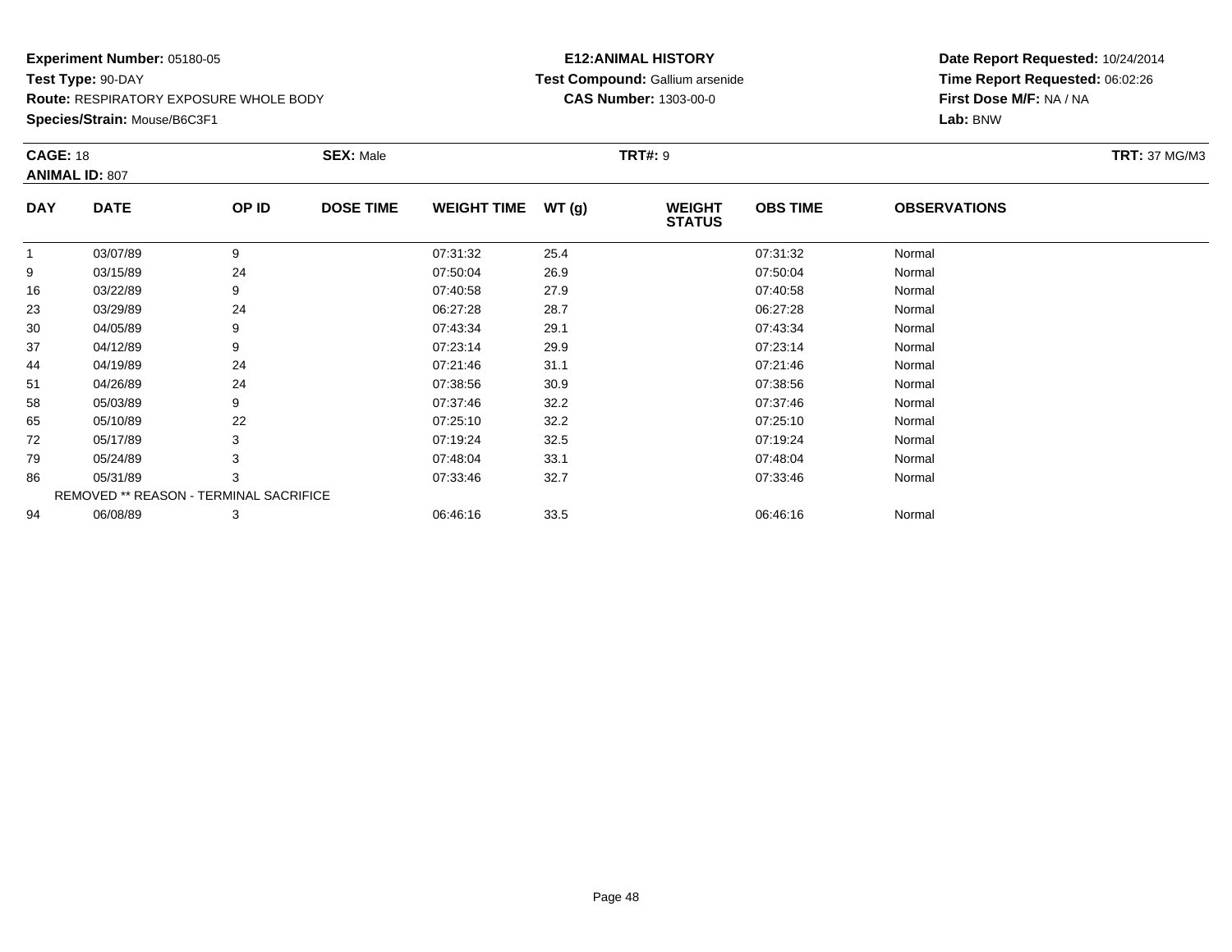**Experiment Number:** 05180-05
**Test Type:** 90-DAY
**Route:** RESPIRATORY EXPOSURE WHOLE BODY
**Species/Strain:** Mouse/B6C3F1

**E12:ANIMAL HISTORY**
**Test Compound:** Gallium arsenide
**CAS Number:** 1303-00-0

**Date Report Requested:** 10/24/2014
**Time Report Requested:** 06:02:26
**First Dose M/F:** NA / NA
**Lab:** BNW

**CAGE:** 18 **SEX:** Male **TRT#:** 9 **TRT:** 37 MG/M3
**ANIMAL ID:** 807

| DAY | DATE | OP ID | DOSE TIME | WEIGHT TIME | WT (g) | WEIGHT STATUS | OBS TIME | OBSERVATIONS |
|---|---|---|---|---|---|---|---|---|
| 1 | 03/07/89 | 9 | | 07:31:32 | 25.4 | | 07:31:32 | Normal |
| 9 | 03/15/89 | 24 | | 07:50:04 | 26.9 | | 07:50:04 | Normal |
| 16 | 03/22/89 | 9 | | 07:40:58 | 27.9 | | 07:40:58 | Normal |
| 23 | 03/29/89 | 24 | | 06:27:28 | 28.7 | | 06:27:28 | Normal |
| 30 | 04/05/89 | 9 | | 07:43:34 | 29.1 | | 07:43:34 | Normal |
| 37 | 04/12/89 | 9 | | 07:23:14 | 29.9 | | 07:23:14 | Normal |
| 44 | 04/19/89 | 24 | | 07:21:46 | 31.1 | | 07:21:46 | Normal |
| 51 | 04/26/89 | 24 | | 07:38:56 | 30.9 | | 07:38:56 | Normal |
| 58 | 05/03/89 | 9 | | 07:37:46 | 32.2 | | 07:37:46 | Normal |
| 65 | 05/10/89 | 22 | | 07:25:10 | 32.2 | | 07:25:10 | Normal |
| 72 | 05/17/89 | 3 | | 07:19:24 | 32.5 | | 07:19:24 | Normal |
| 79 | 05/24/89 | 3 | | 07:48:04 | 33.1 | | 07:48:04 | Normal |
| 86 | 05/31/89 | 3 | | 07:33:46 | 32.7 | | 07:33:46 | Normal |
| REMOVED ** REASON - TERMINAL SACRIFICE | | | | | | | | |
| 94 | 06/08/89 | 3 | | 06:46:16 | 33.5 | | 06:46:16 | Normal |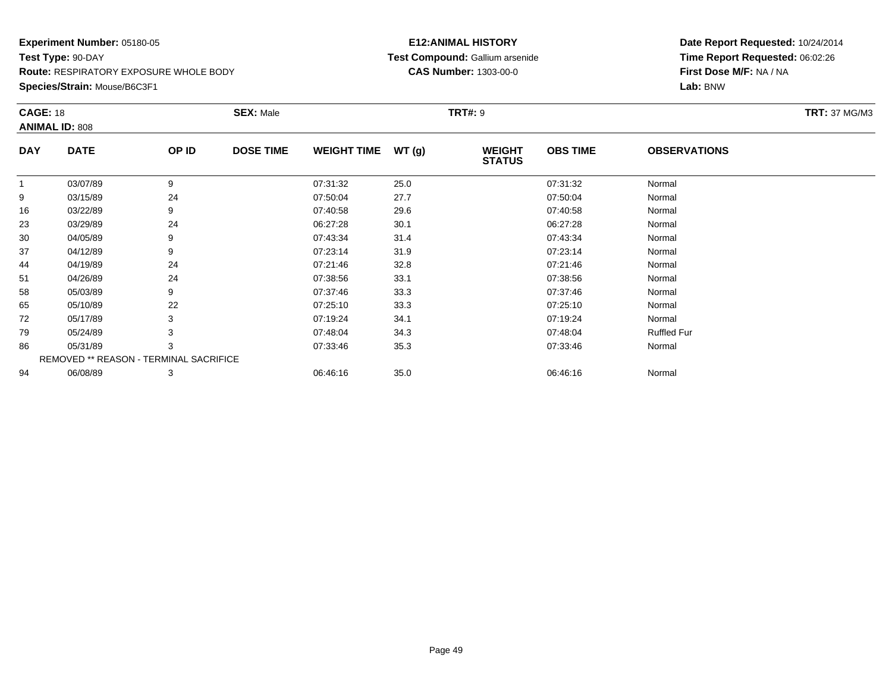**Experiment Number:** 05180-05
**Test Type:** 90-DAY
**Route:** RESPIRATORY EXPOSURE WHOLE BODY
**Species/Strain:** Mouse/B6C3F1

**E12:ANIMAL HISTORY**
**Test Compound:** Gallium arsenide
**CAS Number:** 1303-00-0

**Date Report Requested:** 10/24/2014
**Time Report Requested:** 06:02:26
**First Dose M/F:** NA / NA
**Lab:** BNW

**CAGE:** 18 **SEX:** Male **TRT#:** 9 **TRT:** 37 MG/M3
**ANIMAL ID:** 808

| DAY | DATE | OP ID | DOSE TIME | WEIGHT TIME | WT (g) | WEIGHT STATUS | OBS TIME | OBSERVATIONS |
|---|---|---|---|---|---|---|---|---|
| 1 | 03/07/89 | 9 | | 07:31:32 | 25.0 | | 07:31:32 | Normal |
| 9 | 03/15/89 | 24 | | 07:50:04 | 27.7 | | 07:50:04 | Normal |
| 16 | 03/22/89 | 9 | | 07:40:58 | 29.6 | | 07:40:58 | Normal |
| 23 | 03/29/89 | 24 | | 06:27:28 | 30.1 | | 06:27:28 | Normal |
| 30 | 04/05/89 | 9 | | 07:43:34 | 31.4 | | 07:43:34 | Normal |
| 37 | 04/12/89 | 9 | | 07:23:14 | 31.9 | | 07:23:14 | Normal |
| 44 | 04/19/89 | 24 | | 07:21:46 | 32.8 | | 07:21:46 | Normal |
| 51 | 04/26/89 | 24 | | 07:38:56 | 33.1 | | 07:38:56 | Normal |
| 58 | 05/03/89 | 9 | | 07:37:46 | 33.3 | | 07:37:46 | Normal |
| 65 | 05/10/89 | 22 | | 07:25:10 | 33.3 | | 07:25:10 | Normal |
| 72 | 05/17/89 | 3 | | 07:19:24 | 34.1 | | 07:19:24 | Normal |
| 79 | 05/24/89 | 3 | | 07:48:04 | 34.3 | | 07:48:04 | Ruffled Fur |
| 86 | 05/31/89 | 3 | | 07:33:46 | 35.3 | | 07:33:46 | Normal |
| REMOVED ** REASON - TERMINAL SACRIFICE | | | | | | | | |
| 94 | 06/08/89 | 3 | | 06:46:16 | 35.0 | | 06:46:16 | Normal |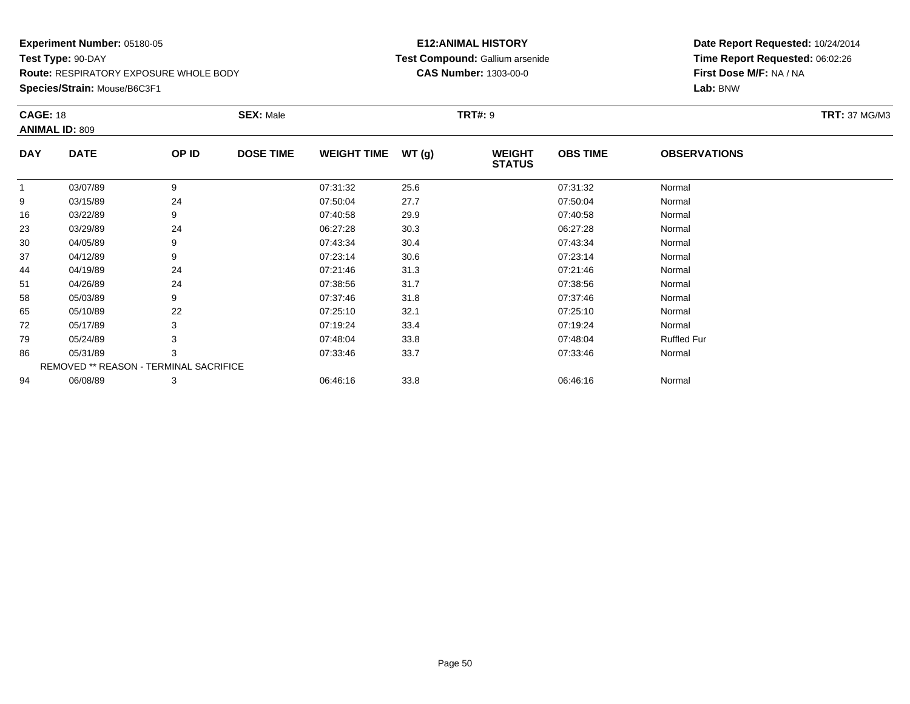**Experiment Number:** 05180-05
**Test Type:** 90-DAY
**Route:** RESPIRATORY EXPOSURE WHOLE BODY
**Species/Strain:** Mouse/B6C3F1

**E12:ANIMAL HISTORY**
**Test Compound:** Gallium arsenide
**CAS Number:** 1303-00-0

**Date Report Requested:** 10/24/2014
**Time Report Requested:** 06:02:26
**First Dose M/F:** NA / NA
**Lab:** BNW

**CAGE:** 18 **SEX:** Male **TRT#:** 9 **TRT:** 37 MG/M3
**ANIMAL ID:** 809

| DAY | DATE | OP ID | DOSE TIME | WEIGHT TIME | WT (g) | WEIGHT STATUS | OBS TIME | OBSERVATIONS |
|---|---|---|---|---|---|---|---|---|
| 1 | 03/07/89 | 9 | | 07:31:32 | 25.6 | | 07:31:32 | Normal |
| 9 | 03/15/89 | 24 | | 07:50:04 | 27.7 | | 07:50:04 | Normal |
| 16 | 03/22/89 | 9 | | 07:40:58 | 29.9 | | 07:40:58 | Normal |
| 23 | 03/29/89 | 24 | | 06:27:28 | 30.3 | | 06:27:28 | Normal |
| 30 | 04/05/89 | 9 | | 07:43:34 | 30.4 | | 07:43:34 | Normal |
| 37 | 04/12/89 | 9 | | 07:23:14 | 30.6 | | 07:23:14 | Normal |
| 44 | 04/19/89 | 24 | | 07:21:46 | 31.3 | | 07:21:46 | Normal |
| 51 | 04/26/89 | 24 | | 07:38:56 | 31.7 | | 07:38:56 | Normal |
| 58 | 05/03/89 | 9 | | 07:37:46 | 31.8 | | 07:37:46 | Normal |
| 65 | 05/10/89 | 22 | | 07:25:10 | 32.1 | | 07:25:10 | Normal |
| 72 | 05/17/89 | 3 | | 07:19:24 | 33.4 | | 07:19:24 | Normal |
| 79 | 05/24/89 | 3 | | 07:48:04 | 33.8 | | 07:48:04 | Ruffled Fur |
| 86 | 05/31/89 | 3 | | 07:33:46 | 33.7 | | 07:33:46 | Normal |
| REMOVED ** REASON - TERMINAL SACRIFICE | | | | | | | | |
| 94 | 06/08/89 | 3 | | 06:46:16 | 33.8 | | 06:46:16 | Normal |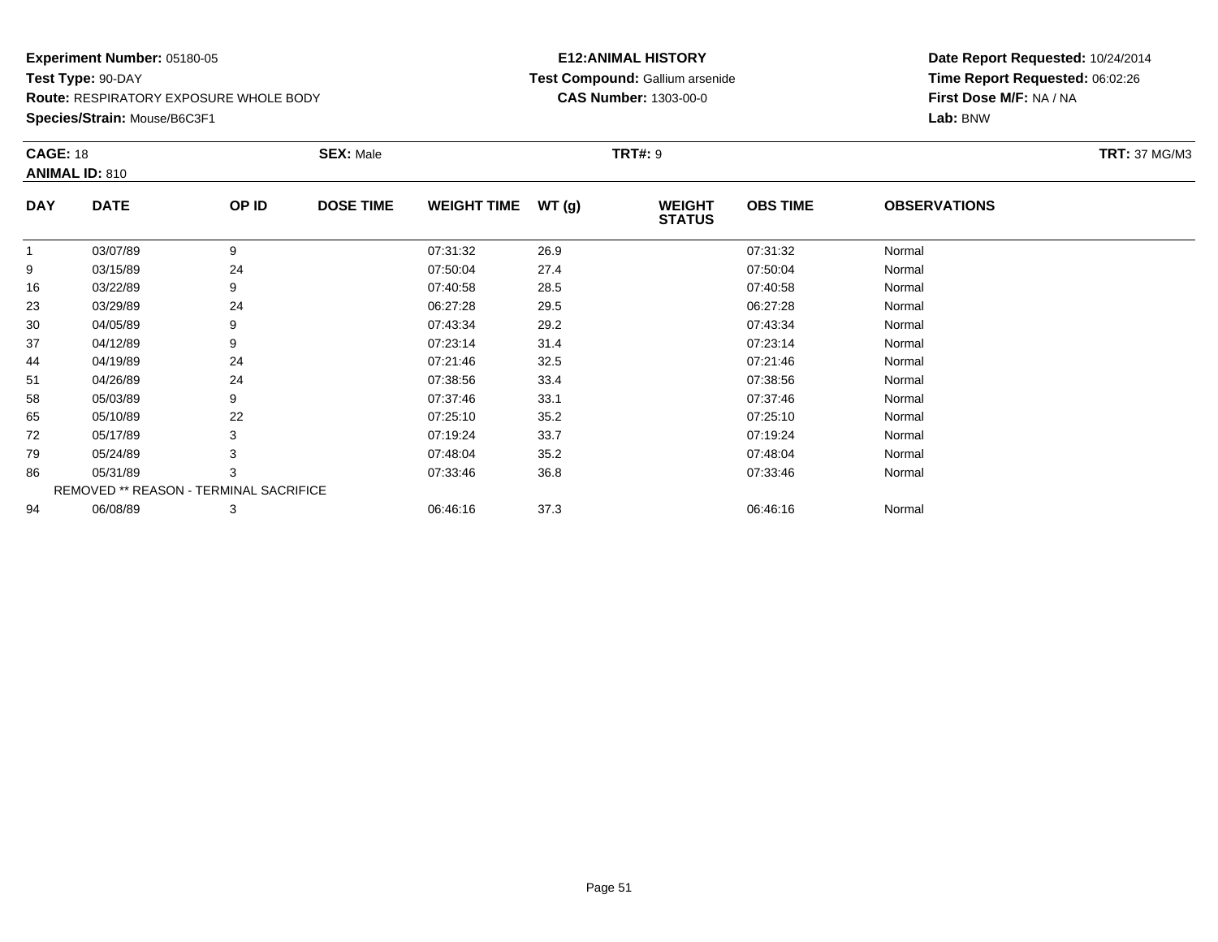**Experiment Number:** 05180-05
**Test Type:** 90-DAY
**Route:** RESPIRATORY EXPOSURE WHOLE BODY
**Species/Strain:** Mouse/B6C3F1

**E12:ANIMAL HISTORY**
**Test Compound:** Gallium arsenide
**CAS Number:** 1303-00-0

**Date Report Requested:** 10/24/2014
**Time Report Requested:** 06:02:26
**First Dose M/F:** NA / NA
**Lab:** BNW

**CAGE:** 18 **SEX:** Male **TRT#:** 9 **TRT:** 37 MG/M3
**ANIMAL ID:** 810

| DAY | DATE | OP ID | DOSE TIME | WEIGHT TIME | WT (g) | WEIGHT STATUS | OBS TIME | OBSERVATIONS |
|---|---|---|---|---|---|---|---|---|
| 1 | 03/07/89 | 9 | | 07:31:32 | 26.9 | | 07:31:32 | Normal |
| 9 | 03/15/89 | 24 | | 07:50:04 | 27.4 | | 07:50:04 | Normal |
| 16 | 03/22/89 | 9 | | 07:40:58 | 28.5 | | 07:40:58 | Normal |
| 23 | 03/29/89 | 24 | | 06:27:28 | 29.5 | | 06:27:28 | Normal |
| 30 | 04/05/89 | 9 | | 07:43:34 | 29.2 | | 07:43:34 | Normal |
| 37 | 04/12/89 | 9 | | 07:23:14 | 31.4 | | 07:23:14 | Normal |
| 44 | 04/19/89 | 24 | | 07:21:46 | 32.5 | | 07:21:46 | Normal |
| 51 | 04/26/89 | 24 | | 07:38:56 | 33.4 | | 07:38:56 | Normal |
| 58 | 05/03/89 | 9 | | 07:37:46 | 33.1 | | 07:37:46 | Normal |
| 65 | 05/10/89 | 22 | | 07:25:10 | 35.2 | | 07:25:10 | Normal |
| 72 | 05/17/89 | 3 | | 07:19:24 | 33.7 | | 07:19:24 | Normal |
| 79 | 05/24/89 | 3 | | 07:48:04 | 35.2 | | 07:48:04 | Normal |
| 86 | 05/31/89 | 3 | | 07:33:46 | 36.8 | | 07:33:46 | Normal |
| REMOVED ** REASON - TERMINAL SACRIFICE | | | | | | | | |
| 94 | 06/08/89 | 3 | | 06:46:16 | 37.3 | | 06:46:16 | Normal |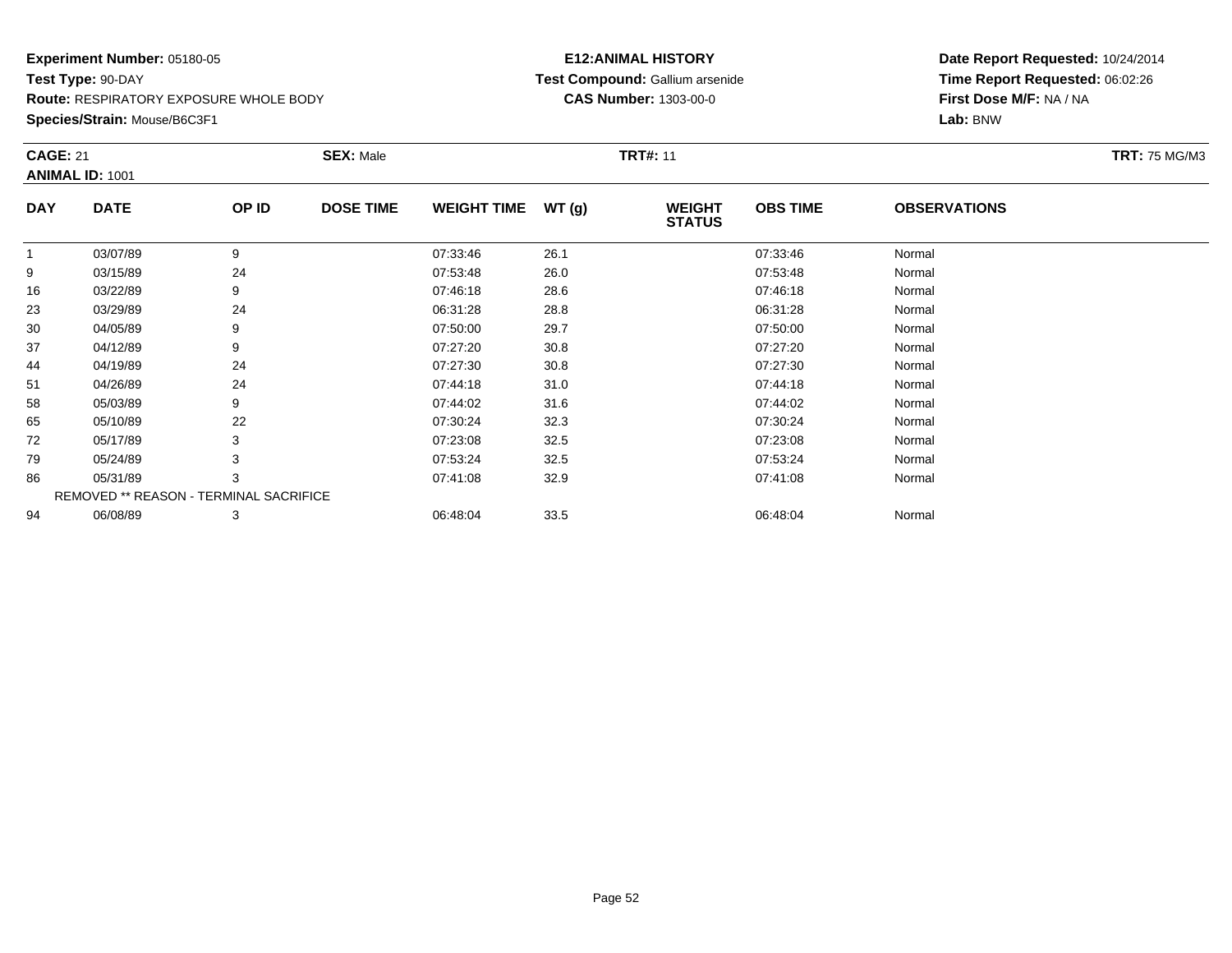**Experiment Number:** 05180-05
**Test Type:** 90-DAY
**Route:** RESPIRATORY EXPOSURE WHOLE BODY
**Species/Strain:** Mouse/B6C3F1

**E12:ANIMAL HISTORY**
**Test Compound:** Gallium arsenide
**CAS Number:** 1303-00-0

**Date Report Requested:** 10/24/2014
**Time Report Requested:** 06:02:26
**First Dose M/F:** NA / NA
**Lab:** BNW

**CAGE:** 21 **SEX:** Male **TRT#:** 11 **TRT:** 75 MG/M3
**ANIMAL ID:** 1001

| DAY | DATE | OP ID | DOSE TIME | WEIGHT TIME | WT (g) | WEIGHT STATUS | OBS TIME | OBSERVATIONS |
|---|---|---|---|---|---|---|---|---|
| 1 | 03/07/89 | 9 | | 07:33:46 | 26.1 | | 07:33:46 | Normal |
| 9 | 03/15/89 | 24 | | 07:53:48 | 26.0 | | 07:53:48 | Normal |
| 16 | 03/22/89 | 9 | | 07:46:18 | 28.6 | | 07:46:18 | Normal |
| 23 | 03/29/89 | 24 | | 06:31:28 | 28.8 | | 06:31:28 | Normal |
| 30 | 04/05/89 | 9 | | 07:50:00 | 29.7 | | 07:50:00 | Normal |
| 37 | 04/12/89 | 9 | | 07:27:20 | 30.8 | | 07:27:20 | Normal |
| 44 | 04/19/89 | 24 | | 07:27:30 | 30.8 | | 07:27:30 | Normal |
| 51 | 04/26/89 | 24 | | 07:44:18 | 31.0 | | 07:44:18 | Normal |
| 58 | 05/03/89 | 9 | | 07:44:02 | 31.6 | | 07:44:02 | Normal |
| 65 | 05/10/89 | 22 | | 07:30:24 | 32.3 | | 07:30:24 | Normal |
| 72 | 05/17/89 | 3 | | 07:23:08 | 32.5 | | 07:23:08 | Normal |
| 79 | 05/24/89 | 3 | | 07:53:24 | 32.5 | | 07:53:24 | Normal |
| 86 | 05/31/89 | 3 | | 07:41:08 | 32.9 | | 07:41:08 | Normal |
| REMOVED ** REASON - TERMINAL SACRIFICE | | | | | | | | |
| 94 | 06/08/89 | 3 | | 06:48:04 | 33.5 | | 06:48:04 | Normal |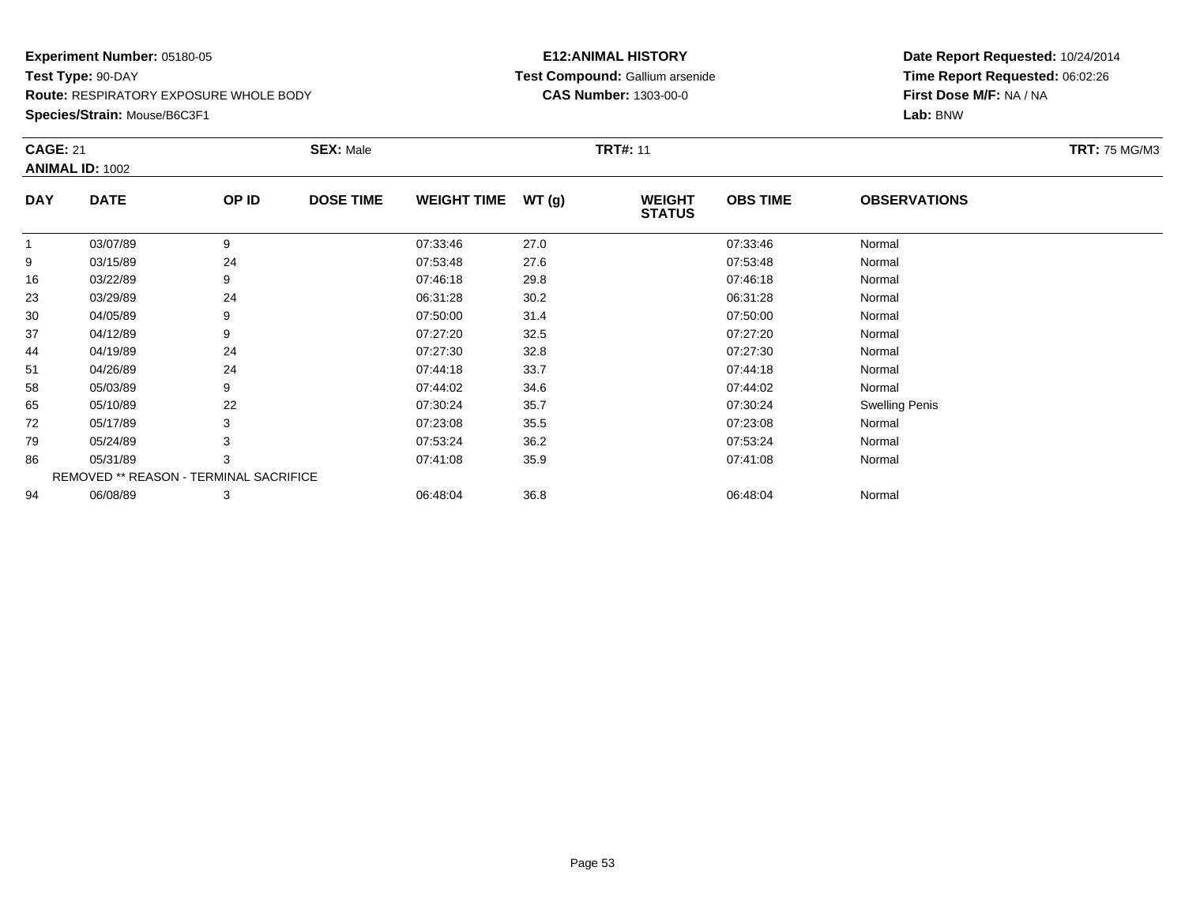**Experiment Number:** 05180-05
**Test Type:** 90-DAY
**Route:** RESPIRATORY EXPOSURE WHOLE BODY
**Species/Strain:** Mouse/B6C3F1

**E12:ANIMAL HISTORY**
**Test Compound:** Gallium arsenide
**CAS Number:** 1303-00-0

**Date Report Requested:** 10/24/2014
**Time Report Requested:** 06:02:26
**First Dose M/F:** NA / NA
**Lab:** BNW

**CAGE:** 21 **SEX:** Male **TRT#:** 11 **TRT:** 75 MG/M3
**ANIMAL ID:** 1002

| DAY | DATE | OP ID | DOSE TIME | WEIGHT TIME | WT (g) | WEIGHT STATUS | OBS TIME | OBSERVATIONS |
|---|---|---|---|---|---|---|---|---|
| 1 | 03/07/89 | 9 | | 07:33:46 | 27.0 | | 07:33:46 | Normal |
| 9 | 03/15/89 | 24 | | 07:53:48 | 27.6 | | 07:53:48 | Normal |
| 16 | 03/22/89 | 9 | | 07:46:18 | 29.8 | | 07:46:18 | Normal |
| 23 | 03/29/89 | 24 | | 06:31:28 | 30.2 | | 06:31:28 | Normal |
| 30 | 04/05/89 | 9 | | 07:50:00 | 31.4 | | 07:50:00 | Normal |
| 37 | 04/12/89 | 9 | | 07:27:20 | 32.5 | | 07:27:20 | Normal |
| 44 | 04/19/89 | 24 | | 07:27:30 | 32.8 | | 07:27:30 | Normal |
| 51 | 04/26/89 | 24 | | 07:44:18 | 33.7 | | 07:44:18 | Normal |
| 58 | 05/03/89 | 9 | | 07:44:02 | 34.6 | | 07:44:02 | Normal |
| 65 | 05/10/89 | 22 | | 07:30:24 | 35.7 | | 07:30:24 | Swelling Penis |
| 72 | 05/17/89 | 3 | | 07:23:08 | 35.5 | | 07:23:08 | Normal |
| 79 | 05/24/89 | 3 | | 07:53:24 | 36.2 | | 07:53:24 | Normal |
| 86 | 05/31/89 | 3 | | 07:41:08 | 35.9 | | 07:41:08 | Normal |
| REMOVED ** REASON - TERMINAL SACRIFICE | | | | | | | | |
| 94 | 06/08/89 | 3 | | 06:48:04 | 36.8 | | 06:48:04 | Normal |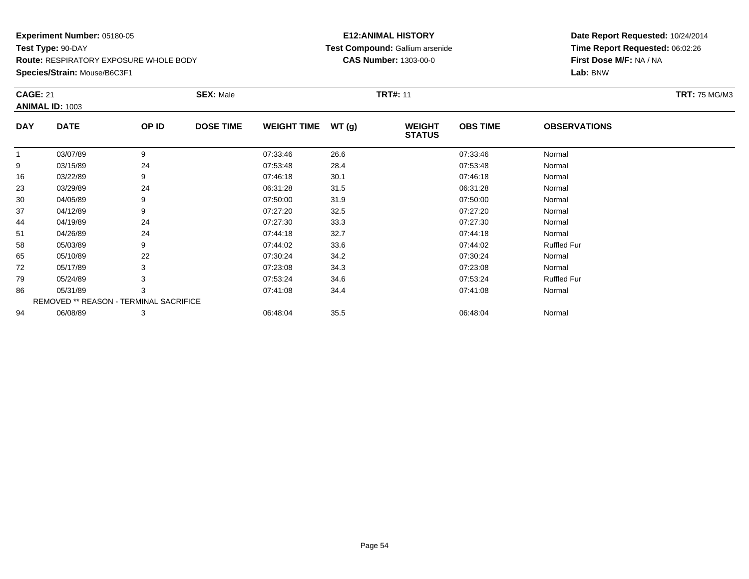**Experiment Number:** 05180-05
**Test Type:** 90-DAY
**Route:** RESPIRATORY EXPOSURE WHOLE BODY
**Species/Strain:** Mouse/B6C3F1

**E12:ANIMAL HISTORY**
**Test Compound:** Gallium arsenide
**CAS Number:** 1303-00-0

**Date Report Requested:** 10/24/2014
**Time Report Requested:** 06:02:26
**First Dose M/F:** NA / NA
**Lab:** BNW

**CAGE:** 21 **SEX:** Male **TRT#:** 11 **TRT:** 75 MG/M3
**ANIMAL ID:** 1003

| DAY | DATE | OP ID | DOSE TIME | WEIGHT TIME | WT (g) | WEIGHT STATUS | OBS TIME | OBSERVATIONS |
|---|---|---|---|---|---|---|---|---|
| 1 | 03/07/89 | 9 | | 07:33:46 | 26.6 | | 07:33:46 | Normal |
| 9 | 03/15/89 | 24 | | 07:53:48 | 28.4 | | 07:53:48 | Normal |
| 16 | 03/22/89 | 9 | | 07:46:18 | 30.1 | | 07:46:18 | Normal |
| 23 | 03/29/89 | 24 | | 06:31:28 | 31.5 | | 06:31:28 | Normal |
| 30 | 04/05/89 | 9 | | 07:50:00 | 31.9 | | 07:50:00 | Normal |
| 37 | 04/12/89 | 9 | | 07:27:20 | 32.5 | | 07:27:20 | Normal |
| 44 | 04/19/89 | 24 | | 07:27:30 | 33.3 | | 07:27:30 | Normal |
| 51 | 04/26/89 | 24 | | 07:44:18 | 32.7 | | 07:44:18 | Normal |
| 58 | 05/03/89 | 9 | | 07:44:02 | 33.6 | | 07:44:02 | Ruffled Fur |
| 65 | 05/10/89 | 22 | | 07:30:24 | 34.2 | | 07:30:24 | Normal |
| 72 | 05/17/89 | 3 | | 07:23:08 | 34.3 | | 07:23:08 | Normal |
| 79 | 05/24/89 | 3 | | 07:53:24 | 34.6 | | 07:53:24 | Ruffled Fur |
| 86 | 05/31/89 | 3 | | 07:41:08 | 34.4 | | 07:41:08 | Normal |
| REMOVED ** REASON - TERMINAL SACRIFICE | | | | | | | | |
| 94 | 06/08/89 | 3 | | 06:48:04 | 35.5 | | 06:48:04 | Normal |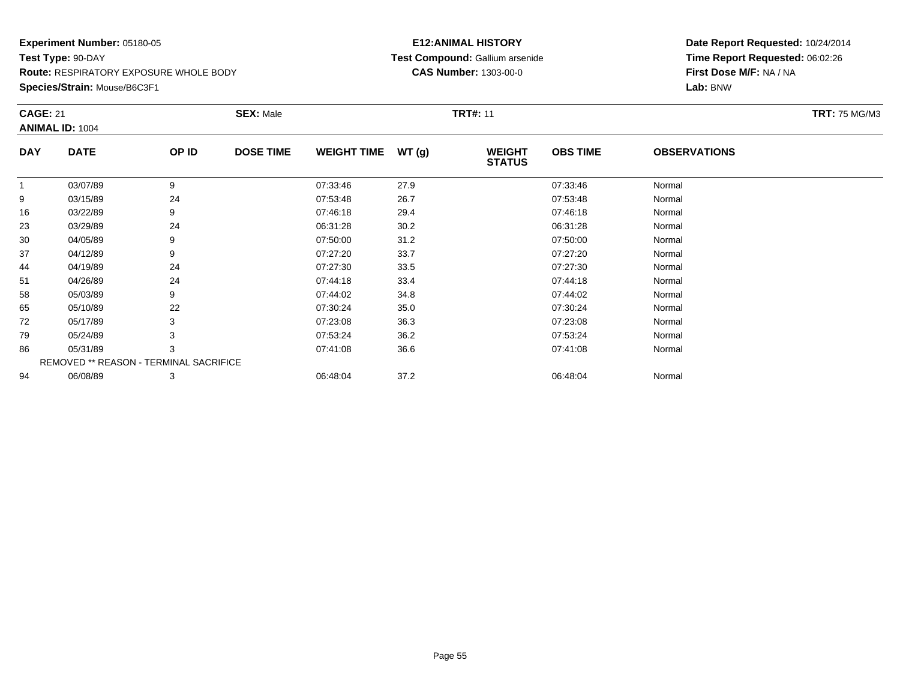**Experiment Number:** 05180-05
**Test Type:** 90-DAY
**Route:** RESPIRATORY EXPOSURE WHOLE BODY
**Species/Strain:** Mouse/B6C3F1

**E12:ANIMAL HISTORY**
**Test Compound:** Gallium arsenide
**CAS Number:** 1303-00-0

**Date Report Requested:** 10/24/2014
**Time Report Requested:** 06:02:26
**First Dose M/F:** NA / NA
**Lab:** BNW

**CAGE:** 21 **SEX:** Male **TRT#:** 11 **TRT:** 75 MG/M3
**ANIMAL ID:** 1004

| DAY | DATE | OP ID | DOSE TIME | WEIGHT TIME | WT (g) | WEIGHT STATUS | OBS TIME | OBSERVATIONS |
|---|---|---|---|---|---|---|---|---|
| 1 | 03/07/89 | 9 | | 07:33:46 | 27.9 | | 07:33:46 | Normal |
| 9 | 03/15/89 | 24 | | 07:53:48 | 26.7 | | 07:53:48 | Normal |
| 16 | 03/22/89 | 9 | | 07:46:18 | 29.4 | | 07:46:18 | Normal |
| 23 | 03/29/89 | 24 | | 06:31:28 | 30.2 | | 06:31:28 | Normal |
| 30 | 04/05/89 | 9 | | 07:50:00 | 31.2 | | 07:50:00 | Normal |
| 37 | 04/12/89 | 9 | | 07:27:20 | 33.7 | | 07:27:20 | Normal |
| 44 | 04/19/89 | 24 | | 07:27:30 | 33.5 | | 07:27:30 | Normal |
| 51 | 04/26/89 | 24 | | 07:44:18 | 33.4 | | 07:44:18 | Normal |
| 58 | 05/03/89 | 9 | | 07:44:02 | 34.8 | | 07:44:02 | Normal |
| 65 | 05/10/89 | 22 | | 07:30:24 | 35.0 | | 07:30:24 | Normal |
| 72 | 05/17/89 | 3 | | 07:23:08 | 36.3 | | 07:23:08 | Normal |
| 79 | 05/24/89 | 3 | | 07:53:24 | 36.2 | | 07:53:24 | Normal |
| 86 | 05/31/89 | 3 | | 07:41:08 | 36.6 | | 07:41:08 | Normal |
| | REMOVED ** REASON - TERMINAL SACRIFICE | | | | | | | |
| 94 | 06/08/89 | 3 | | 06:48:04 | 37.2 | | 06:48:04 | Normal |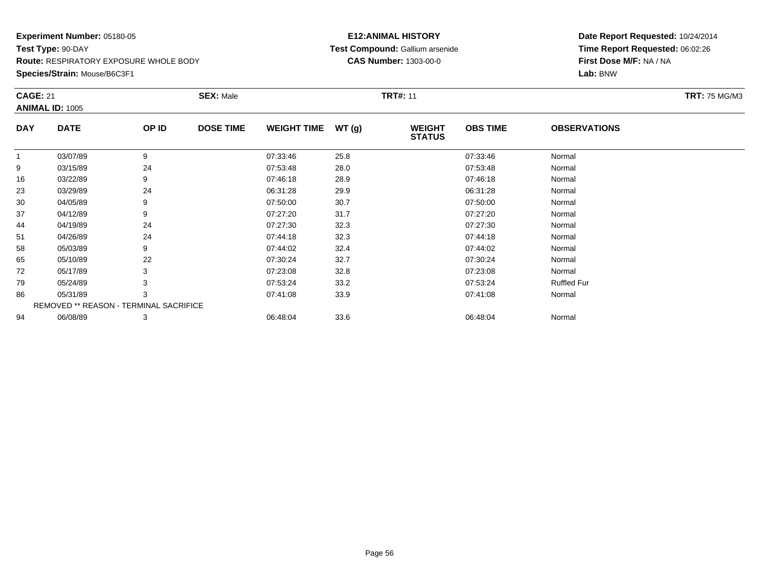**Experiment Number:** 05180-05
**Test Type:** 90-DAY
**Route:** RESPIRATORY EXPOSURE WHOLE BODY
**Species/Strain:** Mouse/B6C3F1

**E12:ANIMAL HISTORY**
**Test Compound:** Gallium arsenide
**CAS Number:** 1303-00-0

**Date Report Requested:** 10/24/2014
**Time Report Requested:** 06:02:26
**First Dose M/F:** NA / NA
**Lab:** BNW

**CAGE:** 21 **SEX:** Male **TRT#:** 11 **TRT:** 75 MG/M3
**ANIMAL ID:** 1005

| DAY | DATE | OP ID | DOSE TIME | WEIGHT TIME | WT (g) | WEIGHT STATUS | OBS TIME | OBSERVATIONS |
|---|---|---|---|---|---|---|---|---|
| 1 | 03/07/89 | 9 | | 07:33:46 | 25.8 | | 07:33:46 | Normal |
| 9 | 03/15/89 | 24 | | 07:53:48 | 28.0 | | 07:53:48 | Normal |
| 16 | 03/22/89 | 9 | | 07:46:18 | 28.9 | | 07:46:18 | Normal |
| 23 | 03/29/89 | 24 | | 06:31:28 | 29.9 | | 06:31:28 | Normal |
| 30 | 04/05/89 | 9 | | 07:50:00 | 30.7 | | 07:50:00 | Normal |
| 37 | 04/12/89 | 9 | | 07:27:20 | 31.7 | | 07:27:20 | Normal |
| 44 | 04/19/89 | 24 | | 07:27:30 | 32.3 | | 07:27:30 | Normal |
| 51 | 04/26/89 | 24 | | 07:44:18 | 32.3 | | 07:44:18 | Normal |
| 58 | 05/03/89 | 9 | | 07:44:02 | 32.4 | | 07:44:02 | Normal |
| 65 | 05/10/89 | 22 | | 07:30:24 | 32.7 | | 07:30:24 | Normal |
| 72 | 05/17/89 | 3 | | 07:23:08 | 32.8 | | 07:23:08 | Normal |
| 79 | 05/24/89 | 3 | | 07:53:24 | 33.2 | | 07:53:24 | Ruffled Fur |
| 86 | 05/31/89 | 3 | | 07:41:08 | 33.9 | | 07:41:08 | Normal |
| REMOVED ** REASON - TERMINAL SACRIFICE | | | | | | | | |
| 94 | 06/08/89 | 3 | | 06:48:04 | 33.6 | | 06:48:04 | Normal |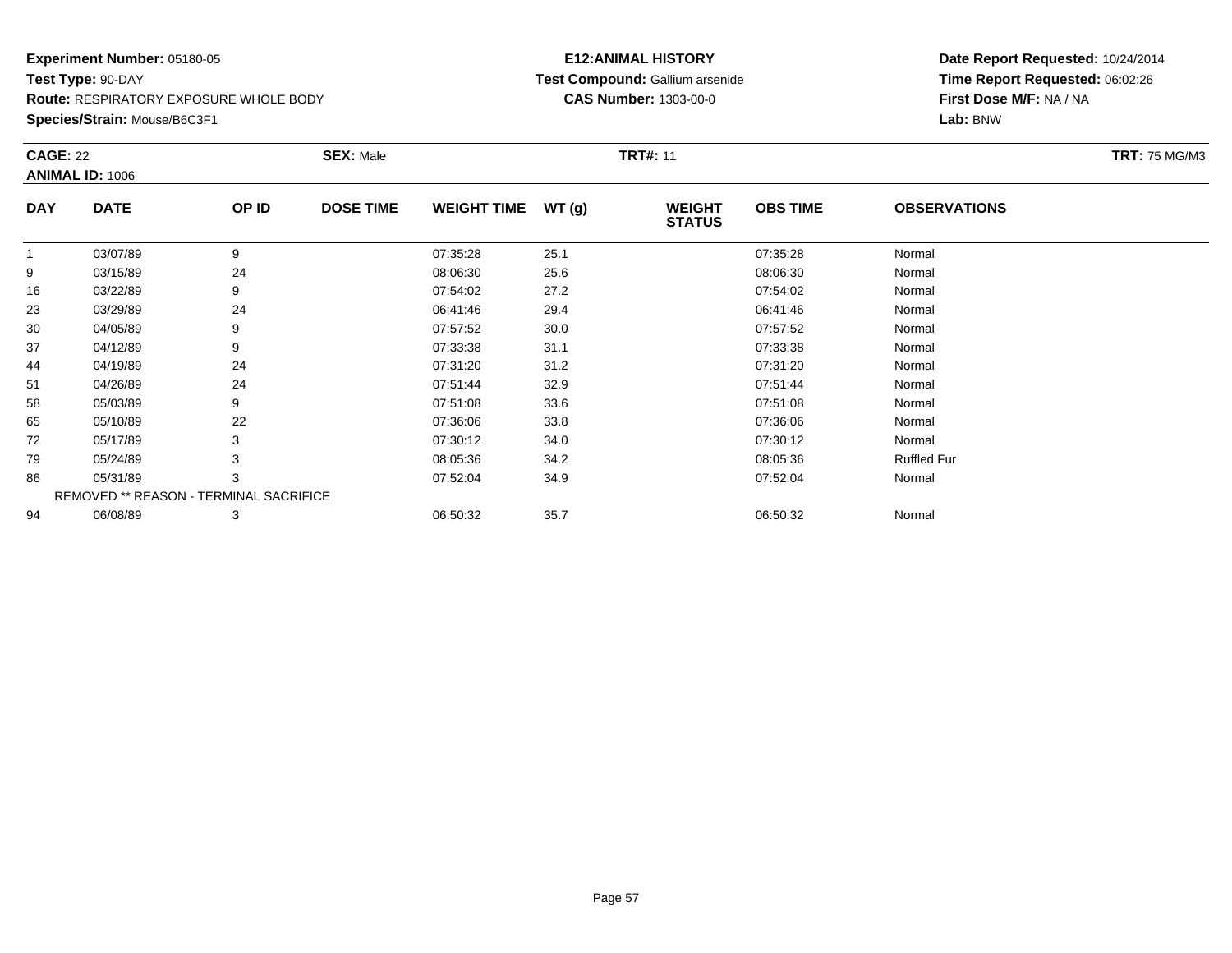**Experiment Number:** 05180-05
**Test Type:** 90-DAY
**Route:** RESPIRATORY EXPOSURE WHOLE BODY
**Species/Strain:** Mouse/B6C3F1

**E12:ANIMAL HISTORY**
**Test Compound:** Gallium arsenide
**CAS Number:** 1303-00-0

**Date Report Requested:** 10/24/2014
**Time Report Requested:** 06:02:26
**First Dose M/F:** NA / NA
**Lab:** BNW

**CAGE:** 22 **SEX:** Male **TRT#:** 11 **TRT:** 75 MG/M3
**ANIMAL ID:** 1006

| DAY | DATE | OP ID | DOSE TIME | WEIGHT TIME | WT (g) | WEIGHT STATUS | OBS TIME | OBSERVATIONS |
|---|---|---|---|---|---|---|---|---|
| 1 | 03/07/89 | 9 | | 07:35:28 | 25.1 | | 07:35:28 | Normal |
| 9 | 03/15/89 | 24 | | 08:06:30 | 25.6 | | 08:06:30 | Normal |
| 16 | 03/22/89 | 9 | | 07:54:02 | 27.2 | | 07:54:02 | Normal |
| 23 | 03/29/89 | 24 | | 06:41:46 | 29.4 | | 06:41:46 | Normal |
| 30 | 04/05/89 | 9 | | 07:57:52 | 30.0 | | 07:57:52 | Normal |
| 37 | 04/12/89 | 9 | | 07:33:38 | 31.1 | | 07:33:38 | Normal |
| 44 | 04/19/89 | 24 | | 07:31:20 | 31.2 | | 07:31:20 | Normal |
| 51 | 04/26/89 | 24 | | 07:51:44 | 32.9 | | 07:51:44 | Normal |
| 58 | 05/03/89 | 9 | | 07:51:08 | 33.6 | | 07:51:08 | Normal |
| 65 | 05/10/89 | 22 | | 07:36:06 | 33.8 | | 07:36:06 | Normal |
| 72 | 05/17/89 | 3 | | 07:30:12 | 34.0 | | 07:30:12 | Normal |
| 79 | 05/24/89 | 3 | | 08:05:36 | 34.2 | | 08:05:36 | Ruffled Fur |
| 86 | 05/31/89 | 3 | | 07:52:04 | 34.9 | | 07:52:04 | Normal |
| REMOVED ** REASON - TERMINAL SACRIFICE | | | | | | | | |
| 94 | 06/08/89 | 3 | | 06:50:32 | 35.7 | | 06:50:32 | Normal |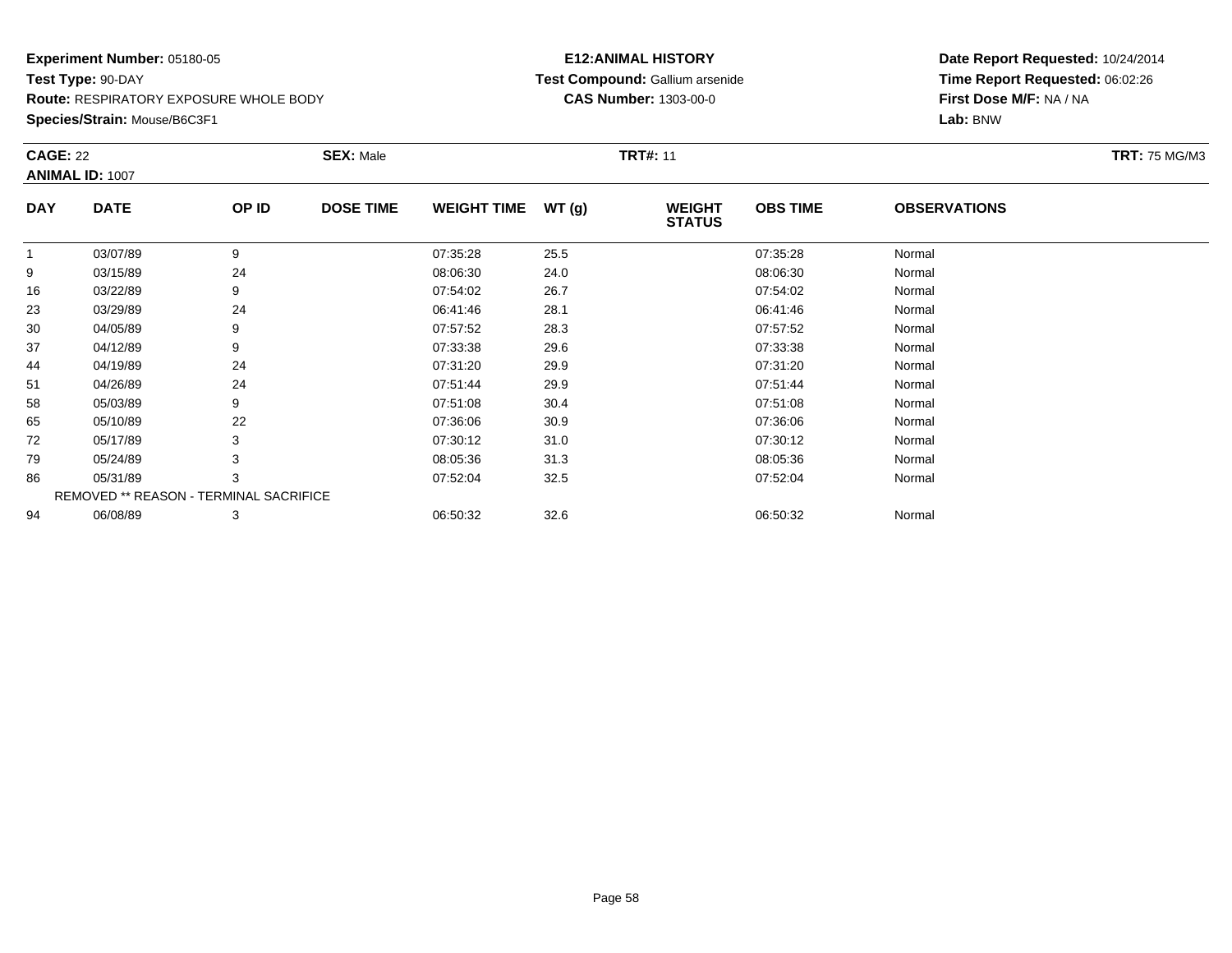**Experiment Number:** 05180-05
**Test Type:** 90-DAY
**Route:** RESPIRATORY EXPOSURE WHOLE BODY
**Species/Strain:** Mouse/B6C3F1

**E12:ANIMAL HISTORY**
**Test Compound:** Gallium arsenide
**CAS Number:** 1303-00-0

**Date Report Requested:** 10/24/2014
**Time Report Requested:** 06:02:26
**First Dose M/F:** NA / NA
**Lab:** BNW

**CAGE:** 22 **SEX:** Male **TRT#:** 11 **TRT:** 75 MG/M3
**ANIMAL ID:** 1007

| DAY | DATE | OP ID | DOSE TIME | WEIGHT TIME | WT (g) | WEIGHT STATUS | OBS TIME | OBSERVATIONS |
|---|---|---|---|---|---|---|---|---|
| 1 | 03/07/89 | 9 | | 07:35:28 | 25.5 | | 07:35:28 | Normal |
| 9 | 03/15/89 | 24 | | 08:06:30 | 24.0 | | 08:06:30 | Normal |
| 16 | 03/22/89 | 9 | | 07:54:02 | 26.7 | | 07:54:02 | Normal |
| 23 | 03/29/89 | 24 | | 06:41:46 | 28.1 | | 06:41:46 | Normal |
| 30 | 04/05/89 | 9 | | 07:57:52 | 28.3 | | 07:57:52 | Normal |
| 37 | 04/12/89 | 9 | | 07:33:38 | 29.6 | | 07:33:38 | Normal |
| 44 | 04/19/89 | 24 | | 07:31:20 | 29.9 | | 07:31:20 | Normal |
| 51 | 04/26/89 | 24 | | 07:51:44 | 29.9 | | 07:51:44 | Normal |
| 58 | 05/03/89 | 9 | | 07:51:08 | 30.4 | | 07:51:08 | Normal |
| 65 | 05/10/89 | 22 | | 07:36:06 | 30.9 | | 07:36:06 | Normal |
| 72 | 05/17/89 | 3 | | 07:30:12 | 31.0 | | 07:30:12 | Normal |
| 79 | 05/24/89 | 3 | | 08:05:36 | 31.3 | | 08:05:36 | Normal |
| 86 | 05/31/89 | 3 | | 07:52:04 | 32.5 | | 07:52:04 | Normal |
| REMOVED ** REASON - TERMINAL SACRIFICE | | | | | | | | |
| 94 | 06/08/89 | 3 | | 06:50:32 | 32.6 | | 06:50:32 | Normal |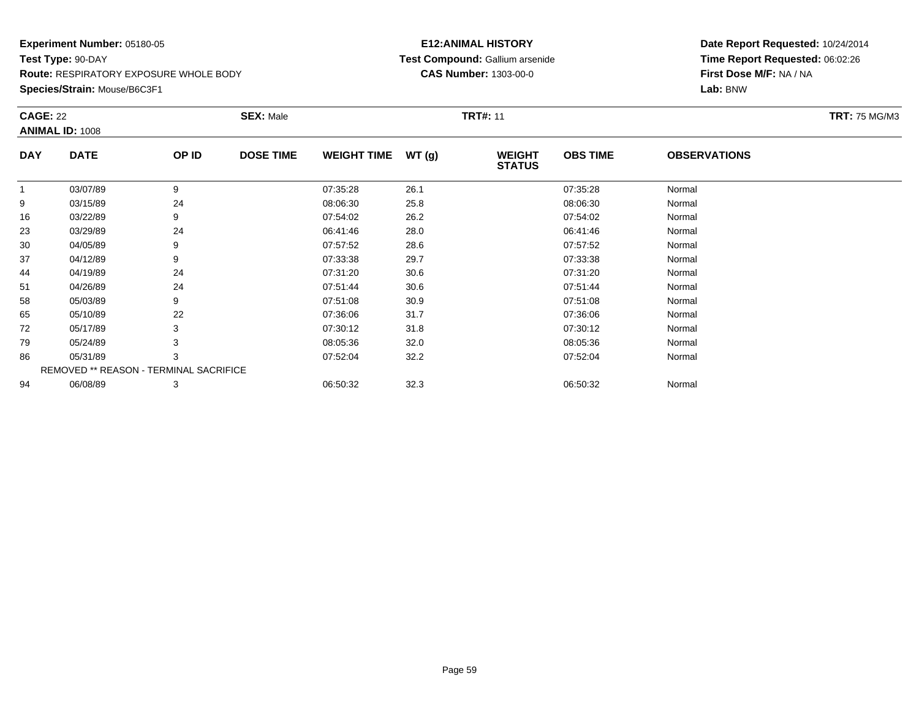**Experiment Number:** 05180-05
**Test Type:** 90-DAY
**Route:** RESPIRATORY EXPOSURE WHOLE BODY
**Species/Strain:** Mouse/B6C3F1

**E12:ANIMAL HISTORY**
**Test Compound:** Gallium arsenide
**CAS Number:** 1303-00-0

**Date Report Requested:** 10/24/2014
**Time Report Requested:** 06:02:26
**First Dose M/F:** NA / NA
**Lab:** BNW

**CAGE:** 22 **SEX:** Male **TRT#:** 11 **TRT:** 75 MG/M3
**ANIMAL ID:** 1008

| DAY | DATE | OP ID | DOSE TIME | WEIGHT TIME | WT (g) | WEIGHT STATUS | OBS TIME | OBSERVATIONS |
|---|---|---|---|---|---|---|---|---|
| 1 | 03/07/89 | 9 | | 07:35:28 | 26.1 | | 07:35:28 | Normal |
| 9 | 03/15/89 | 24 | | 08:06:30 | 25.8 | | 08:06:30 | Normal |
| 16 | 03/22/89 | 9 | | 07:54:02 | 26.2 | | 07:54:02 | Normal |
| 23 | 03/29/89 | 24 | | 06:41:46 | 28.0 | | 06:41:46 | Normal |
| 30 | 04/05/89 | 9 | | 07:57:52 | 28.6 | | 07:57:52 | Normal |
| 37 | 04/12/89 | 9 | | 07:33:38 | 29.7 | | 07:33:38 | Normal |
| 44 | 04/19/89 | 24 | | 07:31:20 | 30.6 | | 07:31:20 | Normal |
| 51 | 04/26/89 | 24 | | 07:51:44 | 30.6 | | 07:51:44 | Normal |
| 58 | 05/03/89 | 9 | | 07:51:08 | 30.9 | | 07:51:08 | Normal |
| 65 | 05/10/89 | 22 | | 07:36:06 | 31.7 | | 07:36:06 | Normal |
| 72 | 05/17/89 | 3 | | 07:30:12 | 31.8 | | 07:30:12 | Normal |
| 79 | 05/24/89 | 3 | | 08:05:36 | 32.0 | | 08:05:36 | Normal |
| 86 | 05/31/89 | 3 | | 07:52:04 | 32.2 | | 07:52:04 | Normal |
| REMOVED ** REASON - TERMINAL SACRIFICE | | | | | | | | |
| 94 | 06/08/89 | 3 | | 06:50:32 | 32.3 | | 06:50:32 | Normal |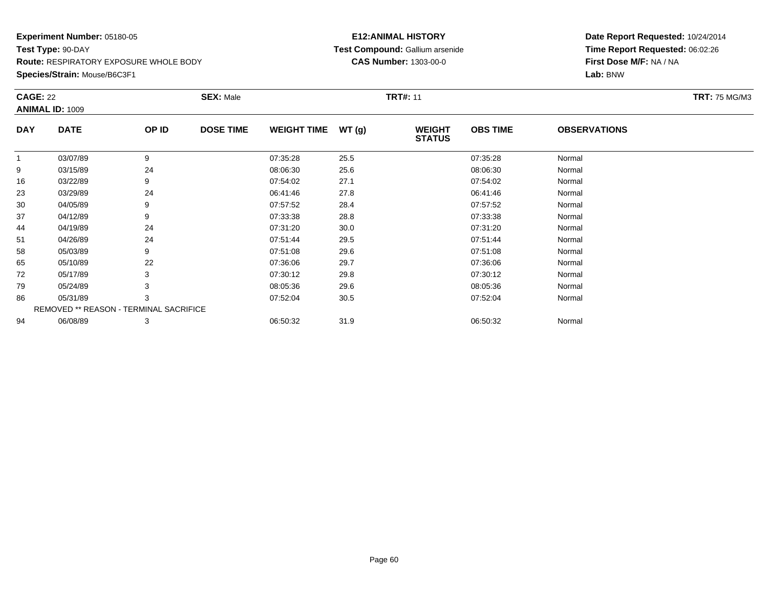**Experiment Number:** 05180-05
**Test Type:** 90-DAY
**Route:** RESPIRATORY EXPOSURE WHOLE BODY
**Species/Strain:** Mouse/B6C3F1

**E12:ANIMAL HISTORY**
**Test Compound:** Gallium arsenide
**CAS Number:** 1303-00-0

**Date Report Requested:** 10/24/2014
**Time Report Requested:** 06:02:26
**First Dose M/F:** NA / NA
**Lab:** BNW

**CAGE:** 22 **SEX:** Male **TRT#:** 11 **TRT:** 75 MG/M3
**ANIMAL ID:** 1009

| DAY | DATE | OP ID | DOSE TIME | WEIGHT TIME | WT (g) | WEIGHT STATUS | OBS TIME | OBSERVATIONS |
|---|---|---|---|---|---|---|---|---|
| 1 | 03/07/89 | 9 | | 07:35:28 | 25.5 | | 07:35:28 | Normal |
| 9 | 03/15/89 | 24 | | 08:06:30 | 25.6 | | 08:06:30 | Normal |
| 16 | 03/22/89 | 9 | | 07:54:02 | 27.1 | | 07:54:02 | Normal |
| 23 | 03/29/89 | 24 | | 06:41:46 | 27.8 | | 06:41:46 | Normal |
| 30 | 04/05/89 | 9 | | 07:57:52 | 28.4 | | 07:57:52 | Normal |
| 37 | 04/12/89 | 9 | | 07:33:38 | 28.8 | | 07:33:38 | Normal |
| 44 | 04/19/89 | 24 | | 07:31:20 | 30.0 | | 07:31:20 | Normal |
| 51 | 04/26/89 | 24 | | 07:51:44 | 29.5 | | 07:51:44 | Normal |
| 58 | 05/03/89 | 9 | | 07:51:08 | 29.6 | | 07:51:08 | Normal |
| 65 | 05/10/89 | 22 | | 07:36:06 | 29.7 | | 07:36:06 | Normal |
| 72 | 05/17/89 | 3 | | 07:30:12 | 29.8 | | 07:30:12 | Normal |
| 79 | 05/24/89 | 3 | | 08:05:36 | 29.6 | | 08:05:36 | Normal |
| 86 | 05/31/89 | 3 | | 07:52:04 | 30.5 | | 07:52:04 | Normal |
| REMOVED ** REASON - TERMINAL SACRIFICE | | | | | | | | |
| 94 | 06/08/89 | 3 | | 06:50:32 | 31.9 | | 06:50:32 | Normal |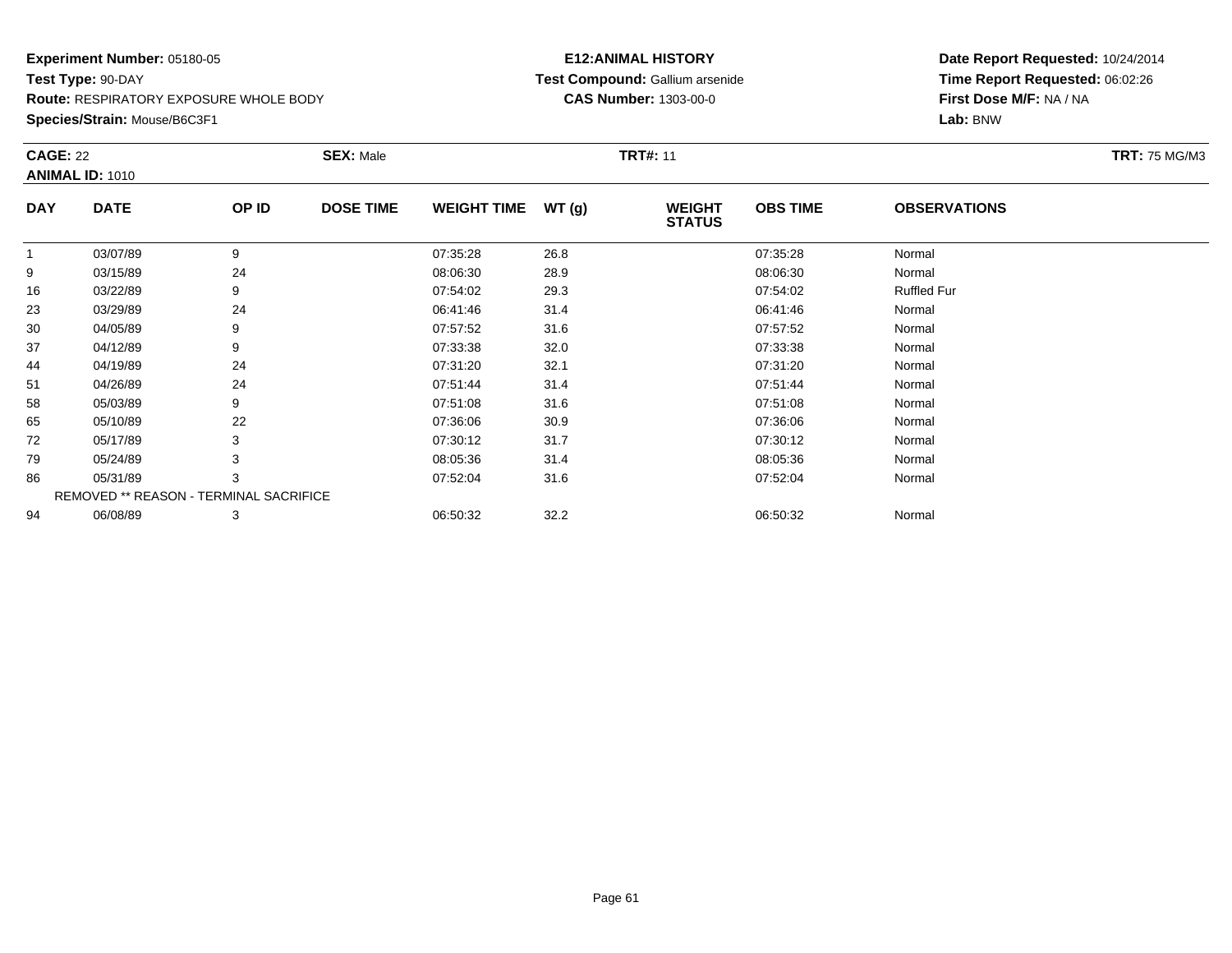**Experiment Number:** 05180-05
**Test Type:** 90-DAY
**Route:** RESPIRATORY EXPOSURE WHOLE BODY
**Species/Strain:** Mouse/B6C3F1

**E12:ANIMAL HISTORY**
**Test Compound:** Gallium arsenide
**CAS Number:** 1303-00-0

**Date Report Requested:** 10/24/2014
**Time Report Requested:** 06:02:26
**First Dose M/F:** NA / NA
**Lab:** BNW

**CAGE:** 22 **SEX:** Male **TRT#:** 11 **TRT:** 75 MG/M3
**ANIMAL ID:** 1010

| DAY | DATE | OP ID | DOSE TIME | WEIGHT TIME | WT (g) | WEIGHT STATUS | OBS TIME | OBSERVATIONS |
|---|---|---|---|---|---|---|---|---|
| 1 | 03/07/89 | 9 | | 07:35:28 | 26.8 | | 07:35:28 | Normal |
| 9 | 03/15/89 | 24 | | 08:06:30 | 28.9 | | 08:06:30 | Normal |
| 16 | 03/22/89 | 9 | | 07:54:02 | 29.3 | | 07:54:02 | Ruffled Fur |
| 23 | 03/29/89 | 24 | | 06:41:46 | 31.4 | | 06:41:46 | Normal |
| 30 | 04/05/89 | 9 | | 07:57:52 | 31.6 | | 07:57:52 | Normal |
| 37 | 04/12/89 | 9 | | 07:33:38 | 32.0 | | 07:33:38 | Normal |
| 44 | 04/19/89 | 24 | | 07:31:20 | 32.1 | | 07:31:20 | Normal |
| 51 | 04/26/89 | 24 | | 07:51:44 | 31.4 | | 07:51:44 | Normal |
| 58 | 05/03/89 | 9 | | 07:51:08 | 31.6 | | 07:51:08 | Normal |
| 65 | 05/10/89 | 22 | | 07:36:06 | 30.9 | | 07:36:06 | Normal |
| 72 | 05/17/89 | 3 | | 07:30:12 | 31.7 | | 07:30:12 | Normal |
| 79 | 05/24/89 | 3 | | 08:05:36 | 31.4 | | 08:05:36 | Normal |
| 86 | 05/31/89 | 3 | | 07:52:04 | 31.6 | | 07:52:04 | Normal |
| REMOVED ** REASON - TERMINAL SACRIFICE | | | | | | | | |
| 94 | 06/08/89 | 3 | | 06:50:32 | 32.2 | | 06:50:32 | Normal |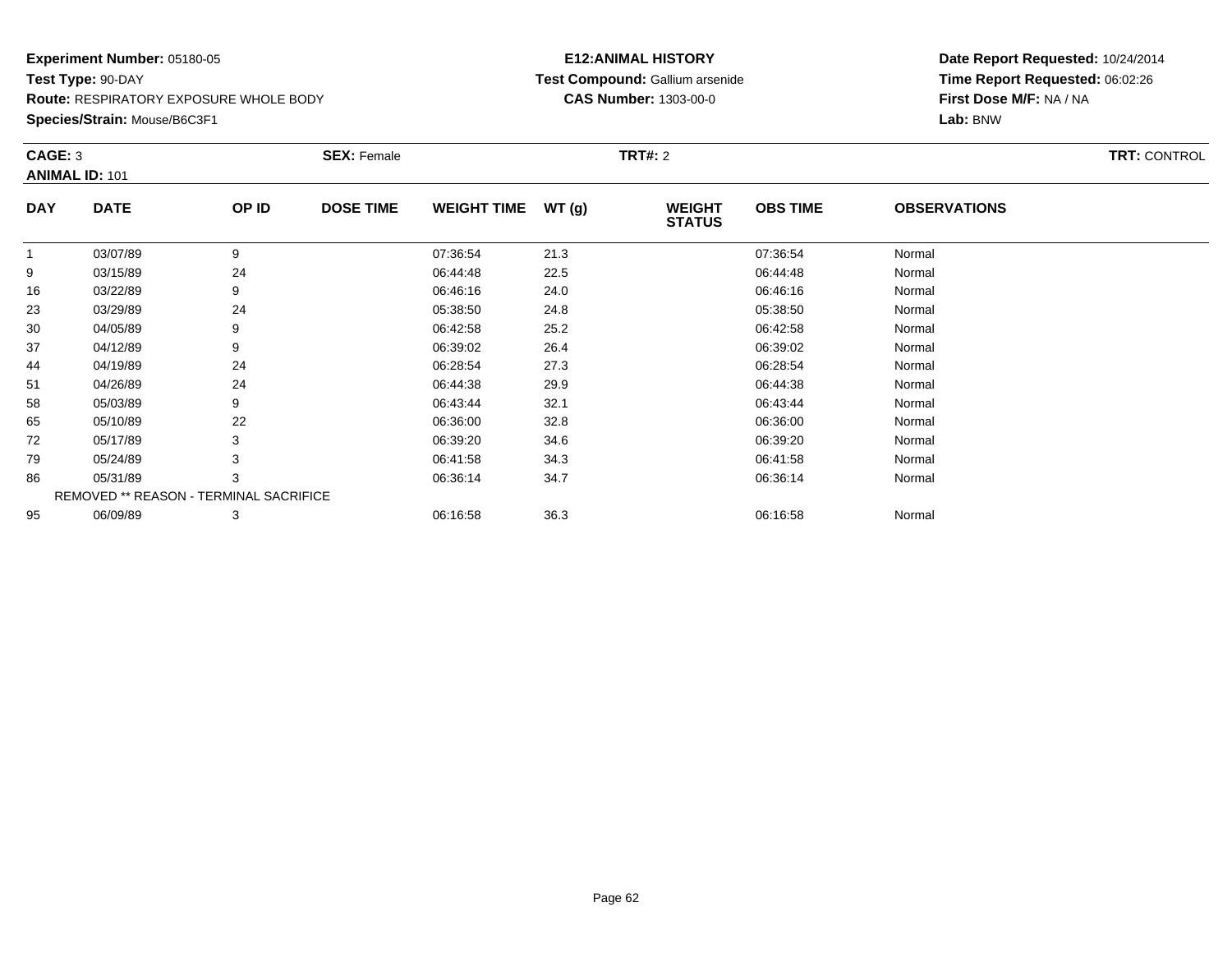**Experiment Number:** 05180-05
**Test Type:** 90-DAY
**Route:** RESPIRATORY EXPOSURE WHOLE BODY
**Species/Strain:** Mouse/B6C3F1

**E12:ANIMAL HISTORY**
**Test Compound:** Gallium arsenide
**CAS Number:** 1303-00-0

**Date Report Requested:** 10/24/2014
**Time Report Requested:** 06:02:26
**First Dose M/F:** NA / NA
**Lab:** BNW

**CAGE:** 3 **SEX:** Female **TRT#:** 2 **TRT:** CONTROL
**ANIMAL ID:** 101

| DAY | DATE | OP ID | DOSE TIME | WEIGHT TIME | WT (g) | WEIGHT STATUS | OBS TIME | OBSERVATIONS |
|---|---|---|---|---|---|---|---|---|
| 1 | 03/07/89 | 9 | | 07:36:54 | 21.3 | | 07:36:54 | Normal |
| 9 | 03/15/89 | 24 | | 06:44:48 | 22.5 | | 06:44:48 | Normal |
| 16 | 03/22/89 | 9 | | 06:46:16 | 24.0 | | 06:46:16 | Normal |
| 23 | 03/29/89 | 24 | | 05:38:50 | 24.8 | | 05:38:50 | Normal |
| 30 | 04/05/89 | 9 | | 06:42:58 | 25.2 | | 06:42:58 | Normal |
| 37 | 04/12/89 | 9 | | 06:39:02 | 26.4 | | 06:39:02 | Normal |
| 44 | 04/19/89 | 24 | | 06:28:54 | 27.3 | | 06:28:54 | Normal |
| 51 | 04/26/89 | 24 | | 06:44:38 | 29.9 | | 06:44:38 | Normal |
| 58 | 05/03/89 | 9 | | 06:43:44 | 32.1 | | 06:43:44 | Normal |
| 65 | 05/10/89 | 22 | | 06:36:00 | 32.8 | | 06:36:00 | Normal |
| 72 | 05/17/89 | 3 | | 06:39:20 | 34.6 | | 06:39:20 | Normal |
| 79 | 05/24/89 | 3 | | 06:41:58 | 34.3 | | 06:41:58 | Normal |
| 86 | 05/31/89 | 3 | | 06:36:14 | 34.7 | | 06:36:14 | Normal |
| REMOVED ** REASON - TERMINAL SACRIFICE | | | | | | | | |
| 95 | 06/09/89 | 3 | | 06:16:58 | 36.3 | | 06:16:58 | Normal |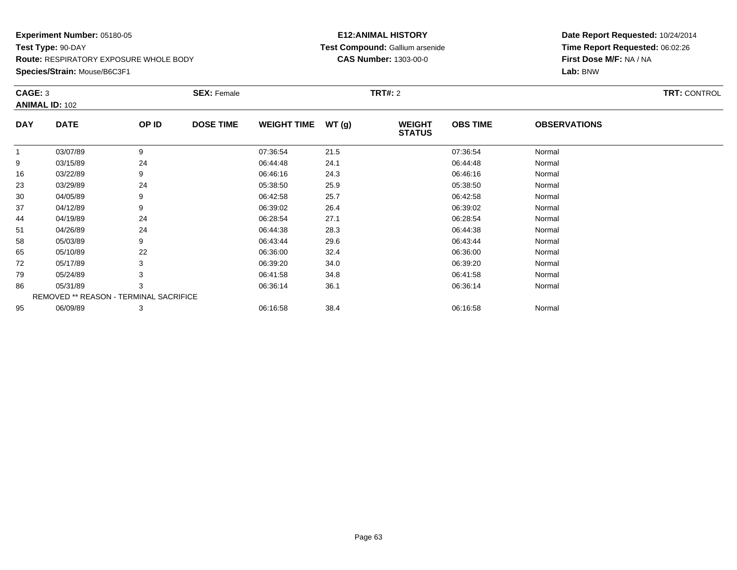**Experiment Number:** 05180-05
**Test Type:** 90-DAY
**Route:** RESPIRATORY EXPOSURE WHOLE BODY
**Species/Strain:** Mouse/B6C3F1

**E12:ANIMAL HISTORY**
**Test Compound:** Gallium arsenide
**CAS Number:** 1303-00-0

**Date Report Requested:** 10/24/2014
**Time Report Requested:** 06:02:26
**First Dose M/F:** NA / NA
**Lab:** BNW

**CAGE:** 3
**ANIMAL ID:** 102
**SEX:** Female
**TRT#:** 2
**TRT:** CONTROL

| DAY | DATE | OP ID | DOSE TIME | WEIGHT TIME | WT (g) | WEIGHT STATUS | OBS TIME | OBSERVATIONS |
|---|---|---|---|---|---|---|---|---|
| 1 | 03/07/89 | 9 | | 07:36:54 | 21.5 | | 07:36:54 | Normal |
| 9 | 03/15/89 | 24 | | 06:44:48 | 24.1 | | 06:44:48 | Normal |
| 16 | 03/22/89 | 9 | | 06:46:16 | 24.3 | | 06:46:16 | Normal |
| 23 | 03/29/89 | 24 | | 05:38:50 | 25.9 | | 05:38:50 | Normal |
| 30 | 04/05/89 | 9 | | 06:42:58 | 25.7 | | 06:42:58 | Normal |
| 37 | 04/12/89 | 9 | | 06:39:02 | 26.4 | | 06:39:02 | Normal |
| 44 | 04/19/89 | 24 | | 06:28:54 | 27.1 | | 06:28:54 | Normal |
| 51 | 04/26/89 | 24 | | 06:44:38 | 28.3 | | 06:44:38 | Normal |
| 58 | 05/03/89 | 9 | | 06:43:44 | 29.6 | | 06:43:44 | Normal |
| 65 | 05/10/89 | 22 | | 06:36:00 | 32.4 | | 06:36:00 | Normal |
| 72 | 05/17/89 | 3 | | 06:39:20 | 34.0 | | 06:39:20 | Normal |
| 79 | 05/24/89 | 3 | | 06:41:58 | 34.8 | | 06:41:58 | Normal |
| 86 | 05/31/89 | 3 | | 06:36:14 | 36.1 | | 06:36:14 | Normal |
| REMOVED ** REASON - TERMINAL SACRIFICE | | | | | | | | |
| 95 | 06/09/89 | 3 | | 06:16:58 | 38.4 | | 06:16:58 | Normal |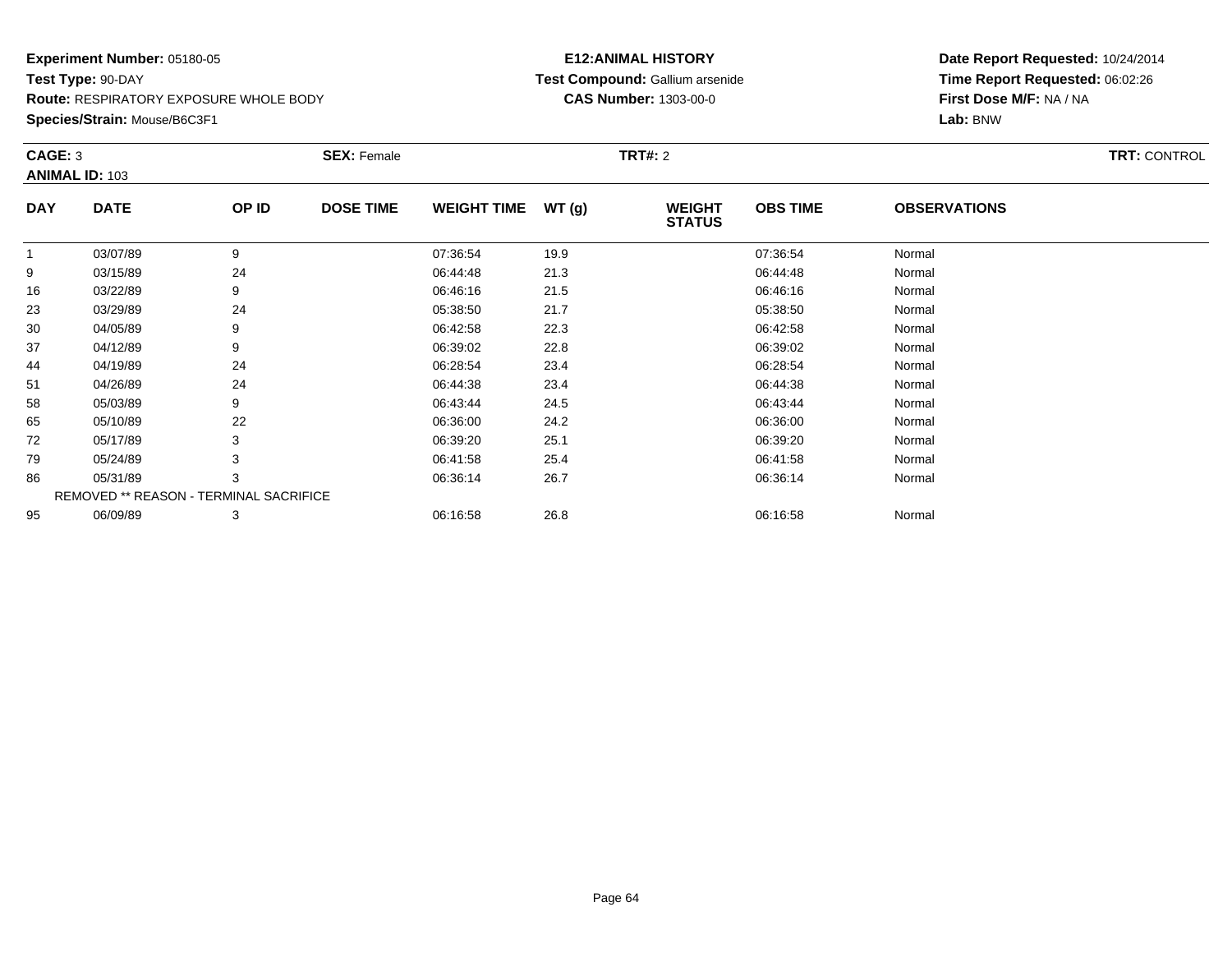**Experiment Number:** 05180-05
**Test Type:** 90-DAY
**Route:** RESPIRATORY EXPOSURE WHOLE BODY
**Species/Strain:** Mouse/B6C3F1

**E12:ANIMAL HISTORY**
**Test Compound:** Gallium arsenide
**CAS Number:** 1303-00-0

**Date Report Requested:** 10/24/2014
**Time Report Requested:** 06:02:26
**First Dose M/F:** NA / NA
**Lab:** BNW

**CAGE:** 3 **SEX:** Female **TRT#:** 2 **TRT:** CONTROL
**ANIMAL ID:** 103

| DAY | DATE | OP ID | DOSE TIME | WEIGHT TIME | WT (g) | WEIGHT STATUS | OBS TIME | OBSERVATIONS |
|---|---|---|---|---|---|---|---|---|
| 1 | 03/07/89 | 9 | | 07:36:54 | 19.9 | | 07:36:54 | Normal |
| 9 | 03/15/89 | 24 | | 06:44:48 | 21.3 | | 06:44:48 | Normal |
| 16 | 03/22/89 | 9 | | 06:46:16 | 21.5 | | 06:46:16 | Normal |
| 23 | 03/29/89 | 24 | | 05:38:50 | 21.7 | | 05:38:50 | Normal |
| 30 | 04/05/89 | 9 | | 06:42:58 | 22.3 | | 06:42:58 | Normal |
| 37 | 04/12/89 | 9 | | 06:39:02 | 22.8 | | 06:39:02 | Normal |
| 44 | 04/19/89 | 24 | | 06:28:54 | 23.4 | | 06:28:54 | Normal |
| 51 | 04/26/89 | 24 | | 06:44:38 | 23.4 | | 06:44:38 | Normal |
| 58 | 05/03/89 | 9 | | 06:43:44 | 24.5 | | 06:43:44 | Normal |
| 65 | 05/10/89 | 22 | | 06:36:00 | 24.2 | | 06:36:00 | Normal |
| 72 | 05/17/89 | 3 | | 06:39:20 | 25.1 | | 06:39:20 | Normal |
| 79 | 05/24/89 | 3 | | 06:41:58 | 25.4 | | 06:41:58 | Normal |
| 86 | 05/31/89 | 3 | | 06:36:14 | 26.7 | | 06:36:14 | Normal |
| REMOVED ** REASON - TERMINAL SACRIFICE | | | | | | | | |
| 95 | 06/09/89 | 3 | | 06:16:58 | 26.8 | | 06:16:58 | Normal |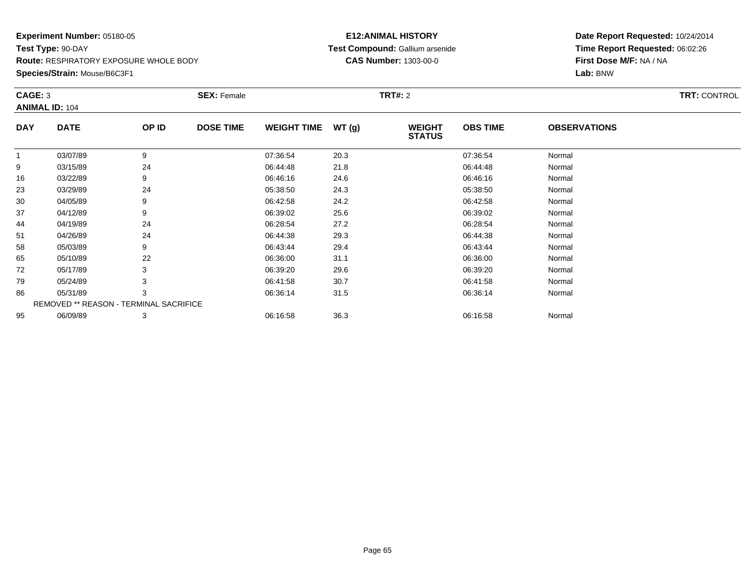**Experiment Number:** 05180-05
**Test Type:** 90-DAY
**Route:** RESPIRATORY EXPOSURE WHOLE BODY
**Species/Strain:** Mouse/B6C3F1

**E12:ANIMAL HISTORY**
**Test Compound:** Gallium arsenide
**CAS Number:** 1303-00-0

**Date Report Requested:** 10/24/2014
**Time Report Requested:** 06:02:26
**First Dose M/F:** NA / NA
**Lab:** BNW

**CAGE:** 3 **SEX:** Female **TRT#:** 2 **TRT:** CONTROL
**ANIMAL ID:** 104

| DAY | DATE | OP ID | DOSE TIME | WEIGHT TIME | WT (g) | WEIGHT STATUS | OBS TIME | OBSERVATIONS |
|---|---|---|---|---|---|---|---|---|
| 1 | 03/07/89 | 9 | | 07:36:54 | 20.3 | | 07:36:54 | Normal |
| 9 | 03/15/89 | 24 | | 06:44:48 | 21.8 | | 06:44:48 | Normal |
| 16 | 03/22/89 | 9 | | 06:46:16 | 24.6 | | 06:46:16 | Normal |
| 23 | 03/29/89 | 24 | | 05:38:50 | 24.3 | | 05:38:50 | Normal |
| 30 | 04/05/89 | 9 | | 06:42:58 | 24.2 | | 06:42:58 | Normal |
| 37 | 04/12/89 | 9 | | 06:39:02 | 25.6 | | 06:39:02 | Normal |
| 44 | 04/19/89 | 24 | | 06:28:54 | 27.2 | | 06:28:54 | Normal |
| 51 | 04/26/89 | 24 | | 06:44:38 | 29.3 | | 06:44:38 | Normal |
| 58 | 05/03/89 | 9 | | 06:43:44 | 29.4 | | 06:43:44 | Normal |
| 65 | 05/10/89 | 22 | | 06:36:00 | 31.1 | | 06:36:00 | Normal |
| 72 | 05/17/89 | 3 | | 06:39:20 | 29.6 | | 06:39:20 | Normal |
| 79 | 05/24/89 | 3 | | 06:41:58 | 30.7 | | 06:41:58 | Normal |
| 86 | 05/31/89 | 3 | | 06:36:14 | 31.5 | | 06:36:14 | Normal |
| REMOVED ** REASON - TERMINAL SACRIFICE | | | | | | | | |
| 95 | 06/09/89 | 3 | | 06:16:58 | 36.3 | | 06:16:58 | Normal |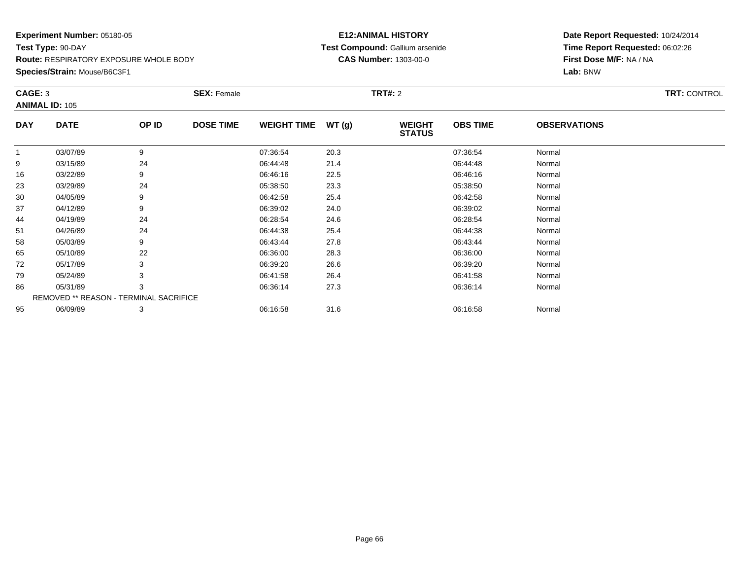**Experiment Number:** 05180-05
**Test Type:** 90-DAY
**Route:** RESPIRATORY EXPOSURE WHOLE BODY
**Species/Strain:** Mouse/B6C3F1

**E12:ANIMAL HISTORY**
**Test Compound:** Gallium arsenide
**CAS Number:** 1303-00-0

**Date Report Requested:** 10/24/2014
**Time Report Requested:** 06:02:26
**First Dose M/F:** NA / NA
**Lab:** BNW

**CAGE:** 3 **SEX:** Female **TRT#:** 2 **TRT:** CONTROL
**ANIMAL ID:** 105

| DAY | DATE | OP ID | DOSE TIME | WEIGHT TIME | WT (g) | WEIGHT STATUS | OBS TIME | OBSERVATIONS |
|---|---|---|---|---|---|---|---|---|
| 1 | 03/07/89 | 9 | | 07:36:54 | 20.3 | | 07:36:54 | Normal |
| 9 | 03/15/89 | 24 | | 06:44:48 | 21.4 | | 06:44:48 | Normal |
| 16 | 03/22/89 | 9 | | 06:46:16 | 22.5 | | 06:46:16 | Normal |
| 23 | 03/29/89 | 24 | | 05:38:50 | 23.3 | | 05:38:50 | Normal |
| 30 | 04/05/89 | 9 | | 06:42:58 | 25.4 | | 06:42:58 | Normal |
| 37 | 04/12/89 | 9 | | 06:39:02 | 24.0 | | 06:39:02 | Normal |
| 44 | 04/19/89 | 24 | | 06:28:54 | 24.6 | | 06:28:54 | Normal |
| 51 | 04/26/89 | 24 | | 06:44:38 | 25.4 | | 06:44:38 | Normal |
| 58 | 05/03/89 | 9 | | 06:43:44 | 27.8 | | 06:43:44 | Normal |
| 65 | 05/10/89 | 22 | | 06:36:00 | 28.3 | | 06:36:00 | Normal |
| 72 | 05/17/89 | 3 | | 06:39:20 | 26.6 | | 06:39:20 | Normal |
| 79 | 05/24/89 | 3 | | 06:41:58 | 26.4 | | 06:41:58 | Normal |
| 86 | 05/31/89 | 3 | | 06:36:14 | 27.3 | | 06:36:14 | Normal |
| REMOVED ** REASON - TERMINAL SACRIFICE | | | | | | | | |
| 95 | 06/09/89 | 3 | | 06:16:58 | 31.6 | | 06:16:58 | Normal |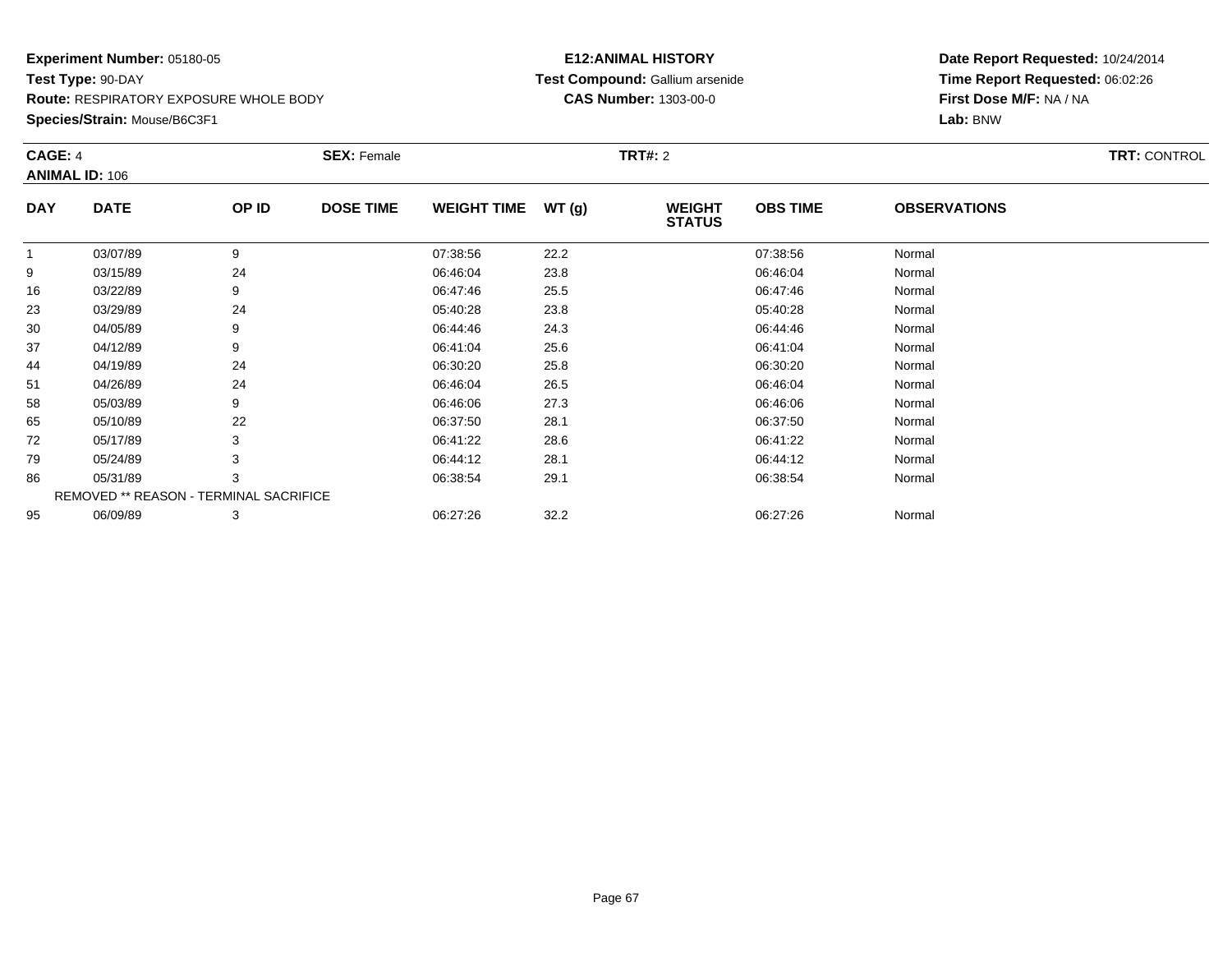**Experiment Number:** 05180-05
**Test Type:** 90-DAY
**Route:** RESPIRATORY EXPOSURE WHOLE BODY
**Species/Strain:** Mouse/B6C3F1

**E12:ANIMAL HISTORY**
**Test Compound:** Gallium arsenide
**CAS Number:** 1303-00-0

**Date Report Requested:** 10/24/2014
**Time Report Requested:** 06:02:26
**First Dose M/F:** NA / NA
**Lab:** BNW

**CAGE:** 4 **SEX:** Female **TRT#:** 2 **TRT:** CONTROL
**ANIMAL ID:** 106

| DAY | DATE | OP ID | DOSE TIME | WEIGHT TIME | WT (g) | WEIGHT STATUS | OBS TIME | OBSERVATIONS |
|---|---|---|---|---|---|---|---|---|
| 1 | 03/07/89 | 9 | | 07:38:56 | 22.2 | | 07:38:56 | Normal |
| 9 | 03/15/89 | 24 | | 06:46:04 | 23.8 | | 06:46:04 | Normal |
| 16 | 03/22/89 | 9 | | 06:47:46 | 25.5 | | 06:47:46 | Normal |
| 23 | 03/29/89 | 24 | | 05:40:28 | 23.8 | | 05:40:28 | Normal |
| 30 | 04/05/89 | 9 | | 06:44:46 | 24.3 | | 06:44:46 | Normal |
| 37 | 04/12/89 | 9 | | 06:41:04 | 25.6 | | 06:41:04 | Normal |
| 44 | 04/19/89 | 24 | | 06:30:20 | 25.8 | | 06:30:20 | Normal |
| 51 | 04/26/89 | 24 | | 06:46:04 | 26.5 | | 06:46:04 | Normal |
| 58 | 05/03/89 | 9 | | 06:46:06 | 27.3 | | 06:46:06 | Normal |
| 65 | 05/10/89 | 22 | | 06:37:50 | 28.1 | | 06:37:50 | Normal |
| 72 | 05/17/89 | 3 | | 06:41:22 | 28.6 | | 06:41:22 | Normal |
| 79 | 05/24/89 | 3 | | 06:44:12 | 28.1 | | 06:44:12 | Normal |
| 86 | 05/31/89 | 3 | | 06:38:54 | 29.1 | | 06:38:54 | Normal |
| REMOVED ** REASON - TERMINAL SACRIFICE | | | | | | | | |
| 95 | 06/09/89 | 3 | | 06:27:26 | 32.2 | | 06:27:26 | Normal |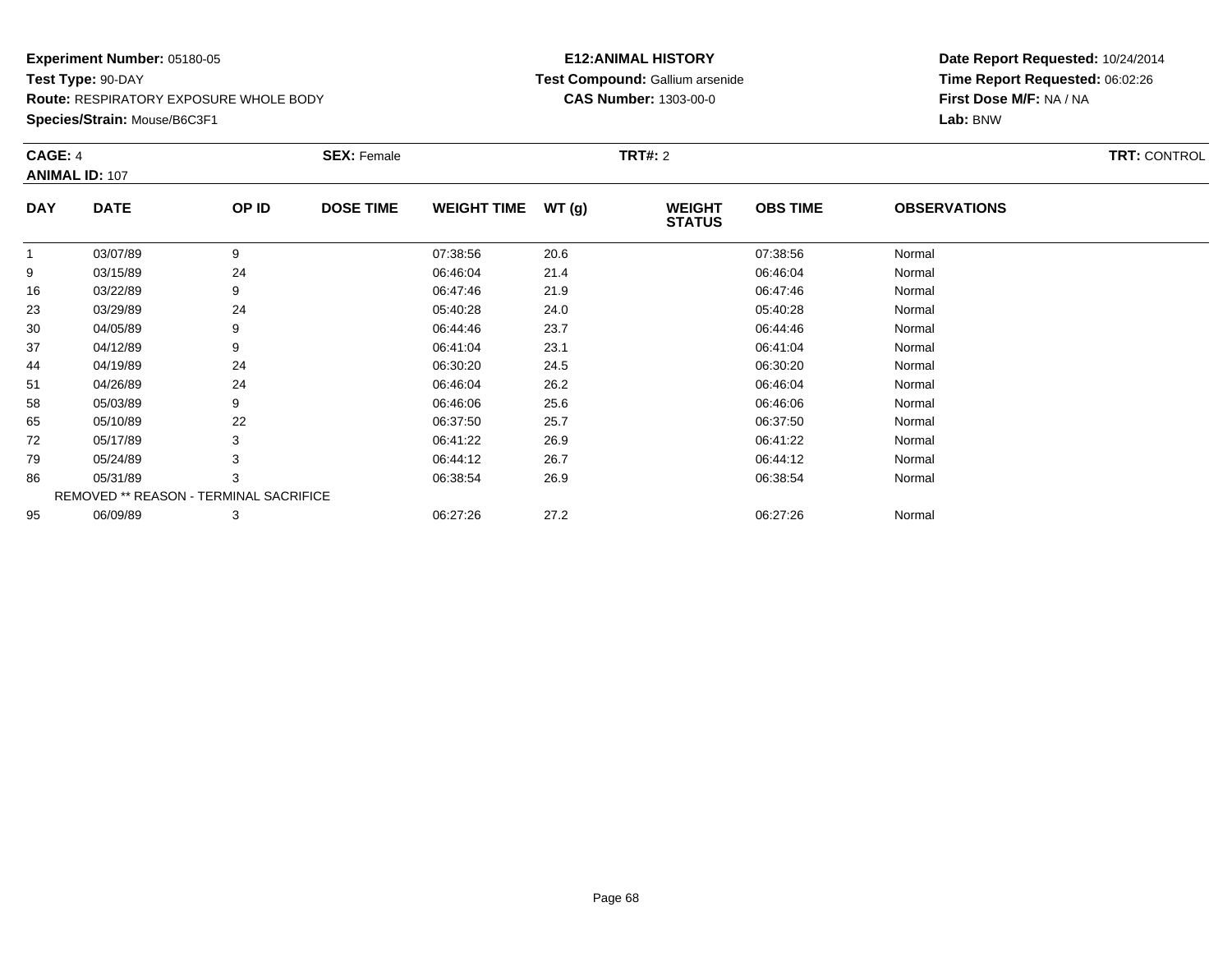**Experiment Number:** 05180-05

**Test Type:** 90-DAY

**Route:** RESPIRATORY EXPOSURE WHOLE BODY

**Species/Strain:** Mouse/B6C3F1

**E12:ANIMAL HISTORY**

**Test Compound:** Gallium arsenide

**CAS Number:** 1303-00-0

**Date Report Requested:** 10/24/2014

**Time Report Requested:** 06:02:26

**First Dose M/F:** NA / NA

**Lab:** BNW

**CAGE:** 4 | **SEX:** Female | **TRT#:** 2 | **TRT:** CONTROL

**ANIMAL ID:** 107

| DAY | DATE | OP ID | DOSE TIME | WEIGHT TIME | WT (g) | WEIGHT STATUS | OBS TIME | OBSERVATIONS |
|---|---|---|---|---|---|---|---|---|
| 1 | 03/07/89 | 9 | | 07:38:56 | 20.6 | | 07:38:56 | Normal |
| 9 | 03/15/89 | 24 | | 06:46:04 | 21.4 | | 06:46:04 | Normal |
| 16 | 03/22/89 | 9 | | 06:47:46 | 21.9 | | 06:47:46 | Normal |
| 23 | 03/29/89 | 24 | | 05:40:28 | 24.0 | | 05:40:28 | Normal |
| 30 | 04/05/89 | 9 | | 06:44:46 | 23.7 | | 06:44:46 | Normal |
| 37 | 04/12/89 | 9 | | 06:41:04 | 23.1 | | 06:41:04 | Normal |
| 44 | 04/19/89 | 24 | | 06:30:20 | 24.5 | | 06:30:20 | Normal |
| 51 | 04/26/89 | 24 | | 06:46:04 | 26.2 | | 06:46:04 | Normal |
| 58 | 05/03/89 | 9 | | 06:46:06 | 25.6 | | 06:46:06 | Normal |
| 65 | 05/10/89 | 22 | | 06:37:50 | 25.7 | | 06:37:50 | Normal |
| 72 | 05/17/89 | 3 | | 06:41:22 | 26.9 | | 06:41:22 | Normal |
| 79 | 05/24/89 | 3 | | 06:44:12 | 26.7 | | 06:44:12 | Normal |
| 86 | 05/31/89 | 3 | | 06:38:54 | 26.9 | | 06:38:54 | Normal |
| REMOVED ** REASON - TERMINAL SACRIFICE | | | | | | | | |
| 95 | 06/09/89 | 3 | | 06:27:26 | 27.2 | | 06:27:26 | Normal |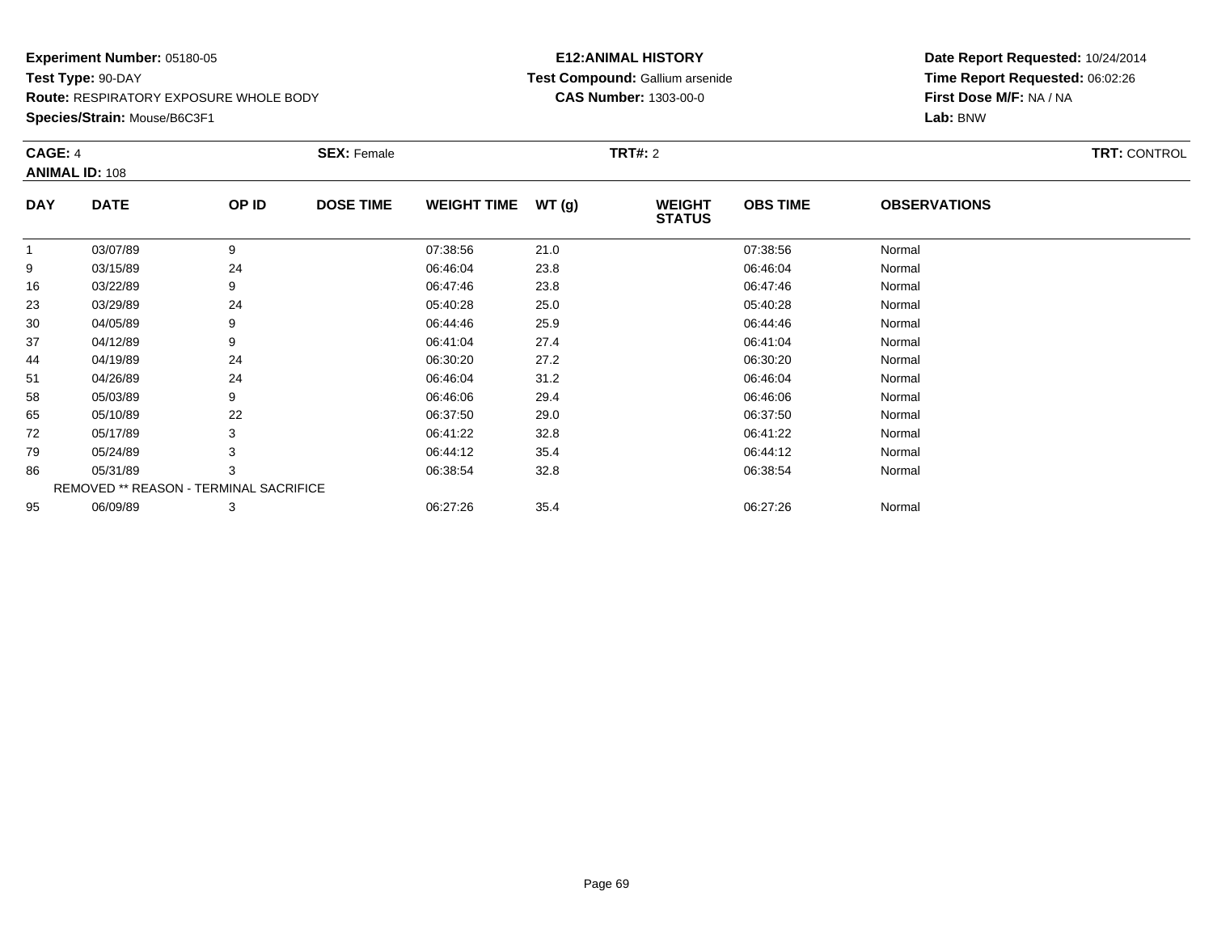**Experiment Number:** 05180-05
**Test Type:** 90-DAY
**Route:** RESPIRATORY EXPOSURE WHOLE BODY
**Species/Strain:** Mouse/B6C3F1

**E12:ANIMAL HISTORY**
**Test Compound:** Gallium arsenide
**CAS Number:** 1303-00-0

**Date Report Requested:** 10/24/2014
**Time Report Requested:** 06:02:26
**First Dose M/F:** NA / NA
**Lab:** BNW

**CAGE:** 4 **SEX:** Female **TRT#:** 2 **TRT:** CONTROL
**ANIMAL ID:** 108

| DAY | DATE | OP ID | DOSE TIME | WEIGHT TIME | WT (g) | WEIGHT STATUS | OBS TIME | OBSERVATIONS |
|---|---|---|---|---|---|---|---|---|
| 1 | 03/07/89 | 9 | | 07:38:56 | 21.0 | | 07:38:56 | Normal |
| 9 | 03/15/89 | 24 | | 06:46:04 | 23.8 | | 06:46:04 | Normal |
| 16 | 03/22/89 | 9 | | 06:47:46 | 23.8 | | 06:47:46 | Normal |
| 23 | 03/29/89 | 24 | | 05:40:28 | 25.0 | | 05:40:28 | Normal |
| 30 | 04/05/89 | 9 | | 06:44:46 | 25.9 | | 06:44:46 | Normal |
| 37 | 04/12/89 | 9 | | 06:41:04 | 27.4 | | 06:41:04 | Normal |
| 44 | 04/19/89 | 24 | | 06:30:20 | 27.2 | | 06:30:20 | Normal |
| 51 | 04/26/89 | 24 | | 06:46:04 | 31.2 | | 06:46:04 | Normal |
| 58 | 05/03/89 | 9 | | 06:46:06 | 29.4 | | 06:46:06 | Normal |
| 65 | 05/10/89 | 22 | | 06:37:50 | 29.0 | | 06:37:50 | Normal |
| 72 | 05/17/89 | 3 | | 06:41:22 | 32.8 | | 06:41:22 | Normal |
| 79 | 05/24/89 | 3 | | 06:44:12 | 35.4 | | 06:44:12 | Normal |
| 86 | 05/31/89 | 3 | | 06:38:54 | 32.8 | | 06:38:54 | Normal |
| REMOVED ** REASON - TERMINAL SACRIFICE | | | | | | | | |
| 95 | 06/09/89 | 3 | | 06:27:26 | 35.4 | | 06:27:26 | Normal |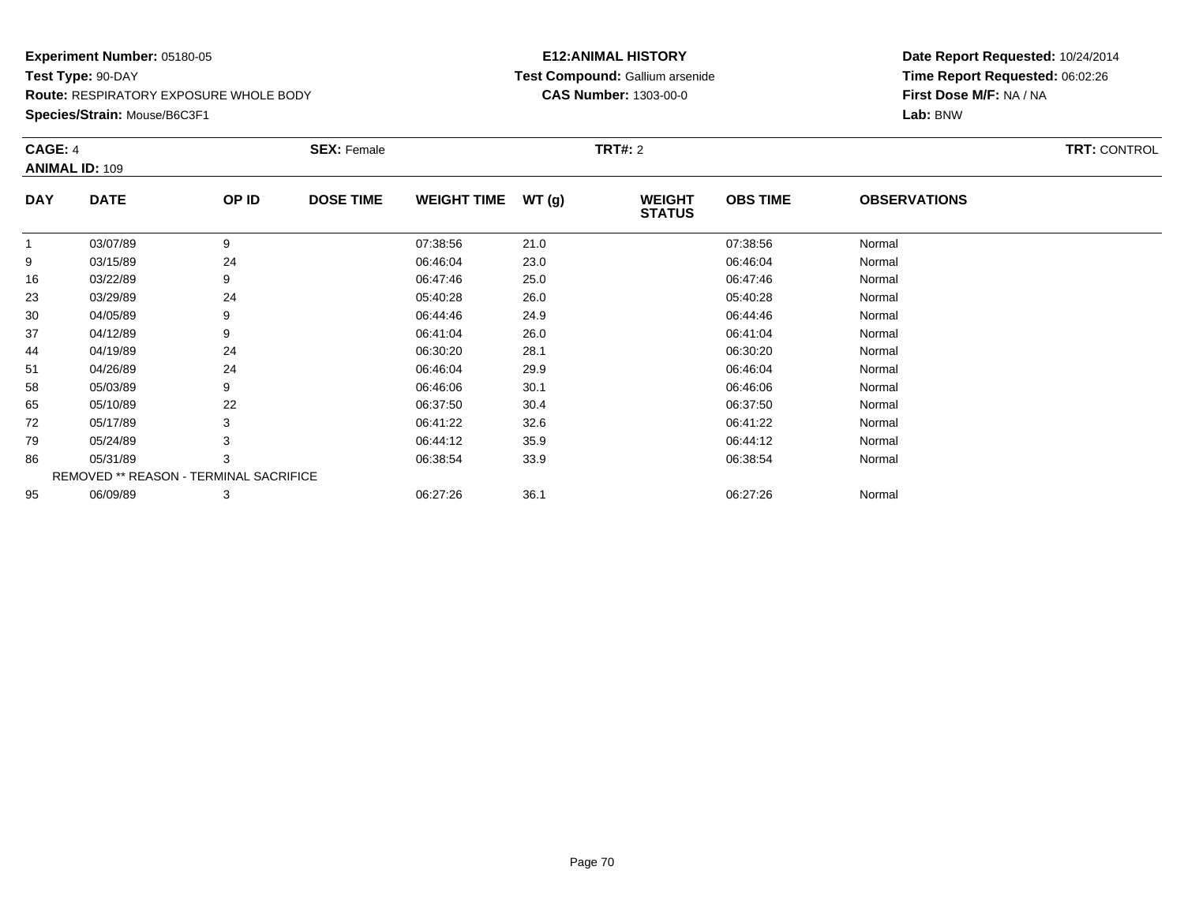**Experiment Number:** 05180-05
**Test Type:** 90-DAY
**Route:** RESPIRATORY EXPOSURE WHOLE BODY
**Species/Strain:** Mouse/B6C3F1

**E12:ANIMAL HISTORY**
**Test Compound:** Gallium arsenide
**CAS Number:** 1303-00-0

**Date Report Requested:** 10/24/2014
**Time Report Requested:** 06:02:26
**First Dose M/F:** NA / NA
**Lab:** BNW

**CAGE:** 4
**ANIMAL ID:** 109
**SEX:** Female
**TRT#:** 2
**TRT:** CONTROL

| DAY | DATE | OP ID | DOSE TIME | WEIGHT TIME | WT (g) | WEIGHT STATUS | OBS TIME | OBSERVATIONS |
|---|---|---|---|---|---|---|---|---|
| 1 | 03/07/89 | 9 | | 07:38:56 | 21.0 | | 07:38:56 | Normal |
| 9 | 03/15/89 | 24 | | 06:46:04 | 23.0 | | 06:46:04 | Normal |
| 16 | 03/22/89 | 9 | | 06:47:46 | 25.0 | | 06:47:46 | Normal |
| 23 | 03/29/89 | 24 | | 05:40:28 | 26.0 | | 05:40:28 | Normal |
| 30 | 04/05/89 | 9 | | 06:44:46 | 24.9 | | 06:44:46 | Normal |
| 37 | 04/12/89 | 9 | | 06:41:04 | 26.0 | | 06:41:04 | Normal |
| 44 | 04/19/89 | 24 | | 06:30:20 | 28.1 | | 06:30:20 | Normal |
| 51 | 04/26/89 | 24 | | 06:46:04 | 29.9 | | 06:46:04 | Normal |
| 58 | 05/03/89 | 9 | | 06:46:06 | 30.1 | | 06:46:06 | Normal |
| 65 | 05/10/89 | 22 | | 06:37:50 | 30.4 | | 06:37:50 | Normal |
| 72 | 05/17/89 | 3 | | 06:41:22 | 32.6 | | 06:41:22 | Normal |
| 79 | 05/24/89 | 3 | | 06:44:12 | 35.9 | | 06:44:12 | Normal |
| 86 | 05/31/89 | 3 | | 06:38:54 | 33.9 | | 06:38:54 | Normal |
| REMOVED ** REASON - TERMINAL SACRIFICE | | | | | | | | |
| 95 | 06/09/89 | 3 | | 06:27:26 | 36.1 | | 06:27:26 | Normal |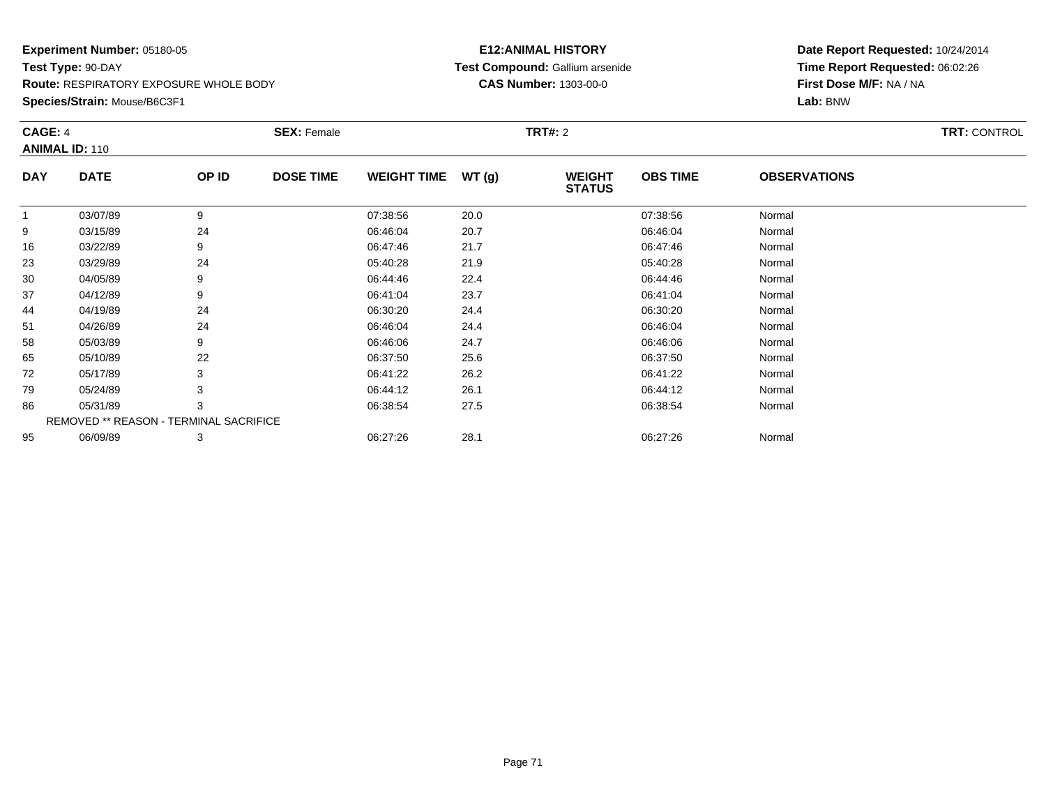**Experiment Number:** 05180-05
**Test Type:** 90-DAY
**Route:** RESPIRATORY EXPOSURE WHOLE BODY
**Species/Strain:** Mouse/B6C3F1

**E12:ANIMAL HISTORY**
**Test Compound:** Gallium arsenide
**CAS Number:** 1303-00-0

**Date Report Requested:** 10/24/2014
**Time Report Requested:** 06:02:26
**First Dose M/F:** NA / NA
**Lab:** BNW

**CAGE:** 4 **SEX:** Female **TRT#:** 2 **TRT:** CONTROL
**ANIMAL ID:** 110

| DAY | DATE | OP ID | DOSE TIME | WEIGHT TIME | WT (g) | WEIGHT STATUS | OBS TIME | OBSERVATIONS |
|---|---|---|---|---|---|---|---|---|
| 1 | 03/07/89 | 9 | | 07:38:56 | 20.0 | | 07:38:56 | Normal |
| 9 | 03/15/89 | 24 | | 06:46:04 | 20.7 | | 06:46:04 | Normal |
| 16 | 03/22/89 | 9 | | 06:47:46 | 21.7 | | 06:47:46 | Normal |
| 23 | 03/29/89 | 24 | | 05:40:28 | 21.9 | | 05:40:28 | Normal |
| 30 | 04/05/89 | 9 | | 06:44:46 | 22.4 | | 06:44:46 | Normal |
| 37 | 04/12/89 | 9 | | 06:41:04 | 23.7 | | 06:41:04 | Normal |
| 44 | 04/19/89 | 24 | | 06:30:20 | 24.4 | | 06:30:20 | Normal |
| 51 | 04/26/89 | 24 | | 06:46:04 | 24.4 | | 06:46:04 | Normal |
| 58 | 05/03/89 | 9 | | 06:46:06 | 24.7 | | 06:46:06 | Normal |
| 65 | 05/10/89 | 22 | | 06:37:50 | 25.6 | | 06:37:50 | Normal |
| 72 | 05/17/89 | 3 | | 06:41:22 | 26.2 | | 06:41:22 | Normal |
| 79 | 05/24/89 | 3 | | 06:44:12 | 26.1 | | 06:44:12 | Normal |
| 86 | 05/31/89 | 3 | | 06:38:54 | 27.5 | | 06:38:54 | Normal |
| REMOVED ** REASON - TERMINAL SACRIFICE | | | | | | | | |
| 95 | 06/09/89 | 3 | | 06:27:26 | 28.1 | | 06:27:26 | Normal |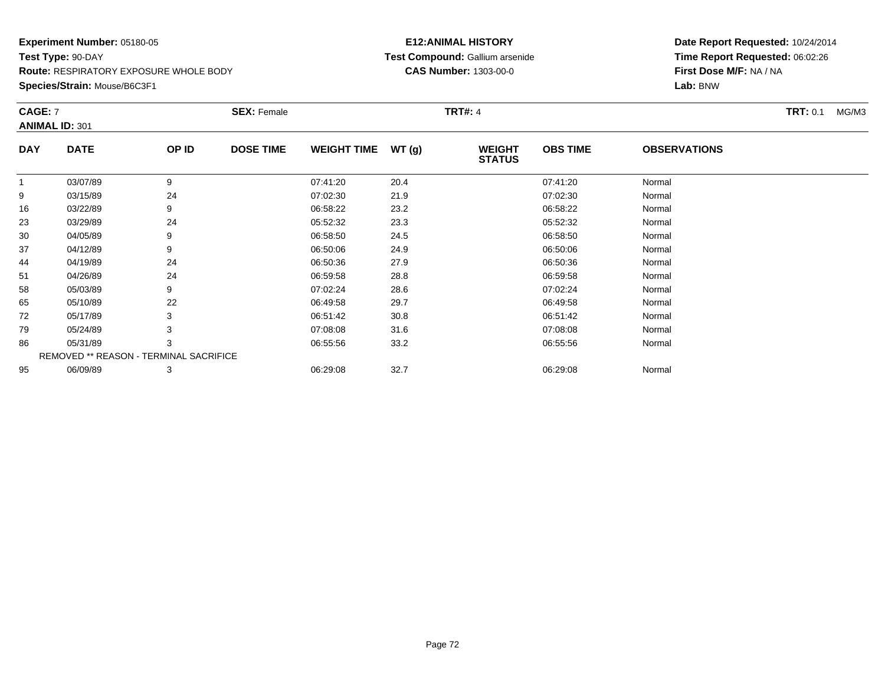**Experiment Number:** 05180-05
**Test Type:** 90-DAY
**Route:** RESPIRATORY EXPOSURE WHOLE BODY
**Species/Strain:** Mouse/B6C3F1

**E12:ANIMAL HISTORY**
**Test Compound:** Gallium arsenide
**CAS Number:** 1303-00-0

**Date Report Requested:** 10/24/2014
**Time Report Requested:** 06:02:26
**First Dose M/F:** NA / NA
**Lab:** BNW

**CAGE:** 7 **SEX:** Female **TRT#:** 4 **TRT:** 0.1 MG/M3
**ANIMAL ID:** 301

| DAY | DATE | OP ID | DOSE TIME | WEIGHT TIME | WT (g) | WEIGHT STATUS | OBS TIME | OBSERVATIONS |
|---|---|---|---|---|---|---|---|---|
| 1 | 03/07/89 | 9 | | 07:41:20 | 20.4 | | 07:41:20 | Normal |
| 9 | 03/15/89 | 24 | | 07:02:30 | 21.9 | | 07:02:30 | Normal |
| 16 | 03/22/89 | 9 | | 06:58:22 | 23.2 | | 06:58:22 | Normal |
| 23 | 03/29/89 | 24 | | 05:52:32 | 23.3 | | 05:52:32 | Normal |
| 30 | 04/05/89 | 9 | | 06:58:50 | 24.5 | | 06:58:50 | Normal |
| 37 | 04/12/89 | 9 | | 06:50:06 | 24.9 | | 06:50:06 | Normal |
| 44 | 04/19/89 | 24 | | 06:50:36 | 27.9 | | 06:50:36 | Normal |
| 51 | 04/26/89 | 24 | | 06:59:58 | 28.8 | | 06:59:58 | Normal |
| 58 | 05/03/89 | 9 | | 07:02:24 | 28.6 | | 07:02:24 | Normal |
| 65 | 05/10/89 | 22 | | 06:49:58 | 29.7 | | 06:49:58 | Normal |
| 72 | 05/17/89 | 3 | | 06:51:42 | 30.8 | | 06:51:42 | Normal |
| 79 | 05/24/89 | 3 | | 07:08:08 | 31.6 | | 07:08:08 | Normal |
| 86 | 05/31/89 | 3 | | 06:55:56 | 33.2 | | 06:55:56 | Normal |
| REMOVED ** REASON - TERMINAL SACRIFICE | | | | | | | | |
| 95 | 06/09/89 | 3 | | 06:29:08 | 32.7 | | 06:29:08 | Normal |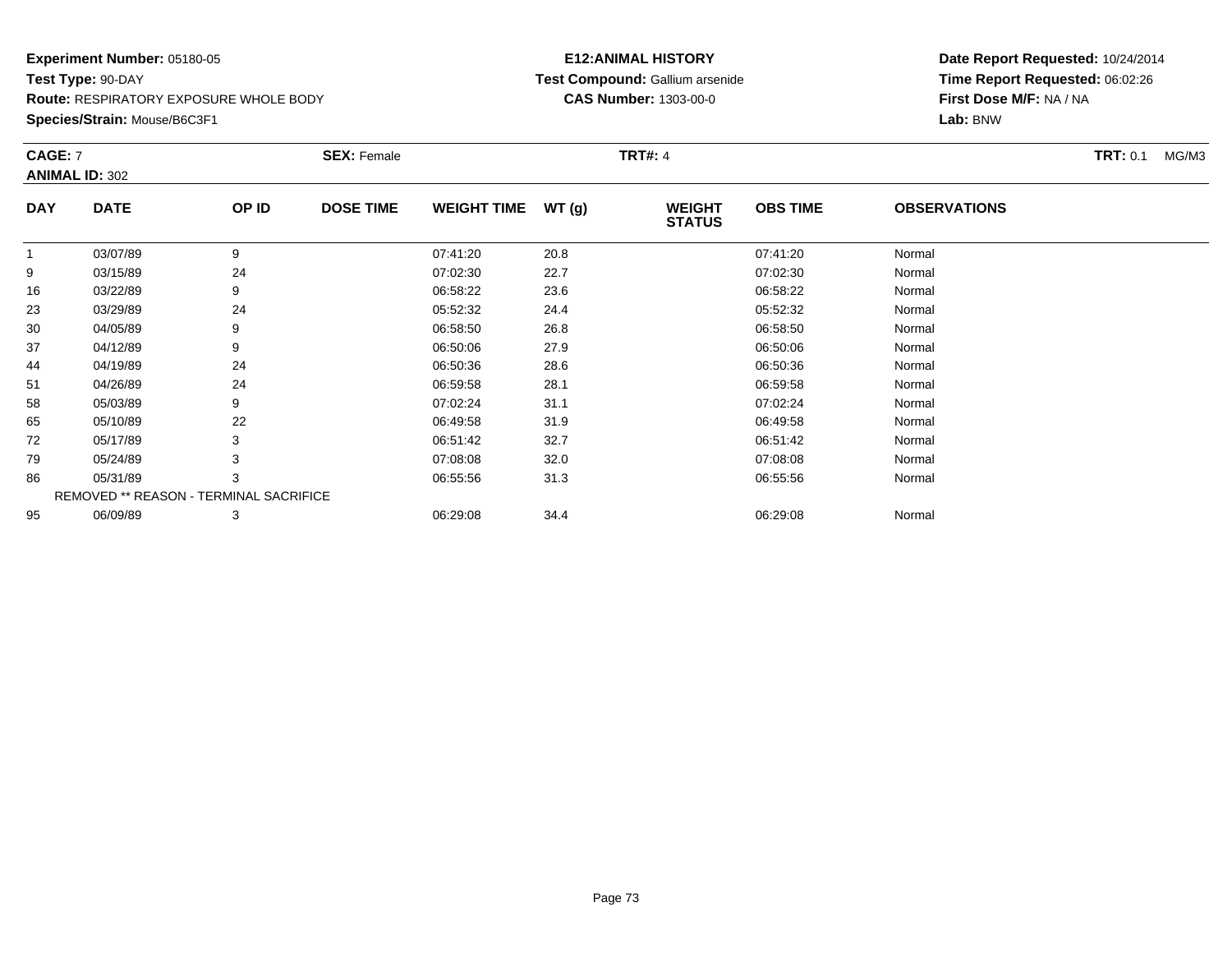**Experiment Number:** 05180-05
**Test Type:** 90-DAY
**Route:** RESPIRATORY EXPOSURE WHOLE BODY
**Species/Strain:** Mouse/B6C3F1

**E12:ANIMAL HISTORY**
**Test Compound:** Gallium arsenide
**CAS Number:** 1303-00-0

**Date Report Requested:** 10/24/2014
**Time Report Requested:** 06:02:26
**First Dose M/F:** NA / NA
**Lab:** BNW

**CAGE:** 7 **SEX:** Female **TRT#:** 4 **TRT:** 0.1 MG/M3
**ANIMAL ID:** 302

| DAY | DATE | OP ID | DOSE TIME | WEIGHT TIME | WT (g) | WEIGHT STATUS | OBS TIME | OBSERVATIONS |
|---|---|---|---|---|---|---|---|---|
| 1 | 03/07/89 | 9 | | 07:41:20 | 20.8 | | 07:41:20 | Normal |
| 9 | 03/15/89 | 24 | | 07:02:30 | 22.7 | | 07:02:30 | Normal |
| 16 | 03/22/89 | 9 | | 06:58:22 | 23.6 | | 06:58:22 | Normal |
| 23 | 03/29/89 | 24 | | 05:52:32 | 24.4 | | 05:52:32 | Normal |
| 30 | 04/05/89 | 9 | | 06:58:50 | 26.8 | | 06:58:50 | Normal |
| 37 | 04/12/89 | 9 | | 06:50:06 | 27.9 | | 06:50:06 | Normal |
| 44 | 04/19/89 | 24 | | 06:50:36 | 28.6 | | 06:50:36 | Normal |
| 51 | 04/26/89 | 24 | | 06:59:58 | 28.1 | | 06:59:58 | Normal |
| 58 | 05/03/89 | 9 | | 07:02:24 | 31.1 | | 07:02:24 | Normal |
| 65 | 05/10/89 | 22 | | 06:49:58 | 31.9 | | 06:49:58 | Normal |
| 72 | 05/17/89 | 3 | | 06:51:42 | 32.7 | | 06:51:42 | Normal |
| 79 | 05/24/89 | 3 | | 07:08:08 | 32.0 | | 07:08:08 | Normal |
| 86 | 05/31/89 | 3 | | 06:55:56 | 31.3 | | 06:55:56 | Normal |
| REMOVED ** REASON - TERMINAL SACRIFICE | | | | | | | | |
| 95 | 06/09/89 | 3 | | 06:29:08 | 34.4 | | 06:29:08 | Normal |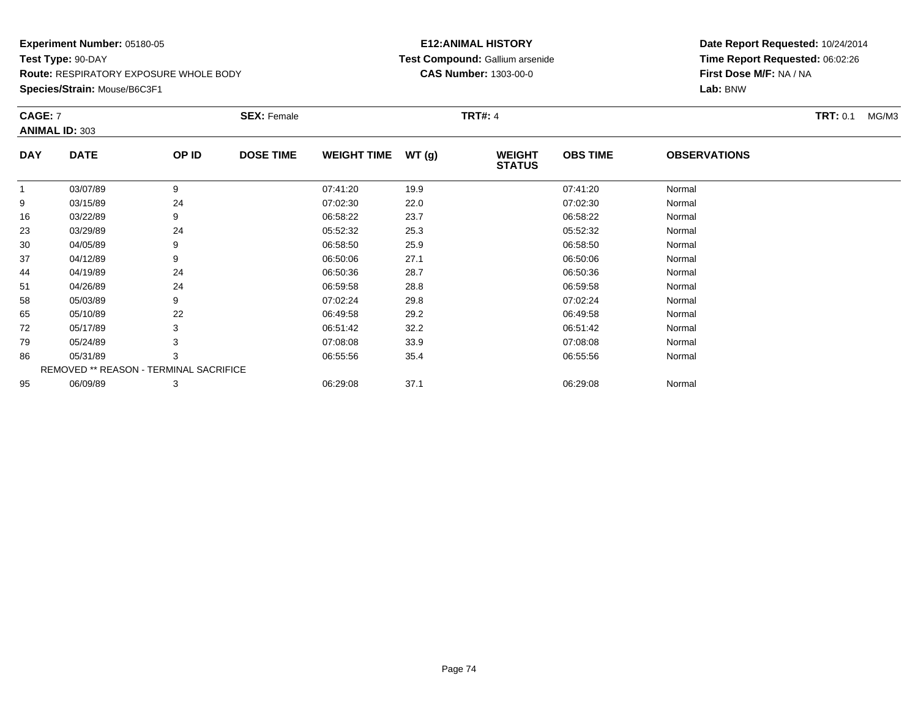**Experiment Number:** 05180-05
**Test Type:** 90-DAY
**Route:** RESPIRATORY EXPOSURE WHOLE BODY
**Species/Strain:** Mouse/B6C3F1

**E12:ANIMAL HISTORY**
**Test Compound:** Gallium arsenide
**CAS Number:** 1303-00-0

**Date Report Requested:** 10/24/2014
**Time Report Requested:** 06:02:26
**First Dose M/F:** NA / NA
**Lab:** BNW

**CAGE:** 7 **SEX:** Female **TRT#:** 4 **TRT:** 0.1 MG/M3
**ANIMAL ID:** 303

| DAY | DATE | OP ID | DOSE TIME | WEIGHT TIME | WT (g) | WEIGHT STATUS | OBS TIME | OBSERVATIONS |
|---|---|---|---|---|---|---|---|---|
| 1 | 03/07/89 | 9 | | 07:41:20 | 19.9 | | 07:41:20 | Normal |
| 9 | 03/15/89 | 24 | | 07:02:30 | 22.0 | | 07:02:30 | Normal |
| 16 | 03/22/89 | 9 | | 06:58:22 | 23.7 | | 06:58:22 | Normal |
| 23 | 03/29/89 | 24 | | 05:52:32 | 25.3 | | 05:52:32 | Normal |
| 30 | 04/05/89 | 9 | | 06:58:50 | 25.9 | | 06:58:50 | Normal |
| 37 | 04/12/89 | 9 | | 06:50:06 | 27.1 | | 06:50:06 | Normal |
| 44 | 04/19/89 | 24 | | 06:50:36 | 28.7 | | 06:50:36 | Normal |
| 51 | 04/26/89 | 24 | | 06:59:58 | 28.8 | | 06:59:58 | Normal |
| 58 | 05/03/89 | 9 | | 07:02:24 | 29.8 | | 07:02:24 | Normal |
| 65 | 05/10/89 | 22 | | 06:49:58 | 29.2 | | 06:49:58 | Normal |
| 72 | 05/17/89 | 3 | | 06:51:42 | 32.2 | | 06:51:42 | Normal |
| 79 | 05/24/89 | 3 | | 07:08:08 | 33.9 | | 07:08:08 | Normal |
| 86 | 05/31/89 | 3 | | 06:55:56 | 35.4 | | 06:55:56 | Normal |
| REMOVED ** REASON - TERMINAL SACRIFICE | | | | | | | | |
| 95 | 06/09/89 | 3 | | 06:29:08 | 37.1 | | 06:29:08 | Normal |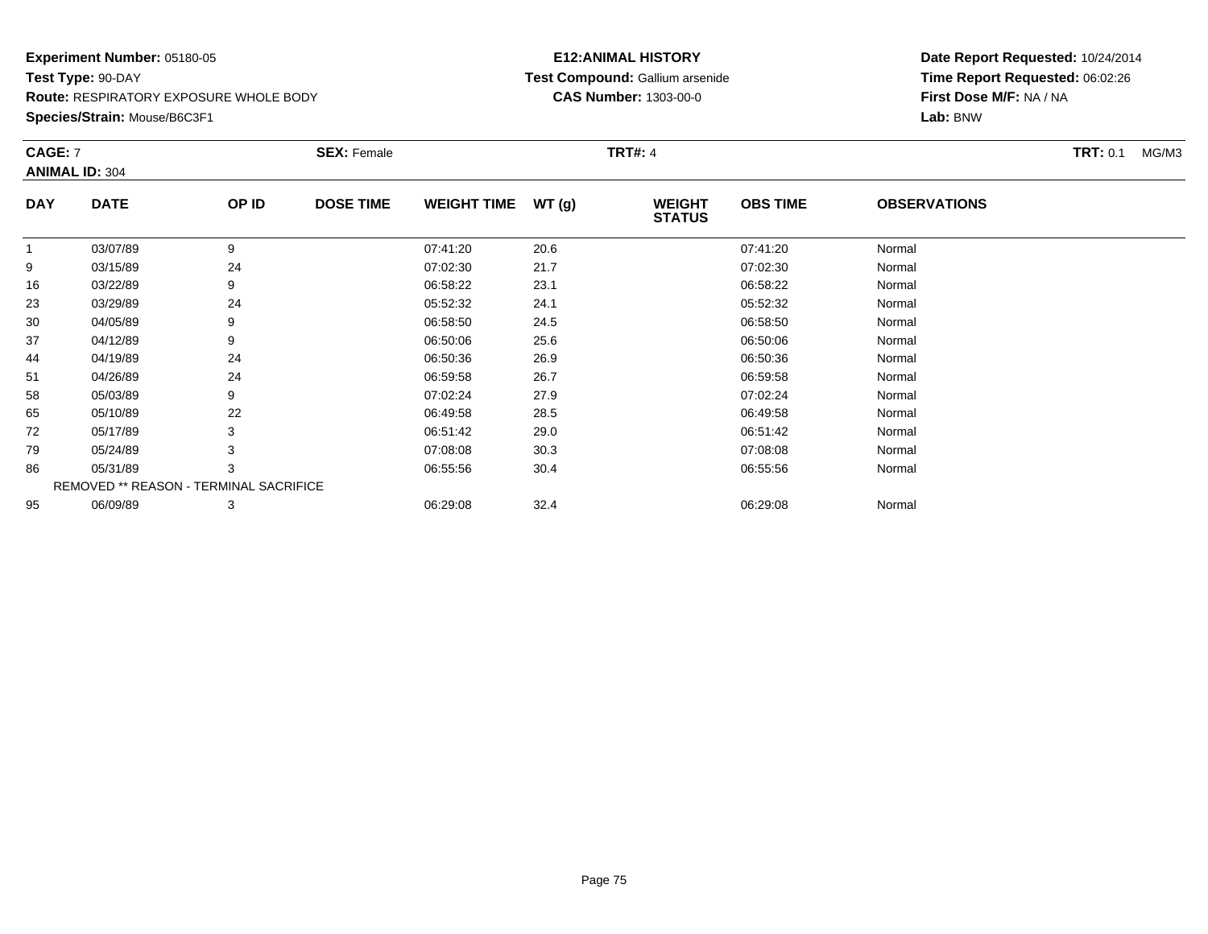**Experiment Number:** 05180-05
**Test Type:** 90-DAY
**Route:** RESPIRATORY EXPOSURE WHOLE BODY
**Species/Strain:** Mouse/B6C3F1

**E12:ANIMAL HISTORY**
**Test Compound:** Gallium arsenide
**CAS Number:** 1303-00-0

**Date Report Requested:** 10/24/2014
**Time Report Requested:** 06:02:26
**First Dose M/F:** NA / NA
**Lab:** BNW

**CAGE:** 7 **SEX:** Female **TRT#:** 4 **TRT:** 0.1 MG/M3
**ANIMAL ID:** 304

| DAY | DATE | OP ID | DOSE TIME | WEIGHT TIME | WT (g) | WEIGHT STATUS | OBS TIME | OBSERVATIONS |
|---|---|---|---|---|---|---|---|---|
| 1 | 03/07/89 | 9 | | 07:41:20 | 20.6 | | 07:41:20 | Normal |
| 9 | 03/15/89 | 24 | | 07:02:30 | 21.7 | | 07:02:30 | Normal |
| 16 | 03/22/89 | 9 | | 06:58:22 | 23.1 | | 06:58:22 | Normal |
| 23 | 03/29/89 | 24 | | 05:52:32 | 24.1 | | 05:52:32 | Normal |
| 30 | 04/05/89 | 9 | | 06:58:50 | 24.5 | | 06:58:50 | Normal |
| 37 | 04/12/89 | 9 | | 06:50:06 | 25.6 | | 06:50:06 | Normal |
| 44 | 04/19/89 | 24 | | 06:50:36 | 26.9 | | 06:50:36 | Normal |
| 51 | 04/26/89 | 24 | | 06:59:58 | 26.7 | | 06:59:58 | Normal |
| 58 | 05/03/89 | 9 | | 07:02:24 | 27.9 | | 07:02:24 | Normal |
| 65 | 05/10/89 | 22 | | 06:49:58 | 28.5 | | 06:49:58 | Normal |
| 72 | 05/17/89 | 3 | | 06:51:42 | 29.0 | | 06:51:42 | Normal |
| 79 | 05/24/89 | 3 | | 07:08:08 | 30.3 | | 07:08:08 | Normal |
| 86 | 05/31/89 | 3 | | 06:55:56 | 30.4 | | 06:55:56 | Normal |
| REMOVED ** REASON - TERMINAL SACRIFICE | | | | | | | | |
| 95 | 06/09/89 | 3 | | 06:29:08 | 32.4 | | 06:29:08 | Normal |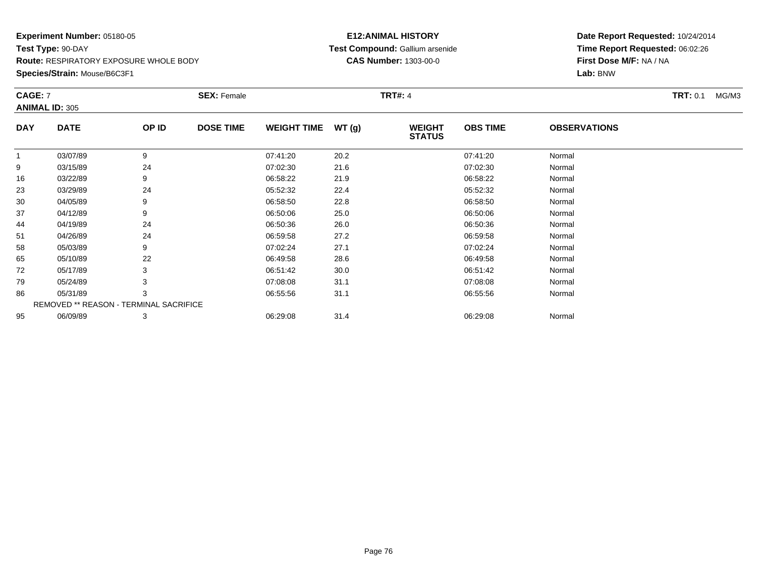**Experiment Number:** 05180-05
**Test Type:** 90-DAY
**Route:** RESPIRATORY EXPOSURE WHOLE BODY
**Species/Strain:** Mouse/B6C3F1

**E12:ANIMAL HISTORY**
**Test Compound:** Gallium arsenide
**CAS Number:** 1303-00-0

**Date Report Requested:** 10/24/2014
**Time Report Requested:** 06:02:26
**First Dose M/F:** NA / NA
**Lab:** BNW

**CAGE:** 7 **SEX:** Female **TRT#:** 4 **TRT:** 0.1 MG/M3
**ANIMAL ID:** 305

| DAY | DATE | OP ID | DOSE TIME | WEIGHT TIME | WT (g) | WEIGHT STATUS | OBS TIME | OBSERVATIONS |
|---|---|---|---|---|---|---|---|---|
| 1 | 03/07/89 | 9 | | 07:41:20 | 20.2 | | 07:41:20 | Normal |
| 9 | 03/15/89 | 24 | | 07:02:30 | 21.6 | | 07:02:30 | Normal |
| 16 | 03/22/89 | 9 | | 06:58:22 | 21.9 | | 06:58:22 | Normal |
| 23 | 03/29/89 | 24 | | 05:52:32 | 22.4 | | 05:52:32 | Normal |
| 30 | 04/05/89 | 9 | | 06:58:50 | 22.8 | | 06:58:50 | Normal |
| 37 | 04/12/89 | 9 | | 06:50:06 | 25.0 | | 06:50:06 | Normal |
| 44 | 04/19/89 | 24 | | 06:50:36 | 26.0 | | 06:50:36 | Normal |
| 51 | 04/26/89 | 24 | | 06:59:58 | 27.2 | | 06:59:58 | Normal |
| 58 | 05/03/89 | 9 | | 07:02:24 | 27.1 | | 07:02:24 | Normal |
| 65 | 05/10/89 | 22 | | 06:49:58 | 28.6 | | 06:49:58 | Normal |
| 72 | 05/17/89 | 3 | | 06:51:42 | 30.0 | | 06:51:42 | Normal |
| 79 | 05/24/89 | 3 | | 07:08:08 | 31.1 | | 07:08:08 | Normal |
| 86 | 05/31/89 | 3 | | 06:55:56 | 31.1 | | 06:55:56 | Normal |
| REMOVED ** REASON - TERMINAL SACRIFICE | | | | | | | | |
| 95 | 06/09/89 | 3 | | 06:29:08 | 31.4 | | 06:29:08 | Normal |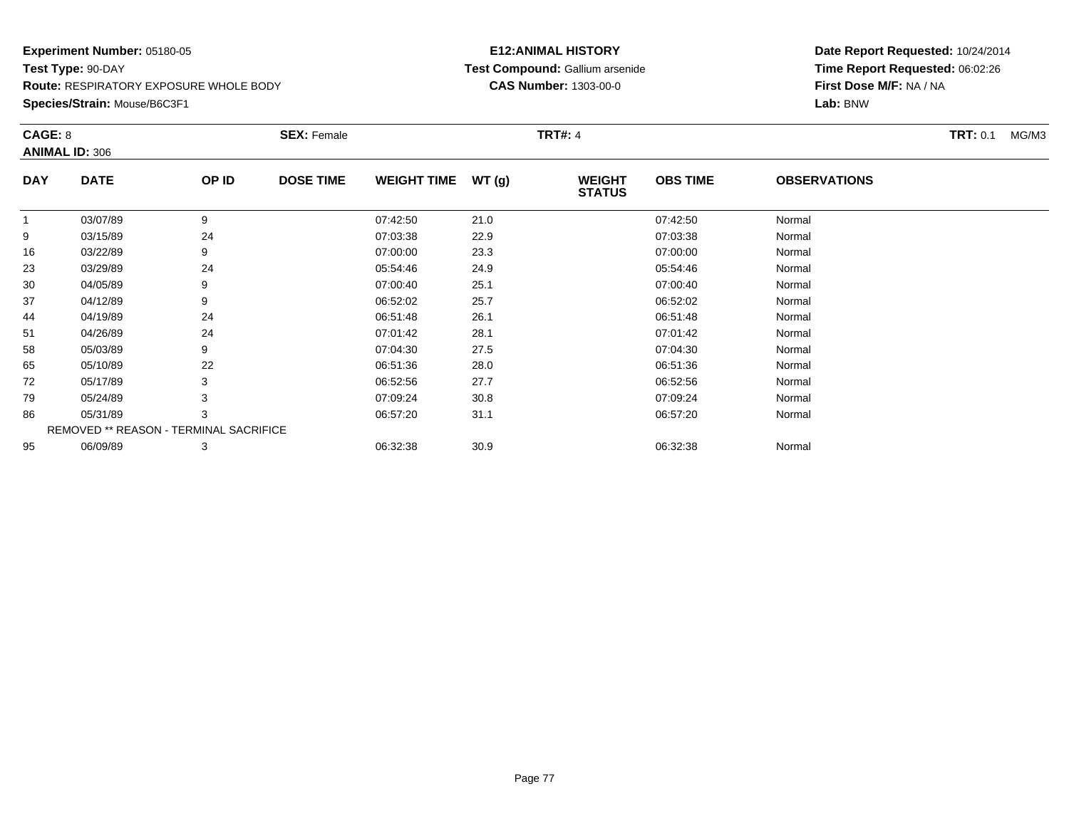**Experiment Number:** 05180-05
**Test Type:** 90-DAY
**Route:** RESPIRATORY EXPOSURE WHOLE BODY
**Species/Strain:** Mouse/B6C3F1

**E12:ANIMAL HISTORY**
**Test Compound:** Gallium arsenide
**CAS Number:** 1303-00-0

**Date Report Requested:** 10/24/2014
**Time Report Requested:** 06:02:26
**First Dose M/F:** NA / NA
**Lab:** BNW

**CAGE:** 8 **SEX:** Female **TRT#:** 4 **TRT:** 0.1 MG/M3
**ANIMAL ID:** 306

| DAY | DATE | OP ID | DOSE TIME | WEIGHT TIME | WT (g) | WEIGHT STATUS | OBS TIME | OBSERVATIONS |
|---|---|---|---|---|---|---|---|---|
| 1 | 03/07/89 | 9 | | 07:42:50 | 21.0 | | 07:42:50 | Normal |
| 9 | 03/15/89 | 24 | | 07:03:38 | 22.9 | | 07:03:38 | Normal |
| 16 | 03/22/89 | 9 | | 07:00:00 | 23.3 | | 07:00:00 | Normal |
| 23 | 03/29/89 | 24 | | 05:54:46 | 24.9 | | 05:54:46 | Normal |
| 30 | 04/05/89 | 9 | | 07:00:40 | 25.1 | | 07:00:40 | Normal |
| 37 | 04/12/89 | 9 | | 06:52:02 | 25.7 | | 06:52:02 | Normal |
| 44 | 04/19/89 | 24 | | 06:51:48 | 26.1 | | 06:51:48 | Normal |
| 51 | 04/26/89 | 24 | | 07:01:42 | 28.1 | | 07:01:42 | Normal |
| 58 | 05/03/89 | 9 | | 07:04:30 | 27.5 | | 07:04:30 | Normal |
| 65 | 05/10/89 | 22 | | 06:51:36 | 28.0 | | 06:51:36 | Normal |
| 72 | 05/17/89 | 3 | | 06:52:56 | 27.7 | | 06:52:56 | Normal |
| 79 | 05/24/89 | 3 | | 07:09:24 | 30.8 | | 07:09:24 | Normal |
| 86 | 05/31/89 | 3 | | 06:57:20 | 31.1 | | 06:57:20 | Normal |
| REMOVED ** REASON - TERMINAL SACRIFICE | | | | | | | | |
| 95 | 06/09/89 | 3 | | 06:32:38 | 30.9 | | 06:32:38 | Normal |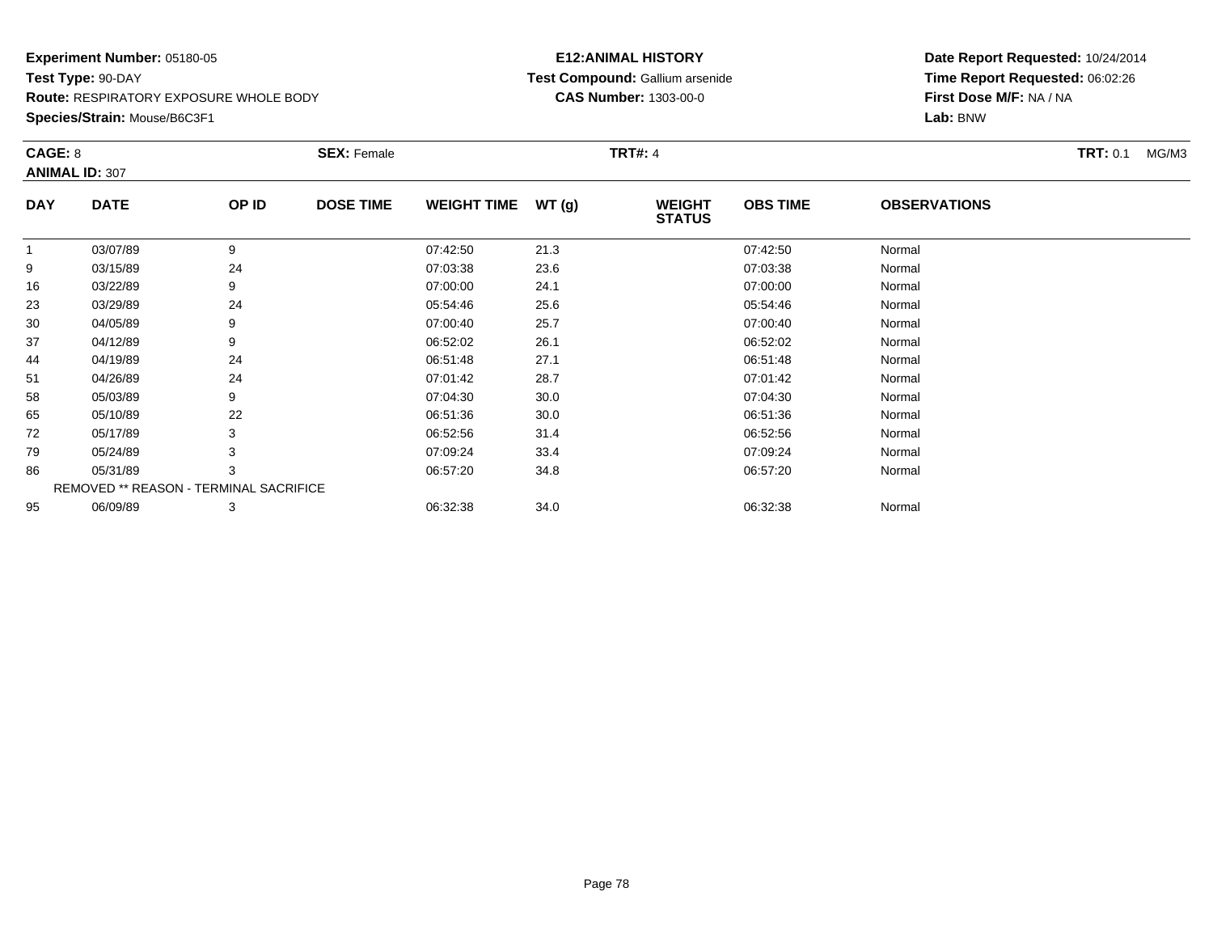**Experiment Number:** 05180-05
**Test Type:** 90-DAY
**Route:** RESPIRATORY EXPOSURE WHOLE BODY
**Species/Strain:** Mouse/B6C3F1

**E12:ANIMAL HISTORY**
**Test Compound:** Gallium arsenide
**CAS Number:** 1303-00-0

**Date Report Requested:** 10/24/2014
**Time Report Requested:** 06:02:26
**First Dose M/F:** NA / NA
**Lab:** BNW

**CAGE:** 8 **SEX:** Female **TRT#:** 4 **TRT:** 0.1 MG/M3
**ANIMAL ID:** 307

| DAY | DATE | OP ID | DOSE TIME | WEIGHT TIME | WT (g) | WEIGHT STATUS | OBS TIME | OBSERVATIONS |
|---|---|---|---|---|---|---|---|---|
| 1 | 03/07/89 | 9 | | 07:42:50 | 21.3 | | 07:42:50 | Normal |
| 9 | 03/15/89 | 24 | | 07:03:38 | 23.6 | | 07:03:38 | Normal |
| 16 | 03/22/89 | 9 | | 07:00:00 | 24.1 | | 07:00:00 | Normal |
| 23 | 03/29/89 | 24 | | 05:54:46 | 25.6 | | 05:54:46 | Normal |
| 30 | 04/05/89 | 9 | | 07:00:40 | 25.7 | | 07:00:40 | Normal |
| 37 | 04/12/89 | 9 | | 06:52:02 | 26.1 | | 06:52:02 | Normal |
| 44 | 04/19/89 | 24 | | 06:51:48 | 27.1 | | 06:51:48 | Normal |
| 51 | 04/26/89 | 24 | | 07:01:42 | 28.7 | | 07:01:42 | Normal |
| 58 | 05/03/89 | 9 | | 07:04:30 | 30.0 | | 07:04:30 | Normal |
| 65 | 05/10/89 | 22 | | 06:51:36 | 30.0 | | 06:51:36 | Normal |
| 72 | 05/17/89 | 3 | | 06:52:56 | 31.4 | | 06:52:56 | Normal |
| 79 | 05/24/89 | 3 | | 07:09:24 | 33.4 | | 07:09:24 | Normal |
| 86 | 05/31/89 | 3 | | 06:57:20 | 34.8 | | 06:57:20 | Normal |
| REMOVED ** REASON - TERMINAL SACRIFICE | | | | | | | | |
| 95 | 06/09/89 | 3 | | 06:32:38 | 34.0 | | 06:32:38 | Normal |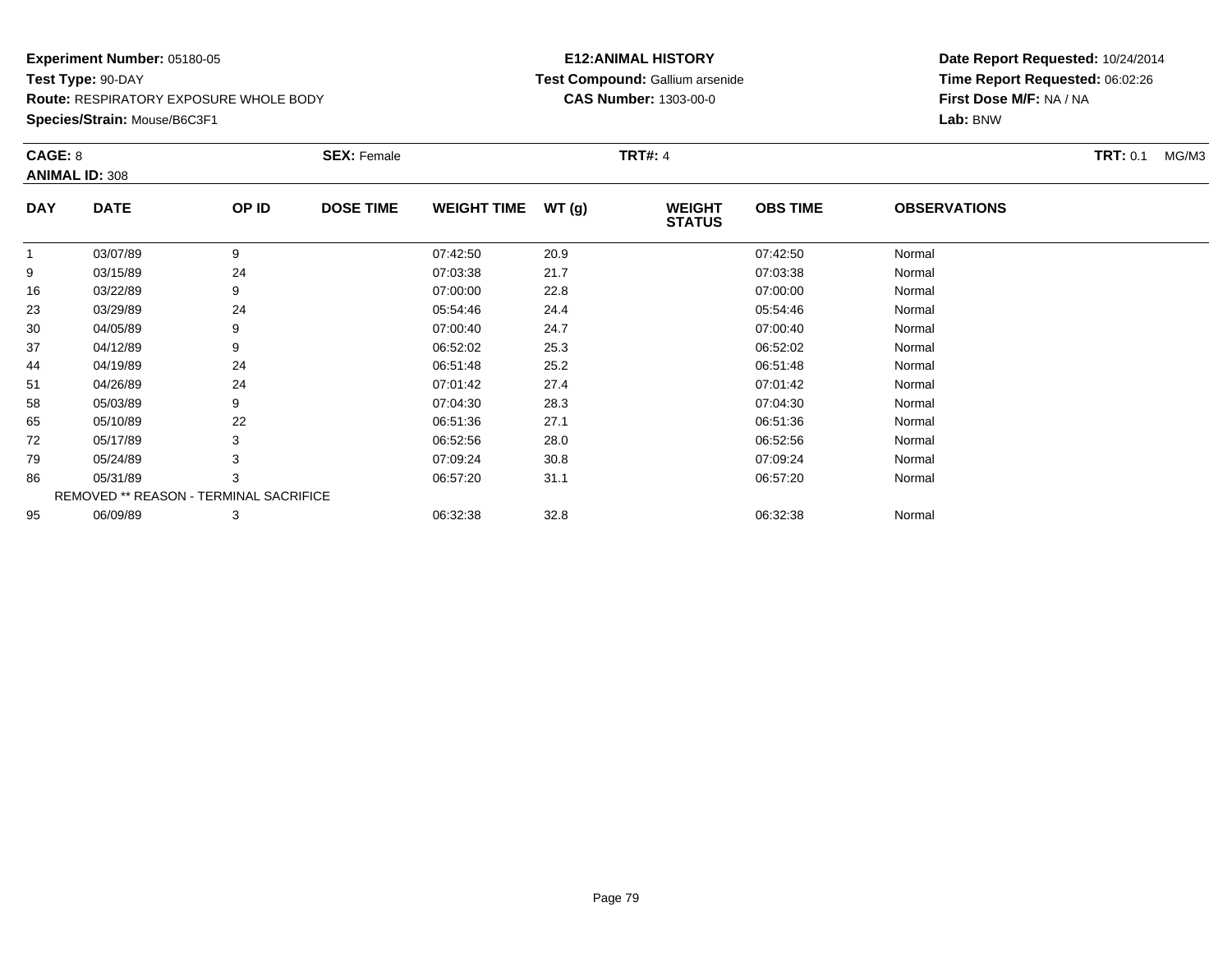**Experiment Number:** 05180-05
**Test Type:** 90-DAY
**Route:** RESPIRATORY EXPOSURE WHOLE BODY
**Species/Strain:** Mouse/B6C3F1

**E12:ANIMAL HISTORY**
**Test Compound:** Gallium arsenide
**CAS Number:** 1303-00-0

**Date Report Requested:** 10/24/2014
**Time Report Requested:** 06:02:26
**First Dose M/F:** NA / NA
**Lab:** BNW

**CAGE:** 8 **SEX:** Female **TRT#:** 4 **TRT:** 0.1 MG/M3
**ANIMAL ID:** 308

| DAY | DATE | OP ID | DOSE TIME | WEIGHT TIME | WT (g) | WEIGHT STATUS | OBS TIME | OBSERVATIONS |
|---|---|---|---|---|---|---|---|---|
| 1 | 03/07/89 | 9 | | 07:42:50 | 20.9 | | 07:42:50 | Normal |
| 9 | 03/15/89 | 24 | | 07:03:38 | 21.7 | | 07:03:38 | Normal |
| 16 | 03/22/89 | 9 | | 07:00:00 | 22.8 | | 07:00:00 | Normal |
| 23 | 03/29/89 | 24 | | 05:54:46 | 24.4 | | 05:54:46 | Normal |
| 30 | 04/05/89 | 9 | | 07:00:40 | 24.7 | | 07:00:40 | Normal |
| 37 | 04/12/89 | 9 | | 06:52:02 | 25.3 | | 06:52:02 | Normal |
| 44 | 04/19/89 | 24 | | 06:51:48 | 25.2 | | 06:51:48 | Normal |
| 51 | 04/26/89 | 24 | | 07:01:42 | 27.4 | | 07:01:42 | Normal |
| 58 | 05/03/89 | 9 | | 07:04:30 | 28.3 | | 07:04:30 | Normal |
| 65 | 05/10/89 | 22 | | 06:51:36 | 27.1 | | 06:51:36 | Normal |
| 72 | 05/17/89 | 3 | | 06:52:56 | 28.0 | | 06:52:56 | Normal |
| 79 | 05/24/89 | 3 | | 07:09:24 | 30.8 | | 07:09:24 | Normal |
| 86 | 05/31/89 | 3 | | 06:57:20 | 31.1 | | 06:57:20 | Normal |
| REMOVED ** REASON - TERMINAL SACRIFICE | | | | | | | | |
| 95 | 06/09/89 | 3 | | 06:32:38 | 32.8 | | 06:32:38 | Normal |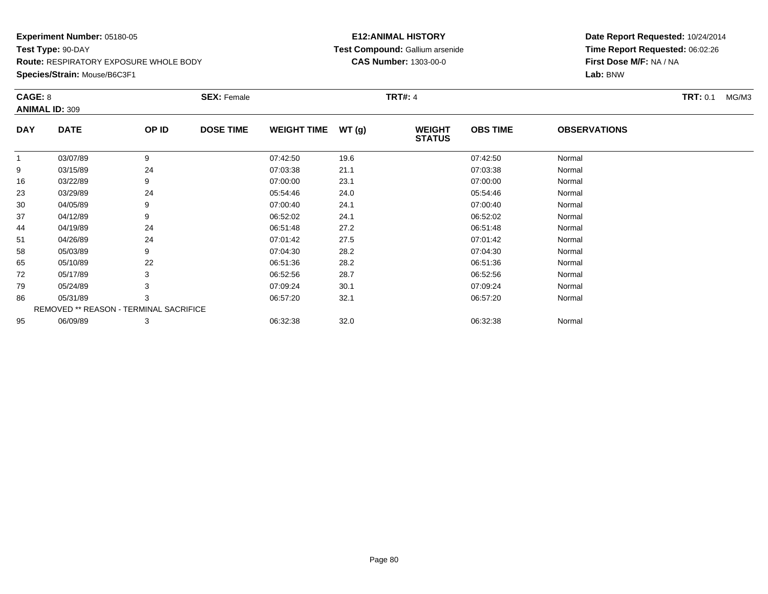**Experiment Number:** 05180-05
**Test Type:** 90-DAY
**Route:** RESPIRATORY EXPOSURE WHOLE BODY
**Species/Strain:** Mouse/B6C3F1

**E12:ANIMAL HISTORY**
**Test Compound:** Gallium arsenide
**CAS Number:** 1303-00-0

**Date Report Requested:** 10/24/2014
**Time Report Requested:** 06:02:26
**First Dose M/F:** NA / NA
**Lab:** BNW

**CAGE:** 8 **SEX:** Female **TRT#:** 4 **TRT:** 0.1 MG/M3
**ANIMAL ID:** 309

| DAY | DATE | OP ID | DOSE TIME | WEIGHT TIME | WT (g) | WEIGHT STATUS | OBS TIME | OBSERVATIONS |
|---|---|---|---|---|---|---|---|---|
| 1 | 03/07/89 | 9 | | 07:42:50 | 19.6 | | 07:42:50 | Normal |
| 9 | 03/15/89 | 24 | | 07:03:38 | 21.1 | | 07:03:38 | Normal |
| 16 | 03/22/89 | 9 | | 07:00:00 | 23.1 | | 07:00:00 | Normal |
| 23 | 03/29/89 | 24 | | 05:54:46 | 24.0 | | 05:54:46 | Normal |
| 30 | 04/05/89 | 9 | | 07:00:40 | 24.1 | | 07:00:40 | Normal |
| 37 | 04/12/89 | 9 | | 06:52:02 | 24.1 | | 06:52:02 | Normal |
| 44 | 04/19/89 | 24 | | 06:51:48 | 27.2 | | 06:51:48 | Normal |
| 51 | 04/26/89 | 24 | | 07:01:42 | 27.5 | | 07:01:42 | Normal |
| 58 | 05/03/89 | 9 | | 07:04:30 | 28.2 | | 07:04:30 | Normal |
| 65 | 05/10/89 | 22 | | 06:51:36 | 28.2 | | 06:51:36 | Normal |
| 72 | 05/17/89 | 3 | | 06:52:56 | 28.7 | | 06:52:56 | Normal |
| 79 | 05/24/89 | 3 | | 07:09:24 | 30.1 | | 07:09:24 | Normal |
| 86 | 05/31/89 | 3 | | 06:57:20 | 32.1 | | 06:57:20 | Normal |
| REMOVED ** REASON - TERMINAL SACRIFICE | | | | | | | | |
| 95 | 06/09/89 | 3 | | 06:32:38 | 32.0 | | 06:32:38 | Normal |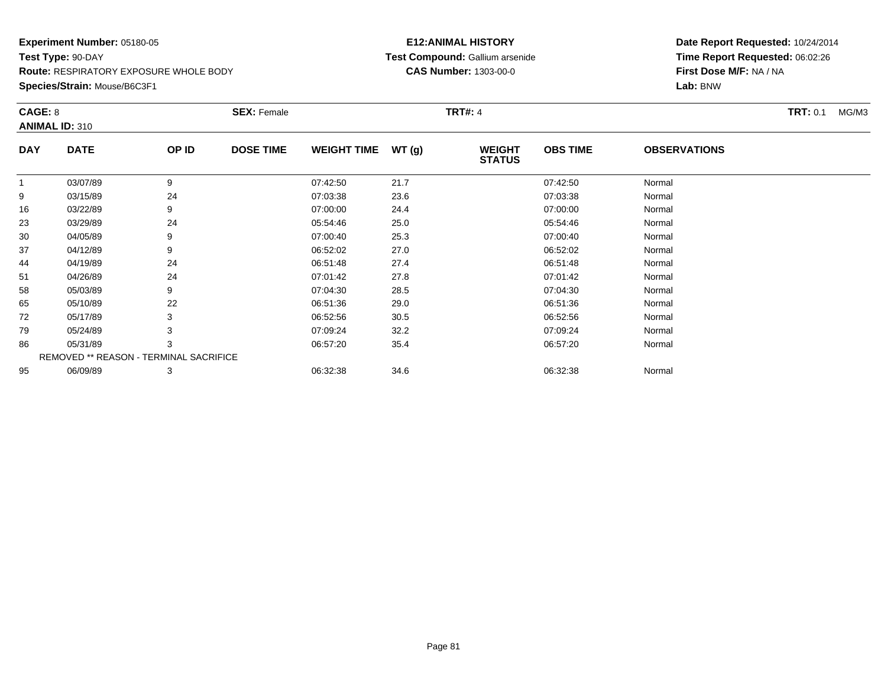**Experiment Number:** 05180-05
**Test Type:** 90-DAY
**Route:** RESPIRATORY EXPOSURE WHOLE BODY
**Species/Strain:** Mouse/B6C3F1

**E12:ANIMAL HISTORY**
**Test Compound:** Gallium arsenide
**CAS Number:** 1303-00-0

**Date Report Requested:** 10/24/2014
**Time Report Requested:** 06:02:26
**First Dose M/F:** NA / NA
**Lab:** BNW

**CAGE:** 8 **SEX:** Female **TRT#:** 4 **TRT:** 0.1 MG/M3
**ANIMAL ID:** 310

| DAY | DATE | OP ID | DOSE TIME | WEIGHT TIME | WT (g) | WEIGHT STATUS | OBS TIME | OBSERVATIONS |
|---|---|---|---|---|---|---|---|---|
| 1 | 03/07/89 | 9 | | 07:42:50 | 21.7 | | 07:42:50 | Normal |
| 9 | 03/15/89 | 24 | | 07:03:38 | 23.6 | | 07:03:38 | Normal |
| 16 | 03/22/89 | 9 | | 07:00:00 | 24.4 | | 07:00:00 | Normal |
| 23 | 03/29/89 | 24 | | 05:54:46 | 25.0 | | 05:54:46 | Normal |
| 30 | 04/05/89 | 9 | | 07:00:40 | 25.3 | | 07:00:40 | Normal |
| 37 | 04/12/89 | 9 | | 06:52:02 | 27.0 | | 06:52:02 | Normal |
| 44 | 04/19/89 | 24 | | 06:51:48 | 27.4 | | 06:51:48 | Normal |
| 51 | 04/26/89 | 24 | | 07:01:42 | 27.8 | | 07:01:42 | Normal |
| 58 | 05/03/89 | 9 | | 07:04:30 | 28.5 | | 07:04:30 | Normal |
| 65 | 05/10/89 | 22 | | 06:51:36 | 29.0 | | 06:51:36 | Normal |
| 72 | 05/17/89 | 3 | | 06:52:56 | 30.5 | | 06:52:56 | Normal |
| 79 | 05/24/89 | 3 | | 07:09:24 | 32.2 | | 07:09:24 | Normal |
| 86 | 05/31/89 | 3 | | 06:57:20 | 35.4 | | 06:57:20 | Normal |
| REMOVED ** REASON - TERMINAL SACRIFICE | | | | | | | | |
| 95 | 06/09/89 | 3 | | 06:32:38 | 34.6 | | 06:32:38 | Normal |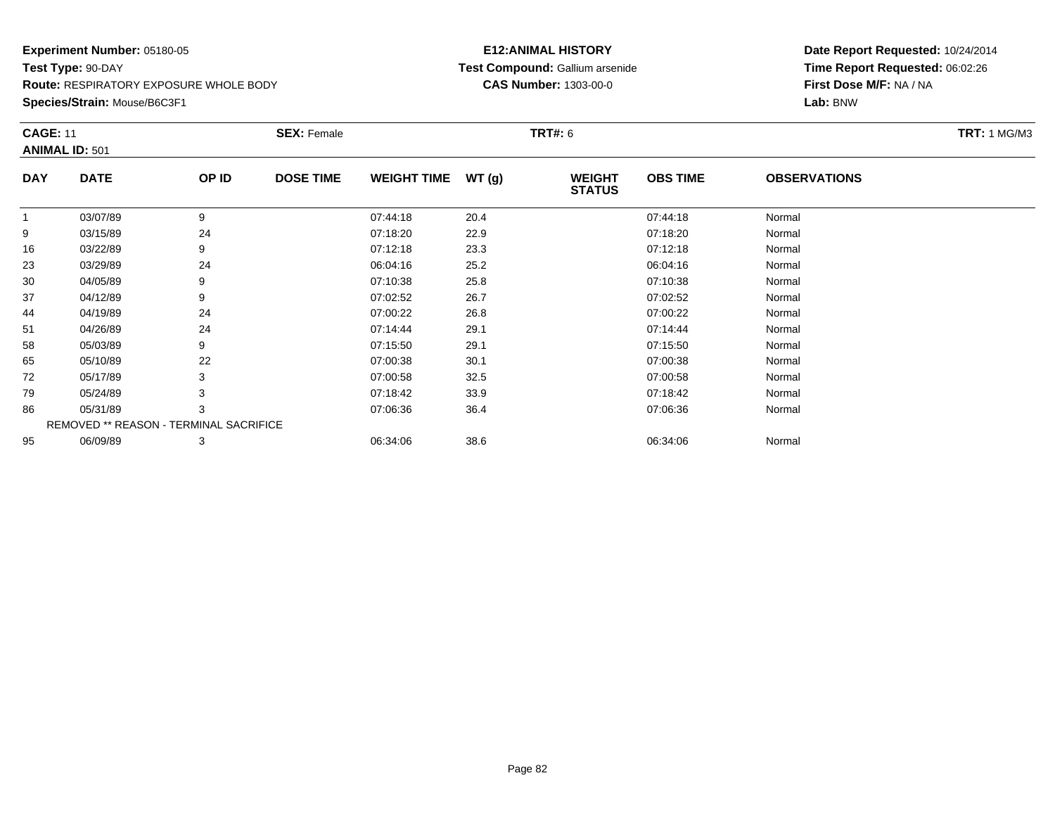**Experiment Number:** 05180-05
**Test Type:** 90-DAY
**Route:** RESPIRATORY EXPOSURE WHOLE BODY
**Species/Strain:** Mouse/B6C3F1

**E12:ANIMAL HISTORY**
**Test Compound:** Gallium arsenide
**CAS Number:** 1303-00-0

**Date Report Requested:** 10/24/2014
**Time Report Requested:** 06:02:26
**First Dose M/F:** NA / NA
**Lab:** BNW

**CAGE:** 11 **SEX:** Female **TRT#:** 6 **TRT:** 1 MG/M3
**ANIMAL ID:** 501

| DAY | DATE | OP ID | DOSE TIME | WEIGHT TIME | WT (g) | WEIGHT STATUS | OBS TIME | OBSERVATIONS |
|---|---|---|---|---|---|---|---|---|
| 1 | 03/07/89 | 9 | | 07:44:18 | 20.4 | | 07:44:18 | Normal |
| 9 | 03/15/89 | 24 | | 07:18:20 | 22.9 | | 07:18:20 | Normal |
| 16 | 03/22/89 | 9 | | 07:12:18 | 23.3 | | 07:12:18 | Normal |
| 23 | 03/29/89 | 24 | | 06:04:16 | 25.2 | | 06:04:16 | Normal |
| 30 | 04/05/89 | 9 | | 07:10:38 | 25.8 | | 07:10:38 | Normal |
| 37 | 04/12/89 | 9 | | 07:02:52 | 26.7 | | 07:02:52 | Normal |
| 44 | 04/19/89 | 24 | | 07:00:22 | 26.8 | | 07:00:22 | Normal |
| 51 | 04/26/89 | 24 | | 07:14:44 | 29.1 | | 07:14:44 | Normal |
| 58 | 05/03/89 | 9 | | 07:15:50 | 29.1 | | 07:15:50 | Normal |
| 65 | 05/10/89 | 22 | | 07:00:38 | 30.1 | | 07:00:38 | Normal |
| 72 | 05/17/89 | 3 | | 07:00:58 | 32.5 | | 07:00:58 | Normal |
| 79 | 05/24/89 | 3 | | 07:18:42 | 33.9 | | 07:18:42 | Normal |
| 86 | 05/31/89 | 3 | | 07:06:36 | 36.4 | | 07:06:36 | Normal |
| REMOVED ** REASON - TERMINAL SACRIFICE | | | | | | | | |
| 95 | 06/09/89 | 3 | | 06:34:06 | 38.6 | | 06:34:06 | Normal |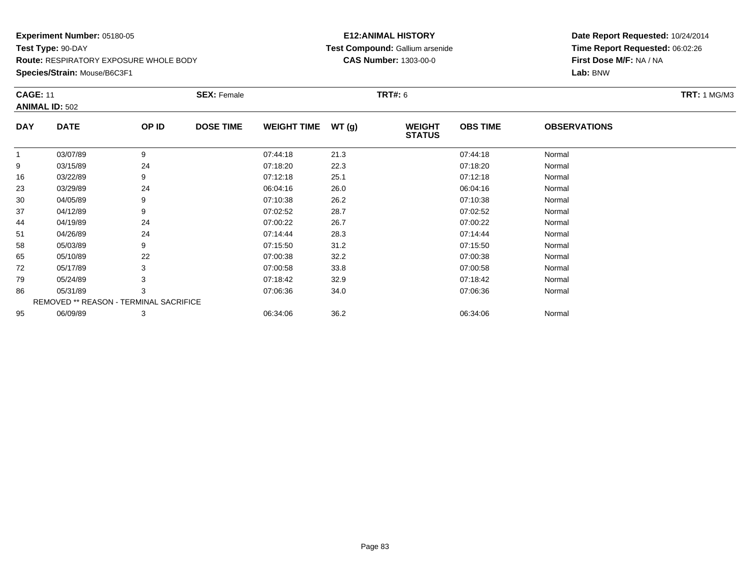**Experiment Number:** 05180-05
**Test Type:** 90-DAY
**Route:** RESPIRATORY EXPOSURE WHOLE BODY
**Species/Strain:** Mouse/B6C3F1

**E12:ANIMAL HISTORY**
**Test Compound:** Gallium arsenide
**CAS Number:** 1303-00-0

**Date Report Requested:** 10/24/2014
**Time Report Requested:** 06:02:26
**First Dose M/F:** NA / NA
**Lab:** BNW

**CAGE:** 11
**ANIMAL ID:** 502
**SEX:** Female
**TRT#:** 6
**TRT:** 1 MG/M3

| DAY | DATE | OP ID | DOSE TIME | WEIGHT TIME | WT (g) | WEIGHT STATUS | OBS TIME | OBSERVATIONS |
|---|---|---|---|---|---|---|---|---|
| 1 | 03/07/89 | 9 | | 07:44:18 | 21.3 | | 07:44:18 | Normal |
| 9 | 03/15/89 | 24 | | 07:18:20 | 22.3 | | 07:18:20 | Normal |
| 16 | 03/22/89 | 9 | | 07:12:18 | 25.1 | | 07:12:18 | Normal |
| 23 | 03/29/89 | 24 | | 06:04:16 | 26.0 | | 06:04:16 | Normal |
| 30 | 04/05/89 | 9 | | 07:10:38 | 26.2 | | 07:10:38 | Normal |
| 37 | 04/12/89 | 9 | | 07:02:52 | 28.7 | | 07:02:52 | Normal |
| 44 | 04/19/89 | 24 | | 07:00:22 | 26.7 | | 07:00:22 | Normal |
| 51 | 04/26/89 | 24 | | 07:14:44 | 28.3 | | 07:14:44 | Normal |
| 58 | 05/03/89 | 9 | | 07:15:50 | 31.2 | | 07:15:50 | Normal |
| 65 | 05/10/89 | 22 | | 07:00:38 | 32.2 | | 07:00:38 | Normal |
| 72 | 05/17/89 | 3 | | 07:00:58 | 33.8 | | 07:00:58 | Normal |
| 79 | 05/24/89 | 3 | | 07:18:42 | 32.9 | | 07:18:42 | Normal |
| 86 | 05/31/89 | 3 | | 07:06:36 | 34.0 | | 07:06:36 | Normal |
| REMOVED ** REASON - TERMINAL SACRIFICE | | | | | | | | |
| 95 | 06/09/89 | 3 | | 06:34:06 | 36.2 | | 06:34:06 | Normal |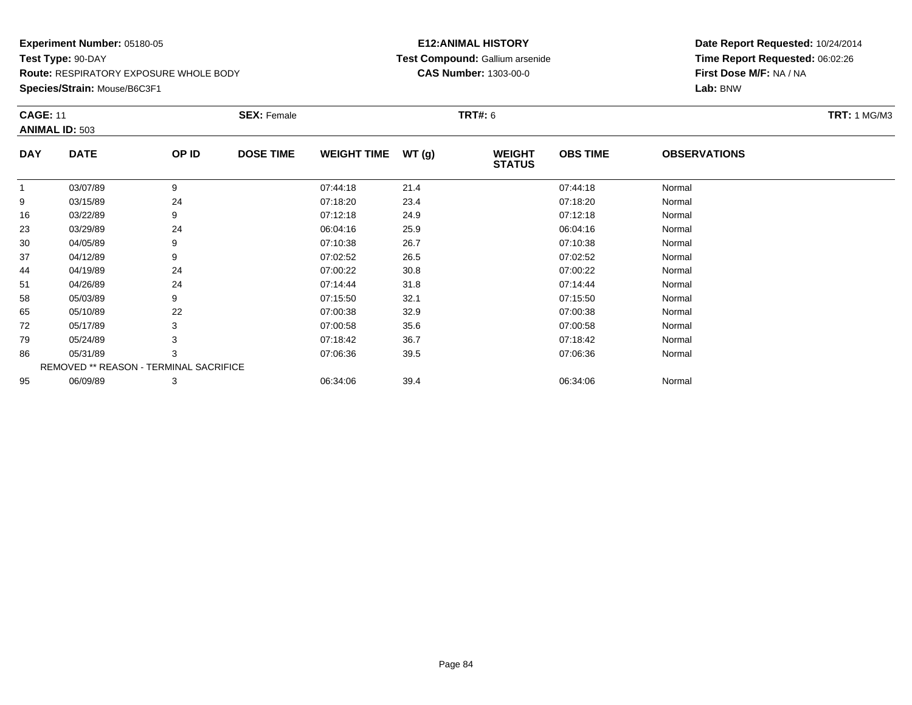**Experiment Number:** 05180-05
**Test Type:** 90-DAY
**Route:** RESPIRATORY EXPOSURE WHOLE BODY
**Species/Strain:** Mouse/B6C3F1

**E12:ANIMAL HISTORY**
**Test Compound:** Gallium arsenide
**CAS Number:** 1303-00-0

**Date Report Requested:** 10/24/2014
**Time Report Requested:** 06:02:26
**First Dose M/F:** NA / NA
**Lab:** BNW

**CAGE:** 11 **SEX:** Female **TRT#:** 6 **TRT:** 1 MG/M3
**ANIMAL ID:** 503

| DAY | DATE | OP ID | DOSE TIME | WEIGHT TIME | WT (g) | WEIGHT STATUS | OBS TIME | OBSERVATIONS |
|---|---|---|---|---|---|---|---|---|
| 1 | 03/07/89 | 9 | | 07:44:18 | 21.4 | | 07:44:18 | Normal |
| 9 | 03/15/89 | 24 | | 07:18:20 | 23.4 | | 07:18:20 | Normal |
| 16 | 03/22/89 | 9 | | 07:12:18 | 24.9 | | 07:12:18 | Normal |
| 23 | 03/29/89 | 24 | | 06:04:16 | 25.9 | | 06:04:16 | Normal |
| 30 | 04/05/89 | 9 | | 07:10:38 | 26.7 | | 07:10:38 | Normal |
| 37 | 04/12/89 | 9 | | 07:02:52 | 26.5 | | 07:02:52 | Normal |
| 44 | 04/19/89 | 24 | | 07:00:22 | 30.8 | | 07:00:22 | Normal |
| 51 | 04/26/89 | 24 | | 07:14:44 | 31.8 | | 07:14:44 | Normal |
| 58 | 05/03/89 | 9 | | 07:15:50 | 32.1 | | 07:15:50 | Normal |
| 65 | 05/10/89 | 22 | | 07:00:38 | 32.9 | | 07:00:38 | Normal |
| 72 | 05/17/89 | 3 | | 07:00:58 | 35.6 | | 07:00:58 | Normal |
| 79 | 05/24/89 | 3 | | 07:18:42 | 36.7 | | 07:18:42 | Normal |
| 86 | 05/31/89 | 3 | | 07:06:36 | 39.5 | | 07:06:36 | Normal |
| REMOVED ** REASON - TERMINAL SACRIFICE | | | | | | | | |
| 95 | 06/09/89 | 3 | | 06:34:06 | 39.4 | | 06:34:06 | Normal |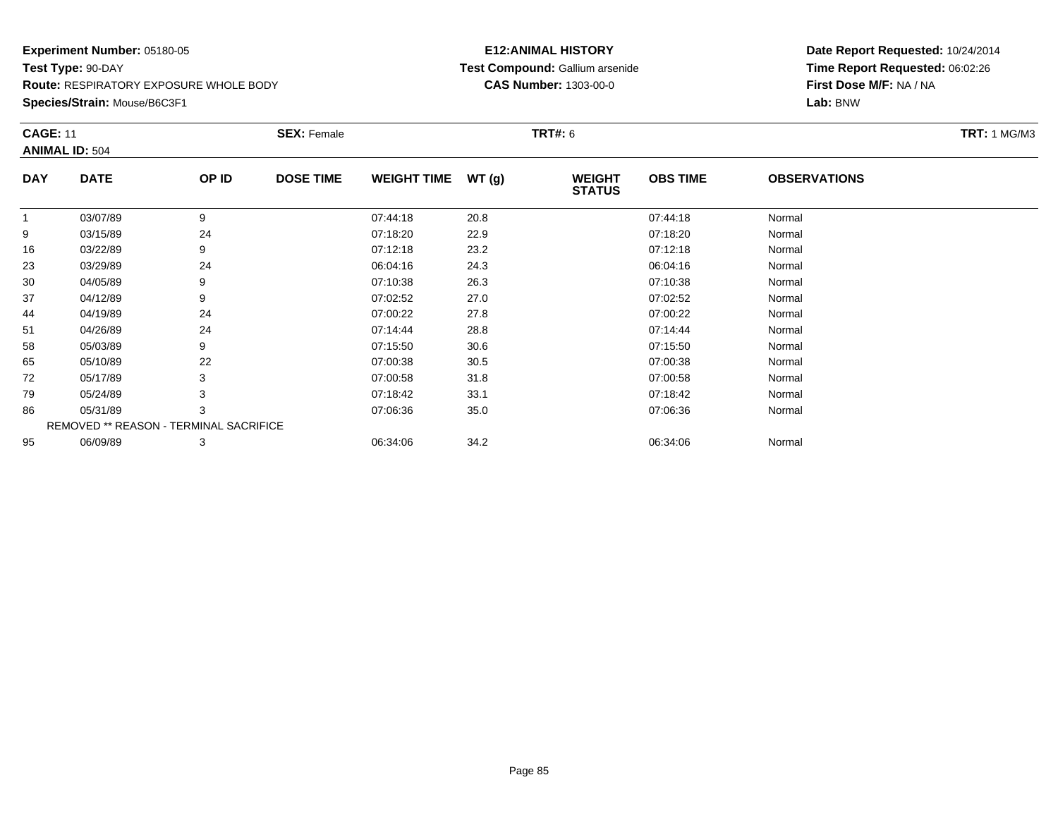**Experiment Number:** 05180-05
**Test Type:** 90-DAY
**Route:** RESPIRATORY EXPOSURE WHOLE BODY
**Species/Strain:** Mouse/B6C3F1

**E12:ANIMAL HISTORY**
**Test Compound:** Gallium arsenide
**CAS Number:** 1303-00-0

**Date Report Requested:** 10/24/2014
**Time Report Requested:** 06:02:26
**First Dose M/F:** NA / NA
**Lab:** BNW

**CAGE:** 11 **SEX:** Female **TRT#:** 6 **TRT:** 1 MG/M3
**ANIMAL ID:** 504

| DAY | DATE | OP ID | DOSE TIME | WEIGHT TIME | WT (g) | WEIGHT STATUS | OBS TIME | OBSERVATIONS |
|---|---|---|---|---|---|---|---|---|
| 1 | 03/07/89 | 9 | | 07:44:18 | 20.8 | | 07:44:18 | Normal |
| 9 | 03/15/89 | 24 | | 07:18:20 | 22.9 | | 07:18:20 | Normal |
| 16 | 03/22/89 | 9 | | 07:12:18 | 23.2 | | 07:12:18 | Normal |
| 23 | 03/29/89 | 24 | | 06:04:16 | 24.3 | | 06:04:16 | Normal |
| 30 | 04/05/89 | 9 | | 07:10:38 | 26.3 | | 07:10:38 | Normal |
| 37 | 04/12/89 | 9 | | 07:02:52 | 27.0 | | 07:02:52 | Normal |
| 44 | 04/19/89 | 24 | | 07:00:22 | 27.8 | | 07:00:22 | Normal |
| 51 | 04/26/89 | 24 | | 07:14:44 | 28.8 | | 07:14:44 | Normal |
| 58 | 05/03/89 | 9 | | 07:15:50 | 30.6 | | 07:15:50 | Normal |
| 65 | 05/10/89 | 22 | | 07:00:38 | 30.5 | | 07:00:38 | Normal |
| 72 | 05/17/89 | 3 | | 07:00:58 | 31.8 | | 07:00:58 | Normal |
| 79 | 05/24/89 | 3 | | 07:18:42 | 33.1 | | 07:18:42 | Normal |
| 86 | 05/31/89 | 3 | | 07:06:36 | 35.0 | | 07:06:36 | Normal |
| REMOVED ** REASON - TERMINAL SACRIFICE | | | | | | | | |
| 95 | 06/09/89 | 3 | | 06:34:06 | 34.2 | | 06:34:06 | Normal |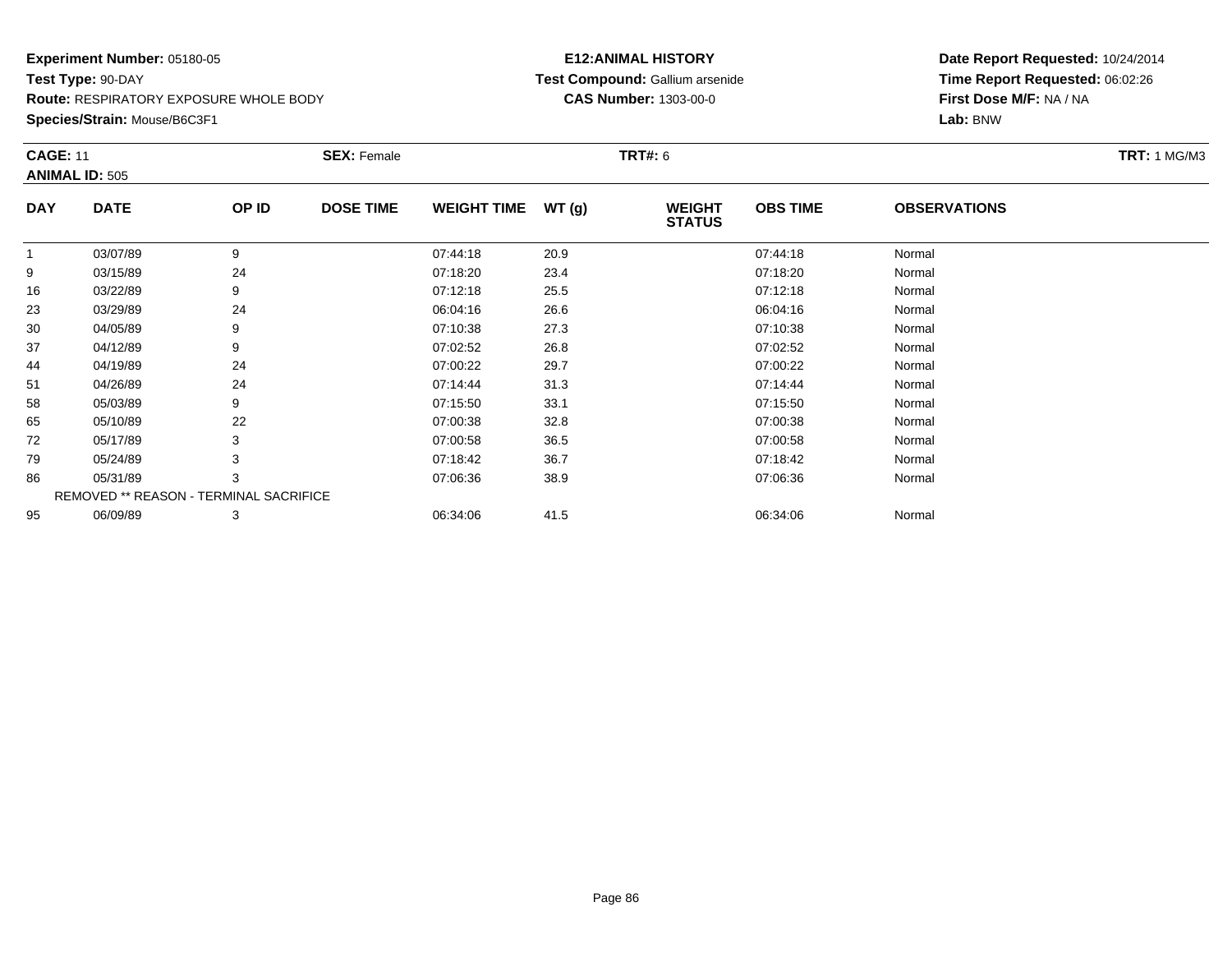**Experiment Number:** 05180-05
**Test Type:** 90-DAY
**Route:** RESPIRATORY EXPOSURE WHOLE BODY
**Species/Strain:** Mouse/B6C3F1

**E12:ANIMAL HISTORY**
**Test Compound:** Gallium arsenide
**CAS Number:** 1303-00-0

**Date Report Requested:** 10/24/2014
**Time Report Requested:** 06:02:26
**First Dose M/F:** NA / NA
**Lab:** BNW

**CAGE:** 11 **SEX:** Female **TRT#:** 6 **TRT:** 1 MG/M3
**ANIMAL ID:** 505

| DAY | DATE | OP ID | DOSE TIME | WEIGHT TIME | WT (g) | WEIGHT STATUS | OBS TIME | OBSERVATIONS |
|---|---|---|---|---|---|---|---|---|
| 1 | 03/07/89 | 9 | | 07:44:18 | 20.9 | | 07:44:18 | Normal |
| 9 | 03/15/89 | 24 | | 07:18:20 | 23.4 | | 07:18:20 | Normal |
| 16 | 03/22/89 | 9 | | 07:12:18 | 25.5 | | 07:12:18 | Normal |
| 23 | 03/29/89 | 24 | | 06:04:16 | 26.6 | | 06:04:16 | Normal |
| 30 | 04/05/89 | 9 | | 07:10:38 | 27.3 | | 07:10:38 | Normal |
| 37 | 04/12/89 | 9 | | 07:02:52 | 26.8 | | 07:02:52 | Normal |
| 44 | 04/19/89 | 24 | | 07:00:22 | 29.7 | | 07:00:22 | Normal |
| 51 | 04/26/89 | 24 | | 07:14:44 | 31.3 | | 07:14:44 | Normal |
| 58 | 05/03/89 | 9 | | 07:15:50 | 33.1 | | 07:15:50 | Normal |
| 65 | 05/10/89 | 22 | | 07:00:38 | 32.8 | | 07:00:38 | Normal |
| 72 | 05/17/89 | 3 | | 07:00:58 | 36.5 | | 07:00:58 | Normal |
| 79 | 05/24/89 | 3 | | 07:18:42 | 36.7 | | 07:18:42 | Normal |
| 86 | 05/31/89 | 3 | | 07:06:36 | 38.9 | | 07:06:36 | Normal |
| REMOVED ** REASON - TERMINAL SACRIFICE | | | | | | | | |
| 95 | 06/09/89 | 3 | | 06:34:06 | 41.5 | | 06:34:06 | Normal |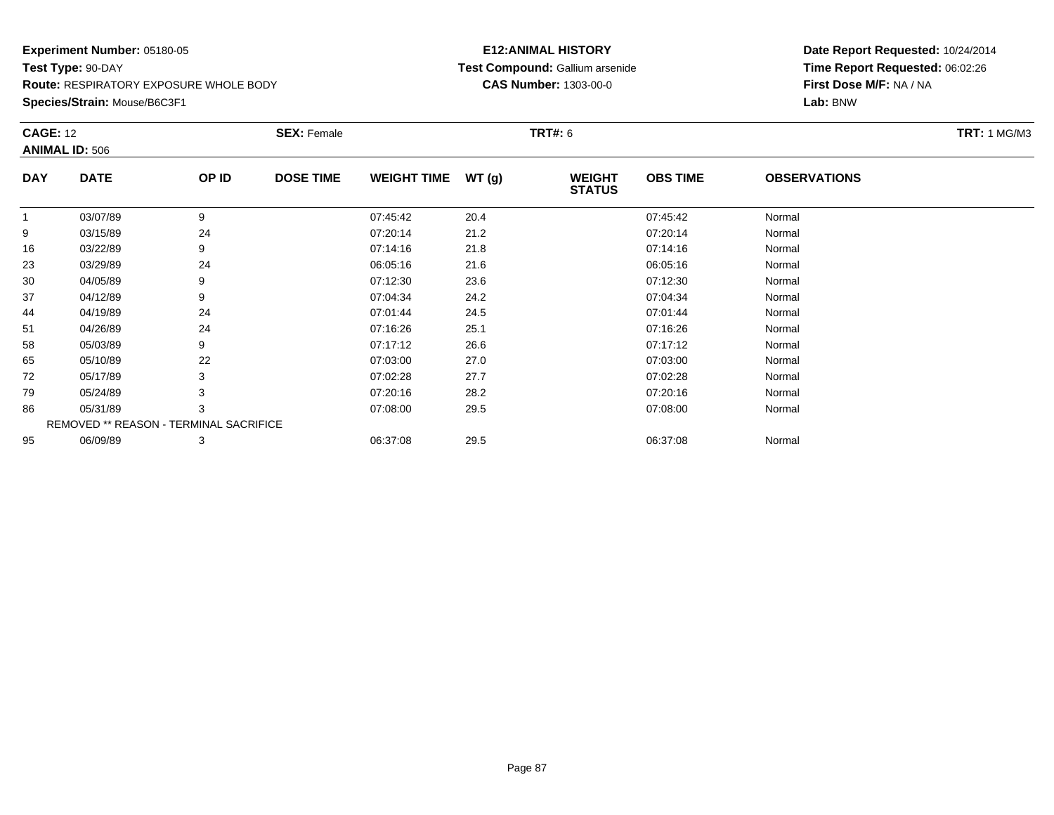**Experiment Number:** 05180-05
**Test Type:** 90-DAY
**Route:** RESPIRATORY EXPOSURE WHOLE BODY
**Species/Strain:** Mouse/B6C3F1

**E12:ANIMAL HISTORY**
**Test Compound:** Gallium arsenide
**CAS Number:** 1303-00-0

**Date Report Requested:** 10/24/2014
**Time Report Requested:** 06:02:26
**First Dose M/F:** NA / NA
**Lab:** BNW

**CAGE:** 12 **SEX:** Female **TRT#:** 6 **TRT:** 1 MG/M3
**ANIMAL ID:** 506

| DAY | DATE | OP ID | DOSE TIME | WEIGHT TIME | WT (g) | WEIGHT STATUS | OBS TIME | OBSERVATIONS |
|---|---|---|---|---|---|---|---|---|
| 1 | 03/07/89 | 9 | | 07:45:42 | 20.4 | | 07:45:42 | Normal |
| 9 | 03/15/89 | 24 | | 07:20:14 | 21.2 | | 07:20:14 | Normal |
| 16 | 03/22/89 | 9 | | 07:14:16 | 21.8 | | 07:14:16 | Normal |
| 23 | 03/29/89 | 24 | | 06:05:16 | 21.6 | | 06:05:16 | Normal |
| 30 | 04/05/89 | 9 | | 07:12:30 | 23.6 | | 07:12:30 | Normal |
| 37 | 04/12/89 | 9 | | 07:04:34 | 24.2 | | 07:04:34 | Normal |
| 44 | 04/19/89 | 24 | | 07:01:44 | 24.5 | | 07:01:44 | Normal |
| 51 | 04/26/89 | 24 | | 07:16:26 | 25.1 | | 07:16:26 | Normal |
| 58 | 05/03/89 | 9 | | 07:17:12 | 26.6 | | 07:17:12 | Normal |
| 65 | 05/10/89 | 22 | | 07:03:00 | 27.0 | | 07:03:00 | Normal |
| 72 | 05/17/89 | 3 | | 07:02:28 | 27.7 | | 07:02:28 | Normal |
| 79 | 05/24/89 | 3 | | 07:20:16 | 28.2 | | 07:20:16 | Normal |
| 86 | 05/31/89 | 3 | | 07:08:00 | 29.5 | | 07:08:00 | Normal |
| REMOVED ** REASON - TERMINAL SACRIFICE | | | | | | | | |
| 95 | 06/09/89 | 3 | | 06:37:08 | 29.5 | | 06:37:08 | Normal |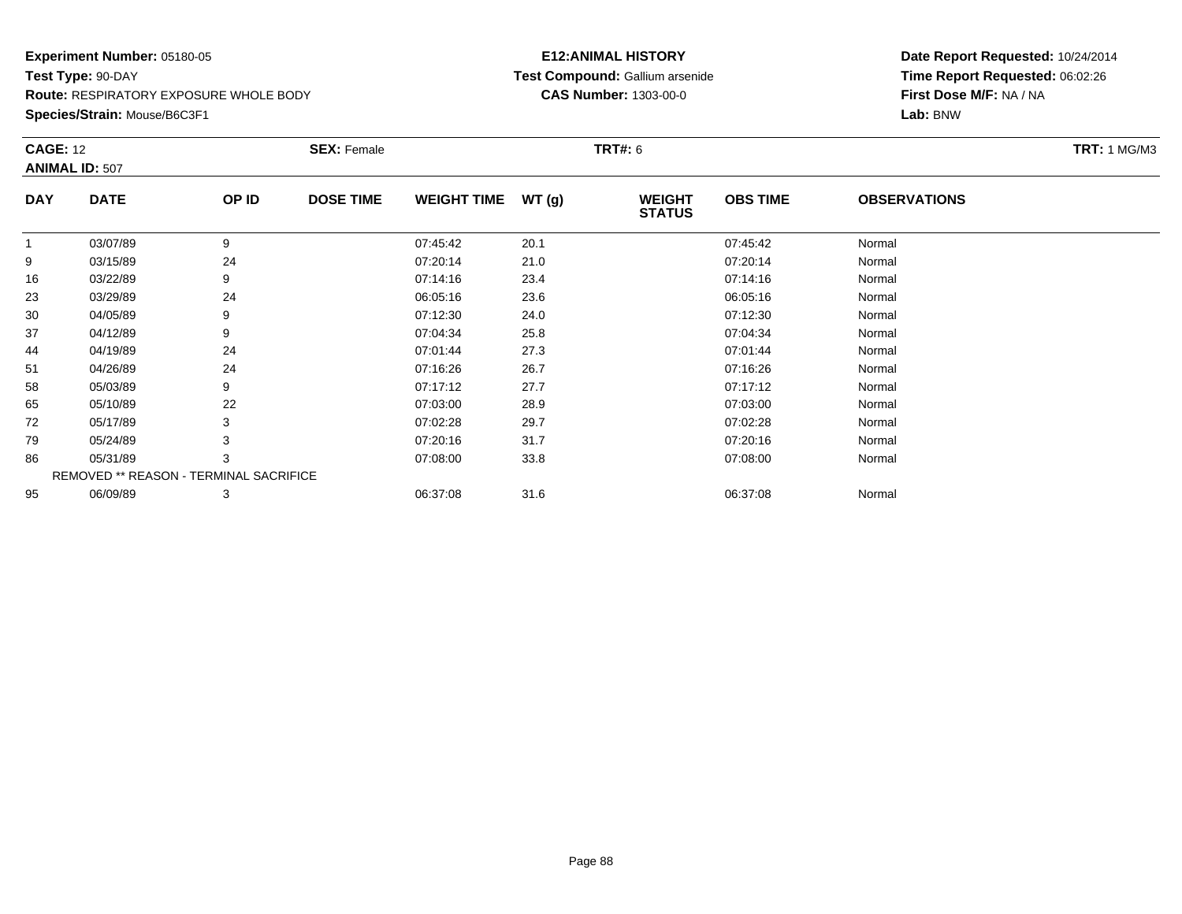**Experiment Number:** 05180-05
**Test Type:** 90-DAY
**Route:** RESPIRATORY EXPOSURE WHOLE BODY
**Species/Strain:** Mouse/B6C3F1

**E12:ANIMAL HISTORY**
**Test Compound:** Gallium arsenide
**CAS Number:** 1303-00-0

**Date Report Requested:** 10/24/2014
**Time Report Requested:** 06:02:26
**First Dose M/F:** NA / NA
**Lab:** BNW

**CAGE:** 12 **SEX:** Female **TRT#:** 6 **TRT:** 1 MG/M3
**ANIMAL ID:** 507

| DAY | DATE | OP ID | DOSE TIME | WEIGHT TIME | WT (g) | WEIGHT STATUS | OBS TIME | OBSERVATIONS |
|---|---|---|---|---|---|---|---|---|
| 1 | 03/07/89 | 9 | | 07:45:42 | 20.1 | | 07:45:42 | Normal |
| 9 | 03/15/89 | 24 | | 07:20:14 | 21.0 | | 07:20:14 | Normal |
| 16 | 03/22/89 | 9 | | 07:14:16 | 23.4 | | 07:14:16 | Normal |
| 23 | 03/29/89 | 24 | | 06:05:16 | 23.6 | | 06:05:16 | Normal |
| 30 | 04/05/89 | 9 | | 07:12:30 | 24.0 | | 07:12:30 | Normal |
| 37 | 04/12/89 | 9 | | 07:04:34 | 25.8 | | 07:04:34 | Normal |
| 44 | 04/19/89 | 24 | | 07:01:44 | 27.3 | | 07:01:44 | Normal |
| 51 | 04/26/89 | 24 | | 07:16:26 | 26.7 | | 07:16:26 | Normal |
| 58 | 05/03/89 | 9 | | 07:17:12 | 27.7 | | 07:17:12 | Normal |
| 65 | 05/10/89 | 22 | | 07:03:00 | 28.9 | | 07:03:00 | Normal |
| 72 | 05/17/89 | 3 | | 07:02:28 | 29.7 | | 07:02:28 | Normal |
| 79 | 05/24/89 | 3 | | 07:20:16 | 31.7 | | 07:20:16 | Normal |
| 86 | 05/31/89 | 3 | | 07:08:00 | 33.8 | | 07:08:00 | Normal |
| REMOVED ** REASON - TERMINAL SACRIFICE | | | | | | | | |
| 95 | 06/09/89 | 3 | | 06:37:08 | 31.6 | | 06:37:08 | Normal |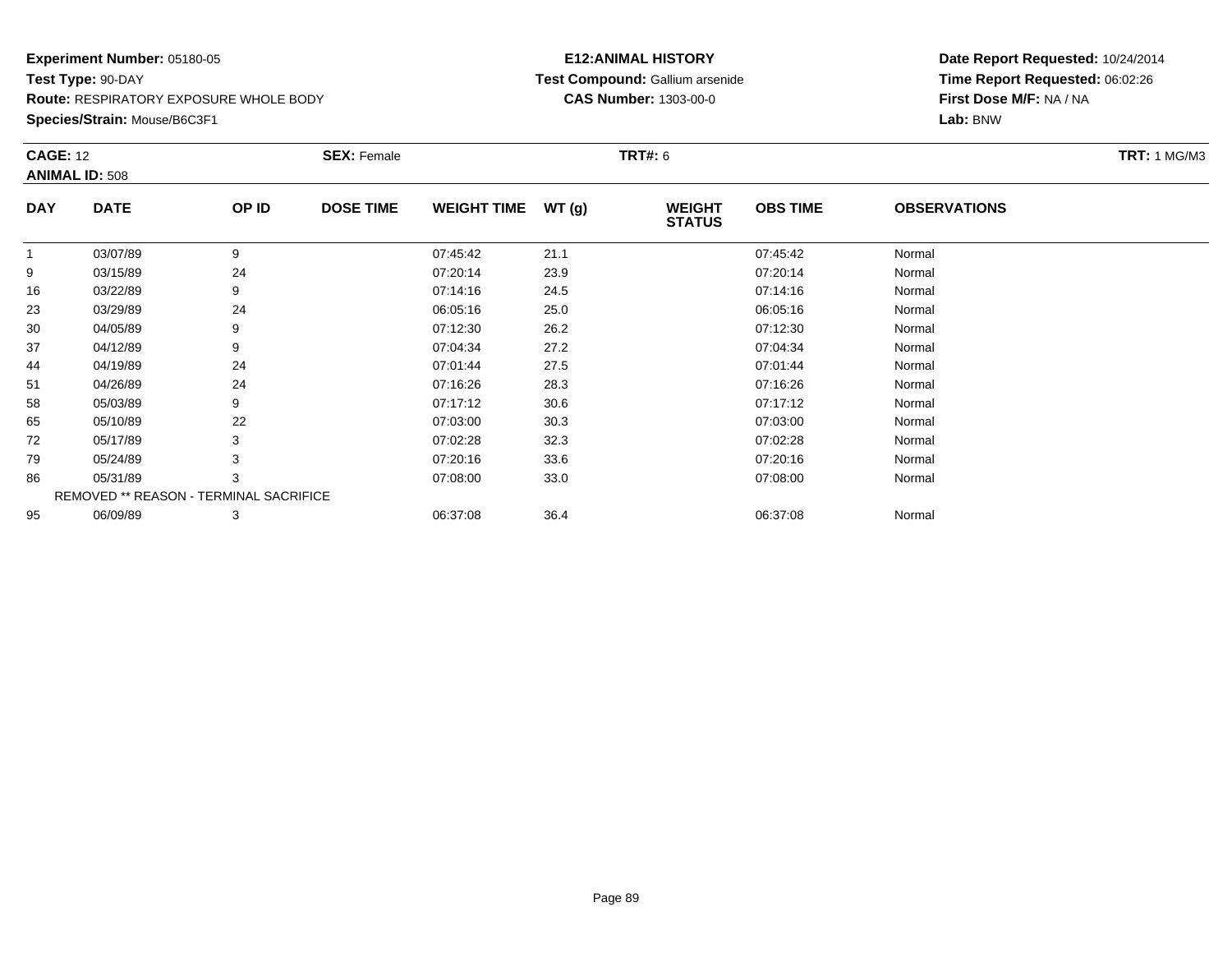**Experiment Number:** 05180-05
**Test Type:** 90-DAY
**Route:** RESPIRATORY EXPOSURE WHOLE BODY
**Species/Strain:** Mouse/B6C3F1

**E12:ANIMAL HISTORY**
**Test Compound:** Gallium arsenide
**CAS Number:** 1303-00-0

**Date Report Requested:** 10/24/2014
**Time Report Requested:** 06:02:26
**First Dose M/F:** NA / NA
**Lab:** BNW

**CAGE:** 12 **SEX:** Female **TRT#:** 6 **TRT:** 1 MG/M3
**ANIMAL ID:** 508

| DAY | DATE | OP ID | DOSE TIME | WEIGHT TIME | WT (g) | WEIGHT STATUS | OBS TIME | OBSERVATIONS |
|---|---|---|---|---|---|---|---|---|
| 1 | 03/07/89 | 9 | | 07:45:42 | 21.1 | | 07:45:42 | Normal |
| 9 | 03/15/89 | 24 | | 07:20:14 | 23.9 | | 07:20:14 | Normal |
| 16 | 03/22/89 | 9 | | 07:14:16 | 24.5 | | 07:14:16 | Normal |
| 23 | 03/29/89 | 24 | | 06:05:16 | 25.0 | | 06:05:16 | Normal |
| 30 | 04/05/89 | 9 | | 07:12:30 | 26.2 | | 07:12:30 | Normal |
| 37 | 04/12/89 | 9 | | 07:04:34 | 27.2 | | 07:04:34 | Normal |
| 44 | 04/19/89 | 24 | | 07:01:44 | 27.5 | | 07:01:44 | Normal |
| 51 | 04/26/89 | 24 | | 07:16:26 | 28.3 | | 07:16:26 | Normal |
| 58 | 05/03/89 | 9 | | 07:17:12 | 30.6 | | 07:17:12 | Normal |
| 65 | 05/10/89 | 22 | | 07:03:00 | 30.3 | | 07:03:00 | Normal |
| 72 | 05/17/89 | 3 | | 07:02:28 | 32.3 | | 07:02:28 | Normal |
| 79 | 05/24/89 | 3 | | 07:20:16 | 33.6 | | 07:20:16 | Normal |
| 86 | 05/31/89 | 3 | | 07:08:00 | 33.0 | | 07:08:00 | Normal |
| REMOVED ** REASON - TERMINAL SACRIFICE | | | | | | | | |
| 95 | 06/09/89 | 3 | | 06:37:08 | 36.4 | | 06:37:08 | Normal |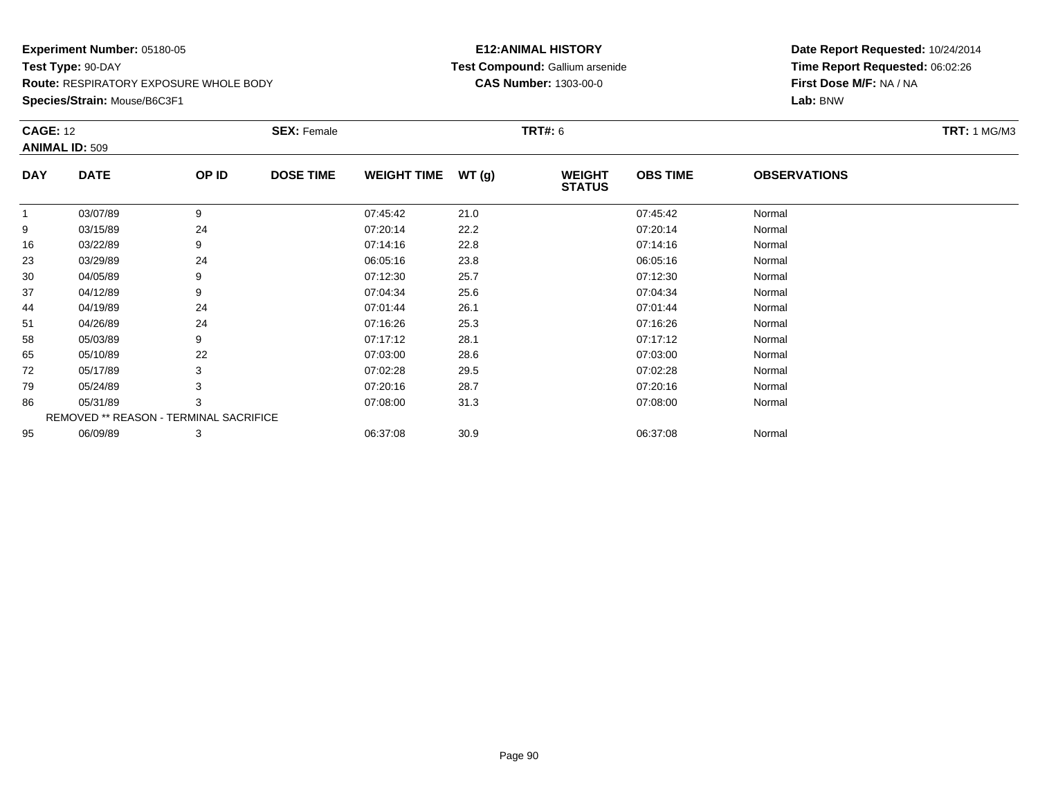**Experiment Number:** 05180-05
**Test Type:** 90-DAY
**Route:** RESPIRATORY EXPOSURE WHOLE BODY
**Species/Strain:** Mouse/B6C3F1

**E12:ANIMAL HISTORY**
**Test Compound:** Gallium arsenide
**CAS Number:** 1303-00-0

**Date Report Requested:** 10/24/2014
**Time Report Requested:** 06:02:26
**First Dose M/F:** NA / NA
**Lab:** BNW

**CAGE:** 12
**ANIMAL ID:** 509
**SEX:** Female
**TRT#:** 6
**TRT:** 1 MG/M3

| DAY | DATE | OP ID | DOSE TIME | WEIGHT TIME | WT (g) | WEIGHT STATUS | OBS TIME | OBSERVATIONS |
|---|---|---|---|---|---|---|---|---|
| 1 | 03/07/89 | 9 | | 07:45:42 | 21.0 | | 07:45:42 | Normal |
| 9 | 03/15/89 | 24 | | 07:20:14 | 22.2 | | 07:20:14 | Normal |
| 16 | 03/22/89 | 9 | | 07:14:16 | 22.8 | | 07:14:16 | Normal |
| 23 | 03/29/89 | 24 | | 06:05:16 | 23.8 | | 06:05:16 | Normal |
| 30 | 04/05/89 | 9 | | 07:12:30 | 25.7 | | 07:12:30 | Normal |
| 37 | 04/12/89 | 9 | | 07:04:34 | 25.6 | | 07:04:34 | Normal |
| 44 | 04/19/89 | 24 | | 07:01:44 | 26.1 | | 07:01:44 | Normal |
| 51 | 04/26/89 | 24 | | 07:16:26 | 25.3 | | 07:16:26 | Normal |
| 58 | 05/03/89 | 9 | | 07:17:12 | 28.1 | | 07:17:12 | Normal |
| 65 | 05/10/89 | 22 | | 07:03:00 | 28.6 | | 07:03:00 | Normal |
| 72 | 05/17/89 | 3 | | 07:02:28 | 29.5 | | 07:02:28 | Normal |
| 79 | 05/24/89 | 3 | | 07:20:16 | 28.7 | | 07:20:16 | Normal |
| 86 | 05/31/89 | 3 | | 07:08:00 | 31.3 | | 07:08:00 | Normal |
| REMOVED ** REASON - TERMINAL SACRIFICE | | | | | | | | |
| 95 | 06/09/89 | 3 | | 06:37:08 | 30.9 | | 06:37:08 | Normal |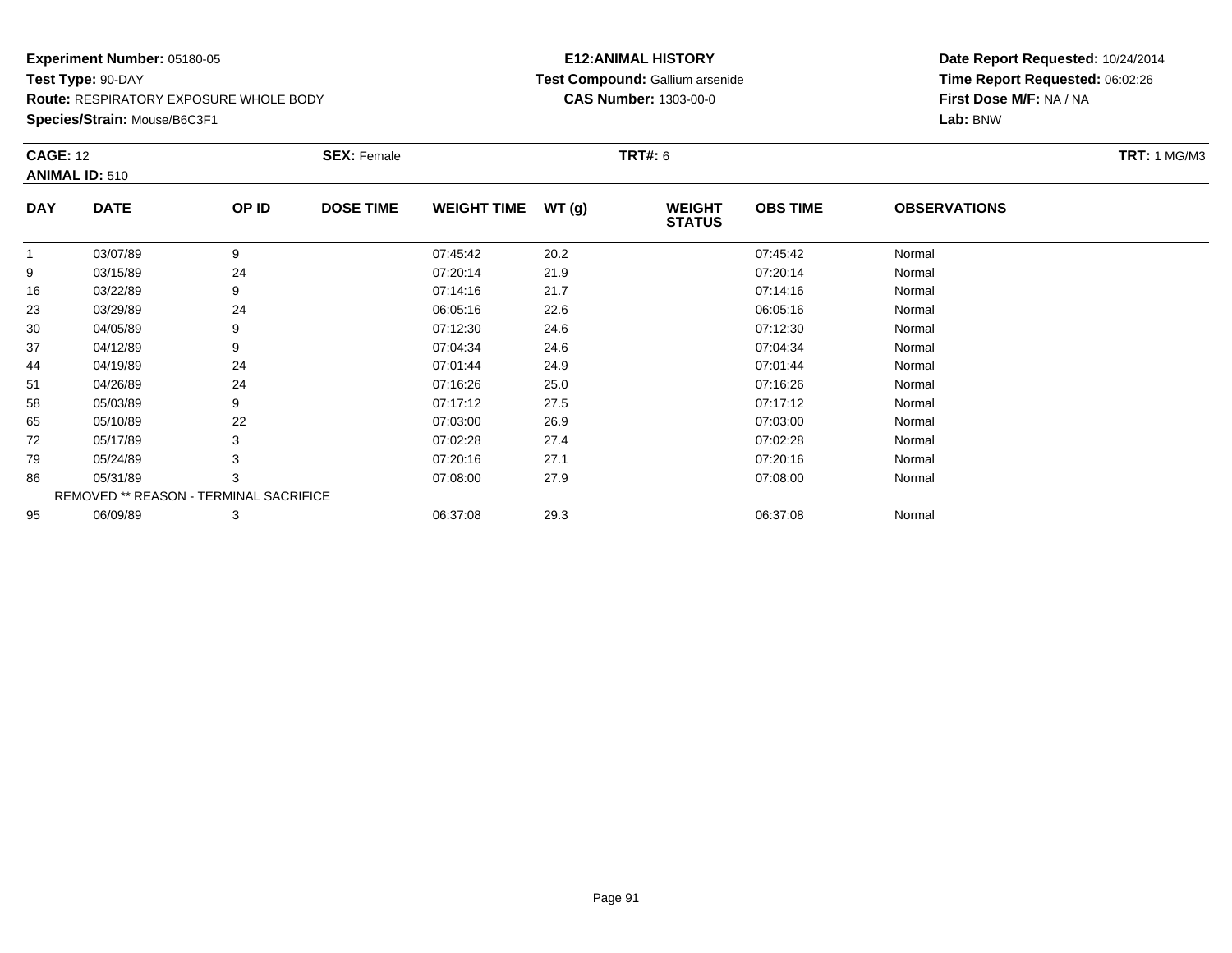**Experiment Number:** 05180-05
**Test Type:** 90-DAY
**Route:** RESPIRATORY EXPOSURE WHOLE BODY
**Species/Strain:** Mouse/B6C3F1

**E12:ANIMAL HISTORY**
**Test Compound:** Gallium arsenide
**CAS Number:** 1303-00-0

**Date Report Requested:** 10/24/2014
**Time Report Requested:** 06:02:26
**First Dose M/F:** NA / NA
**Lab:** BNW

**CAGE:** 12 **SEX:** Female **TRT#:** 6 **TRT:** 1 MG/M3
**ANIMAL ID:** 510

| DAY | DATE | OP ID | DOSE TIME | WEIGHT TIME | WT (g) | WEIGHT STATUS | OBS TIME | OBSERVATIONS |
|---|---|---|---|---|---|---|---|---|
| 1 | 03/07/89 | 9 | | 07:45:42 | 20.2 | | 07:45:42 | Normal |
| 9 | 03/15/89 | 24 | | 07:20:14 | 21.9 | | 07:20:14 | Normal |
| 16 | 03/22/89 | 9 | | 07:14:16 | 21.7 | | 07:14:16 | Normal |
| 23 | 03/29/89 | 24 | | 06:05:16 | 22.6 | | 06:05:16 | Normal |
| 30 | 04/05/89 | 9 | | 07:12:30 | 24.6 | | 07:12:30 | Normal |
| 37 | 04/12/89 | 9 | | 07:04:34 | 24.6 | | 07:04:34 | Normal |
| 44 | 04/19/89 | 24 | | 07:01:44 | 24.9 | | 07:01:44 | Normal |
| 51 | 04/26/89 | 24 | | 07:16:26 | 25.0 | | 07:16:26 | Normal |
| 58 | 05/03/89 | 9 | | 07:17:12 | 27.5 | | 07:17:12 | Normal |
| 65 | 05/10/89 | 22 | | 07:03:00 | 26.9 | | 07:03:00 | Normal |
| 72 | 05/17/89 | 3 | | 07:02:28 | 27.4 | | 07:02:28 | Normal |
| 79 | 05/24/89 | 3 | | 07:20:16 | 27.1 | | 07:20:16 | Normal |
| 86 | 05/31/89 | 3 | | 07:08:00 | 27.9 | | 07:08:00 | Normal |
| | REMOVED ** REASON - TERMINAL SACRIFICE | | | | | | | |
| 95 | 06/09/89 | 3 | | 06:37:08 | 29.3 | | 06:37:08 | Normal |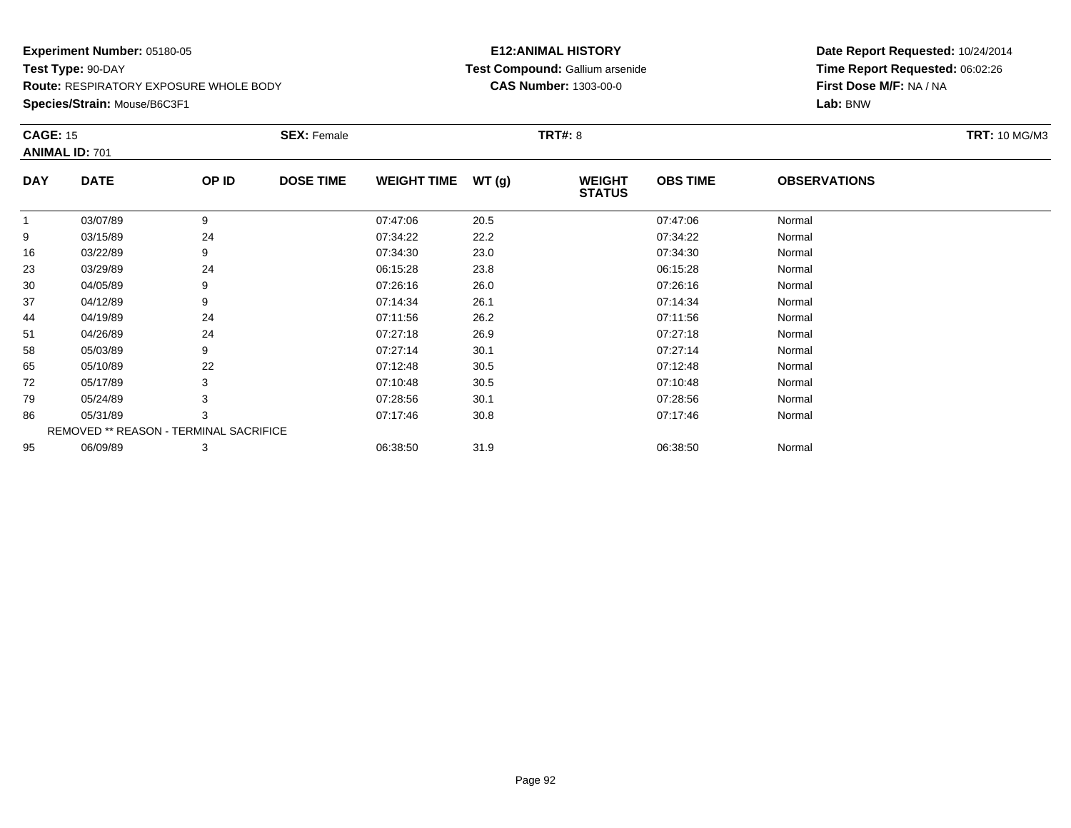**Experiment Number:** 05180-05
**Test Type:** 90-DAY
**Route:** RESPIRATORY EXPOSURE WHOLE BODY
**Species/Strain:** Mouse/B6C3F1

**E12:ANIMAL HISTORY**
**Test Compound:** Gallium arsenide
**CAS Number:** 1303-00-0

**Date Report Requested:** 10/24/2014
**Time Report Requested:** 06:02:26
**First Dose M/F:** NA / NA
**Lab:** BNW

**CAGE:** 15 **SEX:** Female **TRT#:** 8 **TRT:** 10 MG/M3
**ANIMAL ID:** 701

| DAY | DATE | OP ID | DOSE TIME | WEIGHT TIME | WT (g) | WEIGHT STATUS | OBS TIME | OBSERVATIONS |
|---|---|---|---|---|---|---|---|---|
| 1 | 03/07/89 | 9 | | 07:47:06 | 20.5 | | 07:47:06 | Normal |
| 9 | 03/15/89 | 24 | | 07:34:22 | 22.2 | | 07:34:22 | Normal |
| 16 | 03/22/89 | 9 | | 07:34:30 | 23.0 | | 07:34:30 | Normal |
| 23 | 03/29/89 | 24 | | 06:15:28 | 23.8 | | 06:15:28 | Normal |
| 30 | 04/05/89 | 9 | | 07:26:16 | 26.0 | | 07:26:16 | Normal |
| 37 | 04/12/89 | 9 | | 07:14:34 | 26.1 | | 07:14:34 | Normal |
| 44 | 04/19/89 | 24 | | 07:11:56 | 26.2 | | 07:11:56 | Normal |
| 51 | 04/26/89 | 24 | | 07:27:18 | 26.9 | | 07:27:18 | Normal |
| 58 | 05/03/89 | 9 | | 07:27:14 | 30.1 | | 07:27:14 | Normal |
| 65 | 05/10/89 | 22 | | 07:12:48 | 30.5 | | 07:12:48 | Normal |
| 72 | 05/17/89 | 3 | | 07:10:48 | 30.5 | | 07:10:48 | Normal |
| 79 | 05/24/89 | 3 | | 07:28:56 | 30.1 | | 07:28:56 | Normal |
| 86 | 05/31/89 | 3 | | 07:17:46 | 30.8 | | 07:17:46 | Normal |
| | REMOVED ** REASON - TERMINAL SACRIFICE | | | | | | | |
| 95 | 06/09/89 | 3 | | 06:38:50 | 31.9 | | 06:38:50 | Normal |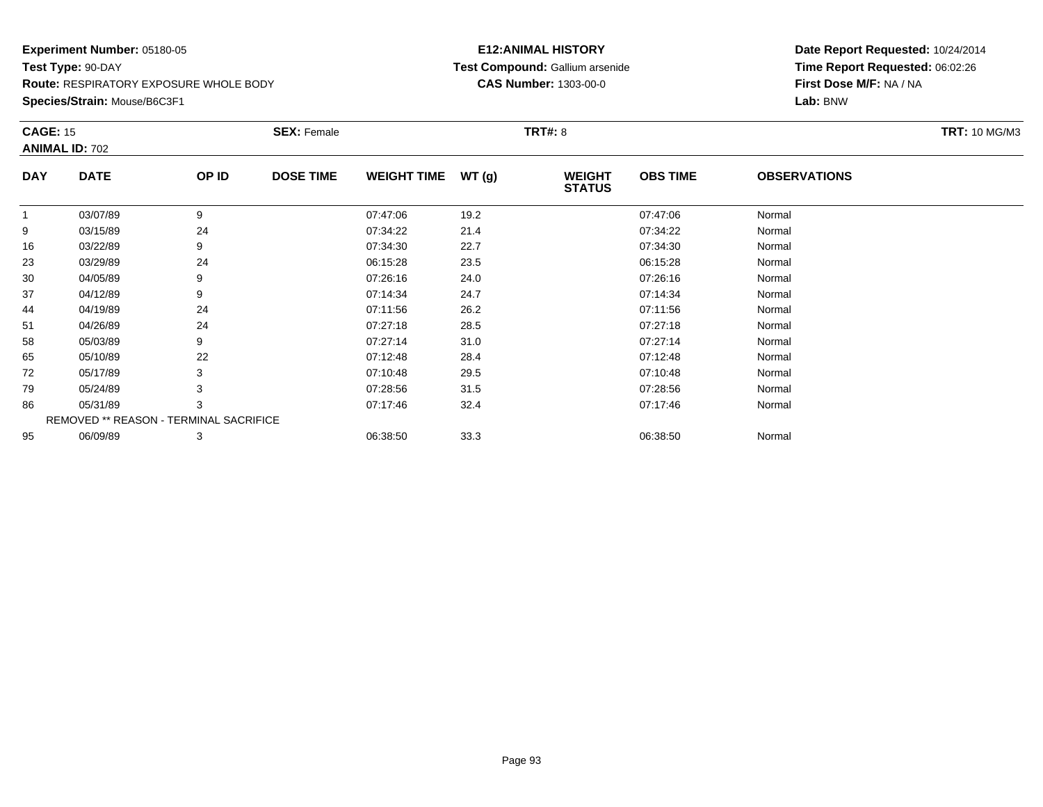**Experiment Number:** 05180-05
**Test Type:** 90-DAY
**Route:** RESPIRATORY EXPOSURE WHOLE BODY
**Species/Strain:** Mouse/B6C3F1

**E12:ANIMAL HISTORY**
**Test Compound:** Gallium arsenide
**CAS Number:** 1303-00-0

**Date Report Requested:** 10/24/2014
**Time Report Requested:** 06:02:26
**First Dose M/F:** NA / NA
**Lab:** BNW

**CAGE:** 15 **SEX:** Female **TRT#:** 8 **TRT:** 10 MG/M3
**ANIMAL ID:** 702

| DAY | DATE | OP ID | DOSE TIME | WEIGHT TIME | WT (g) | WEIGHT STATUS | OBS TIME | OBSERVATIONS |
|---|---|---|---|---|---|---|---|---|
| 1 | 03/07/89 | 9 | | 07:47:06 | 19.2 | | 07:47:06 | Normal |
| 9 | 03/15/89 | 24 | | 07:34:22 | 21.4 | | 07:34:22 | Normal |
| 16 | 03/22/89 | 9 | | 07:34:30 | 22.7 | | 07:34:30 | Normal |
| 23 | 03/29/89 | 24 | | 06:15:28 | 23.5 | | 06:15:28 | Normal |
| 30 | 04/05/89 | 9 | | 07:26:16 | 24.0 | | 07:26:16 | Normal |
| 37 | 04/12/89 | 9 | | 07:14:34 | 24.7 | | 07:14:34 | Normal |
| 44 | 04/19/89 | 24 | | 07:11:56 | 26.2 | | 07:11:56 | Normal |
| 51 | 04/26/89 | 24 | | 07:27:18 | 28.5 | | 07:27:18 | Normal |
| 58 | 05/03/89 | 9 | | 07:27:14 | 31.0 | | 07:27:14 | Normal |
| 65 | 05/10/89 | 22 | | 07:12:48 | 28.4 | | 07:12:48 | Normal |
| 72 | 05/17/89 | 3 | | 07:10:48 | 29.5 | | 07:10:48 | Normal |
| 79 | 05/24/89 | 3 | | 07:28:56 | 31.5 | | 07:28:56 | Normal |
| 86 | 05/31/89 | 3 | | 07:17:46 | 32.4 | | 07:17:46 | Normal |
| REMOVED ** REASON - TERMINAL SACRIFICE | | | | | | | | |
| 95 | 06/09/89 | 3 | | 06:38:50 | 33.3 | | 06:38:50 | Normal |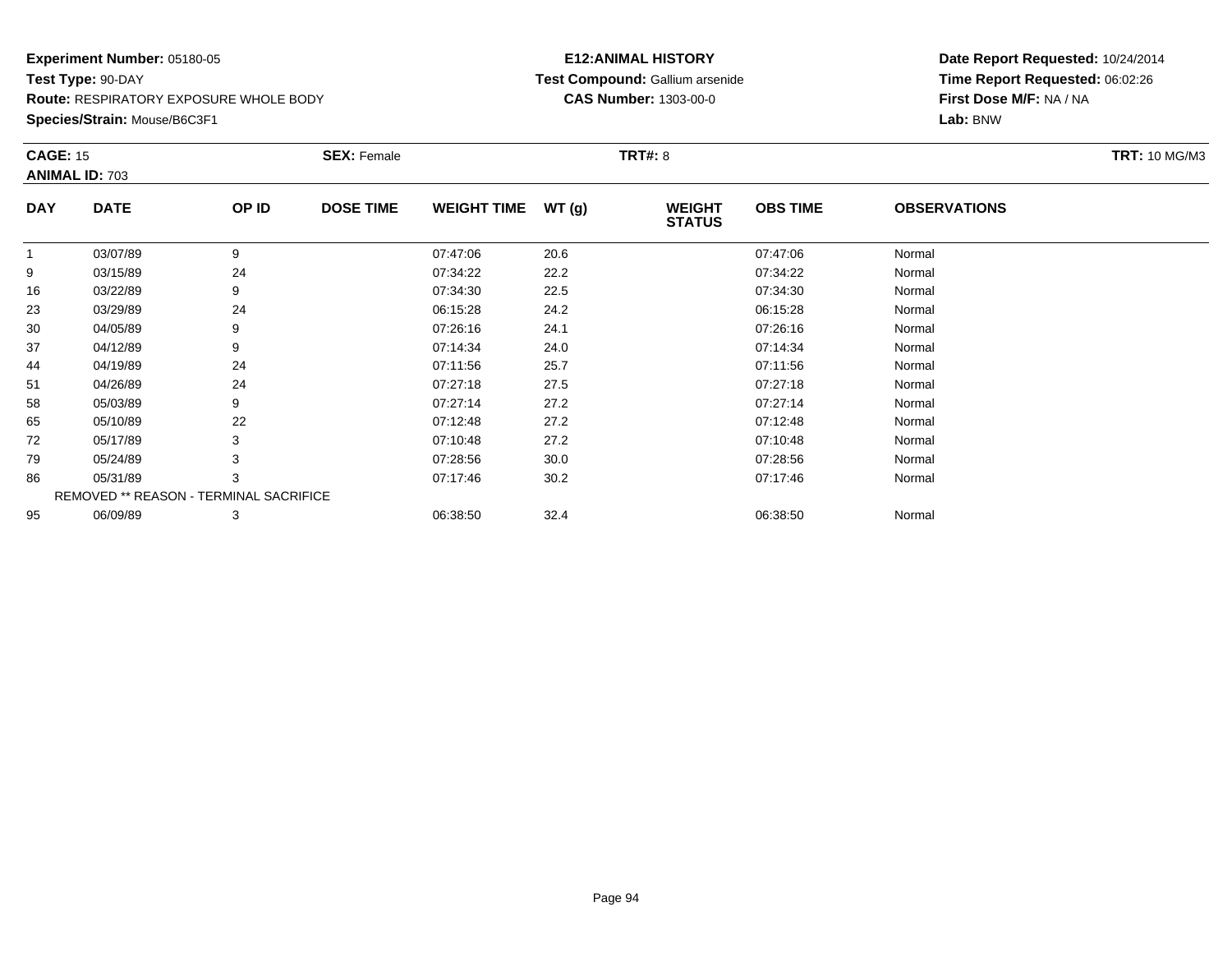**Experiment Number:** 05180-05
**Test Type:** 90-DAY
**Route:** RESPIRATORY EXPOSURE WHOLE BODY
**Species/Strain:** Mouse/B6C3F1

**E12:ANIMAL HISTORY**
**Test Compound:** Gallium arsenide
**CAS Number:** 1303-00-0

**Date Report Requested:** 10/24/2014
**Time Report Requested:** 06:02:26
**First Dose M/F:** NA / NA
**Lab:** BNW

**CAGE:** 15　　**SEX:** Female　　**TRT#:** 8　　**TRT:** 10 MG/M3
**ANIMAL ID:** 703

| DAY | DATE | OP ID | DOSE TIME | WEIGHT TIME | WT (g) | WEIGHT STATUS | OBS TIME | OBSERVATIONS |
|---|---|---|---|---|---|---|---|---|
| 1 | 03/07/89 | 9 | | 07:47:06 | 20.6 | | 07:47:06 | Normal |
| 9 | 03/15/89 | 24 | | 07:34:22 | 22.2 | | 07:34:22 | Normal |
| 16 | 03/22/89 | 9 | | 07:34:30 | 22.5 | | 07:34:30 | Normal |
| 23 | 03/29/89 | 24 | | 06:15:28 | 24.2 | | 06:15:28 | Normal |
| 30 | 04/05/89 | 9 | | 07:26:16 | 24.1 | | 07:26:16 | Normal |
| 37 | 04/12/89 | 9 | | 07:14:34 | 24.0 | | 07:14:34 | Normal |
| 44 | 04/19/89 | 24 | | 07:11:56 | 25.7 | | 07:11:56 | Normal |
| 51 | 04/26/89 | 24 | | 07:27:18 | 27.5 | | 07:27:18 | Normal |
| 58 | 05/03/89 | 9 | | 07:27:14 | 27.2 | | 07:27:14 | Normal |
| 65 | 05/10/89 | 22 | | 07:12:48 | 27.2 | | 07:12:48 | Normal |
| 72 | 05/17/89 | 3 | | 07:10:48 | 27.2 | | 07:10:48 | Normal |
| 79 | 05/24/89 | 3 | | 07:28:56 | 30.0 | | 07:28:56 | Normal |
| 86 | 05/31/89 | 3 | | 07:17:46 | 30.2 | | 07:17:46 | Normal |
| REMOVED ** REASON - TERMINAL SACRIFICE | | | | | | | | |
| 95 | 06/09/89 | 3 | | 06:38:50 | 32.4 | | 06:38:50 | Normal |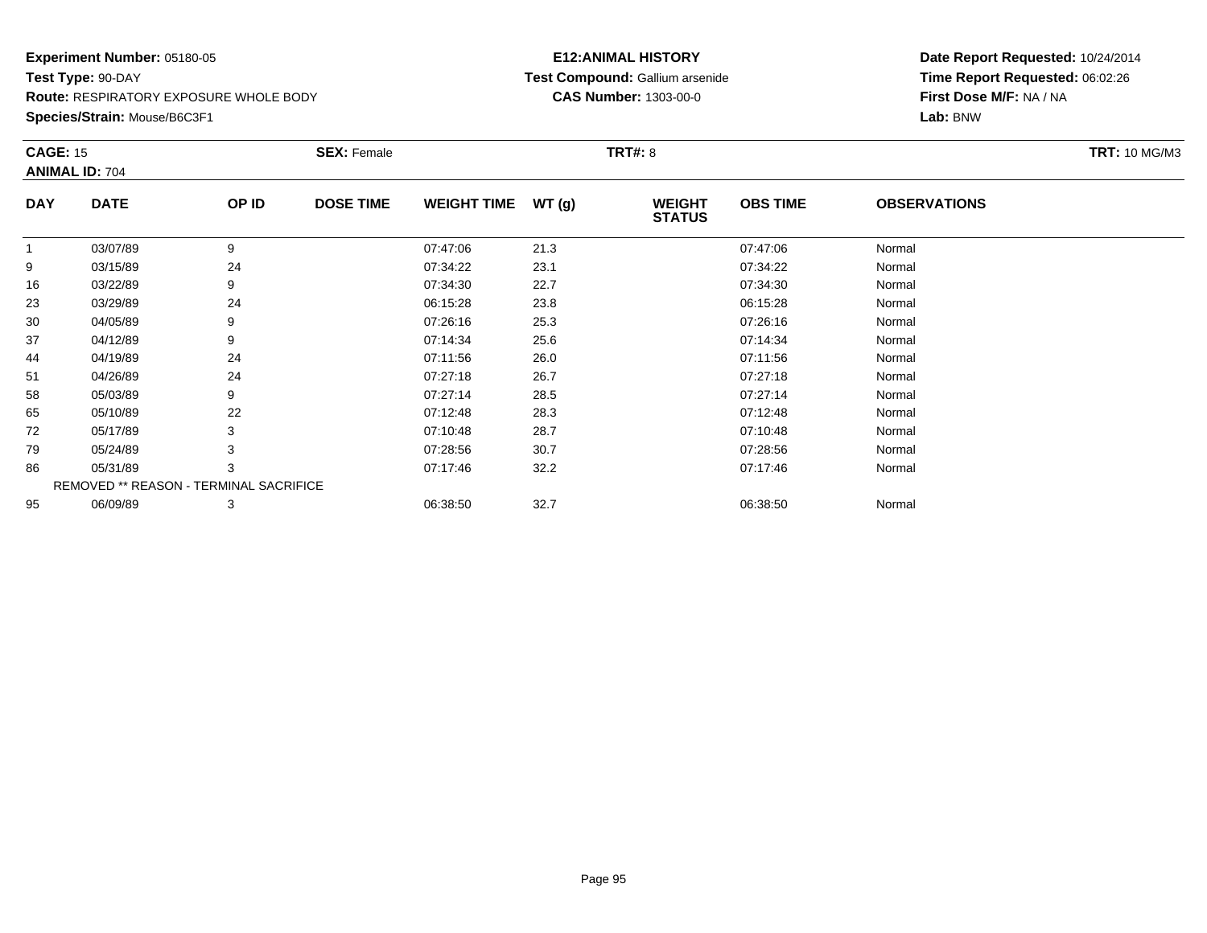**Experiment Number:** 05180-05
**Test Type:** 90-DAY
**Route:** RESPIRATORY EXPOSURE WHOLE BODY
**Species/Strain:** Mouse/B6C3F1

**E12:ANIMAL HISTORY**
**Test Compound:** Gallium arsenide
**CAS Number:** 1303-00-0

**Date Report Requested:** 10/24/2014
**Time Report Requested:** 06:02:26
**First Dose M/F:** NA / NA
**Lab:** BNW

**CAGE:** 15 **SEX:** Female **TRT#:** 8 **TRT:** 10 MG/M3
**ANIMAL ID:** 704

| DAY | DATE | OP ID | DOSE TIME | WEIGHT TIME | WT (g) | WEIGHT STATUS | OBS TIME | OBSERVATIONS |
|---|---|---|---|---|---|---|---|---|
| 1 | 03/07/89 | 9 | | 07:47:06 | 21.3 | | 07:47:06 | Normal |
| 9 | 03/15/89 | 24 | | 07:34:22 | 23.1 | | 07:34:22 | Normal |
| 16 | 03/22/89 | 9 | | 07:34:30 | 22.7 | | 07:34:30 | Normal |
| 23 | 03/29/89 | 24 | | 06:15:28 | 23.8 | | 06:15:28 | Normal |
| 30 | 04/05/89 | 9 | | 07:26:16 | 25.3 | | 07:26:16 | Normal |
| 37 | 04/12/89 | 9 | | 07:14:34 | 25.6 | | 07:14:34 | Normal |
| 44 | 04/19/89 | 24 | | 07:11:56 | 26.0 | | 07:11:56 | Normal |
| 51 | 04/26/89 | 24 | | 07:27:18 | 26.7 | | 07:27:18 | Normal |
| 58 | 05/03/89 | 9 | | 07:27:14 | 28.5 | | 07:27:14 | Normal |
| 65 | 05/10/89 | 22 | | 07:12:48 | 28.3 | | 07:12:48 | Normal |
| 72 | 05/17/89 | 3 | | 07:10:48 | 28.7 | | 07:10:48 | Normal |
| 79 | 05/24/89 | 3 | | 07:28:56 | 30.7 | | 07:28:56 | Normal |
| 86 | 05/31/89 | 3 | | 07:17:46 | 32.2 | | 07:17:46 | Normal |
| REMOVED ** REASON - TERMINAL SACRIFICE | | | | | | | | |
| 95 | 06/09/89 | 3 | | 06:38:50 | 32.7 | | 06:38:50 | Normal |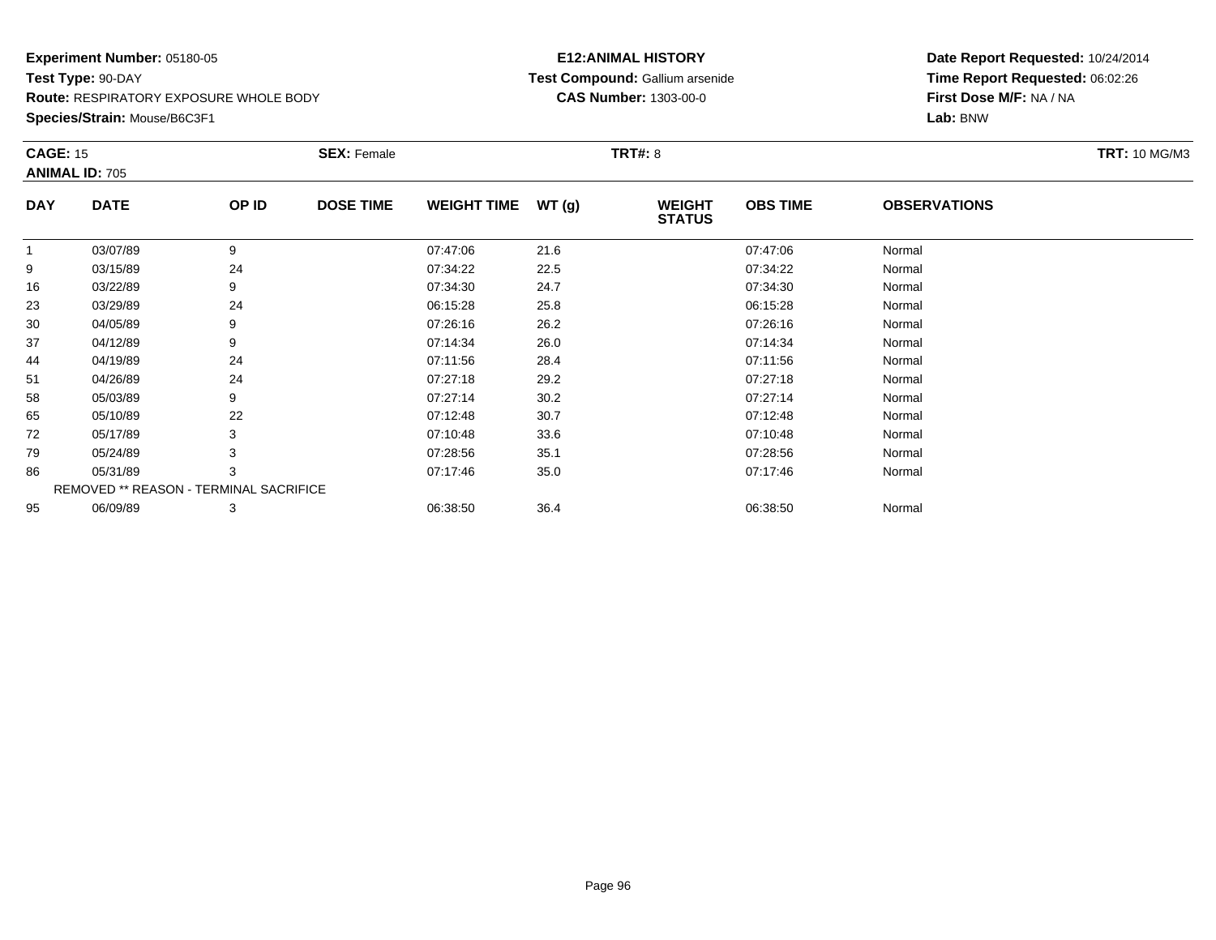**Experiment Number:** 05180-05
**Test Type:** 90-DAY
**Route:** RESPIRATORY EXPOSURE WHOLE BODY
**Species/Strain:** Mouse/B6C3F1

**E12:ANIMAL HISTORY**
**Test Compound:** Gallium arsenide
**CAS Number:** 1303-00-0

**Date Report Requested:** 10/24/2014
**Time Report Requested:** 06:02:26
**First Dose M/F:** NA / NA
**Lab:** BNW

**CAGE:** 15 **SEX:** Female **TRT#:** 8 **TRT:** 10 MG/M3
**ANIMAL ID:** 705

| DAY | DATE | OP ID | DOSE TIME | WEIGHT TIME | WT (g) | WEIGHT STATUS | OBS TIME | OBSERVATIONS |
|---|---|---|---|---|---|---|---|---|
| 1 | 03/07/89 | 9 | | 07:47:06 | 21.6 | | 07:47:06 | Normal |
| 9 | 03/15/89 | 24 | | 07:34:22 | 22.5 | | 07:34:22 | Normal |
| 16 | 03/22/89 | 9 | | 07:34:30 | 24.7 | | 07:34:30 | Normal |
| 23 | 03/29/89 | 24 | | 06:15:28 | 25.8 | | 06:15:28 | Normal |
| 30 | 04/05/89 | 9 | | 07:26:16 | 26.2 | | 07:26:16 | Normal |
| 37 | 04/12/89 | 9 | | 07:14:34 | 26.0 | | 07:14:34 | Normal |
| 44 | 04/19/89 | 24 | | 07:11:56 | 28.4 | | 07:11:56 | Normal |
| 51 | 04/26/89 | 24 | | 07:27:18 | 29.2 | | 07:27:18 | Normal |
| 58 | 05/03/89 | 9 | | 07:27:14 | 30.2 | | 07:27:14 | Normal |
| 65 | 05/10/89 | 22 | | 07:12:48 | 30.7 | | 07:12:48 | Normal |
| 72 | 05/17/89 | 3 | | 07:10:48 | 33.6 | | 07:10:48 | Normal |
| 79 | 05/24/89 | 3 | | 07:28:56 | 35.1 | | 07:28:56 | Normal |
| 86 | 05/31/89 | 3 | | 07:17:46 | 35.0 | | 07:17:46 | Normal |
| REMOVED ** REASON - TERMINAL SACRIFICE | | | | | | | | |
| 95 | 06/09/89 | 3 | | 06:38:50 | 36.4 | | 06:38:50 | Normal |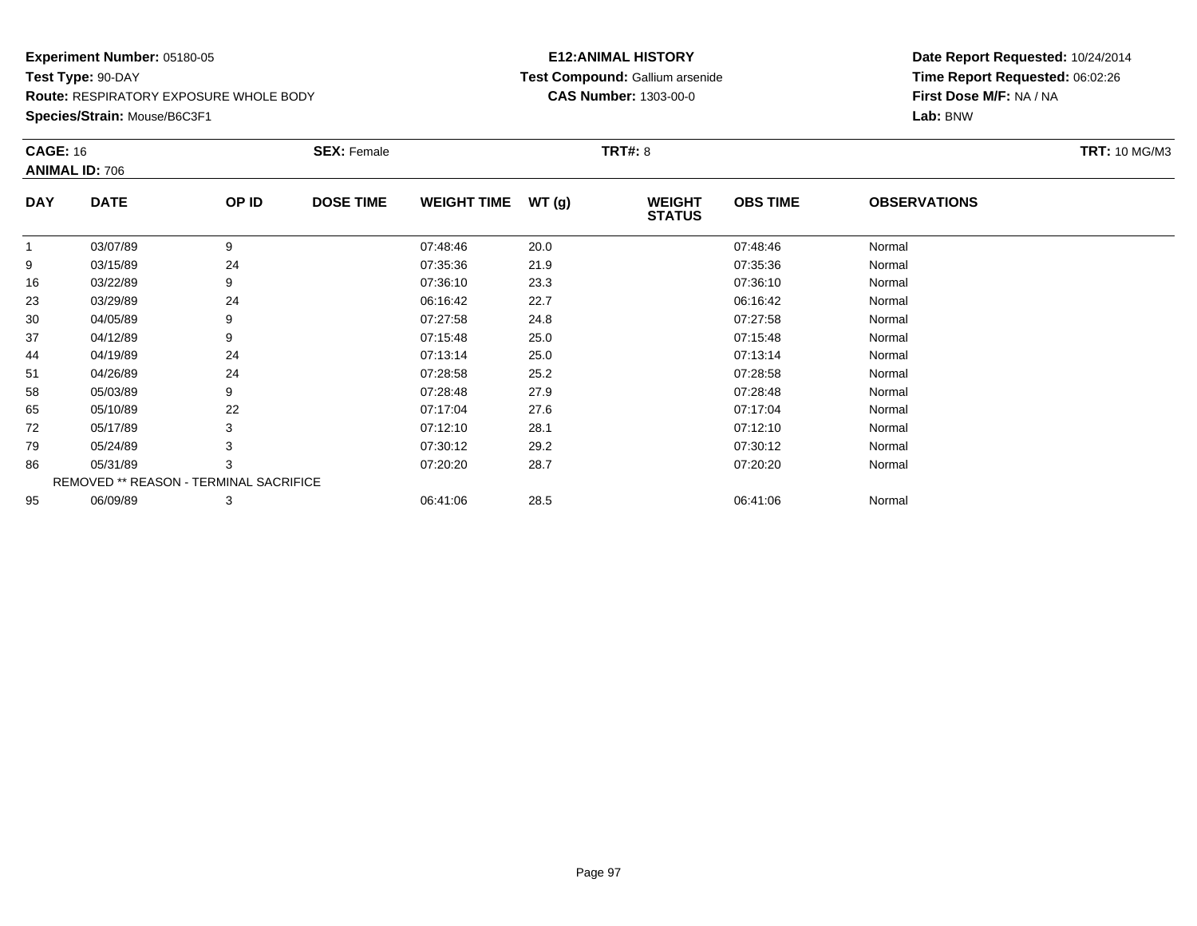**Experiment Number:** 05180-05
**Test Type:** 90-DAY
**Route:** RESPIRATORY EXPOSURE WHOLE BODY
**Species/Strain:** Mouse/B6C3F1

**E12:ANIMAL HISTORY**
**Test Compound:** Gallium arsenide
**CAS Number:** 1303-00-0

**Date Report Requested:** 10/24/2014
**Time Report Requested:** 06:02:26
**First Dose M/F:** NA / NA
**Lab:** BNW

**CAGE:** 16 **SEX:** Female **TRT#:** 8 **TRT:** 10 MG/M3
**ANIMAL ID:** 706

| DAY | DATE | OP ID | DOSE TIME | WEIGHT TIME | WT (g) | WEIGHT STATUS | OBS TIME | OBSERVATIONS |
|---|---|---|---|---|---|---|---|---|
| 1 | 03/07/89 | 9 | | 07:48:46 | 20.0 | | 07:48:46 | Normal |
| 9 | 03/15/89 | 24 | | 07:35:36 | 21.9 | | 07:35:36 | Normal |
| 16 | 03/22/89 | 9 | | 07:36:10 | 23.3 | | 07:36:10 | Normal |
| 23 | 03/29/89 | 24 | | 06:16:42 | 22.7 | | 06:16:42 | Normal |
| 30 | 04/05/89 | 9 | | 07:27:58 | 24.8 | | 07:27:58 | Normal |
| 37 | 04/12/89 | 9 | | 07:15:48 | 25.0 | | 07:15:48 | Normal |
| 44 | 04/19/89 | 24 | | 07:13:14 | 25.0 | | 07:13:14 | Normal |
| 51 | 04/26/89 | 24 | | 07:28:58 | 25.2 | | 07:28:58 | Normal |
| 58 | 05/03/89 | 9 | | 07:28:48 | 27.9 | | 07:28:48 | Normal |
| 65 | 05/10/89 | 22 | | 07:17:04 | 27.6 | | 07:17:04 | Normal |
| 72 | 05/17/89 | 3 | | 07:12:10 | 28.1 | | 07:12:10 | Normal |
| 79 | 05/24/89 | 3 | | 07:30:12 | 29.2 | | 07:30:12 | Normal |
| 86 | 05/31/89 | 3 | | 07:20:20 | 28.7 | | 07:20:20 | Normal |
| | REMOVED ** REASON - TERMINAL SACRIFICE | | | | | | | |
| 95 | 06/09/89 | 3 | | 06:41:06 | 28.5 | | 06:41:06 | Normal |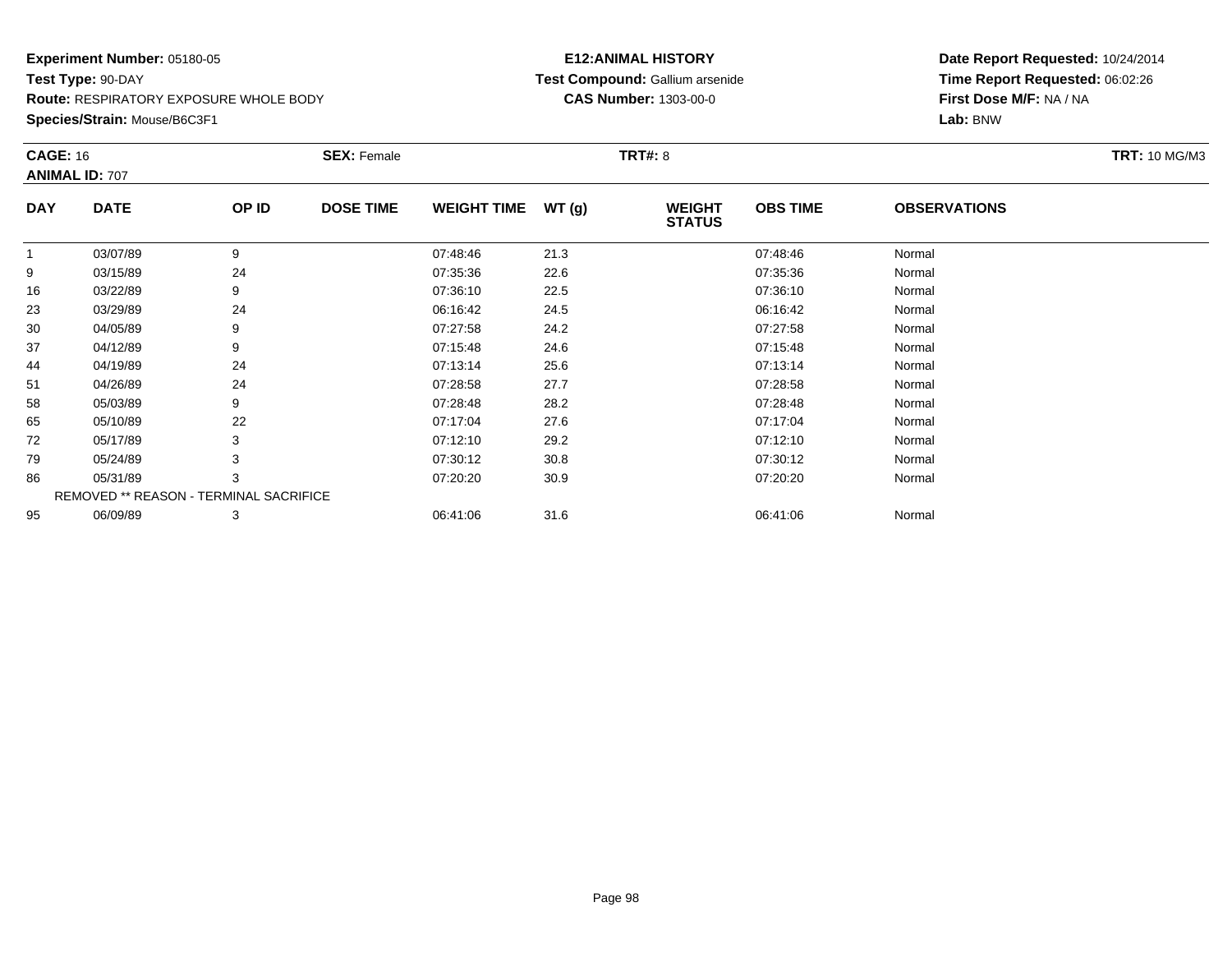**Experiment Number:** 05180-05
**Test Type:** 90-DAY
**Route:** RESPIRATORY EXPOSURE WHOLE BODY
**Species/Strain:** Mouse/B6C3F1

**E12:ANIMAL HISTORY**
**Test Compound:** Gallium arsenide
**CAS Number:** 1303-00-0

**Date Report Requested:** 10/24/2014
**Time Report Requested:** 06:02:26
**First Dose M/F:** NA / NA
**Lab:** BNW

**CAGE:** 16 **SEX:** Female **TRT#:** 8 **TRT:** 10 MG/M3
**ANIMAL ID:** 707

| DAY | DATE | OP ID | DOSE TIME | WEIGHT TIME | WT (g) | WEIGHT STATUS | OBS TIME | OBSERVATIONS |
|---|---|---|---|---|---|---|---|---|
| 1 | 03/07/89 | 9 | | 07:48:46 | 21.3 | | 07:48:46 | Normal |
| 9 | 03/15/89 | 24 | | 07:35:36 | 22.6 | | 07:35:36 | Normal |
| 16 | 03/22/89 | 9 | | 07:36:10 | 22.5 | | 07:36:10 | Normal |
| 23 | 03/29/89 | 24 | | 06:16:42 | 24.5 | | 06:16:42 | Normal |
| 30 | 04/05/89 | 9 | | 07:27:58 | 24.2 | | 07:27:58 | Normal |
| 37 | 04/12/89 | 9 | | 07:15:48 | 24.6 | | 07:15:48 | Normal |
| 44 | 04/19/89 | 24 | | 07:13:14 | 25.6 | | 07:13:14 | Normal |
| 51 | 04/26/89 | 24 | | 07:28:58 | 27.7 | | 07:28:58 | Normal |
| 58 | 05/03/89 | 9 | | 07:28:48 | 28.2 | | 07:28:48 | Normal |
| 65 | 05/10/89 | 22 | | 07:17:04 | 27.6 | | 07:17:04 | Normal |
| 72 | 05/17/89 | 3 | | 07:12:10 | 29.2 | | 07:12:10 | Normal |
| 79 | 05/24/89 | 3 | | 07:30:12 | 30.8 | | 07:30:12 | Normal |
| 86 | 05/31/89 | 3 | | 07:20:20 | 30.9 | | 07:20:20 | Normal |
| | REMOVED ** REASON - TERMINAL SACRIFICE | | | | | | | |
| 95 | 06/09/89 | 3 | | 06:41:06 | 31.6 | | 06:41:06 | Normal |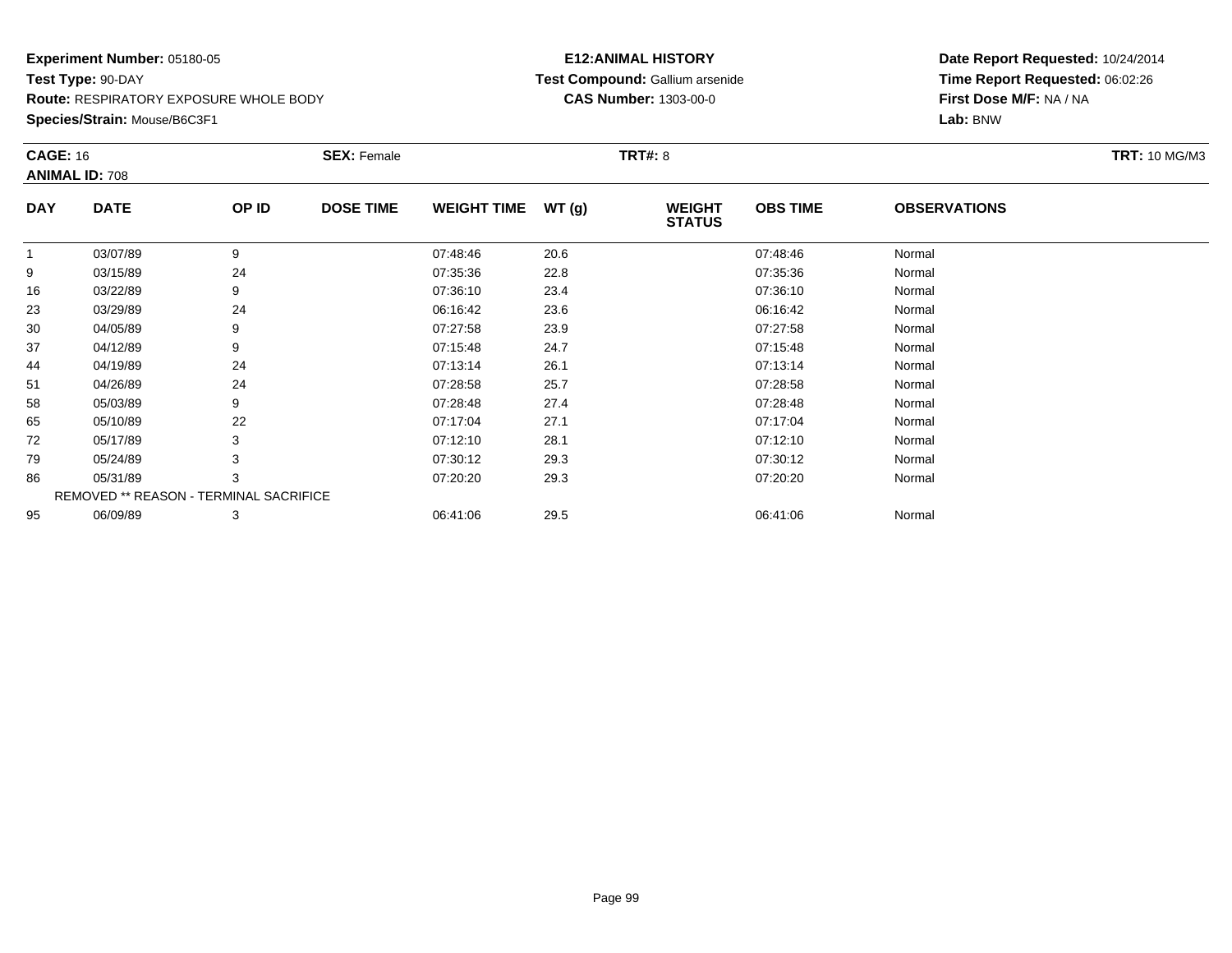**Experiment Number:** 05180-05
**Test Type:** 90-DAY
**Route:** RESPIRATORY EXPOSURE WHOLE BODY
**Species/Strain:** Mouse/B6C3F1

**E12:ANIMAL HISTORY**
**Test Compound:** Gallium arsenide
**CAS Number:** 1303-00-0

**Date Report Requested:** 10/24/2014
**Time Report Requested:** 06:02:26
**First Dose M/F:** NA / NA
**Lab:** BNW

**CAGE:** 16
**ANIMAL ID:** 708
**SEX:** Female
**TRT#:** 8
**TRT:** 10 MG/M3

| DAY | DATE | OP ID | DOSE TIME | WEIGHT TIME | WT (g) | WEIGHT STATUS | OBS TIME | OBSERVATIONS |
|---|---|---|---|---|---|---|---|---|
| 1 | 03/07/89 | 9 | | 07:48:46 | 20.6 | | 07:48:46 | Normal |
| 9 | 03/15/89 | 24 | | 07:35:36 | 22.8 | | 07:35:36 | Normal |
| 16 | 03/22/89 | 9 | | 07:36:10 | 23.4 | | 07:36:10 | Normal |
| 23 | 03/29/89 | 24 | | 06:16:42 | 23.6 | | 06:16:42 | Normal |
| 30 | 04/05/89 | 9 | | 07:27:58 | 23.9 | | 07:27:58 | Normal |
| 37 | 04/12/89 | 9 | | 07:15:48 | 24.7 | | 07:15:48 | Normal |
| 44 | 04/19/89 | 24 | | 07:13:14 | 26.1 | | 07:13:14 | Normal |
| 51 | 04/26/89 | 24 | | 07:28:58 | 25.7 | | 07:28:58 | Normal |
| 58 | 05/03/89 | 9 | | 07:28:48 | 27.4 | | 07:28:48 | Normal |
| 65 | 05/10/89 | 22 | | 07:17:04 | 27.1 | | 07:17:04 | Normal |
| 72 | 05/17/89 | 3 | | 07:12:10 | 28.1 | | 07:12:10 | Normal |
| 79 | 05/24/89 | 3 | | 07:30:12 | 29.3 | | 07:30:12 | Normal |
| 86 | 05/31/89 | 3 | | 07:20:20 | 29.3 | | 07:20:20 | Normal |
| REMOVED ** REASON - TERMINAL SACRIFICE | | | | | | | | |
| 95 | 06/09/89 | 3 | | 06:41:06 | 29.5 | | 06:41:06 | Normal |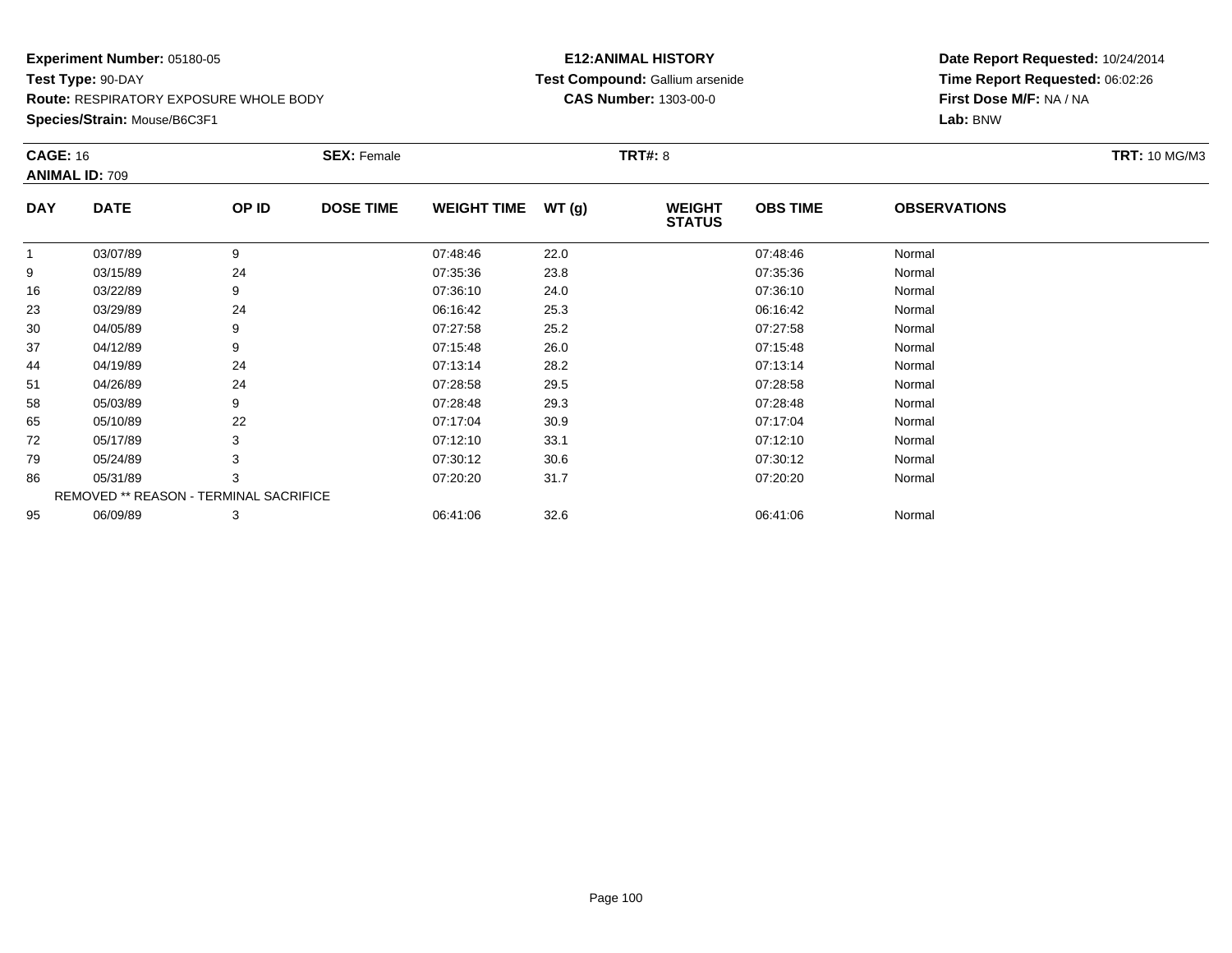**Experiment Number:** 05180-05
**Test Type:** 90-DAY
**Route:** RESPIRATORY EXPOSURE WHOLE BODY
**Species/Strain:** Mouse/B6C3F1

**E12:ANIMAL HISTORY**
**Test Compound:** Gallium arsenide
**CAS Number:** 1303-00-0

**Date Report Requested:** 10/24/2014
**Time Report Requested:** 06:02:26
**First Dose M/F:** NA / NA
**Lab:** BNW

**CAGE:** 16 **SEX:** Female **TRT#:** 8 **TRT:** 10 MG/M3
**ANIMAL ID:** 709

| DAY | DATE | OP ID | DOSE TIME | WEIGHT TIME | WT (g) | WEIGHT STATUS | OBS TIME | OBSERVATIONS |
|---|---|---|---|---|---|---|---|---|
| 1 | 03/07/89 | 9 | | 07:48:46 | 22.0 | | 07:48:46 | Normal |
| 9 | 03/15/89 | 24 | | 07:35:36 | 23.8 | | 07:35:36 | Normal |
| 16 | 03/22/89 | 9 | | 07:36:10 | 24.0 | | 07:36:10 | Normal |
| 23 | 03/29/89 | 24 | | 06:16:42 | 25.3 | | 06:16:42 | Normal |
| 30 | 04/05/89 | 9 | | 07:27:58 | 25.2 | | 07:27:58 | Normal |
| 37 | 04/12/89 | 9 | | 07:15:48 | 26.0 | | 07:15:48 | Normal |
| 44 | 04/19/89 | 24 | | 07:13:14 | 28.2 | | 07:13:14 | Normal |
| 51 | 04/26/89 | 24 | | 07:28:58 | 29.5 | | 07:28:58 | Normal |
| 58 | 05/03/89 | 9 | | 07:28:48 | 29.3 | | 07:28:48 | Normal |
| 65 | 05/10/89 | 22 | | 07:17:04 | 30.9 | | 07:17:04 | Normal |
| 72 | 05/17/89 | 3 | | 07:12:10 | 33.1 | | 07:12:10 | Normal |
| 79 | 05/24/89 | 3 | | 07:30:12 | 30.6 | | 07:30:12 | Normal |
| 86 | 05/31/89 | 3 | | 07:20:20 | 31.7 | | 07:20:20 | Normal |
| REMOVED ** REASON - TERMINAL SACRIFICE | | | | | | | | |
| 95 | 06/09/89 | 3 | | 06:41:06 | 32.6 | | 06:41:06 | Normal |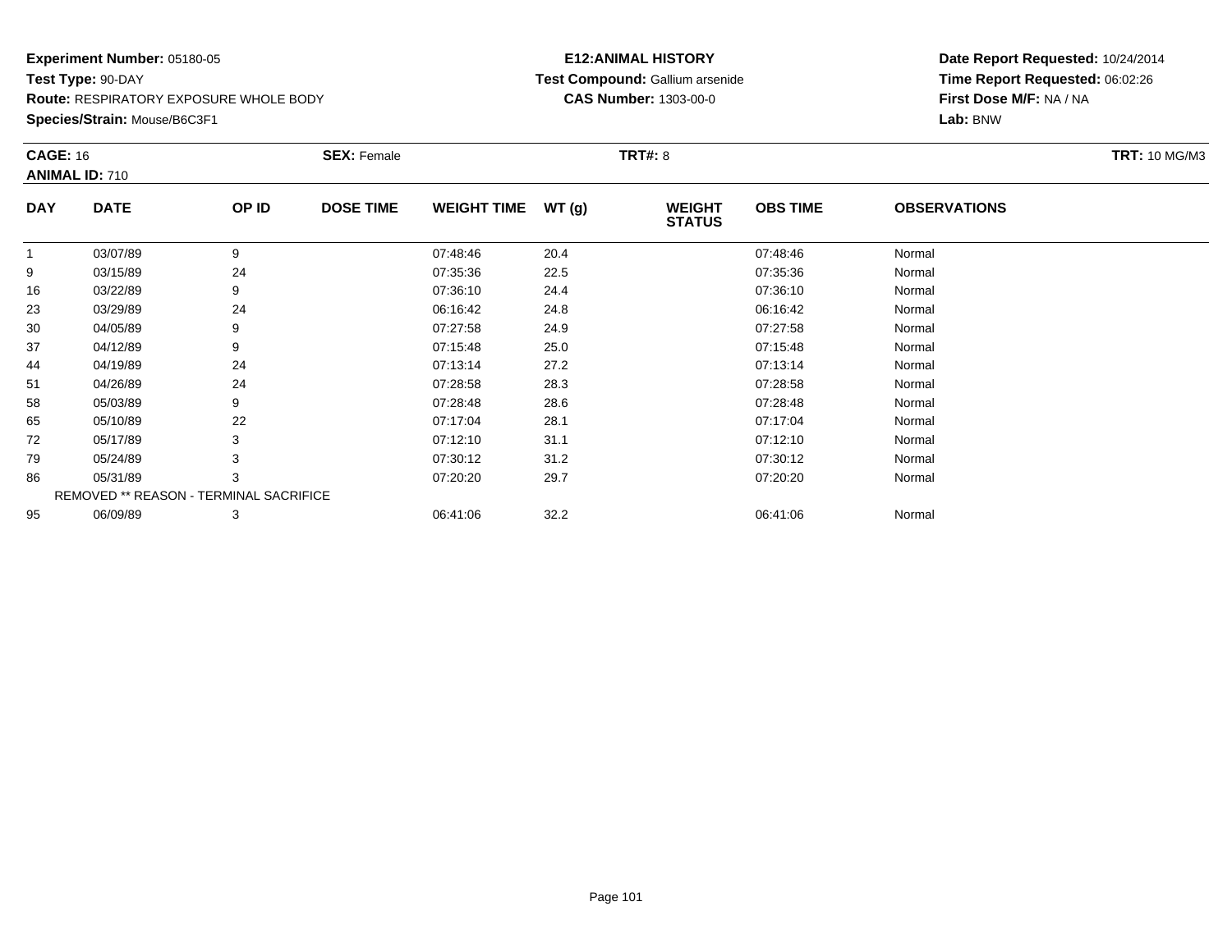**Experiment Number:** 05180-05
**Test Type:** 90-DAY
**Route:** RESPIRATORY EXPOSURE WHOLE BODY
**Species/Strain:** Mouse/B6C3F1

**E12:ANIMAL HISTORY**
**Test Compound:** Gallium arsenide
**CAS Number:** 1303-00-0

**Date Report Requested:** 10/24/2014
**Time Report Requested:** 06:02:26
**First Dose M/F:** NA / NA
**Lab:** BNW

**CAGE:** 16 **SEX:** Female **TRT#:** 8 **TRT:** 10 MG/M3
**ANIMAL ID:** 710

| DAY | DATE | OP ID | DOSE TIME | WEIGHT TIME | WT (g) | WEIGHT STATUS | OBS TIME | OBSERVATIONS |
|---|---|---|---|---|---|---|---|---|
| 1 | 03/07/89 | 9 | | 07:48:46 | 20.4 | | 07:48:46 | Normal |
| 9 | 03/15/89 | 24 | | 07:35:36 | 22.5 | | 07:35:36 | Normal |
| 16 | 03/22/89 | 9 | | 07:36:10 | 24.4 | | 07:36:10 | Normal |
| 23 | 03/29/89 | 24 | | 06:16:42 | 24.8 | | 06:16:42 | Normal |
| 30 | 04/05/89 | 9 | | 07:27:58 | 24.9 | | 07:27:58 | Normal |
| 37 | 04/12/89 | 9 | | 07:15:48 | 25.0 | | 07:15:48 | Normal |
| 44 | 04/19/89 | 24 | | 07:13:14 | 27.2 | | 07:13:14 | Normal |
| 51 | 04/26/89 | 24 | | 07:28:58 | 28.3 | | 07:28:58 | Normal |
| 58 | 05/03/89 | 9 | | 07:28:48 | 28.6 | | 07:28:48 | Normal |
| 65 | 05/10/89 | 22 | | 07:17:04 | 28.1 | | 07:17:04 | Normal |
| 72 | 05/17/89 | 3 | | 07:12:10 | 31.1 | | 07:12:10 | Normal |
| 79 | 05/24/89 | 3 | | 07:30:12 | 31.2 | | 07:30:12 | Normal |
| 86 | 05/31/89 | 3 | | 07:20:20 | 29.7 | | 07:20:20 | Normal |
| REMOVED ** REASON - TERMINAL SACRIFICE | | | | | | | | |
| 95 | 06/09/89 | 3 | | 06:41:06 | 32.2 | | 06:41:06 | Normal |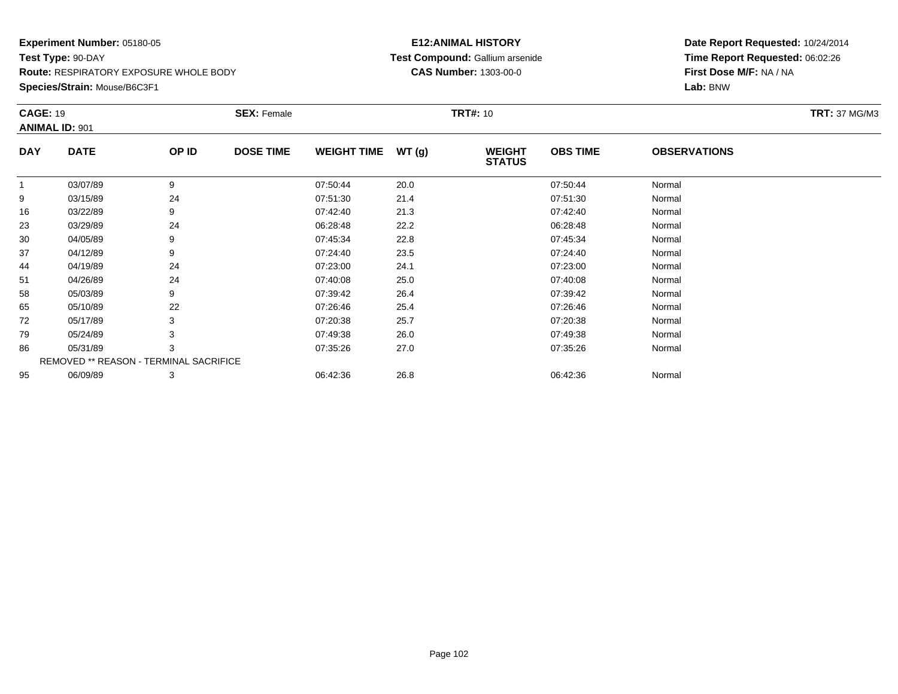**Experiment Number:** 05180-05
**Test Type:** 90-DAY
**Route:** RESPIRATORY EXPOSURE WHOLE BODY
**Species/Strain:** Mouse/B6C3F1

**E12:ANIMAL HISTORY**
**Test Compound:** Gallium arsenide
**CAS Number:** 1303-00-0

**Date Report Requested:** 10/24/2014
**Time Report Requested:** 06:02:26
**First Dose M/F:** NA / NA
**Lab:** BNW

**CAGE:** 19 **SEX:** Female **TRT#:** 10 **TRT:** 37 MG/M3
**ANIMAL ID:** 901

| DAY | DATE | OP ID | DOSE TIME | WEIGHT TIME | WT (g) | WEIGHT STATUS | OBS TIME | OBSERVATIONS |
|---|---|---|---|---|---|---|---|---|
| 1 | 03/07/89 | 9 | | 07:50:44 | 20.0 | | 07:50:44 | Normal |
| 9 | 03/15/89 | 24 | | 07:51:30 | 21.4 | | 07:51:30 | Normal |
| 16 | 03/22/89 | 9 | | 07:42:40 | 21.3 | | 07:42:40 | Normal |
| 23 | 03/29/89 | 24 | | 06:28:48 | 22.2 | | 06:28:48 | Normal |
| 30 | 04/05/89 | 9 | | 07:45:34 | 22.8 | | 07:45:34 | Normal |
| 37 | 04/12/89 | 9 | | 07:24:40 | 23.5 | | 07:24:40 | Normal |
| 44 | 04/19/89 | 24 | | 07:23:00 | 24.1 | | 07:23:00 | Normal |
| 51 | 04/26/89 | 24 | | 07:40:08 | 25.0 | | 07:40:08 | Normal |
| 58 | 05/03/89 | 9 | | 07:39:42 | 26.4 | | 07:39:42 | Normal |
| 65 | 05/10/89 | 22 | | 07:26:46 | 25.4 | | 07:26:46 | Normal |
| 72 | 05/17/89 | 3 | | 07:20:38 | 25.7 | | 07:20:38 | Normal |
| 79 | 05/24/89 | 3 | | 07:49:38 | 26.0 | | 07:49:38 | Normal |
| 86 | 05/31/89 | 3 | | 07:35:26 | 27.0 | | 07:35:26 | Normal |
| REMOVED ** REASON - TERMINAL SACRIFICE | | | | | | | | |
| 95 | 06/09/89 | 3 | | 06:42:36 | 26.8 | | 06:42:36 | Normal |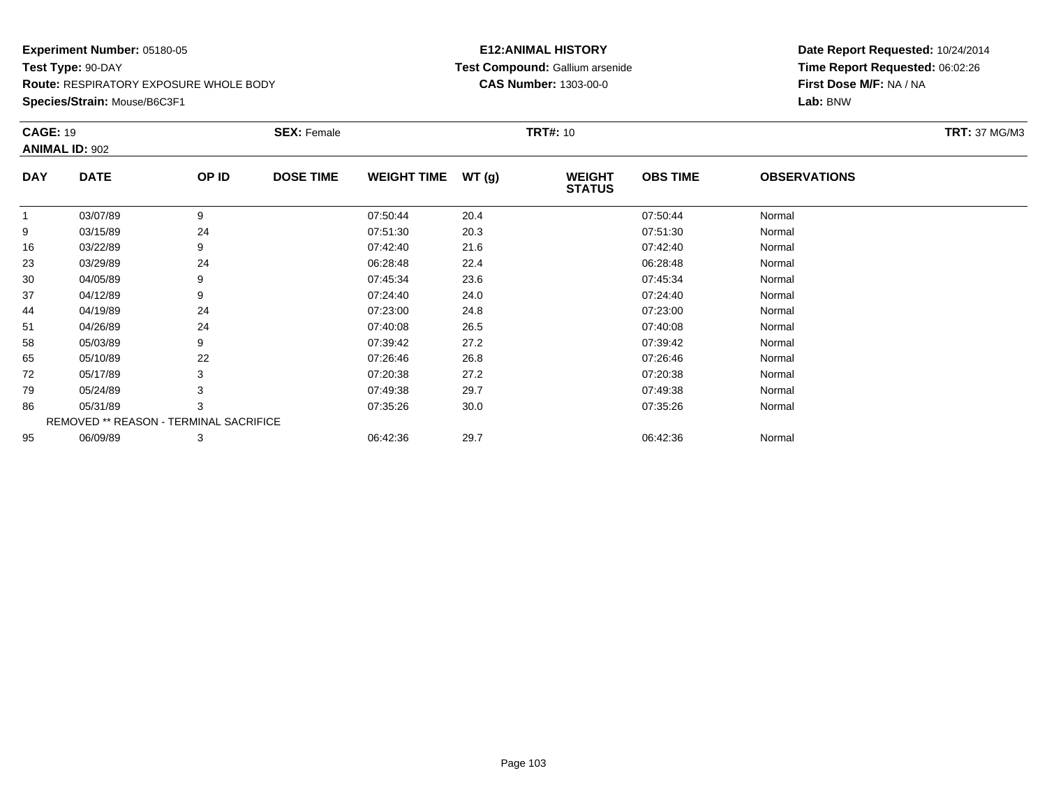**Experiment Number:** 05180-05
**Test Type:** 90-DAY
**Route:** RESPIRATORY EXPOSURE WHOLE BODY
**Species/Strain:** Mouse/B6C3F1

**E12:ANIMAL HISTORY**
**Test Compound:** Gallium arsenide
**CAS Number:** 1303-00-0

**Date Report Requested:** 10/24/2014
**Time Report Requested:** 06:02:26
**First Dose M/F:** NA / NA
**Lab:** BNW

**CAGE:** 19　**SEX:** Female　**TRT#:** 10　**TRT:** 37 MG/M3
**ANIMAL ID:** 902

| DAY | DATE | OP ID | DOSE TIME | WEIGHT TIME | WT (g) | WEIGHT STATUS | OBS TIME | OBSERVATIONS |
|---|---|---|---|---|---|---|---|---|
| 1 | 03/07/89 | 9 | | 07:50:44 | 20.4 | | 07:50:44 | Normal |
| 9 | 03/15/89 | 24 | | 07:51:30 | 20.3 | | 07:51:30 | Normal |
| 16 | 03/22/89 | 9 | | 07:42:40 | 21.6 | | 07:42:40 | Normal |
| 23 | 03/29/89 | 24 | | 06:28:48 | 22.4 | | 06:28:48 | Normal |
| 30 | 04/05/89 | 9 | | 07:45:34 | 23.6 | | 07:45:34 | Normal |
| 37 | 04/12/89 | 9 | | 07:24:40 | 24.0 | | 07:24:40 | Normal |
| 44 | 04/19/89 | 24 | | 07:23:00 | 24.8 | | 07:23:00 | Normal |
| 51 | 04/26/89 | 24 | | 07:40:08 | 26.5 | | 07:40:08 | Normal |
| 58 | 05/03/89 | 9 | | 07:39:42 | 27.2 | | 07:39:42 | Normal |
| 65 | 05/10/89 | 22 | | 07:26:46 | 26.8 | | 07:26:46 | Normal |
| 72 | 05/17/89 | 3 | | 07:20:38 | 27.2 | | 07:20:38 | Normal |
| 79 | 05/24/89 | 3 | | 07:49:38 | 29.7 | | 07:49:38 | Normal |
| 86 | 05/31/89 | 3 | | 07:35:26 | 30.0 | | 07:35:26 | Normal |
| REMOVED ** REASON - TERMINAL SACRIFICE | | | | | | | | |
| 95 | 06/09/89 | 3 | | 06:42:36 | 29.7 | | 06:42:36 | Normal |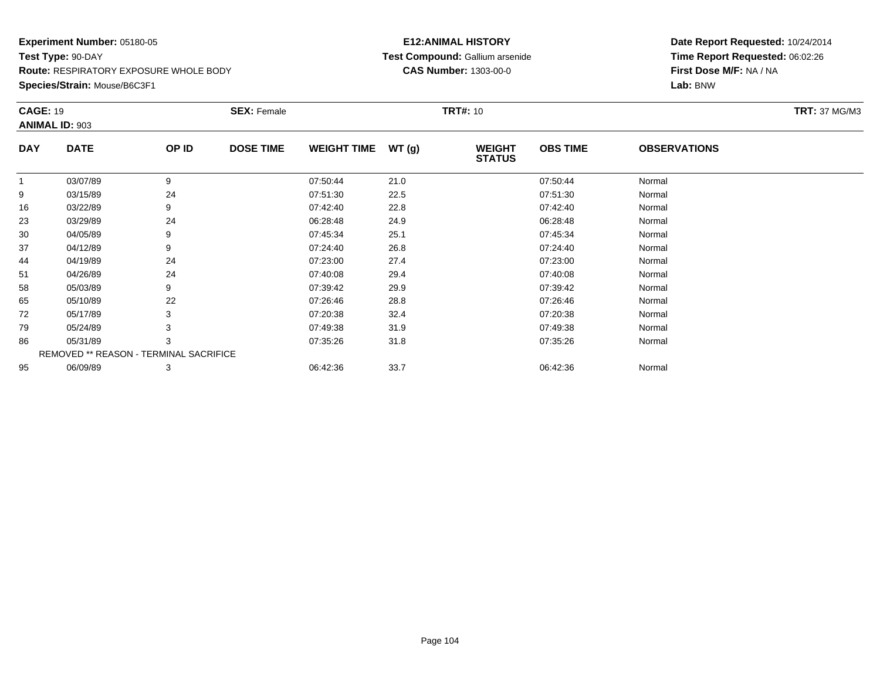**Experiment Number:** 05180-05
**Test Type:** 90-DAY
**Route:** RESPIRATORY EXPOSURE WHOLE BODY
**Species/Strain:** Mouse/B6C3F1

**E12:ANIMAL HISTORY**
**Test Compound:** Gallium arsenide
**CAS Number:** 1303-00-0

**Date Report Requested:** 10/24/2014
**Time Report Requested:** 06:02:26
**First Dose M/F:** NA / NA
**Lab:** BNW

**CAGE:** 19
**ANIMAL ID:** 903
**SEX:** Female
**TRT#:** 10
**TRT:** 37 MG/M3

| DAY | DATE | OP ID | DOSE TIME | WEIGHT TIME | WT (g) | WEIGHT STATUS | OBS TIME | OBSERVATIONS |
|---|---|---|---|---|---|---|---|---|
| 1 | 03/07/89 | 9 | | 07:50:44 | 21.0 | | 07:50:44 | Normal |
| 9 | 03/15/89 | 24 | | 07:51:30 | 22.5 | | 07:51:30 | Normal |
| 16 | 03/22/89 | 9 | | 07:42:40 | 22.8 | | 07:42:40 | Normal |
| 23 | 03/29/89 | 24 | | 06:28:48 | 24.9 | | 06:28:48 | Normal |
| 30 | 04/05/89 | 9 | | 07:45:34 | 25.1 | | 07:45:34 | Normal |
| 37 | 04/12/89 | 9 | | 07:24:40 | 26.8 | | 07:24:40 | Normal |
| 44 | 04/19/89 | 24 | | 07:23:00 | 27.4 | | 07:23:00 | Normal |
| 51 | 04/26/89 | 24 | | 07:40:08 | 29.4 | | 07:40:08 | Normal |
| 58 | 05/03/89 | 9 | | 07:39:42 | 29.9 | | 07:39:42 | Normal |
| 65 | 05/10/89 | 22 | | 07:26:46 | 28.8 | | 07:26:46 | Normal |
| 72 | 05/17/89 | 3 | | 07:20:38 | 32.4 | | 07:20:38 | Normal |
| 79 | 05/24/89 | 3 | | 07:49:38 | 31.9 | | 07:49:38 | Normal |
| 86 | 05/31/89 | 3 | | 07:35:26 | 31.8 | | 07:35:26 | Normal |
| REMOVED ** REASON - TERMINAL SACRIFICE | | | | | | | | |
| 95 | 06/09/89 | 3 | | 06:42:36 | 33.7 | | 06:42:36 | Normal |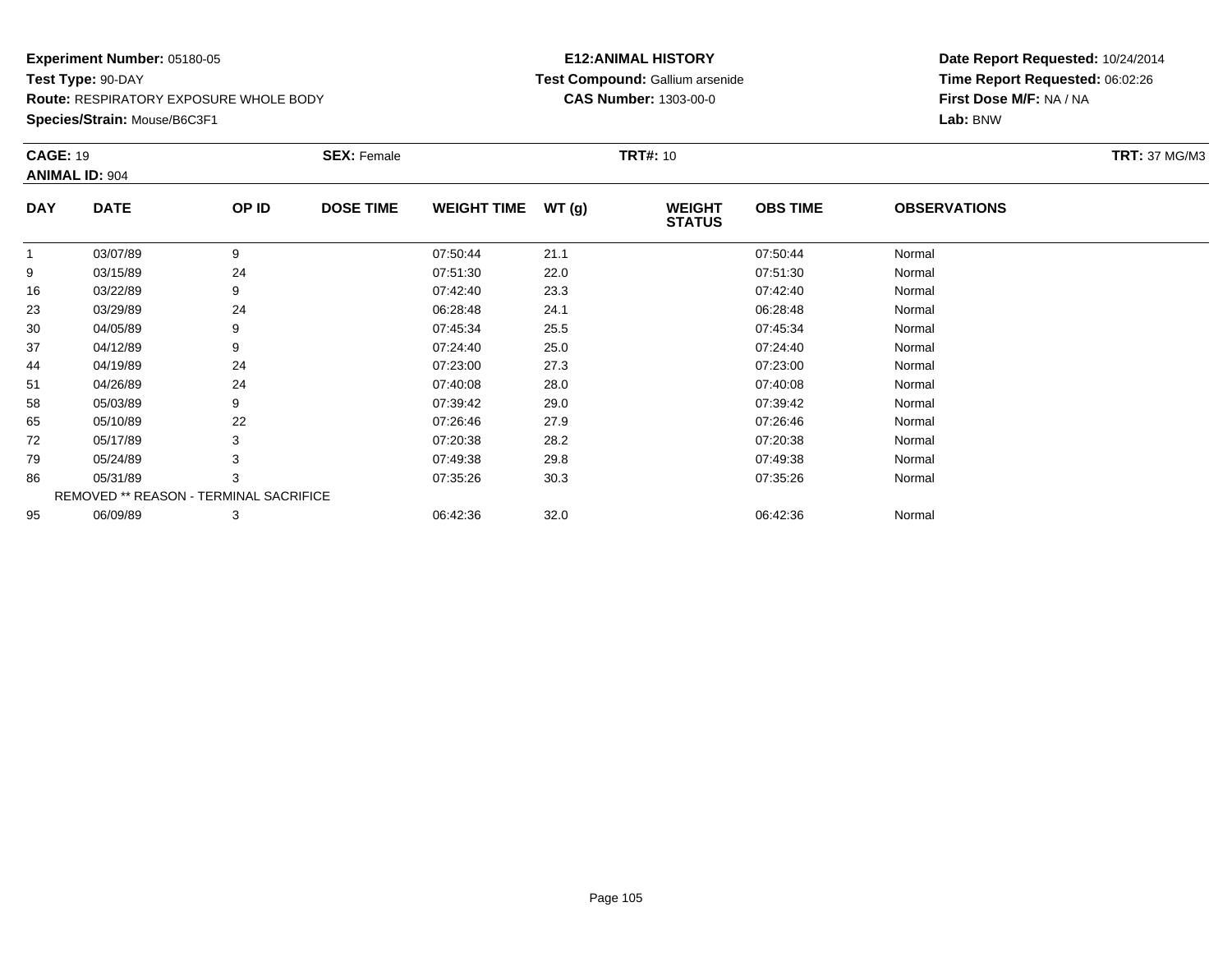**Experiment Number:** 05180-05
**Test Type:** 90-DAY
**Route:** RESPIRATORY EXPOSURE WHOLE BODY
**Species/Strain:** Mouse/B6C3F1

**E12:ANIMAL HISTORY**
**Test Compound:** Gallium arsenide
**CAS Number:** 1303-00-0

**Date Report Requested:** 10/24/2014
**Time Report Requested:** 06:02:26
**First Dose M/F:** NA / NA
**Lab:** BNW

**CAGE:** 19 **SEX:** Female **TRT#:** 10 **TRT:** 37 MG/M3
**ANIMAL ID:** 904

| DAY | DATE | OP ID | DOSE TIME | WEIGHT TIME | WT (g) | WEIGHT STATUS | OBS TIME | OBSERVATIONS |
|---|---|---|---|---|---|---|---|---|
| 1 | 03/07/89 | 9 | | 07:50:44 | 21.1 | | 07:50:44 | Normal |
| 9 | 03/15/89 | 24 | | 07:51:30 | 22.0 | | 07:51:30 | Normal |
| 16 | 03/22/89 | 9 | | 07:42:40 | 23.3 | | 07:42:40 | Normal |
| 23 | 03/29/89 | 24 | | 06:28:48 | 24.1 | | 06:28:48 | Normal |
| 30 | 04/05/89 | 9 | | 07:45:34 | 25.5 | | 07:45:34 | Normal |
| 37 | 04/12/89 | 9 | | 07:24:40 | 25.0 | | 07:24:40 | Normal |
| 44 | 04/19/89 | 24 | | 07:23:00 | 27.3 | | 07:23:00 | Normal |
| 51 | 04/26/89 | 24 | | 07:40:08 | 28.0 | | 07:40:08 | Normal |
| 58 | 05/03/89 | 9 | | 07:39:42 | 29.0 | | 07:39:42 | Normal |
| 65 | 05/10/89 | 22 | | 07:26:46 | 27.9 | | 07:26:46 | Normal |
| 72 | 05/17/89 | 3 | | 07:20:38 | 28.2 | | 07:20:38 | Normal |
| 79 | 05/24/89 | 3 | | 07:49:38 | 29.8 | | 07:49:38 | Normal |
| 86 | 05/31/89 | 3 | | 07:35:26 | 30.3 | | 07:35:26 | Normal |
| REMOVED ** REASON - TERMINAL SACRIFICE | | | | | | | | |
| 95 | 06/09/89 | 3 | | 06:42:36 | 32.0 | | 06:42:36 | Normal |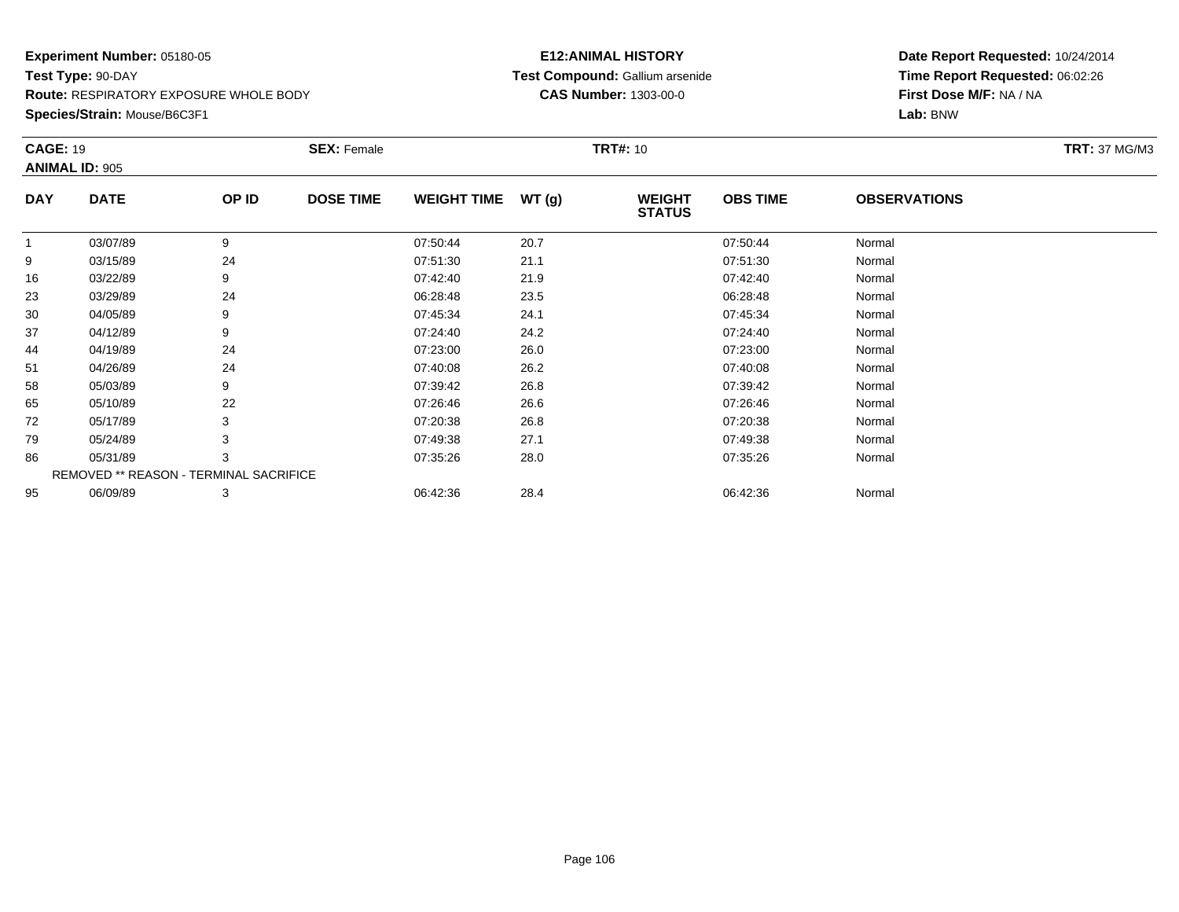**Experiment Number:** 05180-05
**Test Type:** 90-DAY
**Route:** RESPIRATORY EXPOSURE WHOLE BODY
**Species/Strain:** Mouse/B6C3F1

**E12:ANIMAL HISTORY**
**Test Compound:** Gallium arsenide
**CAS Number:** 1303-00-0

**Date Report Requested:** 10/24/2014
**Time Report Requested:** 06:02:26
**First Dose M/F:** NA / NA
**Lab:** BNW

**CAGE:** 19 **SEX:** Female **TRT#:** 10 **TRT:** 37 MG/M3
**ANIMAL ID:** 905

| DAY | DATE | OP ID | DOSE TIME | WEIGHT TIME | WT (g) | WEIGHT STATUS | OBS TIME | OBSERVATIONS |
|---|---|---|---|---|---|---|---|---|
| 1 | 03/07/89 | 9 | | 07:50:44 | 20.7 | | 07:50:44 | Normal |
| 9 | 03/15/89 | 24 | | 07:51:30 | 21.1 | | 07:51:30 | Normal |
| 16 | 03/22/89 | 9 | | 07:42:40 | 21.9 | | 07:42:40 | Normal |
| 23 | 03/29/89 | 24 | | 06:28:48 | 23.5 | | 06:28:48 | Normal |
| 30 | 04/05/89 | 9 | | 07:45:34 | 24.1 | | 07:45:34 | Normal |
| 37 | 04/12/89 | 9 | | 07:24:40 | 24.2 | | 07:24:40 | Normal |
| 44 | 04/19/89 | 24 | | 07:23:00 | 26.0 | | 07:23:00 | Normal |
| 51 | 04/26/89 | 24 | | 07:40:08 | 26.2 | | 07:40:08 | Normal |
| 58 | 05/03/89 | 9 | | 07:39:42 | 26.8 | | 07:39:42 | Normal |
| 65 | 05/10/89 | 22 | | 07:26:46 | 26.6 | | 07:26:46 | Normal |
| 72 | 05/17/89 | 3 | | 07:20:38 | 26.8 | | 07:20:38 | Normal |
| 79 | 05/24/89 | 3 | | 07:49:38 | 27.1 | | 07:49:38 | Normal |
| 86 | 05/31/89 | 3 | | 07:35:26 | 28.0 | | 07:35:26 | Normal |
| REMOVED ** REASON - TERMINAL SACRIFICE | | | | | | | | |
| 95 | 06/09/89 | 3 | | 06:42:36 | 28.4 | | 06:42:36 | Normal |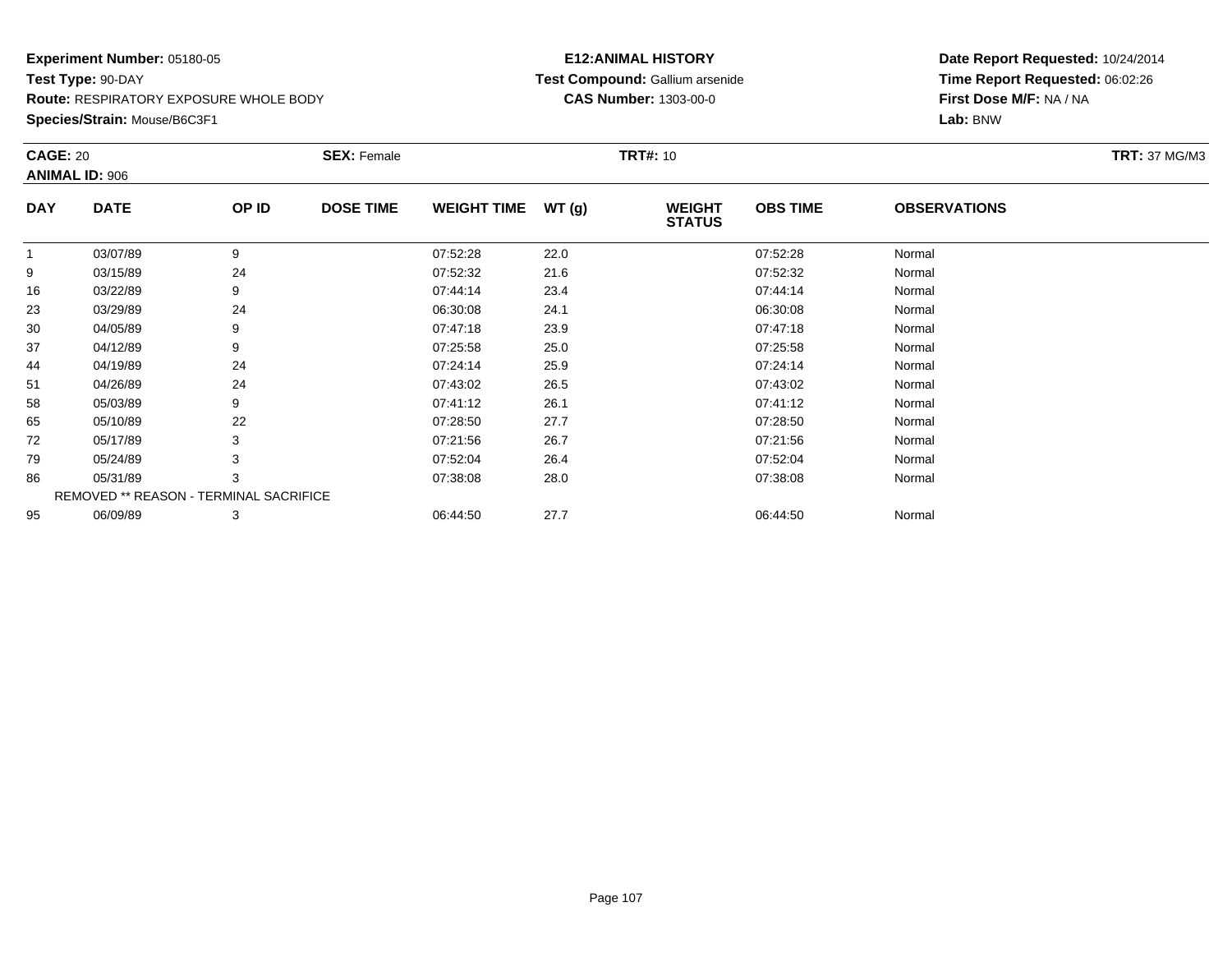**Experiment Number:** 05180-05
**Test Type:** 90-DAY
**Route:** RESPIRATORY EXPOSURE WHOLE BODY
**Species/Strain:** Mouse/B6C3F1

**E12:ANIMAL HISTORY**
**Test Compound:** Gallium arsenide
**CAS Number:** 1303-00-0

**Date Report Requested:** 10/24/2014
**Time Report Requested:** 06:02:26
**First Dose M/F:** NA / NA
**Lab:** BNW

**CAGE:** 20 **SEX:** Female **TRT#:** 10 **TRT:** 37 MG/M3
**ANIMAL ID:** 906

| DAY | DATE | OP ID | DOSE TIME | WEIGHT TIME | WT (g) | WEIGHT STATUS | OBS TIME | OBSERVATIONS |
|---|---|---|---|---|---|---|---|---|
| 1 | 03/07/89 | 9 | | 07:52:28 | 22.0 | | 07:52:28 | Normal |
| 9 | 03/15/89 | 24 | | 07:52:32 | 21.6 | | 07:52:32 | Normal |
| 16 | 03/22/89 | 9 | | 07:44:14 | 23.4 | | 07:44:14 | Normal |
| 23 | 03/29/89 | 24 | | 06:30:08 | 24.1 | | 06:30:08 | Normal |
| 30 | 04/05/89 | 9 | | 07:47:18 | 23.9 | | 07:47:18 | Normal |
| 37 | 04/12/89 | 9 | | 07:25:58 | 25.0 | | 07:25:58 | Normal |
| 44 | 04/19/89 | 24 | | 07:24:14 | 25.9 | | 07:24:14 | Normal |
| 51 | 04/26/89 | 24 | | 07:43:02 | 26.5 | | 07:43:02 | Normal |
| 58 | 05/03/89 | 9 | | 07:41:12 | 26.1 | | 07:41:12 | Normal |
| 65 | 05/10/89 | 22 | | 07:28:50 | 27.7 | | 07:28:50 | Normal |
| 72 | 05/17/89 | 3 | | 07:21:56 | 26.7 | | 07:21:56 | Normal |
| 79 | 05/24/89 | 3 | | 07:52:04 | 26.4 | | 07:52:04 | Normal |
| 86 | 05/31/89 | 3 | | 07:38:08 | 28.0 | | 07:38:08 | Normal |
| REMOVED ** REASON - TERMINAL SACRIFICE | | | | | | | | |
| 95 | 06/09/89 | 3 | | 06:44:50 | 27.7 | | 06:44:50 | Normal |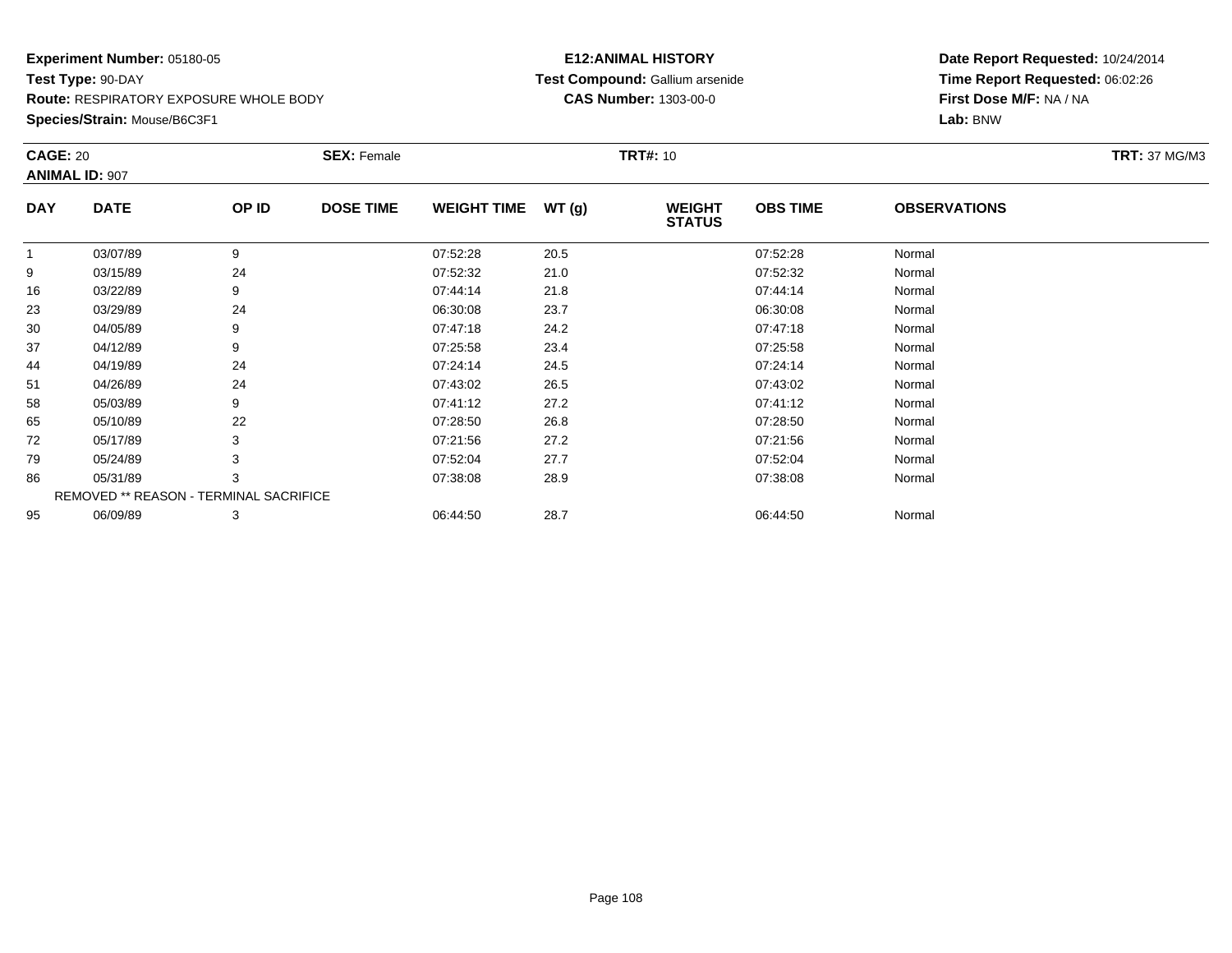**Experiment Number:** 05180-05
**Test Type:** 90-DAY
**Route:** RESPIRATORY EXPOSURE WHOLE BODY
**Species/Strain:** Mouse/B6C3F1

**E12:ANIMAL HISTORY**
**Test Compound:** Gallium arsenide
**CAS Number:** 1303-00-0

**Date Report Requested:** 10/24/2014
**Time Report Requested:** 06:02:26
**First Dose M/F:** NA / NA
**Lab:** BNW

**CAGE:** 20 **SEX:** Female **TRT#:** 10 **TRT:** 37 MG/M3
**ANIMAL ID:** 907

| DAY | DATE | OP ID | DOSE TIME | WEIGHT TIME | WT (g) | WEIGHT STATUS | OBS TIME | OBSERVATIONS |
|---|---|---|---|---|---|---|---|---|
| 1 | 03/07/89 | 9 | | 07:52:28 | 20.5 | | 07:52:28 | Normal |
| 9 | 03/15/89 | 24 | | 07:52:32 | 21.0 | | 07:52:32 | Normal |
| 16 | 03/22/89 | 9 | | 07:44:14 | 21.8 | | 07:44:14 | Normal |
| 23 | 03/29/89 | 24 | | 06:30:08 | 23.7 | | 06:30:08 | Normal |
| 30 | 04/05/89 | 9 | | 07:47:18 | 24.2 | | 07:47:18 | Normal |
| 37 | 04/12/89 | 9 | | 07:25:58 | 23.4 | | 07:25:58 | Normal |
| 44 | 04/19/89 | 24 | | 07:24:14 | 24.5 | | 07:24:14 | Normal |
| 51 | 04/26/89 | 24 | | 07:43:02 | 26.5 | | 07:43:02 | Normal |
| 58 | 05/03/89 | 9 | | 07:41:12 | 27.2 | | 07:41:12 | Normal |
| 65 | 05/10/89 | 22 | | 07:28:50 | 26.8 | | 07:28:50 | Normal |
| 72 | 05/17/89 | 3 | | 07:21:56 | 27.2 | | 07:21:56 | Normal |
| 79 | 05/24/89 | 3 | | 07:52:04 | 27.7 | | 07:52:04 | Normal |
| 86 | 05/31/89 | 3 | | 07:38:08 | 28.9 | | 07:38:08 | Normal |
| REMOVED ** REASON - TERMINAL SACRIFICE | | | | | | | | |
| 95 | 06/09/89 | 3 | | 06:44:50 | 28.7 | | 06:44:50 | Normal |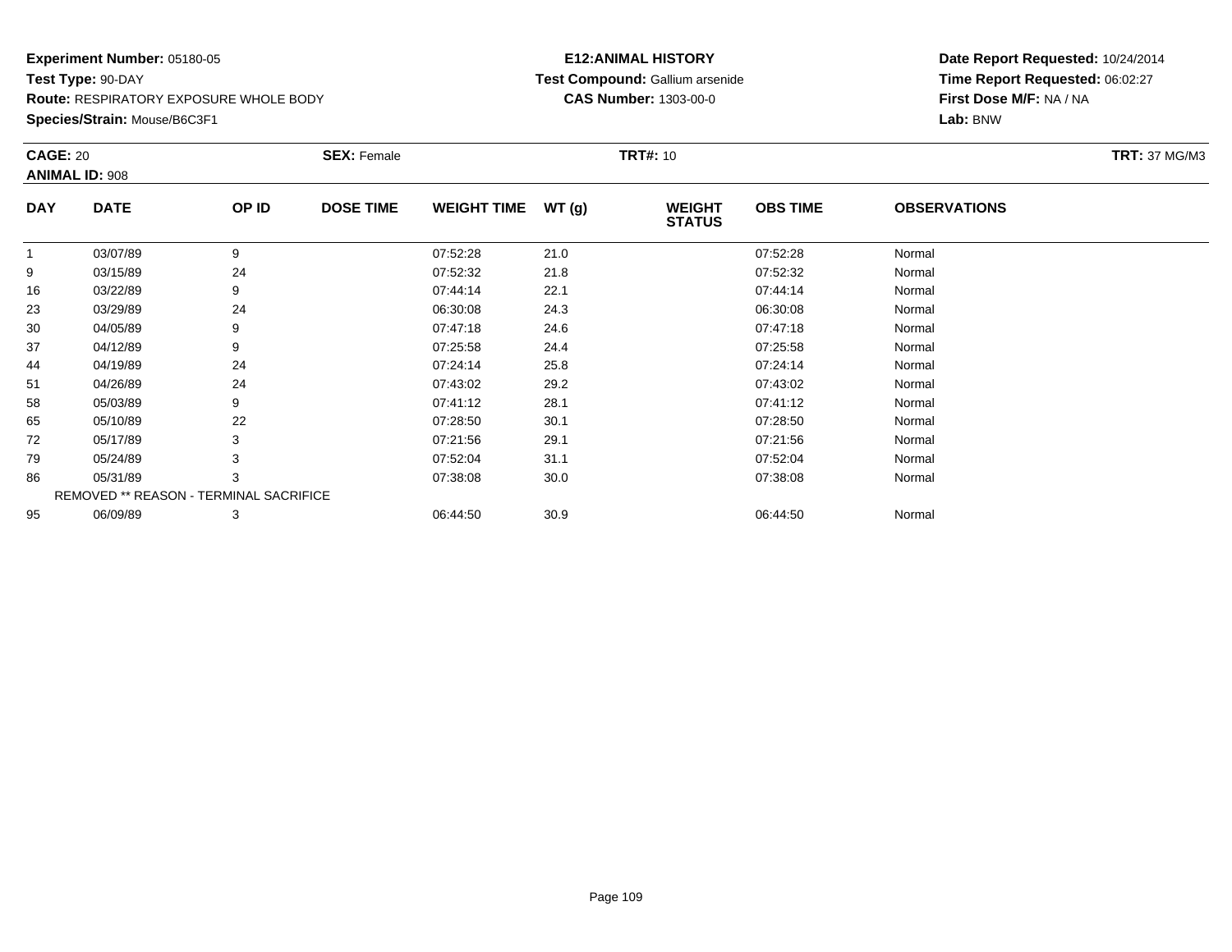**Experiment Number:** 05180-05
**Test Type:** 90-DAY
**Route:** RESPIRATORY EXPOSURE WHOLE BODY
**Species/Strain:** Mouse/B6C3F1

**E12:ANIMAL HISTORY**
**Test Compound:** Gallium arsenide
**CAS Number:** 1303-00-0

**Date Report Requested:** 10/24/2014
**Time Report Requested:** 06:02:27
**First Dose M/F:** NA / NA
**Lab:** BNW

**CAGE:** 20
**ANIMAL ID:** 908
**SEX:** Female
**TRT#:** 10
**TRT:** 37 MG/M3

| DAY | DATE | OP ID | DOSE TIME | WEIGHT TIME | WT (g) | WEIGHT STATUS | OBS TIME | OBSERVATIONS |
|---|---|---|---|---|---|---|---|---|
| 1 | 03/07/89 | 9 | | 07:52:28 | 21.0 | | 07:52:28 | Normal |
| 9 | 03/15/89 | 24 | | 07:52:32 | 21.8 | | 07:52:32 | Normal |
| 16 | 03/22/89 | 9 | | 07:44:14 | 22.1 | | 07:44:14 | Normal |
| 23 | 03/29/89 | 24 | | 06:30:08 | 24.3 | | 06:30:08 | Normal |
| 30 | 04/05/89 | 9 | | 07:47:18 | 24.6 | | 07:47:18 | Normal |
| 37 | 04/12/89 | 9 | | 07:25:58 | 24.4 | | 07:25:58 | Normal |
| 44 | 04/19/89 | 24 | | 07:24:14 | 25.8 | | 07:24:14 | Normal |
| 51 | 04/26/89 | 24 | | 07:43:02 | 29.2 | | 07:43:02 | Normal |
| 58 | 05/03/89 | 9 | | 07:41:12 | 28.1 | | 07:41:12 | Normal |
| 65 | 05/10/89 | 22 | | 07:28:50 | 30.1 | | 07:28:50 | Normal |
| 72 | 05/17/89 | 3 | | 07:21:56 | 29.1 | | 07:21:56 | Normal |
| 79 | 05/24/89 | 3 | | 07:52:04 | 31.1 | | 07:52:04 | Normal |
| 86 | 05/31/89 | 3 | | 07:38:08 | 30.0 | | 07:38:08 | Normal |
| REMOVED ** REASON - TERMINAL SACRIFICE | | | | | | | | |
| 95 | 06/09/89 | 3 | | 06:44:50 | 30.9 | | 06:44:50 | Normal |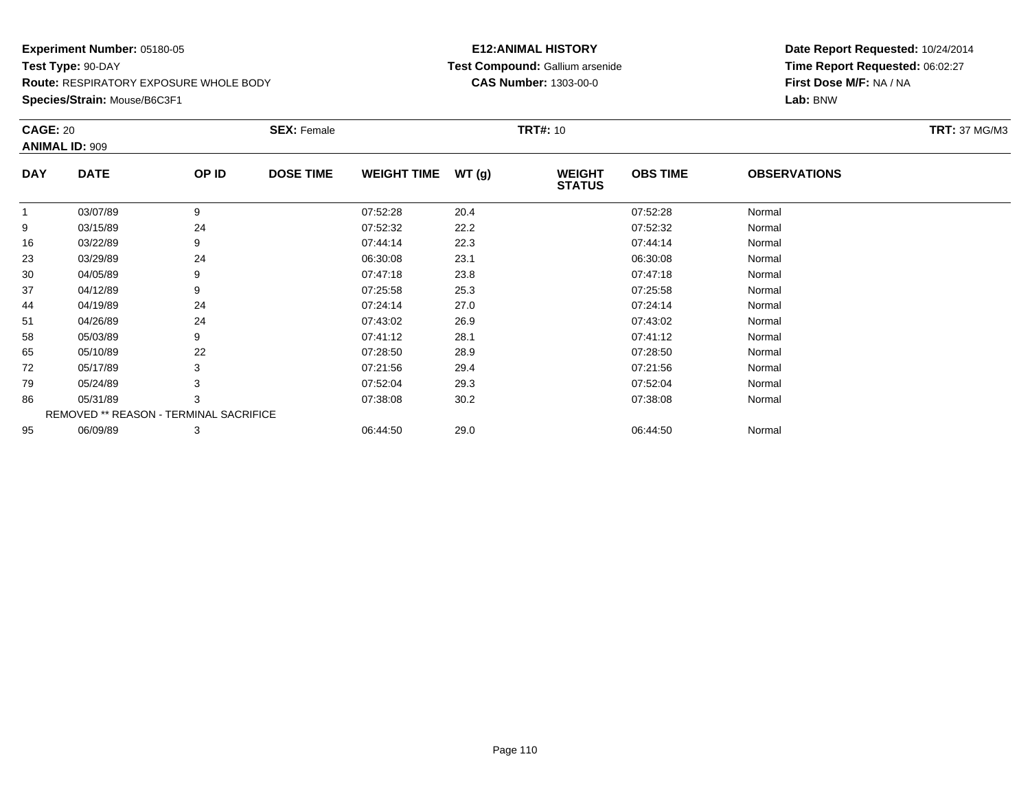**Experiment Number:** 05180-05
**Test Type:** 90-DAY
**Route:** RESPIRATORY EXPOSURE WHOLE BODY
**Species/Strain:** Mouse/B6C3F1

**E12:ANIMAL HISTORY**
**Test Compound:** Gallium arsenide
**CAS Number:** 1303-00-0

**Date Report Requested:** 10/24/2014
**Time Report Requested:** 06:02:27
**First Dose M/F:** NA / NA
**Lab:** BNW

**CAGE:** 20 **SEX:** Female **TRT#:** 10 **TRT:** 37 MG/M3
**ANIMAL ID:** 909

| DAY | DATE | OP ID | DOSE TIME | WEIGHT TIME | WT (g) | WEIGHT STATUS | OBS TIME | OBSERVATIONS |
|---|---|---|---|---|---|---|---|---|
| 1 | 03/07/89 | 9 | | 07:52:28 | 20.4 | | 07:52:28 | Normal |
| 9 | 03/15/89 | 24 | | 07:52:32 | 22.2 | | 07:52:32 | Normal |
| 16 | 03/22/89 | 9 | | 07:44:14 | 22.3 | | 07:44:14 | Normal |
| 23 | 03/29/89 | 24 | | 06:30:08 | 23.1 | | 06:30:08 | Normal |
| 30 | 04/05/89 | 9 | | 07:47:18 | 23.8 | | 07:47:18 | Normal |
| 37 | 04/12/89 | 9 | | 07:25:58 | 25.3 | | 07:25:58 | Normal |
| 44 | 04/19/89 | 24 | | 07:24:14 | 27.0 | | 07:24:14 | Normal |
| 51 | 04/26/89 | 24 | | 07:43:02 | 26.9 | | 07:43:02 | Normal |
| 58 | 05/03/89 | 9 | | 07:41:12 | 28.1 | | 07:41:12 | Normal |
| 65 | 05/10/89 | 22 | | 07:28:50 | 28.9 | | 07:28:50 | Normal |
| 72 | 05/17/89 | 3 | | 07:21:56 | 29.4 | | 07:21:56 | Normal |
| 79 | 05/24/89 | 3 | | 07:52:04 | 29.3 | | 07:52:04 | Normal |
| 86 | 05/31/89 | 3 | | 07:38:08 | 30.2 | | 07:38:08 | Normal |
| REMOVED ** REASON - TERMINAL SACRIFICE | | | | | | | | |
| 95 | 06/09/89 | 3 | | 06:44:50 | 29.0 | | 06:44:50 | Normal |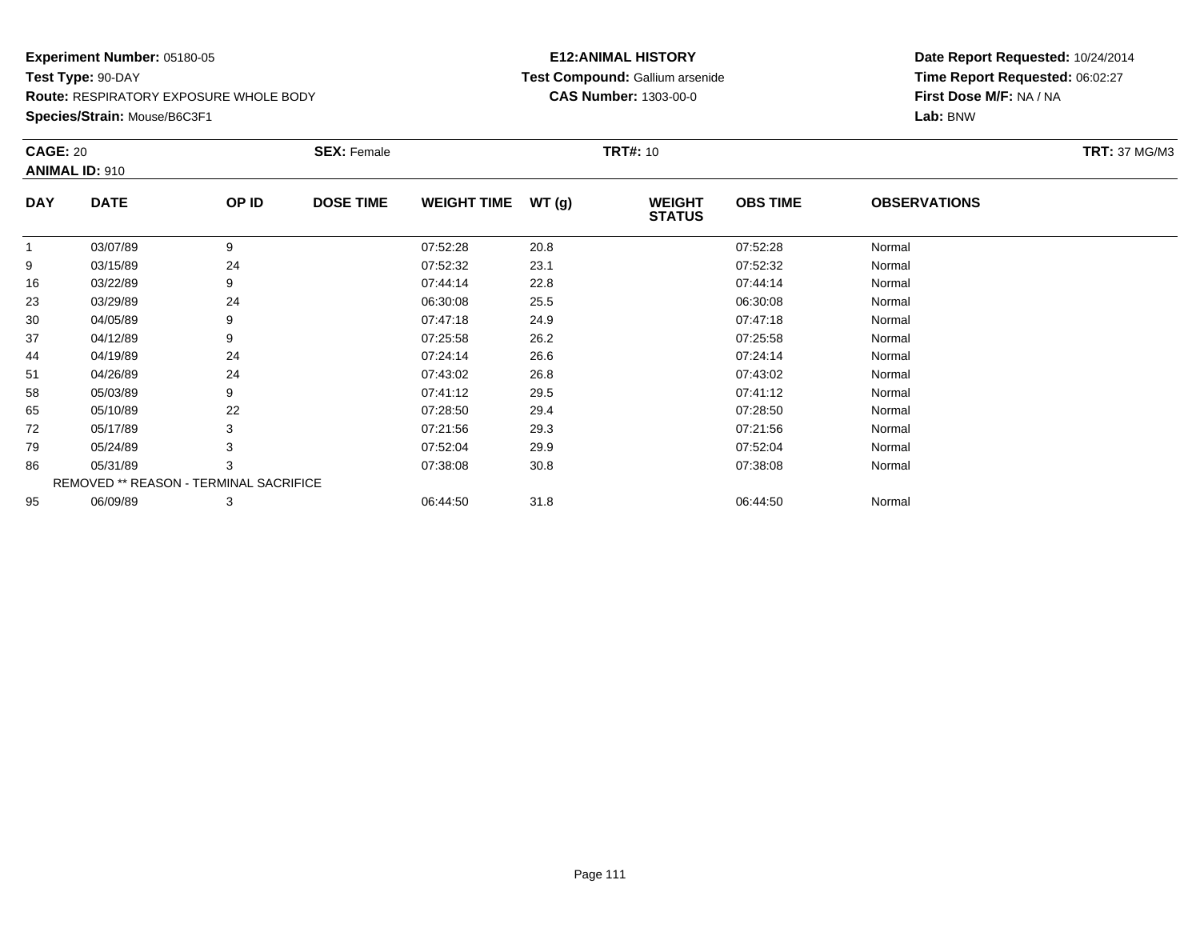**Experiment Number:** 05180-05
**Test Type:** 90-DAY
**Route:** RESPIRATORY EXPOSURE WHOLE BODY
**Species/Strain:** Mouse/B6C3F1

**E12:ANIMAL HISTORY**
**Test Compound:** Gallium arsenide
**CAS Number:** 1303-00-0

**Date Report Requested:** 10/24/2014
**Time Report Requested:** 06:02:27
**First Dose M/F:** NA / NA
**Lab:** BNW

**CAGE:** 20 **SEX:** Female **TRT#:** 10 **TRT:** 37 MG/M3
**ANIMAL ID:** 910

| DAY | DATE | OP ID | DOSE TIME | WEIGHT TIME | WT (g) | WEIGHT STATUS | OBS TIME | OBSERVATIONS |
|---|---|---|---|---|---|---|---|---|
| 1 | 03/07/89 | 9 | | 07:52:28 | 20.8 | | 07:52:28 | Normal |
| 9 | 03/15/89 | 24 | | 07:52:32 | 23.1 | | 07:52:32 | Normal |
| 16 | 03/22/89 | 9 | | 07:44:14 | 22.8 | | 07:44:14 | Normal |
| 23 | 03/29/89 | 24 | | 06:30:08 | 25.5 | | 06:30:08 | Normal |
| 30 | 04/05/89 | 9 | | 07:47:18 | 24.9 | | 07:47:18 | Normal |
| 37 | 04/12/89 | 9 | | 07:25:58 | 26.2 | | 07:25:58 | Normal |
| 44 | 04/19/89 | 24 | | 07:24:14 | 26.6 | | 07:24:14 | Normal |
| 51 | 04/26/89 | 24 | | 07:43:02 | 26.8 | | 07:43:02 | Normal |
| 58 | 05/03/89 | 9 | | 07:41:12 | 29.5 | | 07:41:12 | Normal |
| 65 | 05/10/89 | 22 | | 07:28:50 | 29.4 | | 07:28:50 | Normal |
| 72 | 05/17/89 | 3 | | 07:21:56 | 29.3 | | 07:21:56 | Normal |
| 79 | 05/24/89 | 3 | | 07:52:04 | 29.9 | | 07:52:04 | Normal |
| 86 | 05/31/89 | 3 | | 07:38:08 | 30.8 | | 07:38:08 | Normal |
| REMOVED ** REASON - TERMINAL SACRIFICE | | | | | | | | |
| 95 | 06/09/89 | 3 | | 06:44:50 | 31.8 | | 06:44:50 | Normal |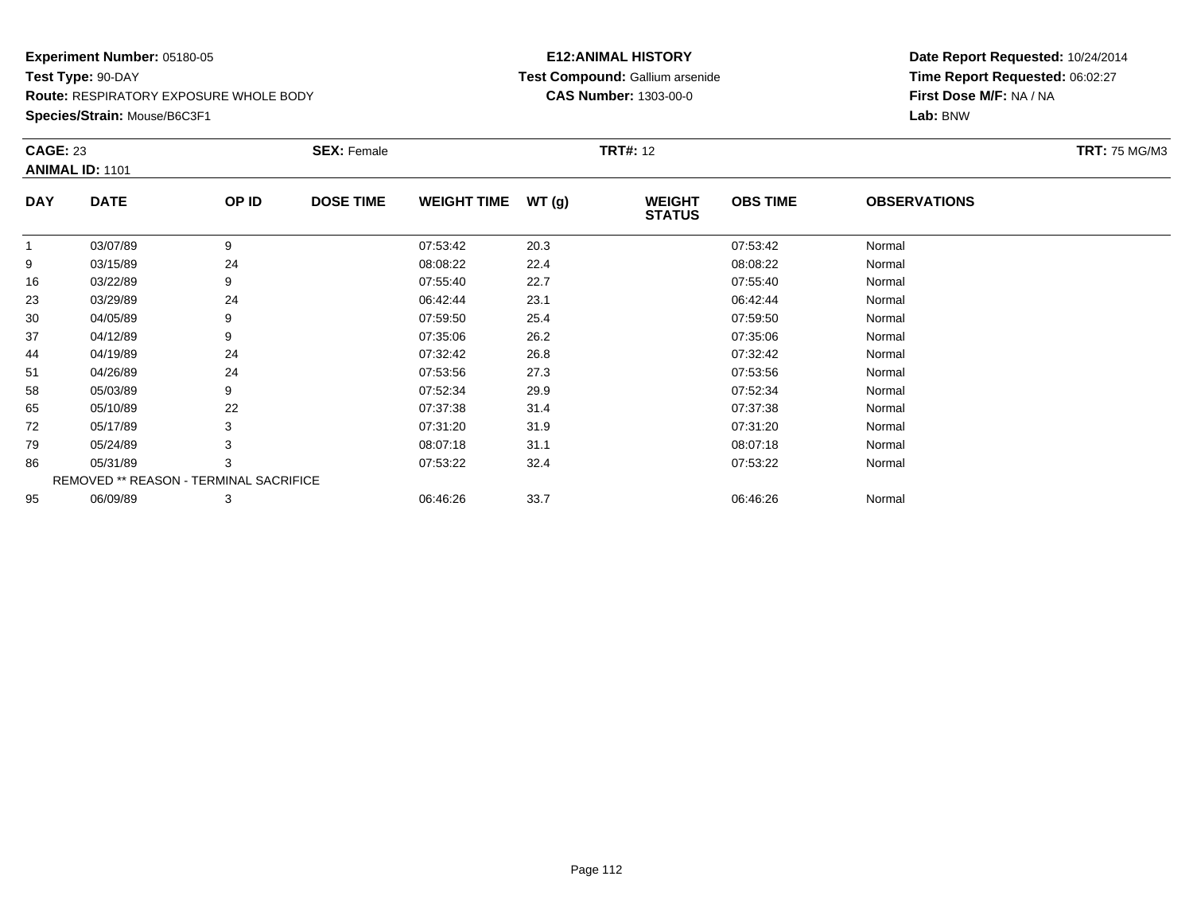**Experiment Number:** 05180-05
**Test Type:** 90-DAY
**Route:** RESPIRATORY EXPOSURE WHOLE BODY
**Species/Strain:** Mouse/B6C3F1

**E12:ANIMAL HISTORY**
**Test Compound:** Gallium arsenide
**CAS Number:** 1303-00-0

**Date Report Requested:** 10/24/2014
**Time Report Requested:** 06:02:27
**First Dose M/F:** NA / NA
**Lab:** BNW

**CAGE:** 23 **SEX:** Female **TRT#:** 12 **TRT:** 75 MG/M3
**ANIMAL ID:** 1101

| DAY | DATE | OP ID | DOSE TIME | WEIGHT TIME | WT (g) | WEIGHT STATUS | OBS TIME | OBSERVATIONS |
|---|---|---|---|---|---|---|---|---|
| 1 | 03/07/89 | 9 | | 07:53:42 | 20.3 | | 07:53:42 | Normal |
| 9 | 03/15/89 | 24 | | 08:08:22 | 22.4 | | 08:08:22 | Normal |
| 16 | 03/22/89 | 9 | | 07:55:40 | 22.7 | | 07:55:40 | Normal |
| 23 | 03/29/89 | 24 | | 06:42:44 | 23.1 | | 06:42:44 | Normal |
| 30 | 04/05/89 | 9 | | 07:59:50 | 25.4 | | 07:59:50 | Normal |
| 37 | 04/12/89 | 9 | | 07:35:06 | 26.2 | | 07:35:06 | Normal |
| 44 | 04/19/89 | 24 | | 07:32:42 | 26.8 | | 07:32:42 | Normal |
| 51 | 04/26/89 | 24 | | 07:53:56 | 27.3 | | 07:53:56 | Normal |
| 58 | 05/03/89 | 9 | | 07:52:34 | 29.9 | | 07:52:34 | Normal |
| 65 | 05/10/89 | 22 | | 07:37:38 | 31.4 | | 07:37:38 | Normal |
| 72 | 05/17/89 | 3 | | 07:31:20 | 31.9 | | 07:31:20 | Normal |
| 79 | 05/24/89 | 3 | | 08:07:18 | 31.1 | | 08:07:18 | Normal |
| 86 | 05/31/89 | 3 | | 07:53:22 | 32.4 | | 07:53:22 | Normal |
| | REMOVED ** REASON - TERMINAL SACRIFICE | | | | | | | |
| 95 | 06/09/89 | 3 | | 06:46:26 | 33.7 | | 06:46:26 | Normal |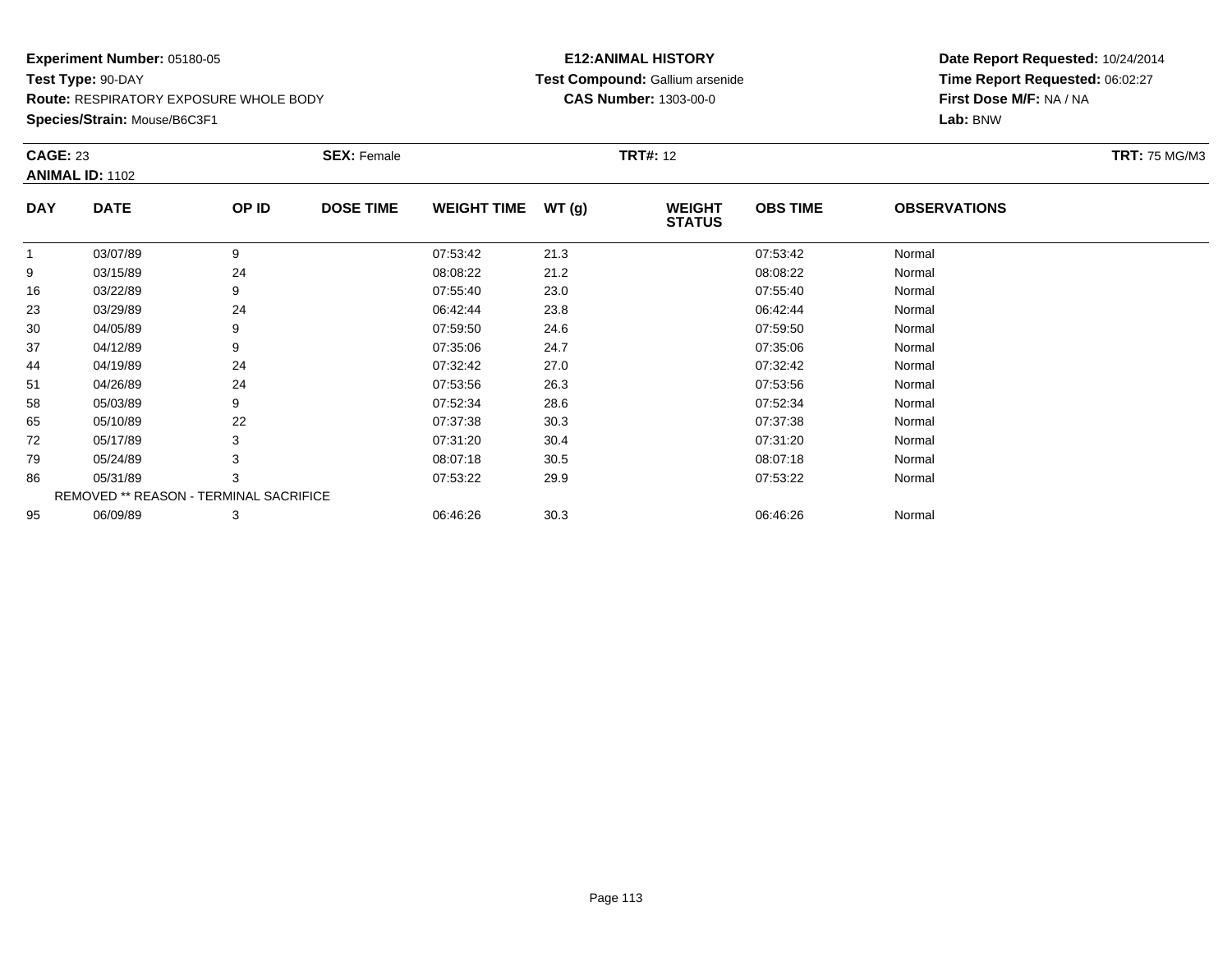**Experiment Number:** 05180-05
**Test Type:** 90-DAY
**Route:** RESPIRATORY EXPOSURE WHOLE BODY
**Species/Strain:** Mouse/B6C3F1

**E12:ANIMAL HISTORY**
**Test Compound:** Gallium arsenide
**CAS Number:** 1303-00-0

**Date Report Requested:** 10/24/2014
**Time Report Requested:** 06:02:27
**First Dose M/F:** NA / NA
**Lab:** BNW

**CAGE:** 23 **SEX:** Female **TRT#:** 12 **TRT:** 75 MG/M3
**ANIMAL ID:** 1102

| DAY | DATE | OP ID | DOSE TIME | WEIGHT TIME | WT (g) | WEIGHT STATUS | OBS TIME | OBSERVATIONS |
|---|---|---|---|---|---|---|---|---|
| 1 | 03/07/89 | 9 | | 07:53:42 | 21.3 | | 07:53:42 | Normal |
| 9 | 03/15/89 | 24 | | 08:08:22 | 21.2 | | 08:08:22 | Normal |
| 16 | 03/22/89 | 9 | | 07:55:40 | 23.0 | | 07:55:40 | Normal |
| 23 | 03/29/89 | 24 | | 06:42:44 | 23.8 | | 06:42:44 | Normal |
| 30 | 04/05/89 | 9 | | 07:59:50 | 24.6 | | 07:59:50 | Normal |
| 37 | 04/12/89 | 9 | | 07:35:06 | 24.7 | | 07:35:06 | Normal |
| 44 | 04/19/89 | 24 | | 07:32:42 | 27.0 | | 07:32:42 | Normal |
| 51 | 04/26/89 | 24 | | 07:53:56 | 26.3 | | 07:53:56 | Normal |
| 58 | 05/03/89 | 9 | | 07:52:34 | 28.6 | | 07:52:34 | Normal |
| 65 | 05/10/89 | 22 | | 07:37:38 | 30.3 | | 07:37:38 | Normal |
| 72 | 05/17/89 | 3 | | 07:31:20 | 30.4 | | 07:31:20 | Normal |
| 79 | 05/24/89 | 3 | | 08:07:18 | 30.5 | | 08:07:18 | Normal |
| 86 | 05/31/89 | 3 | | 07:53:22 | 29.9 | | 07:53:22 | Normal |
| REMOVED ** REASON - TERMINAL SACRIFICE | | | | | | | | |
| 95 | 06/09/89 | 3 | | 06:46:26 | 30.3 | | 06:46:26 | Normal |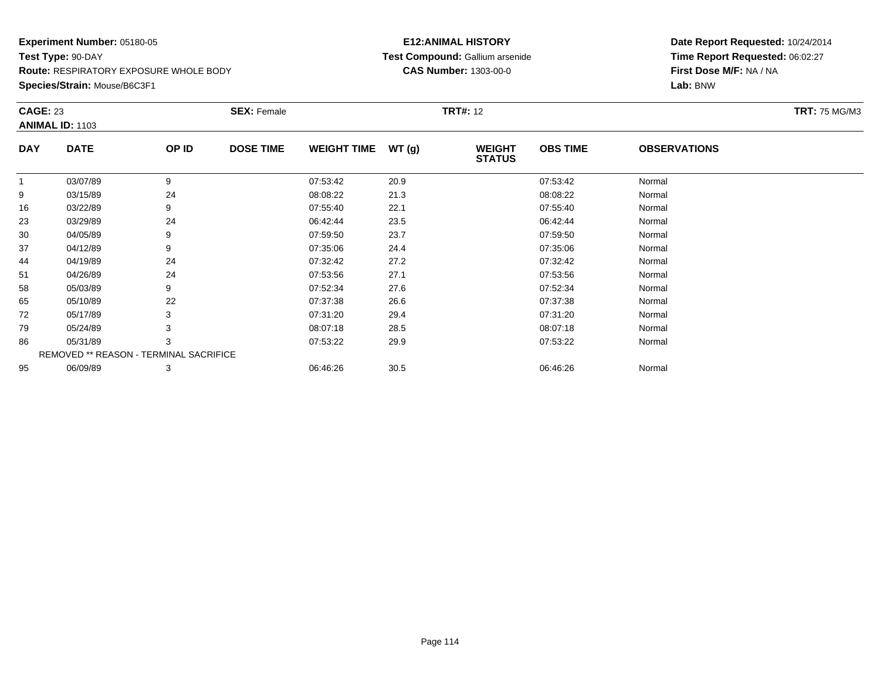**Experiment Number:** 05180-05
**Test Type:** 90-DAY
**Route:** RESPIRATORY EXPOSURE WHOLE BODY
**Species/Strain:** Mouse/B6C3F1

**E12:ANIMAL HISTORY**
**Test Compound:** Gallium arsenide
**CAS Number:** 1303-00-0

**Date Report Requested:** 10/24/2014
**Time Report Requested:** 06:02:27
**First Dose M/F:** NA / NA
**Lab:** BNW

**CAGE:** 23 | **SEX:** Female | **TRT#:** 12 | **TRT:** 75 MG/M3

**ANIMAL ID:** 1103

| DAY | DATE | OP ID | DOSE TIME | WEIGHT TIME | WT (g) | WEIGHT STATUS | OBS TIME | OBSERVATIONS |
|---|---|---|---|---|---|---|---|---|
| 1 | 03/07/89 | 9 | | 07:53:42 | 20.9 | | 07:53:42 | Normal |
| 9 | 03/15/89 | 24 | | 08:08:22 | 21.3 | | 08:08:22 | Normal |
| 16 | 03/22/89 | 9 | | 07:55:40 | 22.1 | | 07:55:40 | Normal |
| 23 | 03/29/89 | 24 | | 06:42:44 | 23.5 | | 06:42:44 | Normal |
| 30 | 04/05/89 | 9 | | 07:59:50 | 23.7 | | 07:59:50 | Normal |
| 37 | 04/12/89 | 9 | | 07:35:06 | 24.4 | | 07:35:06 | Normal |
| 44 | 04/19/89 | 24 | | 07:32:42 | 27.2 | | 07:32:42 | Normal |
| 51 | 04/26/89 | 24 | | 07:53:56 | 27.1 | | 07:53:56 | Normal |
| 58 | 05/03/89 | 9 | | 07:52:34 | 27.6 | | 07:52:34 | Normal |
| 65 | 05/10/89 | 22 | | 07:37:38 | 26.6 | | 07:37:38 | Normal |
| 72 | 05/17/89 | 3 | | 07:31:20 | 29.4 | | 07:31:20 | Normal |
| 79 | 05/24/89 | 3 | | 08:07:18 | 28.5 | | 08:07:18 | Normal |
| 86 | 05/31/89 | 3 | | 07:53:22 | 29.9 | | 07:53:22 | Normal |
| REMOVED ** REASON - TERMINAL SACRIFICE | | | | | | | | |
| 95 | 06/09/89 | 3 | | 06:46:26 | 30.5 | | 06:46:26 | Normal |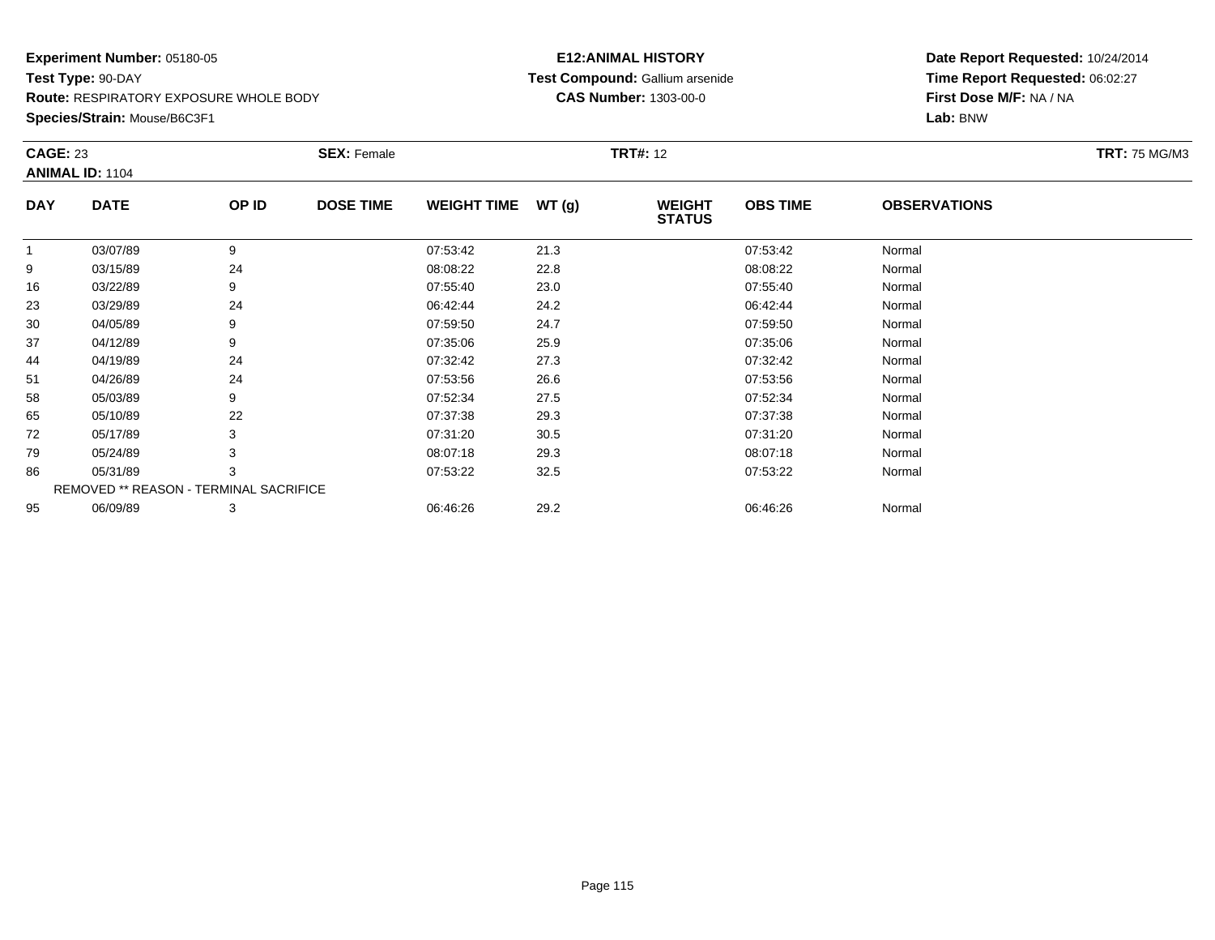**Experiment Number:** 05180-05
**Test Type:** 90-DAY
**Route:** RESPIRATORY EXPOSURE WHOLE BODY
**Species/Strain:** Mouse/B6C3F1

**E12:ANIMAL HISTORY**
**Test Compound:** Gallium arsenide
**CAS Number:** 1303-00-0

**Date Report Requested:** 10/24/2014
**Time Report Requested:** 06:02:27
**First Dose M/F:** NA / NA
**Lab:** BNW

**CAGE:** 23 **SEX:** Female **TRT#:** 12 **TRT:** 75 MG/M3
**ANIMAL ID:** 1104

| DAY | DATE | OP ID | DOSE TIME | WEIGHT TIME | WT (g) | WEIGHT STATUS | OBS TIME | OBSERVATIONS |
|---|---|---|---|---|---|---|---|---|
| 1 | 03/07/89 | 9 | | 07:53:42 | 21.3 | | 07:53:42 | Normal |
| 9 | 03/15/89 | 24 | | 08:08:22 | 22.8 | | 08:08:22 | Normal |
| 16 | 03/22/89 | 9 | | 07:55:40 | 23.0 | | 07:55:40 | Normal |
| 23 | 03/29/89 | 24 | | 06:42:44 | 24.2 | | 06:42:44 | Normal |
| 30 | 04/05/89 | 9 | | 07:59:50 | 24.7 | | 07:59:50 | Normal |
| 37 | 04/12/89 | 9 | | 07:35:06 | 25.9 | | 07:35:06 | Normal |
| 44 | 04/19/89 | 24 | | 07:32:42 | 27.3 | | 07:32:42 | Normal |
| 51 | 04/26/89 | 24 | | 07:53:56 | 26.6 | | 07:53:56 | Normal |
| 58 | 05/03/89 | 9 | | 07:52:34 | 27.5 | | 07:52:34 | Normal |
| 65 | 05/10/89 | 22 | | 07:37:38 | 29.3 | | 07:37:38 | Normal |
| 72 | 05/17/89 | 3 | | 07:31:20 | 30.5 | | 07:31:20 | Normal |
| 79 | 05/24/89 | 3 | | 08:07:18 | 29.3 | | 08:07:18 | Normal |
| 86 | 05/31/89 | 3 | | 07:53:22 | 32.5 | | 07:53:22 | Normal |
| REMOVED ** REASON - TERMINAL SACRIFICE | | | | | | | | |
| 95 | 06/09/89 | 3 | | 06:46:26 | 29.2 | | 06:46:26 | Normal |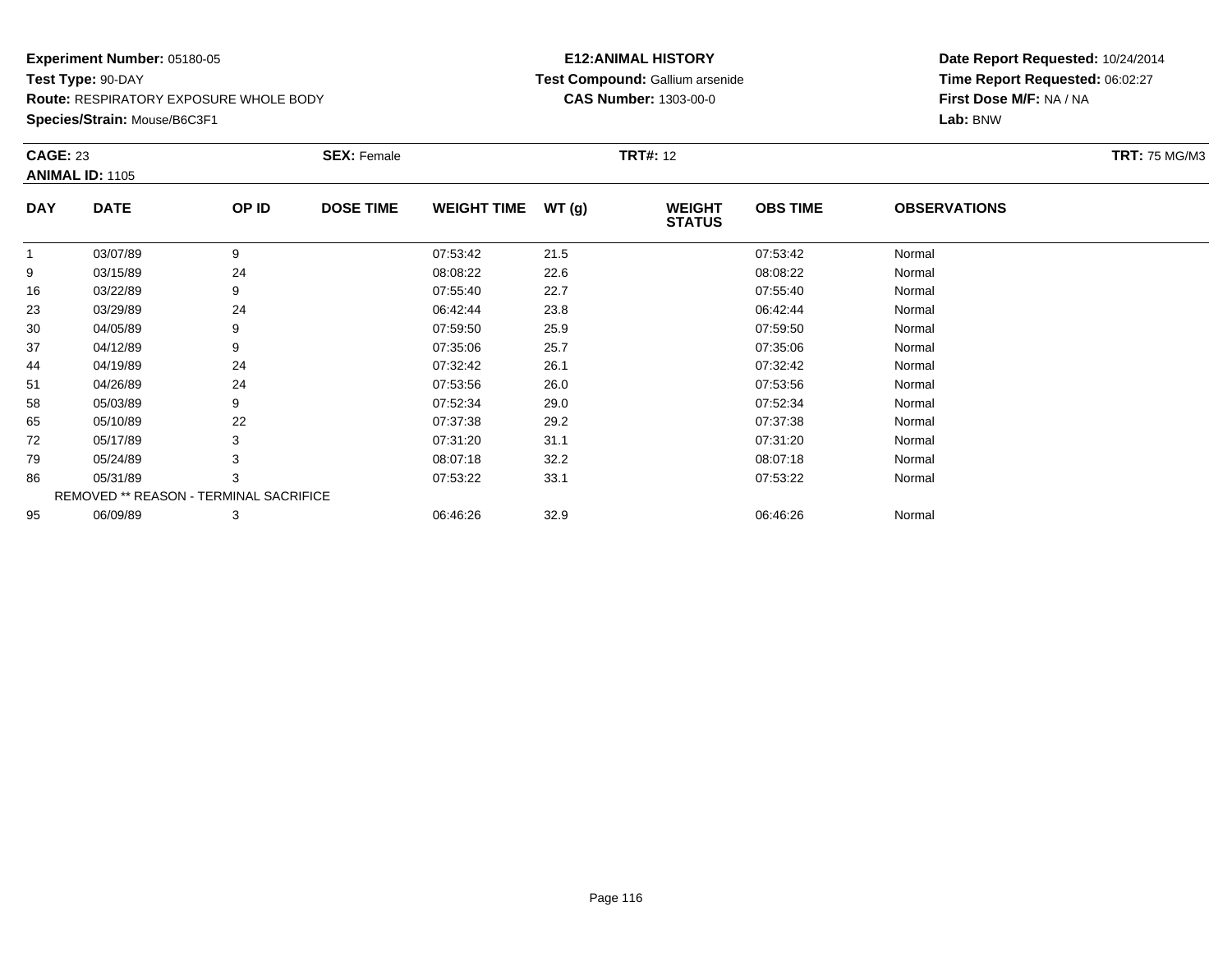**Experiment Number:** 05180-05
**Test Type:** 90-DAY
**Route:** RESPIRATORY EXPOSURE WHOLE BODY
**Species/Strain:** Mouse/B6C3F1

**E12:ANIMAL HISTORY**
**Test Compound:** Gallium arsenide
**CAS Number:** 1303-00-0

**Date Report Requested:** 10/24/2014
**Time Report Requested:** 06:02:27
**First Dose M/F:** NA / NA
**Lab:** BNW

**CAGE:** 23 **SEX:** Female **TRT#:** 12 **TRT:** 75 MG/M3
**ANIMAL ID:** 1105

| DAY | DATE | OP ID | DOSE TIME | WEIGHT TIME | WT (g) | WEIGHT STATUS | OBS TIME | OBSERVATIONS |
|---|---|---|---|---|---|---|---|---|
| 1 | 03/07/89 | 9 | | 07:53:42 | 21.5 | | 07:53:42 | Normal |
| 9 | 03/15/89 | 24 | | 08:08:22 | 22.6 | | 08:08:22 | Normal |
| 16 | 03/22/89 | 9 | | 07:55:40 | 22.7 | | 07:55:40 | Normal |
| 23 | 03/29/89 | 24 | | 06:42:44 | 23.8 | | 06:42:44 | Normal |
| 30 | 04/05/89 | 9 | | 07:59:50 | 25.9 | | 07:59:50 | Normal |
| 37 | 04/12/89 | 9 | | 07:35:06 | 25.7 | | 07:35:06 | Normal |
| 44 | 04/19/89 | 24 | | 07:32:42 | 26.1 | | 07:32:42 | Normal |
| 51 | 04/26/89 | 24 | | 07:53:56 | 26.0 | | 07:53:56 | Normal |
| 58 | 05/03/89 | 9 | | 07:52:34 | 29.0 | | 07:52:34 | Normal |
| 65 | 05/10/89 | 22 | | 07:37:38 | 29.2 | | 07:37:38 | Normal |
| 72 | 05/17/89 | 3 | | 07:31:20 | 31.1 | | 07:31:20 | Normal |
| 79 | 05/24/89 | 3 | | 08:07:18 | 32.2 | | 08:07:18 | Normal |
| 86 | 05/31/89 | 3 | | 07:53:22 | 33.1 | | 07:53:22 | Normal |
| REMOVED ** REASON - TERMINAL SACRIFICE | | | | | | | | |
| 95 | 06/09/89 | 3 | | 06:46:26 | 32.9 | | 06:46:26 | Normal |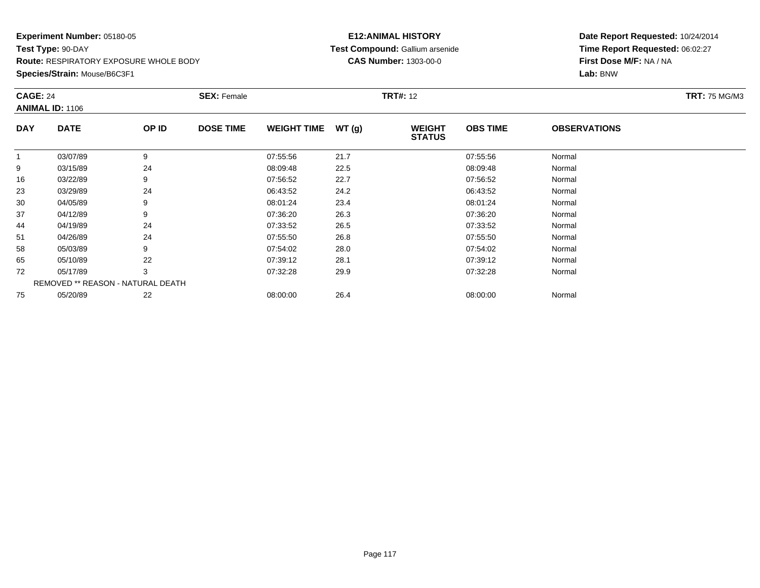**Experiment Number:** 05180-05
**Test Type:** 90-DAY
**Route:** RESPIRATORY EXPOSURE WHOLE BODY
**Species/Strain:** Mouse/B6C3F1

**E12:ANIMAL HISTORY**
**Test Compound:** Gallium arsenide
**CAS Number:** 1303-00-0

**Date Report Requested:** 10/24/2014
**Time Report Requested:** 06:02:27
**First Dose M/F:** NA / NA
**Lab:** BNW

**CAGE:** 24 **SEX:** Female **TRT#:** 12 **TRT:** 75 MG/M3
**ANIMAL ID:** 1106

| DAY | DATE | OP ID | DOSE TIME | WEIGHT TIME | WT (g) | WEIGHT STATUS | OBS TIME | OBSERVATIONS |
|---|---|---|---|---|---|---|---|---|
| 1 | 03/07/89 | 9 | | 07:55:56 | 21.7 | | 07:55:56 | Normal |
| 9 | 03/15/89 | 24 | | 08:09:48 | 22.5 | | 08:09:48 | Normal |
| 16 | 03/22/89 | 9 | | 07:56:52 | 22.7 | | 07:56:52 | Normal |
| 23 | 03/29/89 | 24 | | 06:43:52 | 24.2 | | 06:43:52 | Normal |
| 30 | 04/05/89 | 9 | | 08:01:24 | 23.4 | | 08:01:24 | Normal |
| 37 | 04/12/89 | 9 | | 07:36:20 | 26.3 | | 07:36:20 | Normal |
| 44 | 04/19/89 | 24 | | 07:33:52 | 26.5 | | 07:33:52 | Normal |
| 51 | 04/26/89 | 24 | | 07:55:50 | 26.8 | | 07:55:50 | Normal |
| 58 | 05/03/89 | 9 | | 07:54:02 | 28.0 | | 07:54:02 | Normal |
| 65 | 05/10/89 | 22 | | 07:39:12 | 28.1 | | 07:39:12 | Normal |
| 72 | 05/17/89 | 3 | | 07:32:28 | 29.9 | | 07:32:28 | Normal |
| | REMOVED ** REASON - NATURAL DEATH | | | | | | | |
| 75 | 05/20/89 | 22 | | 08:00:00 | 26.4 | | 08:00:00 | Normal |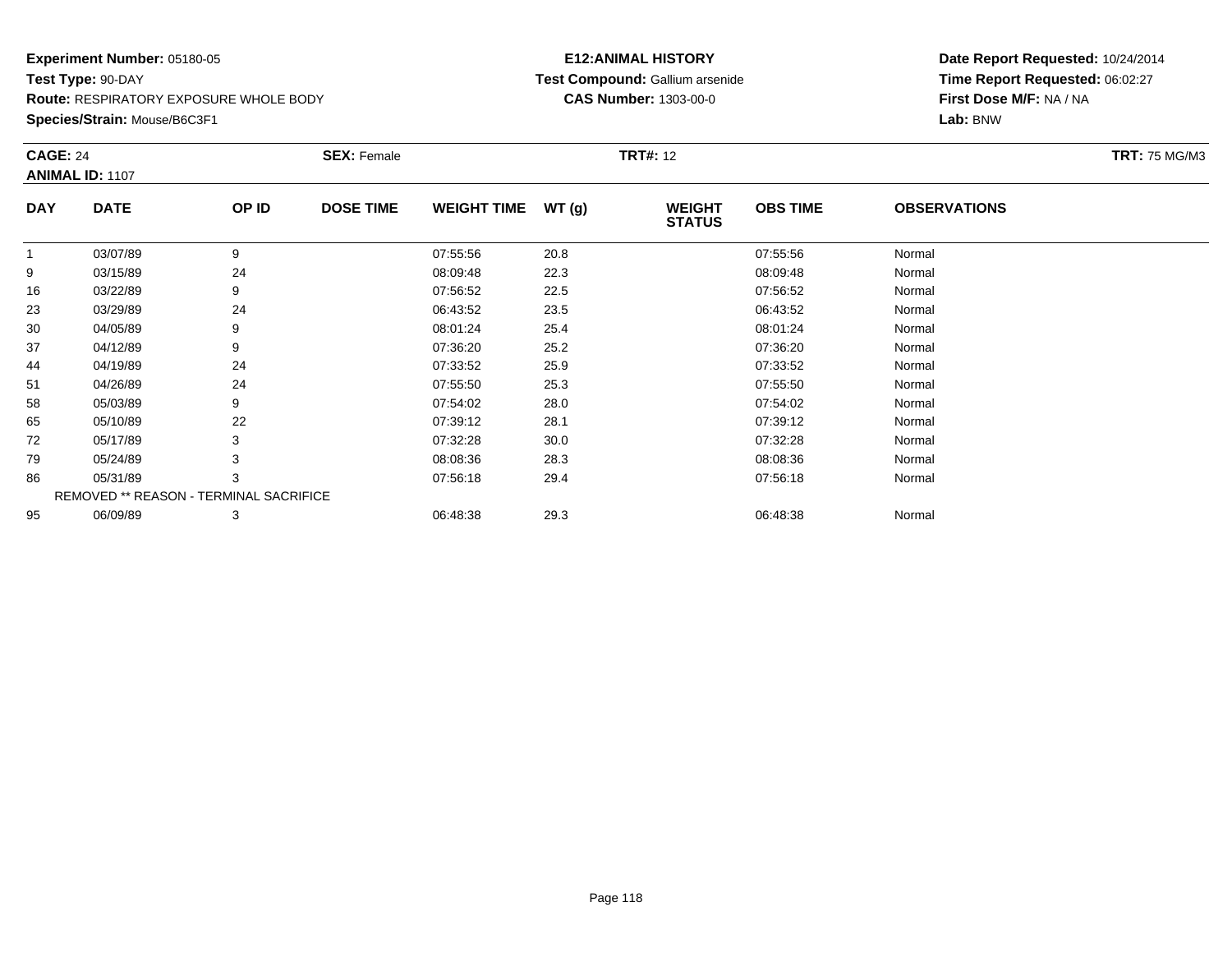**Experiment Number:** 05180-05
**Test Type:** 90-DAY
**Route:** RESPIRATORY EXPOSURE WHOLE BODY
**Species/Strain:** Mouse/B6C3F1

**E12:ANIMAL HISTORY**
**Test Compound:** Gallium arsenide
**CAS Number:** 1303-00-0

**Date Report Requested:** 10/24/2014
**Time Report Requested:** 06:02:27
**First Dose M/F:** NA / NA
**Lab:** BNW

**CAGE:** 24 **SEX:** Female **TRT#:** 12 **TRT:** 75 MG/M3
**ANIMAL ID:** 1107

| DAY | DATE | OP ID | DOSE TIME | WEIGHT TIME | WT (g) | WEIGHT STATUS | OBS TIME | OBSERVATIONS |
|---|---|---|---|---|---|---|---|---|
| 1 | 03/07/89 | 9 | | 07:55:56 | 20.8 | | 07:55:56 | Normal |
| 9 | 03/15/89 | 24 | | 08:09:48 | 22.3 | | 08:09:48 | Normal |
| 16 | 03/22/89 | 9 | | 07:56:52 | 22.5 | | 07:56:52 | Normal |
| 23 | 03/29/89 | 24 | | 06:43:52 | 23.5 | | 06:43:52 | Normal |
| 30 | 04/05/89 | 9 | | 08:01:24 | 25.4 | | 08:01:24 | Normal |
| 37 | 04/12/89 | 9 | | 07:36:20 | 25.2 | | 07:36:20 | Normal |
| 44 | 04/19/89 | 24 | | 07:33:52 | 25.9 | | 07:33:52 | Normal |
| 51 | 04/26/89 | 24 | | 07:55:50 | 25.3 | | 07:55:50 | Normal |
| 58 | 05/03/89 | 9 | | 07:54:02 | 28.0 | | 07:54:02 | Normal |
| 65 | 05/10/89 | 22 | | 07:39:12 | 28.1 | | 07:39:12 | Normal |
| 72 | 05/17/89 | 3 | | 07:32:28 | 30.0 | | 07:32:28 | Normal |
| 79 | 05/24/89 | 3 | | 08:08:36 | 28.3 | | 08:08:36 | Normal |
| 86 | 05/31/89 | 3 | | 07:56:18 | 29.4 | | 07:56:18 | Normal |
| REMOVED ** REASON - TERMINAL SACRIFICE | | | | | | | | |
| 95 | 06/09/89 | 3 | | 06:48:38 | 29.3 | | 06:48:38 | Normal |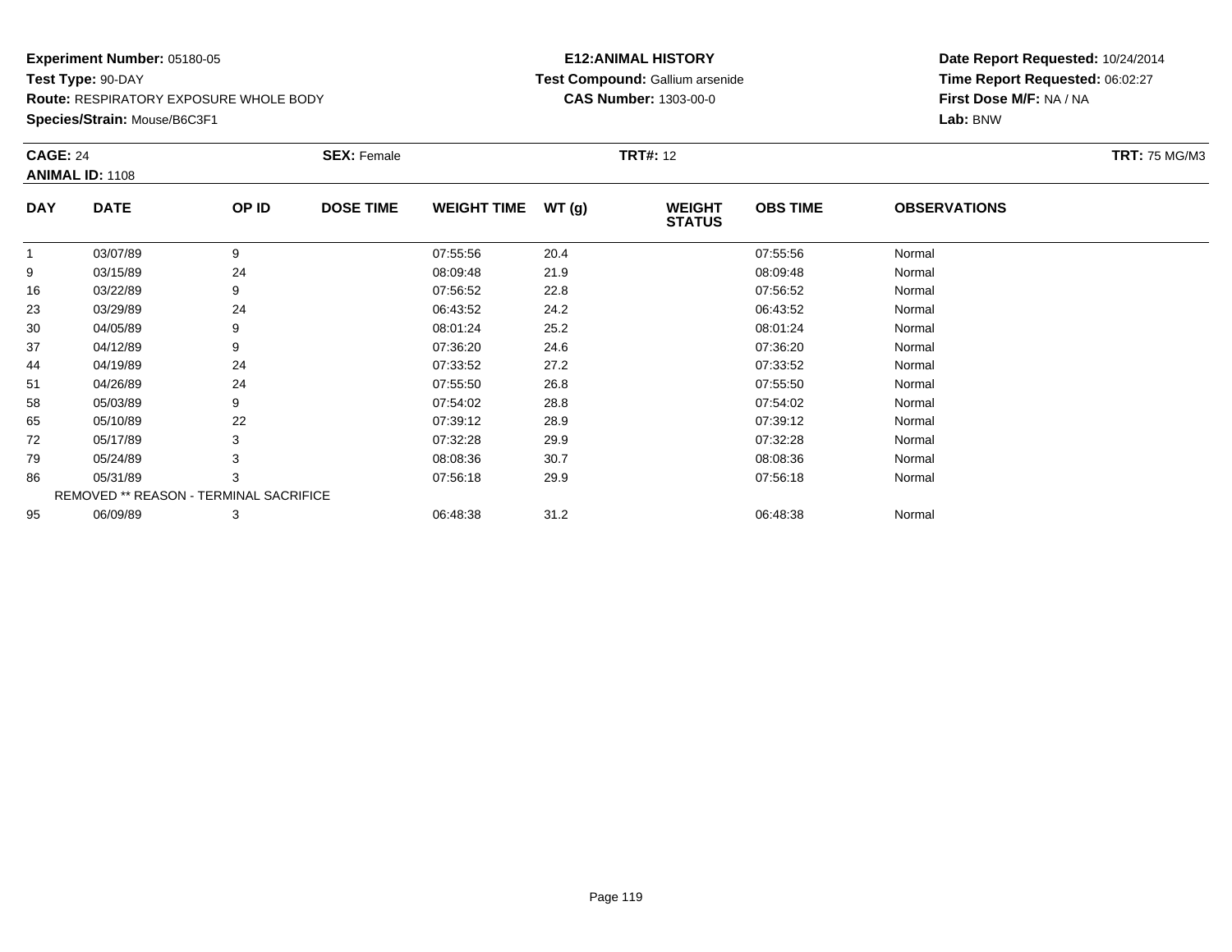**Experiment Number:** 05180-05
**Test Type:** 90-DAY
**Route:** RESPIRATORY EXPOSURE WHOLE BODY
**Species/Strain:** Mouse/B6C3F1

**E12:ANIMAL HISTORY**
**Test Compound:** Gallium arsenide
**CAS Number:** 1303-00-0

**Date Report Requested:** 10/24/2014
**Time Report Requested:** 06:02:27
**First Dose M/F:** NA / NA
**Lab:** BNW

**CAGE:** 24 **SEX:** Female **TRT#:** 12 **TRT:** 75 MG/M3
**ANIMAL ID:** 1108

| DAY | DATE | OP ID | DOSE TIME | WEIGHT TIME | WT (g) | WEIGHT STATUS | OBS TIME | OBSERVATIONS |
|---|---|---|---|---|---|---|---|---|
| 1 | 03/07/89 | 9 | | 07:55:56 | 20.4 | | 07:55:56 | Normal |
| 9 | 03/15/89 | 24 | | 08:09:48 | 21.9 | | 08:09:48 | Normal |
| 16 | 03/22/89 | 9 | | 07:56:52 | 22.8 | | 07:56:52 | Normal |
| 23 | 03/29/89 | 24 | | 06:43:52 | 24.2 | | 06:43:52 | Normal |
| 30 | 04/05/89 | 9 | | 08:01:24 | 25.2 | | 08:01:24 | Normal |
| 37 | 04/12/89 | 9 | | 07:36:20 | 24.6 | | 07:36:20 | Normal |
| 44 | 04/19/89 | 24 | | 07:33:52 | 27.2 | | 07:33:52 | Normal |
| 51 | 04/26/89 | 24 | | 07:55:50 | 26.8 | | 07:55:50 | Normal |
| 58 | 05/03/89 | 9 | | 07:54:02 | 28.8 | | 07:54:02 | Normal |
| 65 | 05/10/89 | 22 | | 07:39:12 | 28.9 | | 07:39:12 | Normal |
| 72 | 05/17/89 | 3 | | 07:32:28 | 29.9 | | 07:32:28 | Normal |
| 79 | 05/24/89 | 3 | | 08:08:36 | 30.7 | | 08:08:36 | Normal |
| 86 | 05/31/89 | 3 | | 07:56:18 | 29.9 | | 07:56:18 | Normal |
| REMOVED ** REASON - TERMINAL SACRIFICE | | | | | | | | |
| 95 | 06/09/89 | 3 | | 06:48:38 | 31.2 | | 06:48:38 | Normal |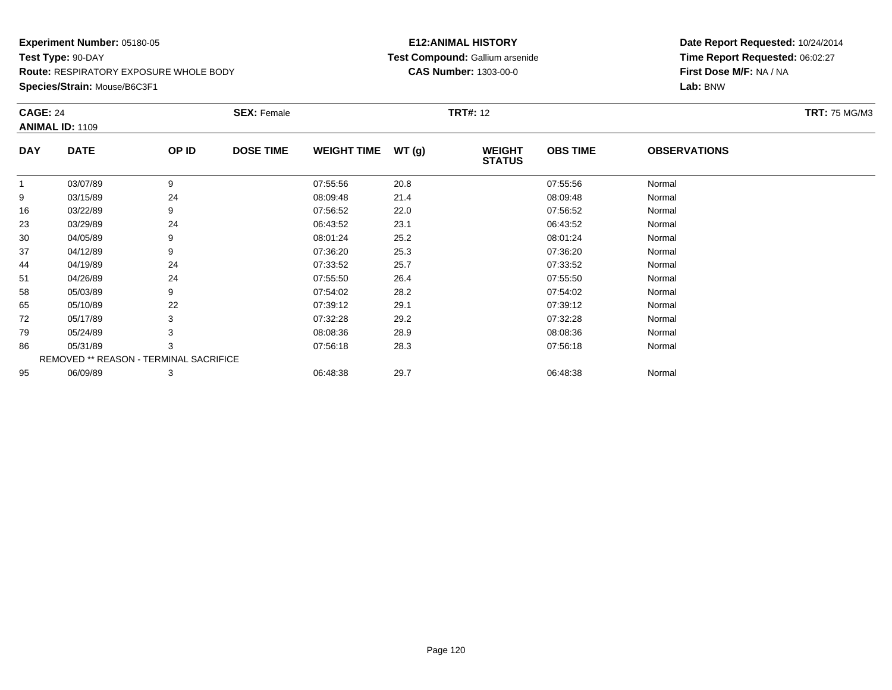**Experiment Number:** 05180-05
**Test Type:** 90-DAY
**Route:** RESPIRATORY EXPOSURE WHOLE BODY
**Species/Strain:** Mouse/B6C3F1

**E12:ANIMAL HISTORY**
**Test Compound:** Gallium arsenide
**CAS Number:** 1303-00-0

**Date Report Requested:** 10/24/2014
**Time Report Requested:** 06:02:27
**First Dose M/F:** NA / NA
**Lab:** BNW

**CAGE:** 24 **SEX:** Female **TRT#:** 12 **TRT:** 75 MG/M3
**ANIMAL ID:** 1109

| DAY | DATE | OP ID | DOSE TIME | WEIGHT TIME | WT (g) | WEIGHT STATUS | OBS TIME | OBSERVATIONS |
|---|---|---|---|---|---|---|---|---|
| 1 | 03/07/89 | 9 | | 07:55:56 | 20.8 | | 07:55:56 | Normal |
| 9 | 03/15/89 | 24 | | 08:09:48 | 21.4 | | 08:09:48 | Normal |
| 16 | 03/22/89 | 9 | | 07:56:52 | 22.0 | | 07:56:52 | Normal |
| 23 | 03/29/89 | 24 | | 06:43:52 | 23.1 | | 06:43:52 | Normal |
| 30 | 04/05/89 | 9 | | 08:01:24 | 25.2 | | 08:01:24 | Normal |
| 37 | 04/12/89 | 9 | | 07:36:20 | 25.3 | | 07:36:20 | Normal |
| 44 | 04/19/89 | 24 | | 07:33:52 | 25.7 | | 07:33:52 | Normal |
| 51 | 04/26/89 | 24 | | 07:55:50 | 26.4 | | 07:55:50 | Normal |
| 58 | 05/03/89 | 9 | | 07:54:02 | 28.2 | | 07:54:02 | Normal |
| 65 | 05/10/89 | 22 | | 07:39:12 | 29.1 | | 07:39:12 | Normal |
| 72 | 05/17/89 | 3 | | 07:32:28 | 29.2 | | 07:32:28 | Normal |
| 79 | 05/24/89 | 3 | | 08:08:36 | 28.9 | | 08:08:36 | Normal |
| 86 | 05/31/89 | 3 | | 07:56:18 | 28.3 | | 07:56:18 | Normal |
| REMOVED ** REASON - TERMINAL SACRIFICE | | | | | | | | |
| 95 | 06/09/89 | 3 | | 06:48:38 | 29.7 | | 06:48:38 | Normal |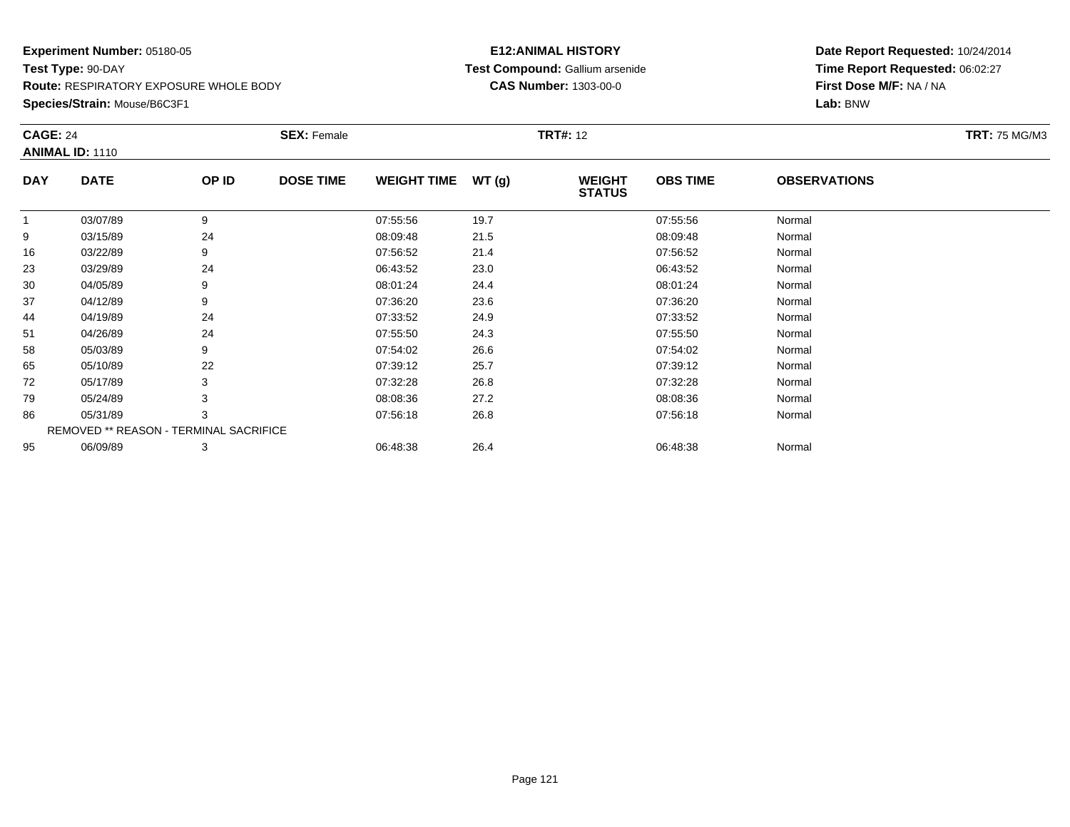**Experiment Number:** 05180-05
**Test Type:** 90-DAY
**Route:** RESPIRATORY EXPOSURE WHOLE BODY
**Species/Strain:** Mouse/B6C3F1

**E12:ANIMAL HISTORY**
**Test Compound:** Gallium arsenide
**CAS Number:** 1303-00-0

**Date Report Requested:** 10/24/2014
**Time Report Requested:** 06:02:27
**First Dose M/F:** NA / NA
**Lab:** BNW

**CAGE:** 24 **SEX:** Female **TRT#:** 12 **TRT:** 75 MG/M3
**ANIMAL ID:** 1110

| DAY | DATE | OP ID | DOSE TIME | WEIGHT TIME | WT (g) | WEIGHT STATUS | OBS TIME | OBSERVATIONS |
|---|---|---|---|---|---|---|---|---|
| 1 | 03/07/89 | 9 | | 07:55:56 | 19.7 | | 07:55:56 | Normal |
| 9 | 03/15/89 | 24 | | 08:09:48 | 21.5 | | 08:09:48 | Normal |
| 16 | 03/22/89 | 9 | | 07:56:52 | 21.4 | | 07:56:52 | Normal |
| 23 | 03/29/89 | 24 | | 06:43:52 | 23.0 | | 06:43:52 | Normal |
| 30 | 04/05/89 | 9 | | 08:01:24 | 24.4 | | 08:01:24 | Normal |
| 37 | 04/12/89 | 9 | | 07:36:20 | 23.6 | | 07:36:20 | Normal |
| 44 | 04/19/89 | 24 | | 07:33:52 | 24.9 | | 07:33:52 | Normal |
| 51 | 04/26/89 | 24 | | 07:55:50 | 24.3 | | 07:55:50 | Normal |
| 58 | 05/03/89 | 9 | | 07:54:02 | 26.6 | | 07:54:02 | Normal |
| 65 | 05/10/89 | 22 | | 07:39:12 | 25.7 | | 07:39:12 | Normal |
| 72 | 05/17/89 | 3 | | 07:32:28 | 26.8 | | 07:32:28 | Normal |
| 79 | 05/24/89 | 3 | | 08:08:36 | 27.2 | | 08:08:36 | Normal |
| 86 | 05/31/89 | 3 | | 07:56:18 | 26.8 | | 07:56:18 | Normal |
| REMOVED ** REASON - TERMINAL SACRIFICE | | | | | | | | |
| 95 | 06/09/89 | 3 | | 06:48:38 | 26.4 | | 06:48:38 | Normal |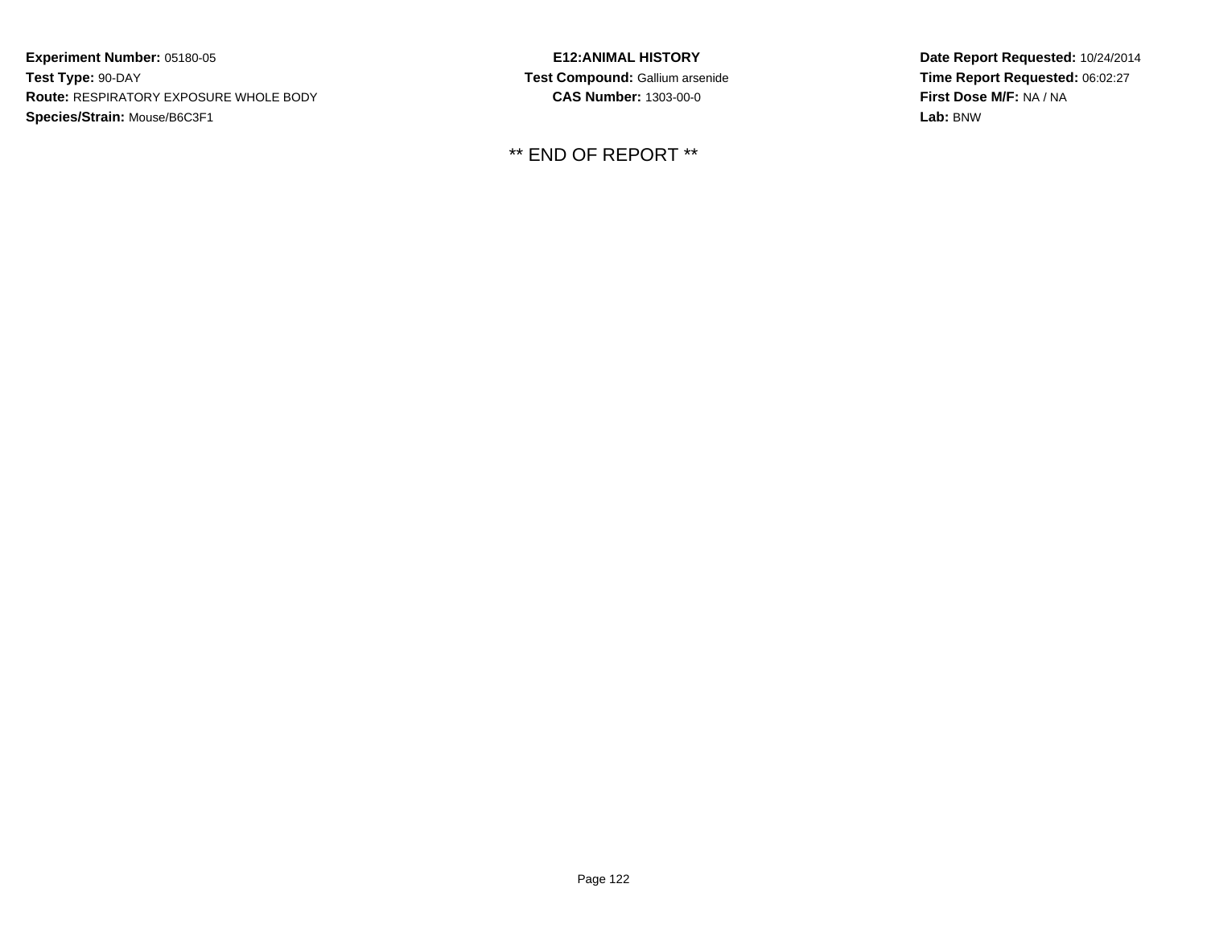**Experiment Number:** 05180-05
**Test Type:** 90-DAY
**Route:** RESPIRATORY EXPOSURE WHOLE BODY
**Species/Strain:** Mouse/B6C3F1

**E12:ANIMAL HISTORY**
**Test Compound:** Gallium arsenide
**CAS Number:** 1303-00-0

**Date Report Requested:** 10/24/2014
**Time Report Requested:** 06:02:27
**First Dose M/F:** NA / NA
**Lab:** BNW

** END OF REPORT **